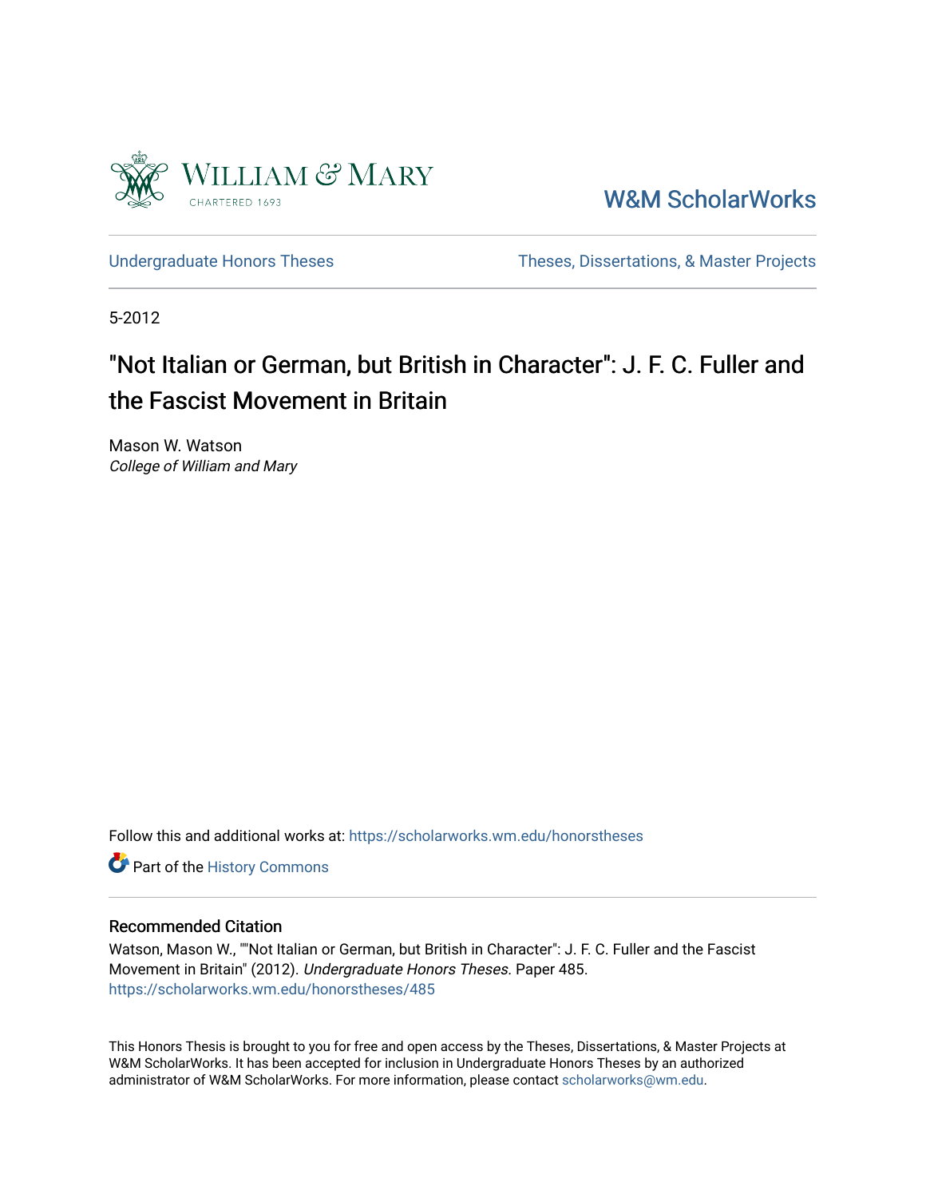William & Mary

CHARTERED 1693

W&M ScholarWorks

Undergraduate Honors Theses

Theses, Dissertations, & Master Projects

5-2012

# "Not Italian or German, but British in Character": J. F. C. Fuller and the Fascist Movement in Britain

Mason W. Watson
*College of William and Mary*

Follow this and additional works at: https://scholarworks.wm.edu/honorstheses

Part of the History Commons

## Recommended Citation

Watson, Mason W., ""Not Italian or German, but British in Character": J. F. C. Fuller and the Fascist Movement in Britain" (2012). *Undergraduate Honors Theses.* Paper 485.
https://scholarworks.wm.edu/honorstheses/485

This Honors Thesis is brought to you for free and open access by the Theses, Dissertations, & Master Projects at W&M ScholarWorks. It has been accepted for inclusion in Undergraduate Honors Theses by an authorized administrator of W&M ScholarWorks. For more information, please contact scholarworks@wm.edu.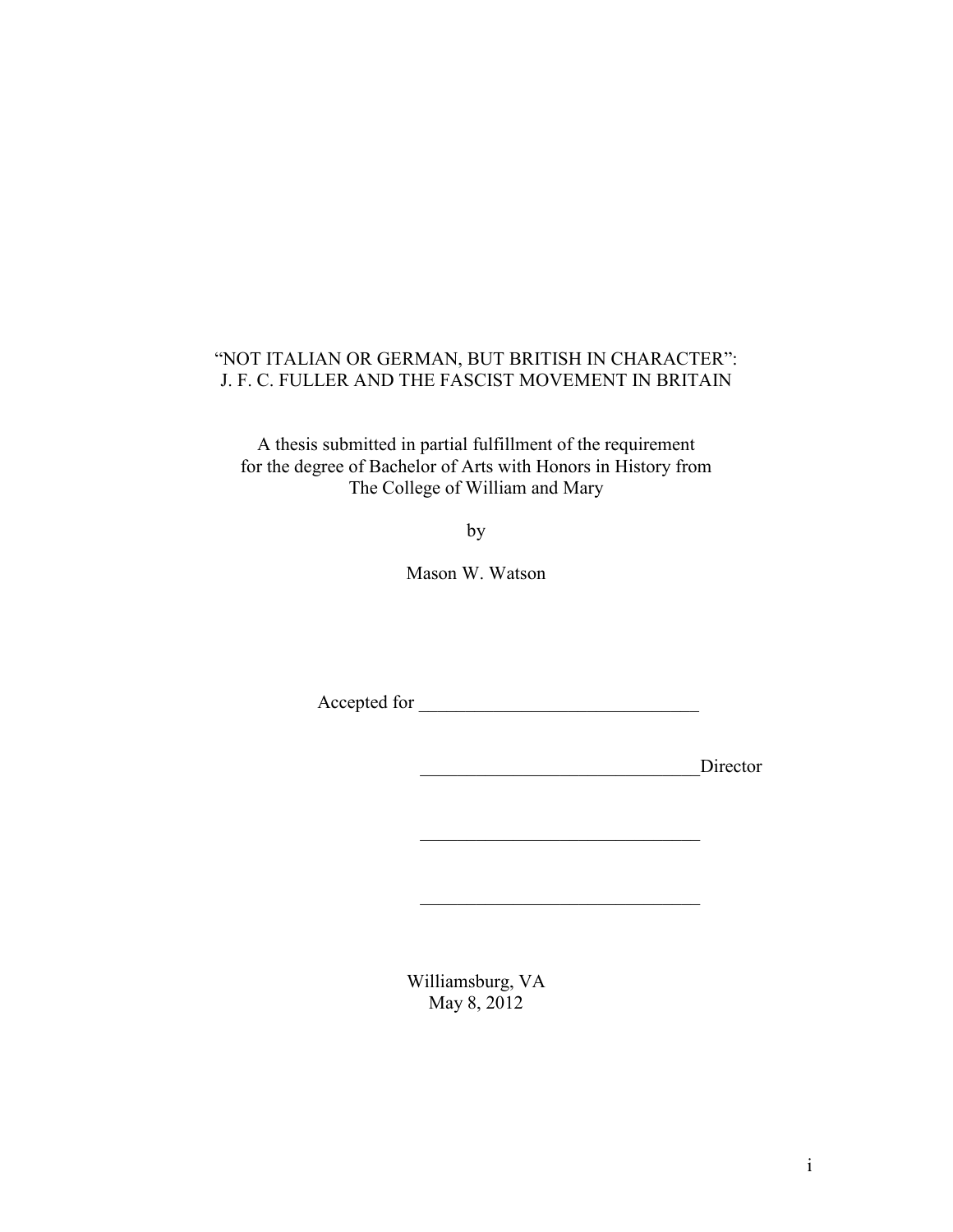# "NOT ITALIAN OR GERMAN, BUT BRITISH IN CHARACTER": J. F. C. FULLER AND THE FASCIST MOVEMENT IN BRITAIN

A thesis submitted in partial fulfillment of the requirement for the degree of Bachelor of Arts with Honors in History from The College of William and Mary

by

Mason W. Watson

Accepted for ______________________________

______________________________Director

______________________________

______________________________

Williamsburg, VA
May 8, 2012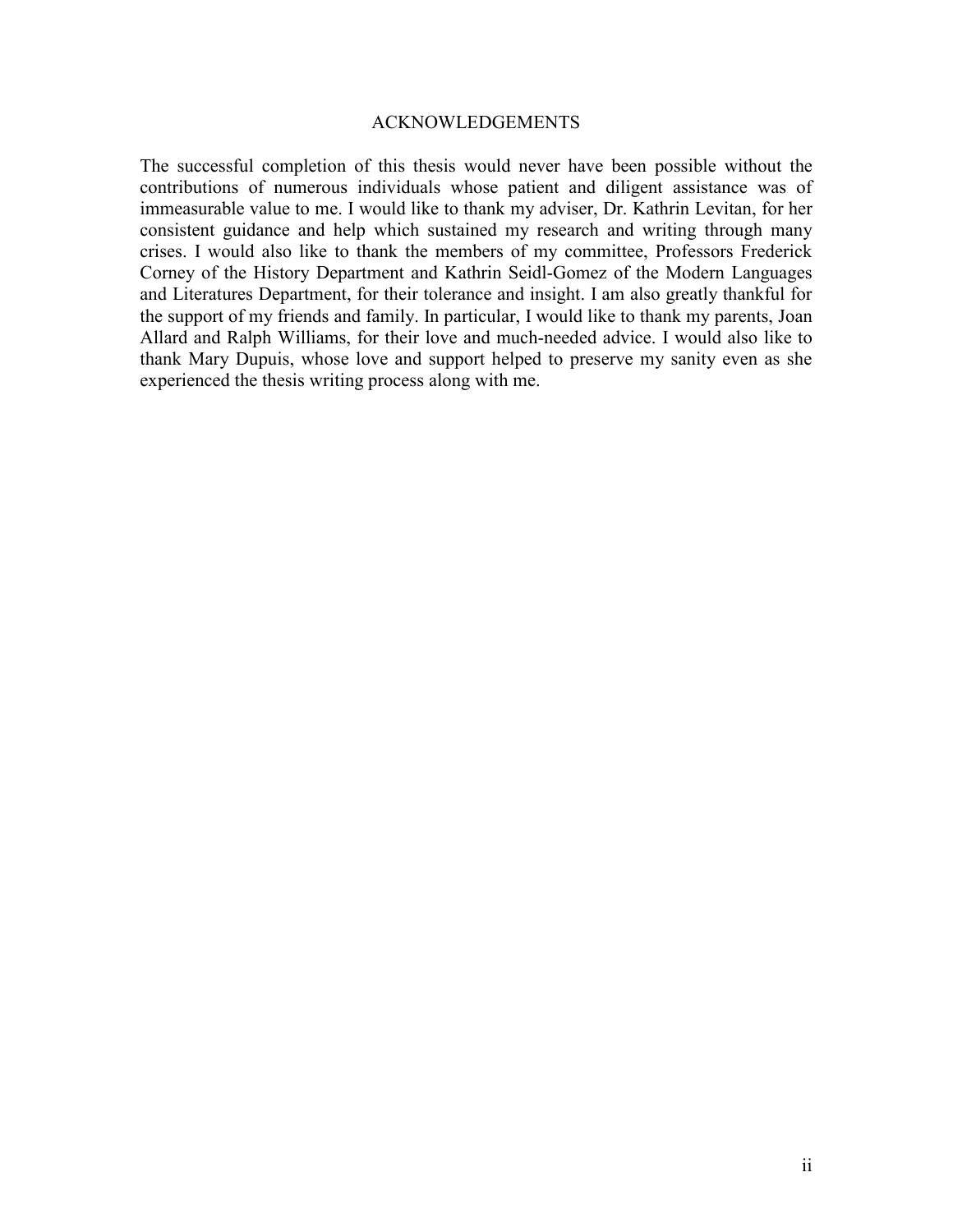# ACKNOWLEDGEMENTS

The successful completion of this thesis would never have been possible without the contributions of numerous individuals whose patient and diligent assistance was of immeasurable value to me. I would like to thank my adviser, Dr. Kathrin Levitan, for her consistent guidance and help which sustained my research and writing through many crises. I would also like to thank the members of my committee, Professors Frederick Corney of the History Department and Kathrin Seidl-Gomez of the Modern Languages and Literatures Department, for their tolerance and insight. I am also greatly thankful for the support of my friends and family. In particular, I would like to thank my parents, Joan Allard and Ralph Williams, for their love and much-needed advice. I would also like to thank Mary Dupuis, whose love and support helped to preserve my sanity even as she experienced the thesis writing process along with me.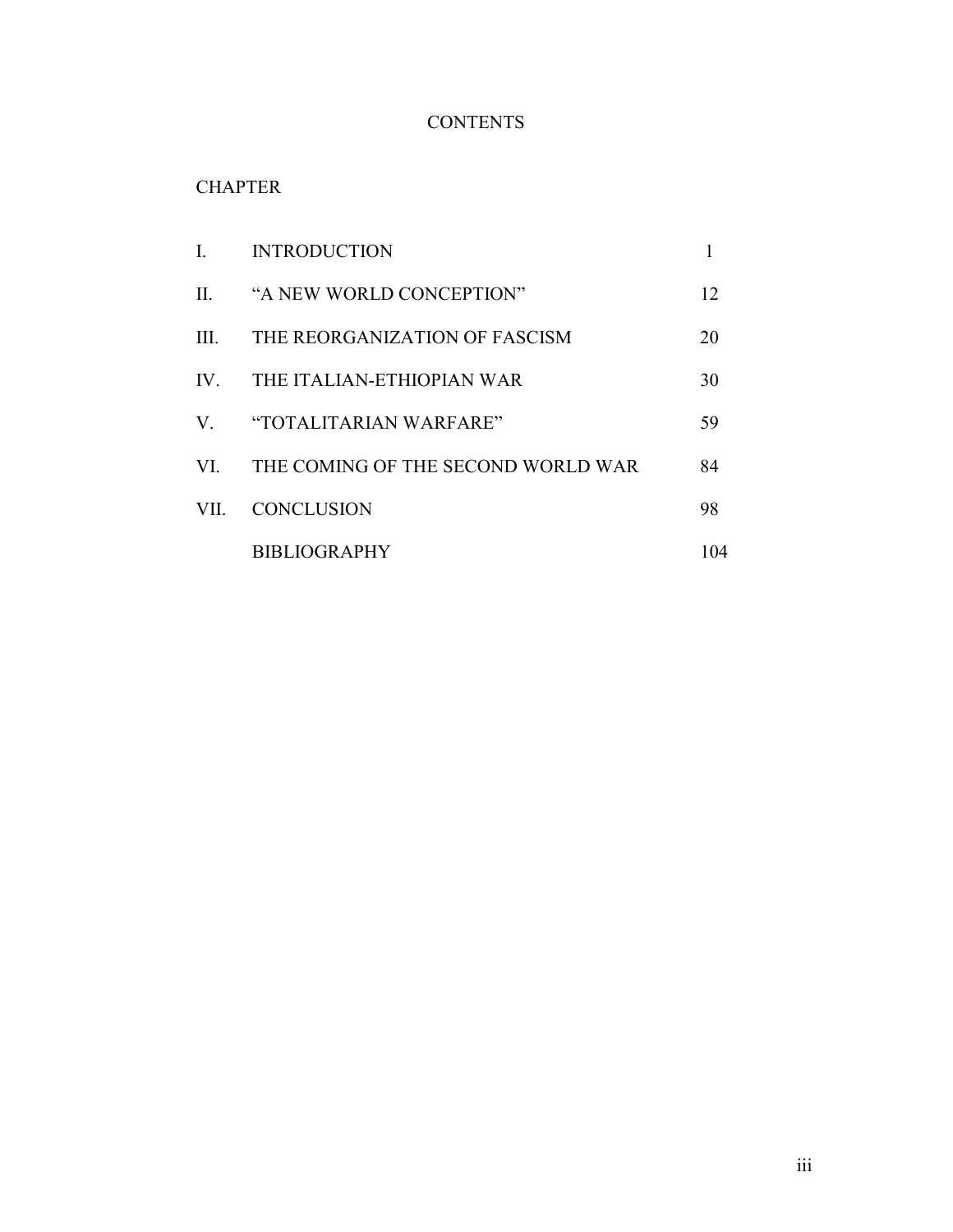# CONTENTS

CHAPTER

| | | |
|---|---|---|
| I. | INTRODUCTION | 1 |
| II. | "A NEW WORLD CONCEPTION" | 12 |
| III. | THE REORGANIZATION OF FASCISM | 20 |
| IV. | THE ITALIAN-ETHIOPIAN WAR | 30 |
| V. | "TOTALITARIAN WARFARE" | 59 |
| VI. | THE COMING OF THE SECOND WORLD WAR | 84 |
| VII. | CONCLUSION | 98 |
| | BIBLIOGRAPHY | 104 |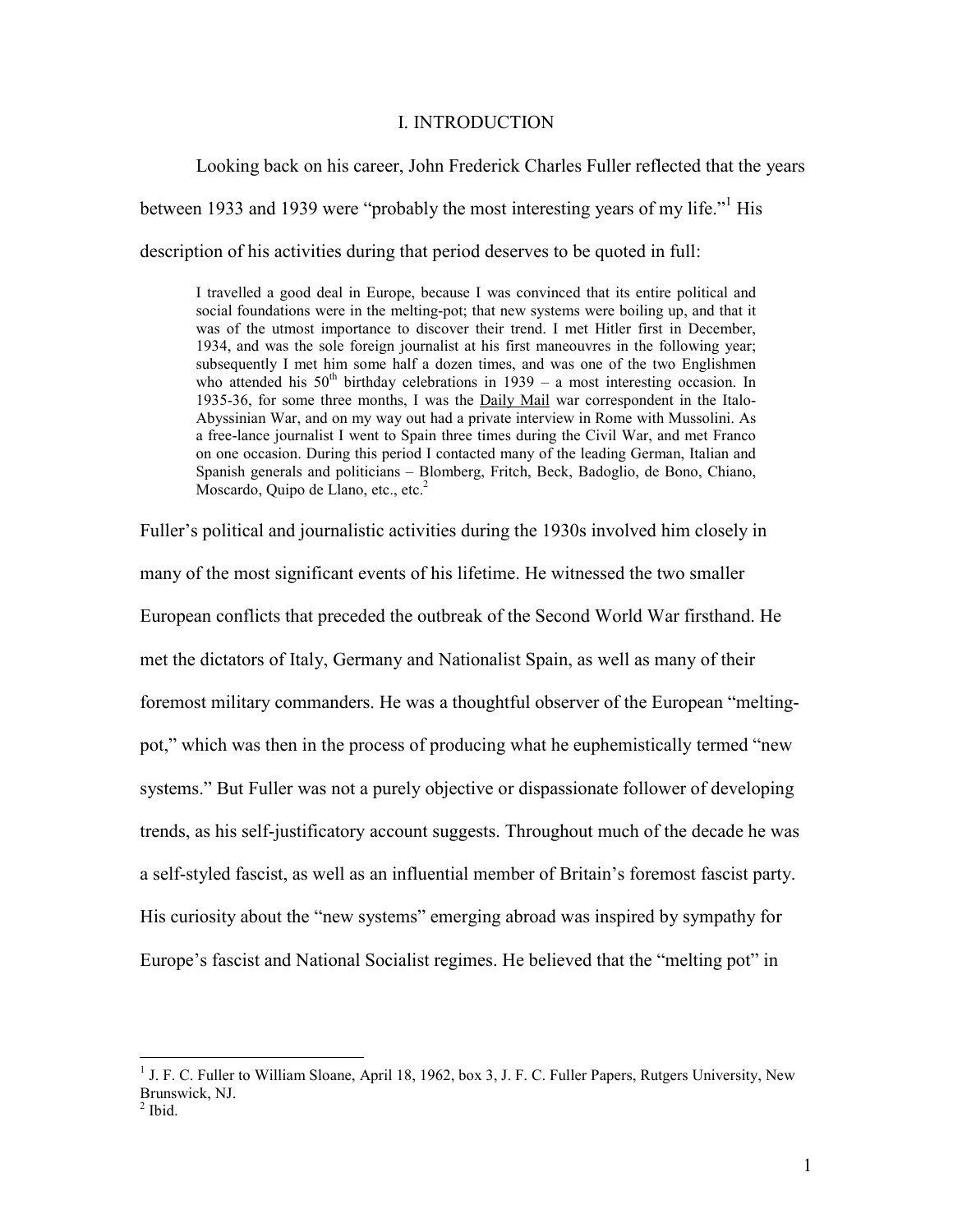# I. INTRODUCTION

Looking back on his career, John Frederick Charles Fuller reflected that the years between 1933 and 1939 were "probably the most interesting years of my life."[1] His description of his activities during that period deserves to be quoted in full:

> I travelled a good deal in Europe, because I was convinced that its entire political and social foundations were in the melting-pot; that new systems were boiling up, and that it was of the utmost importance to discover their trend. I met Hitler first in December, 1934, and was the sole foreign journalist at his first maneouvres in the following year; subsequently I met him some half a dozen times, and was one of the two Englishmen who attended his 50th birthday celebrations in 1939 – a most interesting occasion. In 1935-36, for some three months, I was the Daily Mail war correspondent in the Italo-Abyssinian War, and on my way out had a private interview in Rome with Mussolini. As a free-lance journalist I went to Spain three times during the Civil War, and met Franco on one occasion. During this period I contacted many of the leading German, Italian and Spanish generals and politicians – Blomberg, Fritch, Beck, Badoglio, de Bono, Chiano, Moscardo, Quipo de Llano, etc., etc.[2]

Fuller's political and journalistic activities during the 1930s involved him closely in many of the most significant events of his lifetime. He witnessed the two smaller European conflicts that preceded the outbreak of the Second World War firsthand. He met the dictators of Italy, Germany and Nationalist Spain, as well as many of their foremost military commanders. He was a thoughtful observer of the European "melting-pot," which was then in the process of producing what he euphemistically termed "new systems." But Fuller was not a purely objective or dispassionate follower of developing trends, as his self-justificatory account suggests. Throughout much of the decade he was a self-styled fascist, as well as an influential member of Britain's foremost fascist party. His curiosity about the "new systems" emerging abroad was inspired by sympathy for Europe's fascist and National Socialist regimes. He believed that the "melting pot" in

---

[1] J. F. C. Fuller to William Sloane, April 18, 1962, box 3, J. F. C. Fuller Papers, Rutgers University, New Brunswick, NJ.

[2] Ibid.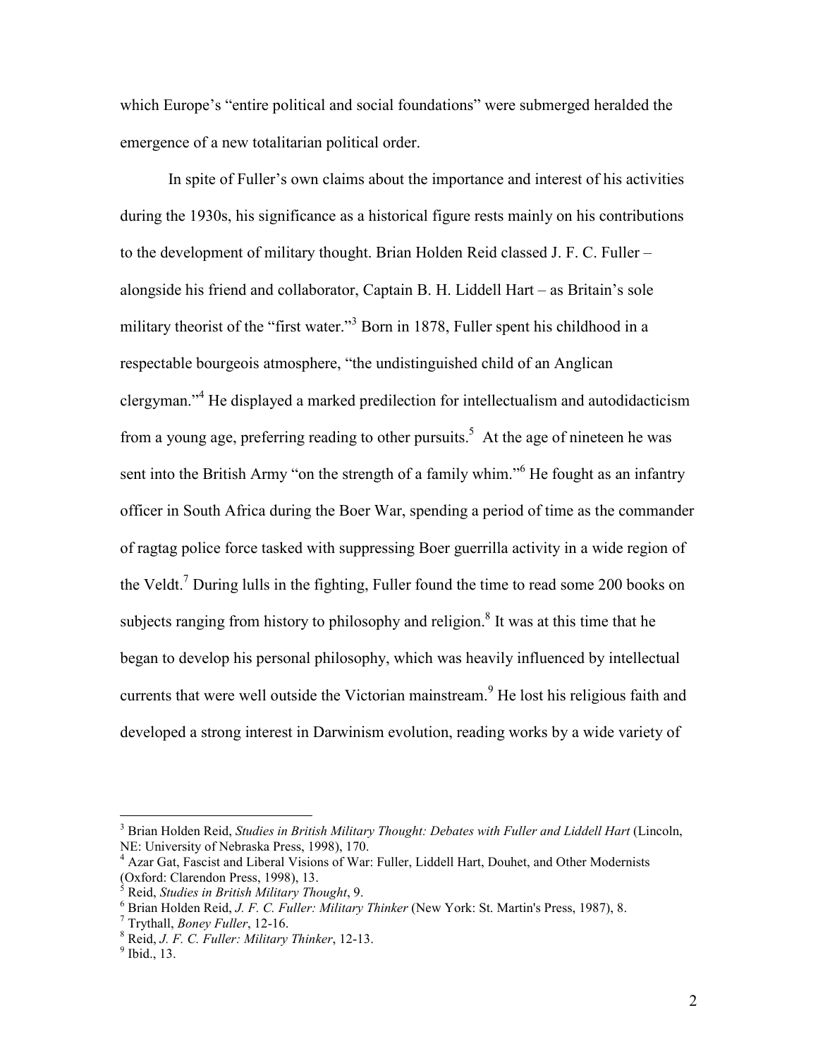which Europe's "entire political and social foundations" were submerged heralded the emergence of a new totalitarian political order.

In spite of Fuller's own claims about the importance and interest of his activities during the 1930s, his significance as a historical figure rests mainly on his contributions to the development of military thought. Brian Holden Reid classed J. F. C. Fuller – alongside his friend and collaborator, Captain B. H. Liddell Hart – as Britain's sole military theorist of the "first water."[3] Born in 1878, Fuller spent his childhood in a respectable bourgeois atmosphere, "the undistinguished child of an Anglican clergyman."[4] He displayed a marked predilection for intellectualism and autodidacticism from a young age, preferring reading to other pursuits.[5] At the age of nineteen he was sent into the British Army "on the strength of a family whim."[6] He fought as an infantry officer in South Africa during the Boer War, spending a period of time as the commander of ragtag police force tasked with suppressing Boer guerrilla activity in a wide region of the Veldt.[7] During lulls in the fighting, Fuller found the time to read some 200 books on subjects ranging from history to philosophy and religion.[8] It was at this time that he began to develop his personal philosophy, which was heavily influenced by intellectual currents that were well outside the Victorian mainstream.[9] He lost his religious faith and developed a strong interest in Darwinism evolution, reading works by a wide variety of

---

[3] Brian Holden Reid, *Studies in British Military Thought: Debates with Fuller and Liddell Hart* (Lincoln, NE: University of Nebraska Press, 1998), 170.

[4] Azar Gat, Fascist and Liberal Visions of War: Fuller, Liddell Hart, Douhet, and Other Modernists (Oxford: Clarendon Press, 1998), 13.

[5] Reid, *Studies in British Military Thought*, 9.

[6] Brian Holden Reid, *J. F. C. Fuller: Military Thinker* (New York: St. Martin's Press, 1987), 8.

[7] Trythall, *Boney Fuller*, 12-16.

[8] Reid, *J. F. C. Fuller: Military Thinker*, 12-13.

[9] Ibid., 13.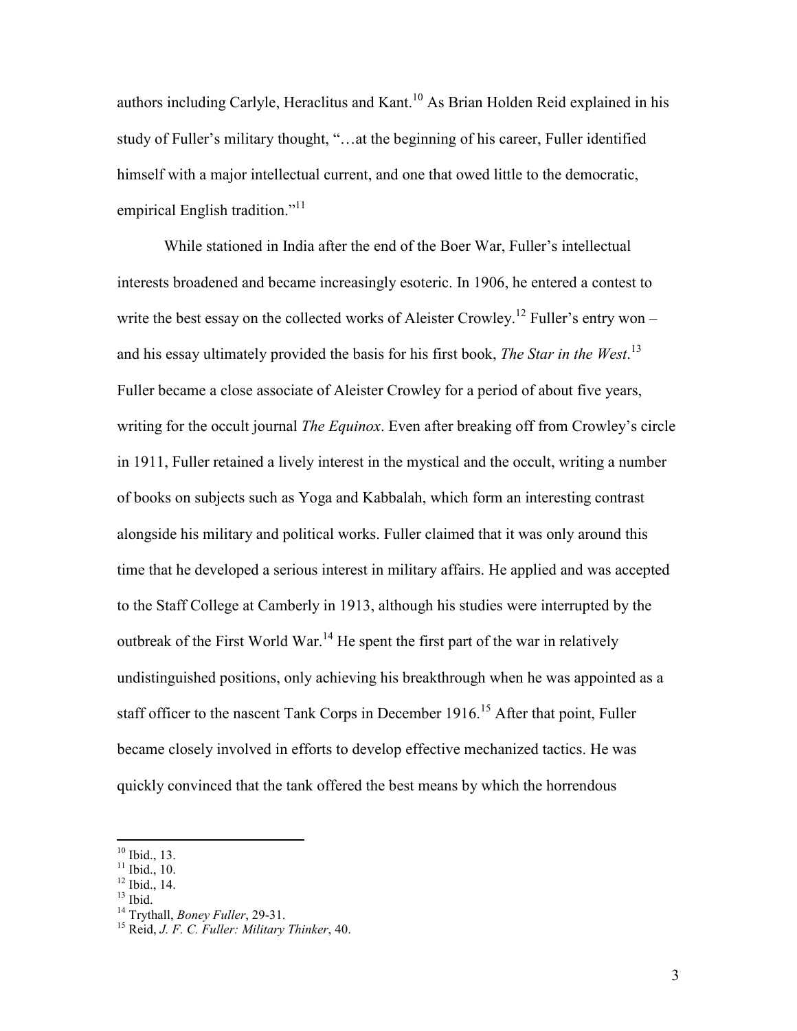authors including Carlyle, Heraclitus and Kant.[10] As Brian Holden Reid explained in his study of Fuller's military thought, "…at the beginning of his career, Fuller identified himself with a major intellectual current, and one that owed little to the democratic, empirical English tradition."[11]

While stationed in India after the end of the Boer War, Fuller's intellectual interests broadened and became increasingly esoteric. In 1906, he entered a contest to write the best essay on the collected works of Aleister Crowley.[12] Fuller's entry won – and his essay ultimately provided the basis for his first book, *The Star in the West*.[13] Fuller became a close associate of Aleister Crowley for a period of about five years, writing for the occult journal *The Equinox*. Even after breaking off from Crowley's circle in 1911, Fuller retained a lively interest in the mystical and the occult, writing a number of books on subjects such as Yoga and Kabbalah, which form an interesting contrast alongside his military and political works. Fuller claimed that it was only around this time that he developed a serious interest in military affairs. He applied and was accepted to the Staff College at Camberly in 1913, although his studies were interrupted by the outbreak of the First World War.[14] He spent the first part of the war in relatively undistinguished positions, only achieving his breakthrough when he was appointed as a staff officer to the nascent Tank Corps in December 1916.[15] After that point, Fuller became closely involved in efforts to develop effective mechanized tactics. He was quickly convinced that the tank offered the best means by which the horrendous

[10] Ibid., 13.
[11] Ibid., 10.
[12] Ibid., 14.
[13] Ibid.
[14] Trythall, *Boney Fuller*, 29-31.
[15] Reid, *J. F. C. Fuller: Military Thinker*, 40.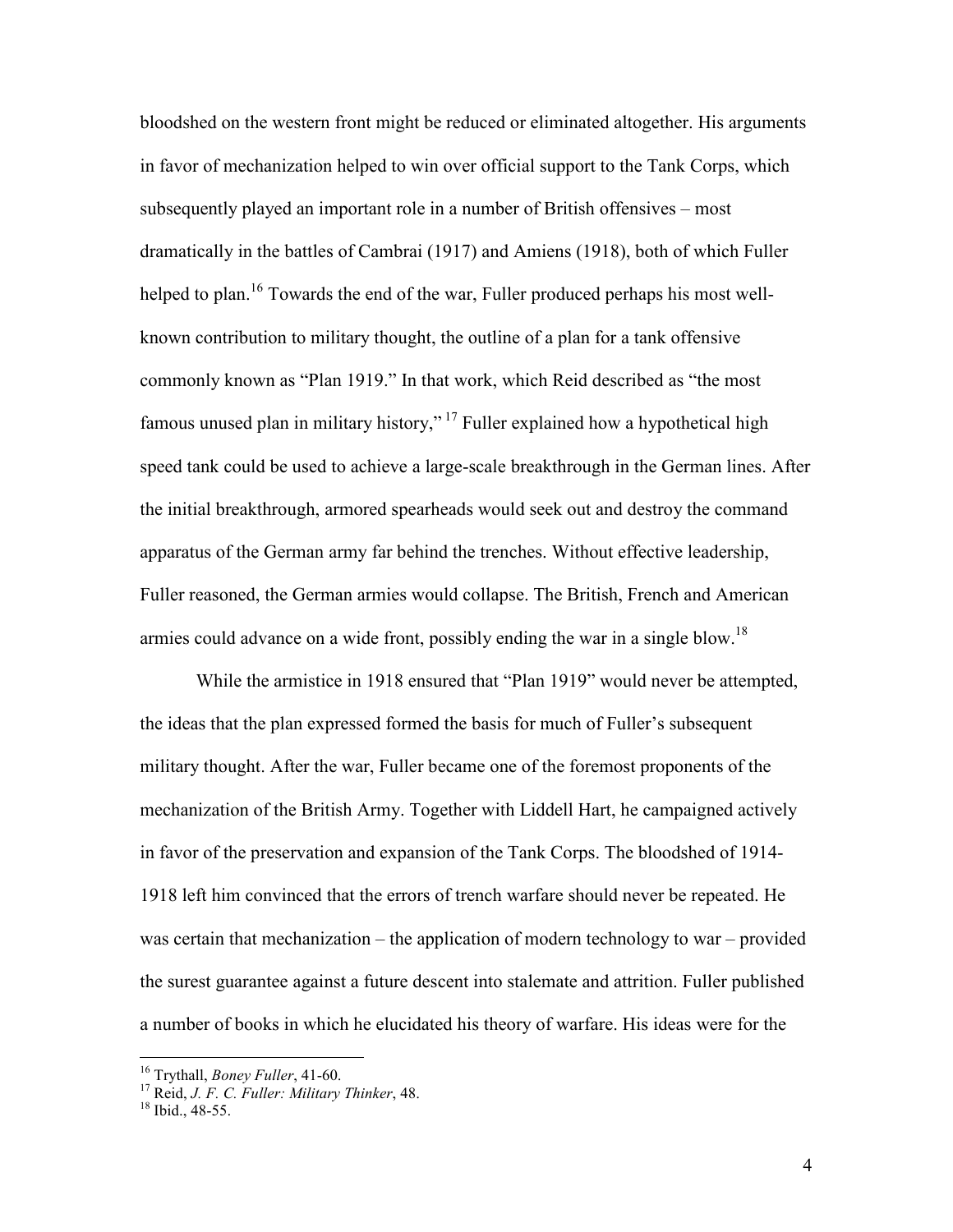bloodshed on the western front might be reduced or eliminated altogether. His arguments in favor of mechanization helped to win over official support to the Tank Corps, which subsequently played an important role in a number of British offensives – most dramatically in the battles of Cambrai (1917) and Amiens (1918), both of which Fuller helped to plan.[16] Towards the end of the war, Fuller produced perhaps his most well-known contribution to military thought, the outline of a plan for a tank offensive commonly known as "Plan 1919." In that work, which Reid described as "the most famous unused plan in military history," [17] Fuller explained how a hypothetical high speed tank could be used to achieve a large-scale breakthrough in the German lines. After the initial breakthrough, armored spearheads would seek out and destroy the command apparatus of the German army far behind the trenches. Without effective leadership, Fuller reasoned, the German armies would collapse. The British, French and American armies could advance on a wide front, possibly ending the war in a single blow.[18]

While the armistice in 1918 ensured that "Plan 1919" would never be attempted, the ideas that the plan expressed formed the basis for much of Fuller's subsequent military thought. After the war, Fuller became one of the foremost proponents of the mechanization of the British Army. Together with Liddell Hart, he campaigned actively in favor of the preservation and expansion of the Tank Corps. The bloodshed of 1914-1918 left him convinced that the errors of trench warfare should never be repeated. He was certain that mechanization – the application of modern technology to war – provided the surest guarantee against a future descent into stalemate and attrition. Fuller published a number of books in which he elucidated his theory of warfare. His ideas were for the

---

[16] Trythall, *Boney Fuller*, 41-60.

[17] Reid, *J. F. C. Fuller: Military Thinker*, 48.

[18] Ibid., 48-55.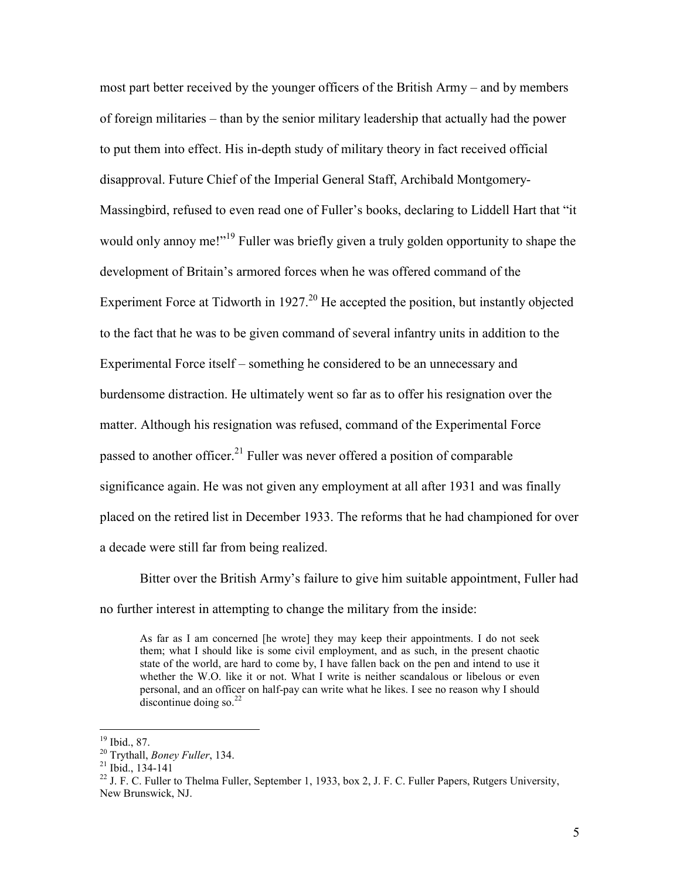most part better received by the younger officers of the British Army – and by members of foreign militaries – than by the senior military leadership that actually had the power to put them into effect. His in-depth study of military theory in fact received official disapproval. Future Chief of the Imperial General Staff, Archibald Montgomery-Massingbird, refused to even read one of Fuller's books, declaring to Liddell Hart that "it would only annoy me!"[19] Fuller was briefly given a truly golden opportunity to shape the development of Britain's armored forces when he was offered command of the Experiment Force at Tidworth in 1927.[20] He accepted the position, but instantly objected to the fact that he was to be given command of several infantry units in addition to the Experimental Force itself – something he considered to be an unnecessary and burdensome distraction. He ultimately went so far as to offer his resignation over the matter. Although his resignation was refused, command of the Experimental Force passed to another officer.[21] Fuller was never offered a position of comparable significance again. He was not given any employment at all after 1931 and was finally placed on the retired list in December 1933. The reforms that he had championed for over a decade were still far from being realized.

Bitter over the British Army's failure to give him suitable appointment, Fuller had no further interest in attempting to change the military from the inside:

> As far as I am concerned [he wrote] they may keep their appointments. I do not seek them; what I should like is some civil employment, and as such, in the present chaotic state of the world, are hard to come by, I have fallen back on the pen and intend to use it whether the W.O. like it or not. What I write is neither scandalous or libelous or even personal, and an officer on half-pay can write what he likes. I see no reason why I should discontinue doing so.[22]

---

[19] Ibid., 87.

[20] Trythall, *Boney Fuller*, 134.

[21] Ibid., 134-141

[22] J. F. C. Fuller to Thelma Fuller, September 1, 1933, box 2, J. F. C. Fuller Papers, Rutgers University, New Brunswick, NJ.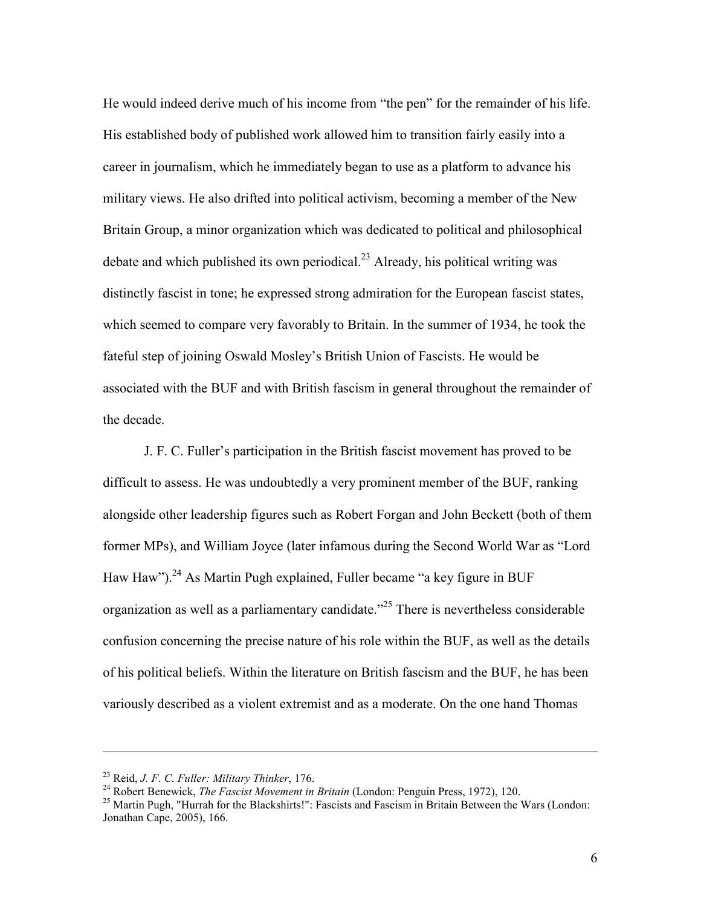He would indeed derive much of his income from “the pen” for the remainder of his life. His established body of published work allowed him to transition fairly easily into a career in journalism, which he immediately began to use as a platform to advance his military views. He also drifted into political activism, becoming a member of the New Britain Group, a minor organization which was dedicated to political and philosophical debate and which published its own periodical.[23] Already, his political writing was distinctly fascist in tone; he expressed strong admiration for the European fascist states, which seemed to compare very favorably to Britain. In the summer of 1934, he took the fateful step of joining Oswald Mosley’s British Union of Fascists. He would be associated with the BUF and with British fascism in general throughout the remainder of the decade.

J. F. C. Fuller’s participation in the British fascist movement has proved to be difficult to assess. He was undoubtedly a very prominent member of the BUF, ranking alongside other leadership figures such as Robert Forgan and John Beckett (both of them former MPs), and William Joyce (later infamous during the Second World War as “Lord Haw Haw”).[24] As Martin Pugh explained, Fuller became “a key figure in BUF organization as well as a parliamentary candidate.”[25] There is nevertheless considerable confusion concerning the precise nature of his role within the BUF, as well as the details of his political beliefs. Within the literature on British fascism and the BUF, he has been variously described as a violent extremist and as a moderate. On the one hand Thomas

---

[23] Reid, *J. F. C. Fuller: Military Thinker*, 176.

[24] Robert Benewick, *The Fascist Movement in Britain* (London: Penguin Press, 1972), 120.

[25] Martin Pugh, "Hurrah for the Blackshirts!": Fascists and Fascism in Britain Between the Wars (London: Jonathan Cape, 2005), 166.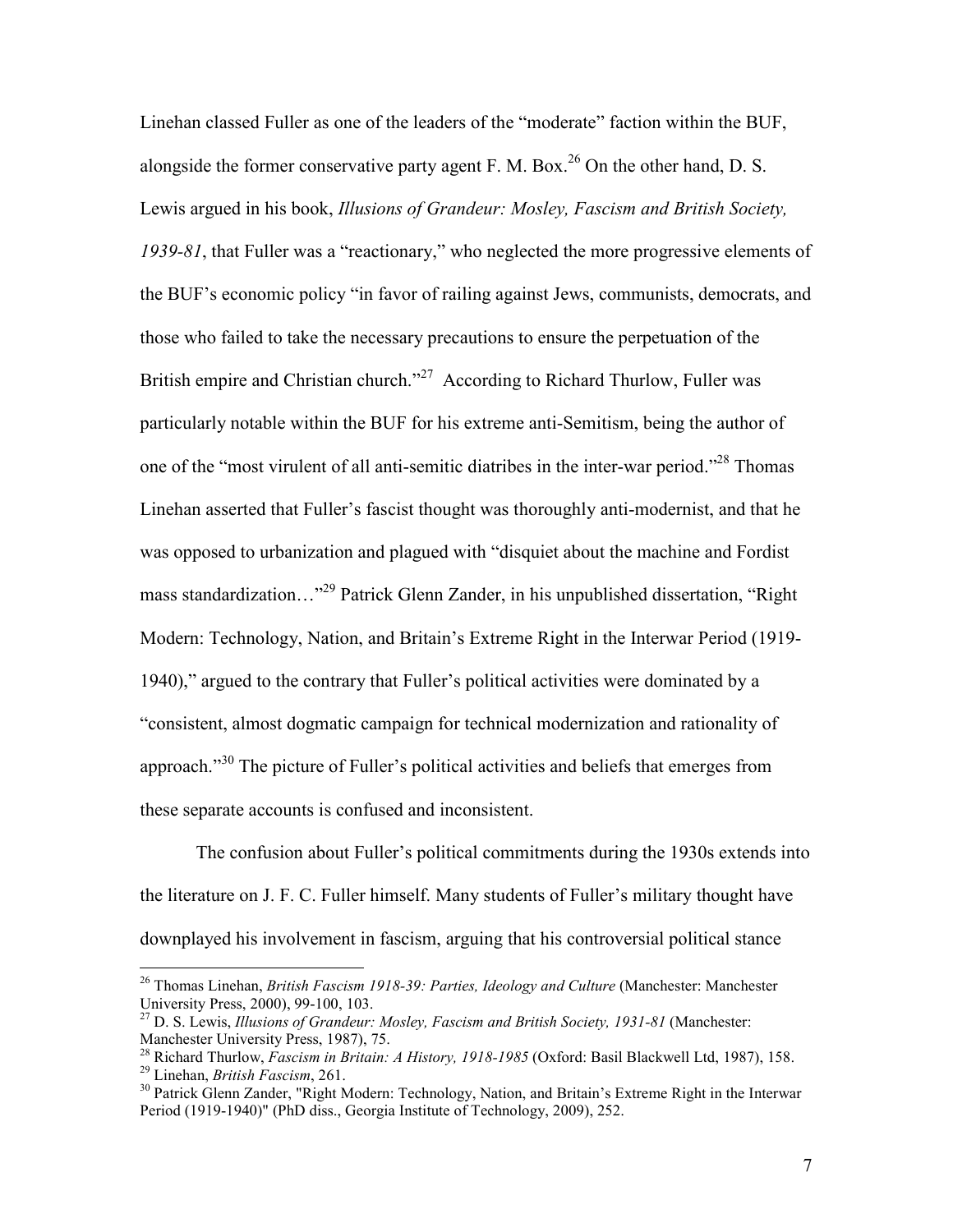Linehan classed Fuller as one of the leaders of the "moderate" faction within the BUF, alongside the former conservative party agent F. M. Box.[26] On the other hand, D. S. Lewis argued in his book, *Illusions of Grandeur: Mosley, Fascism and British Society, 1939-81*, that Fuller was a "reactionary," who neglected the more progressive elements of the BUF's economic policy "in favor of railing against Jews, communists, democrats, and those who failed to take the necessary precautions to ensure the perpetuation of the British empire and Christian church."[27] According to Richard Thurlow, Fuller was particularly notable within the BUF for his extreme anti-Semitism, being the author of one of the "most virulent of all anti-semitic diatribes in the inter-war period."[28] Thomas Linehan asserted that Fuller's fascist thought was thoroughly anti-modernist, and that he was opposed to urbanization and plagued with "disquiet about the machine and Fordist mass standardization…"[29] Patrick Glenn Zander, in his unpublished dissertation, "Right Modern: Technology, Nation, and Britain's Extreme Right in the Interwar Period (1919-1940)," argued to the contrary that Fuller's political activities were dominated by a "consistent, almost dogmatic campaign for technical modernization and rationality of approach."[30] The picture of Fuller's political activities and beliefs that emerges from these separate accounts is confused and inconsistent.

The confusion about Fuller's political commitments during the 1930s extends into the literature on J. F. C. Fuller himself. Many students of Fuller's military thought have downplayed his involvement in fascism, arguing that his controversial political stance

---

[26] Thomas Linehan, *British Fascism 1918-39: Parties, Ideology and Culture* (Manchester: Manchester University Press, 2000), 99-100, 103.

[27] D. S. Lewis, *Illusions of Grandeur: Mosley, Fascism and British Society, 1931-81* (Manchester: Manchester University Press, 1987), 75.

[28] Richard Thurlow, *Fascism in Britain: A History, 1918-1985* (Oxford: Basil Blackwell Ltd, 1987), 158.

[29] Linehan, *British Fascism*, 261.

[30] Patrick Glenn Zander, "Right Modern: Technology, Nation, and Britain's Extreme Right in the Interwar Period (1919-1940)" (PhD diss., Georgia Institute of Technology, 2009), 252.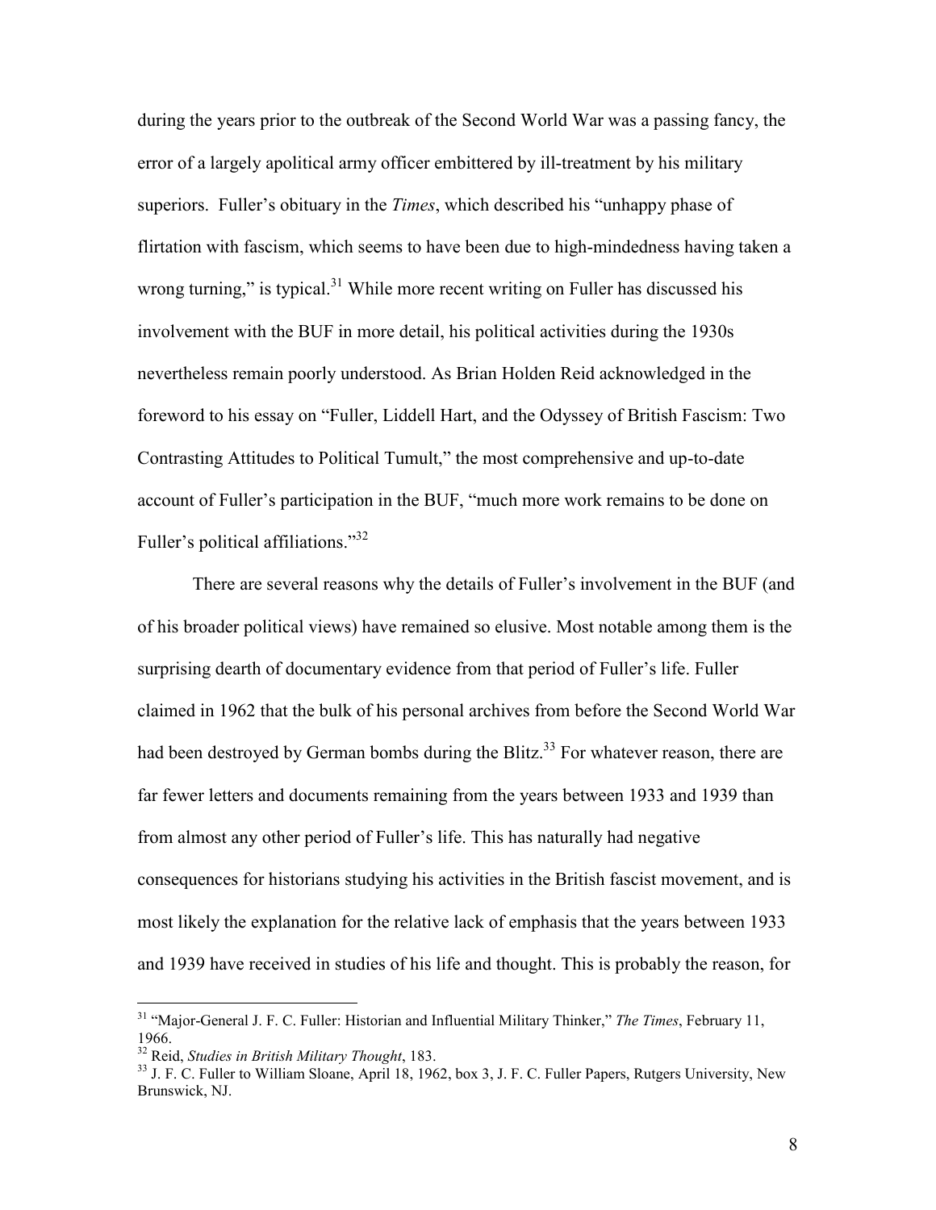during the years prior to the outbreak of the Second World War was a passing fancy, the error of a largely apolitical army officer embittered by ill-treatment by his military superiors. Fuller's obituary in the *Times*, which described his "unhappy phase of flirtation with fascism, which seems to have been due to high-mindedness having taken a wrong turning," is typical.[31] While more recent writing on Fuller has discussed his involvement with the BUF in more detail, his political activities during the 1930s nevertheless remain poorly understood. As Brian Holden Reid acknowledged in the foreword to his essay on "Fuller, Liddell Hart, and the Odyssey of British Fascism: Two Contrasting Attitudes to Political Tumult," the most comprehensive and up-to-date account of Fuller's participation in the BUF, "much more work remains to be done on Fuller's political affiliations."[32]

There are several reasons why the details of Fuller's involvement in the BUF (and of his broader political views) have remained so elusive. Most notable among them is the surprising dearth of documentary evidence from that period of Fuller's life. Fuller claimed in 1962 that the bulk of his personal archives from before the Second World War had been destroyed by German bombs during the Blitz.[33] For whatever reason, there are far fewer letters and documents remaining from the years between 1933 and 1939 than from almost any other period of Fuller's life. This has naturally had negative consequences for historians studying his activities in the British fascist movement, and is most likely the explanation for the relative lack of emphasis that the years between 1933 and 1939 have received in studies of his life and thought. This is probably the reason, for

---

[31] "Major-General J. F. C. Fuller: Historian and Influential Military Thinker," *The Times*, February 11, 1966.

[32] Reid, *Studies in British Military Thought*, 183.

[33] J. F. C. Fuller to William Sloane, April 18, 1962, box 3, J. F. C. Fuller Papers, Rutgers University, New Brunswick, NJ.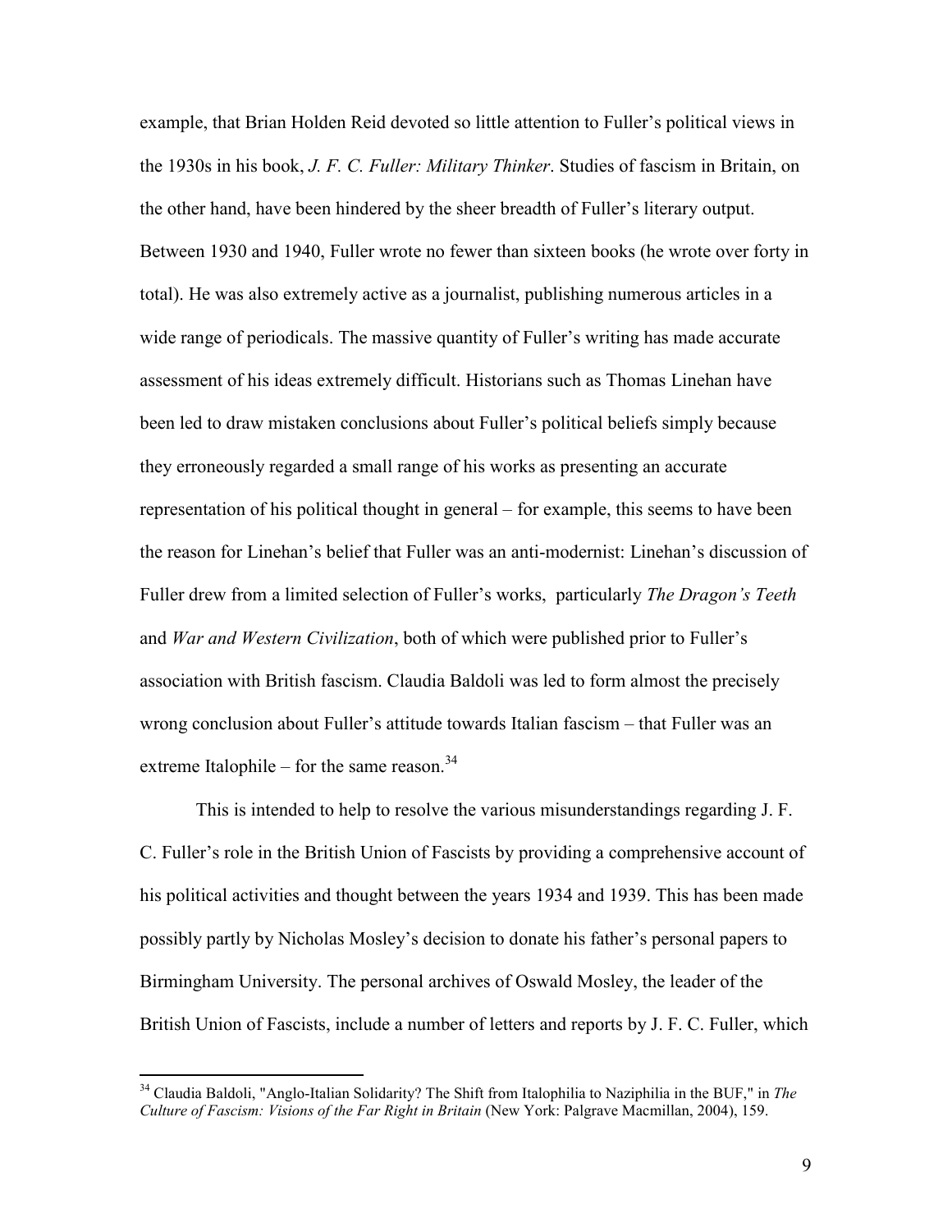example, that Brian Holden Reid devoted so little attention to Fuller's political views in the 1930s in his book, *J. F. C. Fuller: Military Thinker*. Studies of fascism in Britain, on the other hand, have been hindered by the sheer breadth of Fuller's literary output. Between 1930 and 1940, Fuller wrote no fewer than sixteen books (he wrote over forty in total). He was also extremely active as a journalist, publishing numerous articles in a wide range of periodicals. The massive quantity of Fuller's writing has made accurate assessment of his ideas extremely difficult. Historians such as Thomas Linehan have been led to draw mistaken conclusions about Fuller's political beliefs simply because they erroneously regarded a small range of his works as presenting an accurate representation of his political thought in general – for example, this seems to have been the reason for Linehan's belief that Fuller was an anti-modernist: Linehan's discussion of Fuller drew from a limited selection of Fuller's works, particularly *The Dragon's Teeth* and *War and Western Civilization*, both of which were published prior to Fuller's association with British fascism. Claudia Baldoli was led to form almost the precisely wrong conclusion about Fuller's attitude towards Italian fascism – that Fuller was an extreme Italophile – for the same reason.[34]

This is intended to help to resolve the various misunderstandings regarding J. F. C. Fuller's role in the British Union of Fascists by providing a comprehensive account of his political activities and thought between the years 1934 and 1939. This has been made possibly partly by Nicholas Mosley's decision to donate his father's personal papers to Birmingham University. The personal archives of Oswald Mosley, the leader of the British Union of Fascists, include a number of letters and reports by J. F. C. Fuller, which

---

[34] Claudia Baldoli, "Anglo-Italian Solidarity? The Shift from Italophilia to Naziphilia in the BUF," in *The Culture of Fascism: Visions of the Far Right in Britain* (New York: Palgrave Macmillan, 2004), 159.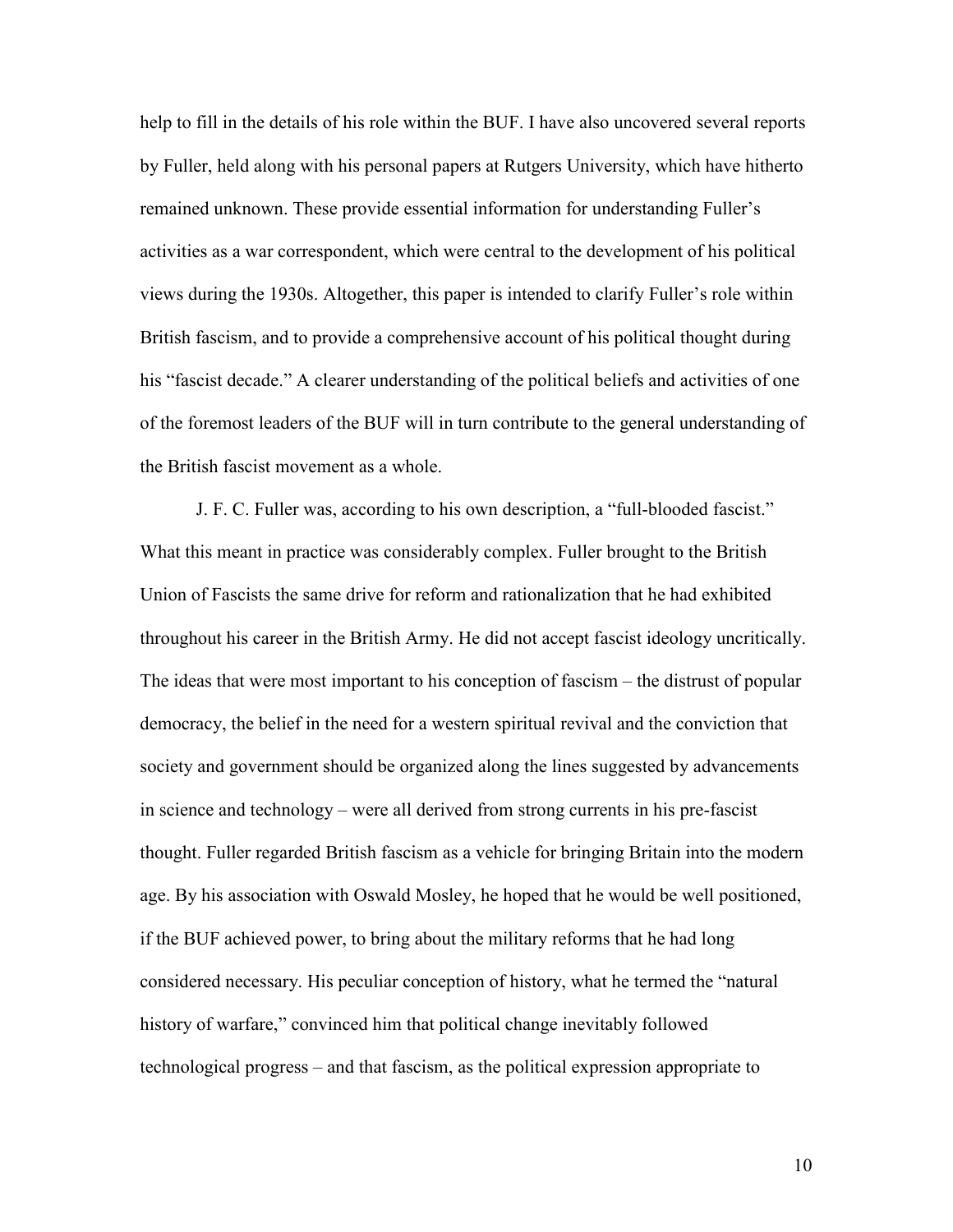help to fill in the details of his role within the BUF. I have also uncovered several reports by Fuller, held along with his personal papers at Rutgers University, which have hitherto remained unknown. These provide essential information for understanding Fuller's activities as a war correspondent, which were central to the development of his political views during the 1930s. Altogether, this paper is intended to clarify Fuller's role within British fascism, and to provide a comprehensive account of his political thought during his "fascist decade." A clearer understanding of the political beliefs and activities of one of the foremost leaders of the BUF will in turn contribute to the general understanding of the British fascist movement as a whole.

J. F. C. Fuller was, according to his own description, a "full-blooded fascist." What this meant in practice was considerably complex. Fuller brought to the British Union of Fascists the same drive for reform and rationalization that he had exhibited throughout his career in the British Army. He did not accept fascist ideology uncritically. The ideas that were most important to his conception of fascism – the distrust of popular democracy, the belief in the need for a western spiritual revival and the conviction that society and government should be organized along the lines suggested by advancements in science and technology – were all derived from strong currents in his pre-fascist thought. Fuller regarded British fascism as a vehicle for bringing Britain into the modern age. By his association with Oswald Mosley, he hoped that he would be well positioned, if the BUF achieved power, to bring about the military reforms that he had long considered necessary. His peculiar conception of history, what he termed the "natural history of warfare," convinced him that political change inevitably followed technological progress – and that fascism, as the political expression appropriate to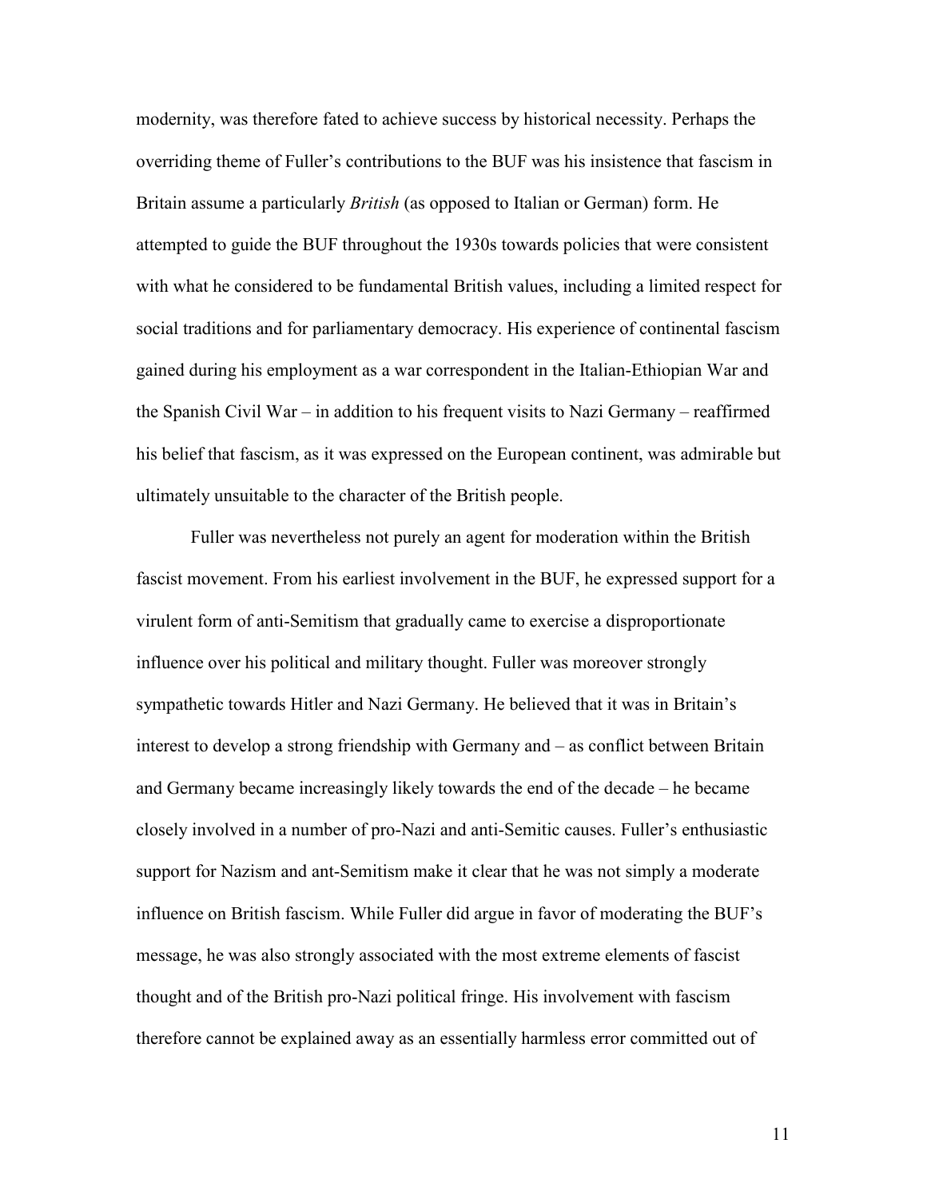modernity, was therefore fated to achieve success by historical necessity. Perhaps the overriding theme of Fuller's contributions to the BUF was his insistence that fascism in Britain assume a particularly *British* (as opposed to Italian or German) form. He attempted to guide the BUF throughout the 1930s towards policies that were consistent with what he considered to be fundamental British values, including a limited respect for social traditions and for parliamentary democracy. His experience of continental fascism gained during his employment as a war correspondent in the Italian-Ethiopian War and the Spanish Civil War – in addition to his frequent visits to Nazi Germany – reaffirmed his belief that fascism, as it was expressed on the European continent, was admirable but ultimately unsuitable to the character of the British people.

Fuller was nevertheless not purely an agent for moderation within the British fascist movement. From his earliest involvement in the BUF, he expressed support for a virulent form of anti-Semitism that gradually came to exercise a disproportionate influence over his political and military thought. Fuller was moreover strongly sympathetic towards Hitler and Nazi Germany. He believed that it was in Britain's interest to develop a strong friendship with Germany and – as conflict between Britain and Germany became increasingly likely towards the end of the decade – he became closely involved in a number of pro-Nazi and anti-Semitic causes. Fuller's enthusiastic support for Nazism and ant-Semitism make it clear that he was not simply a moderate influence on British fascism. While Fuller did argue in favor of moderating the BUF's message, he was also strongly associated with the most extreme elements of fascist thought and of the British pro-Nazi political fringe. His involvement with fascism therefore cannot be explained away as an essentially harmless error committed out of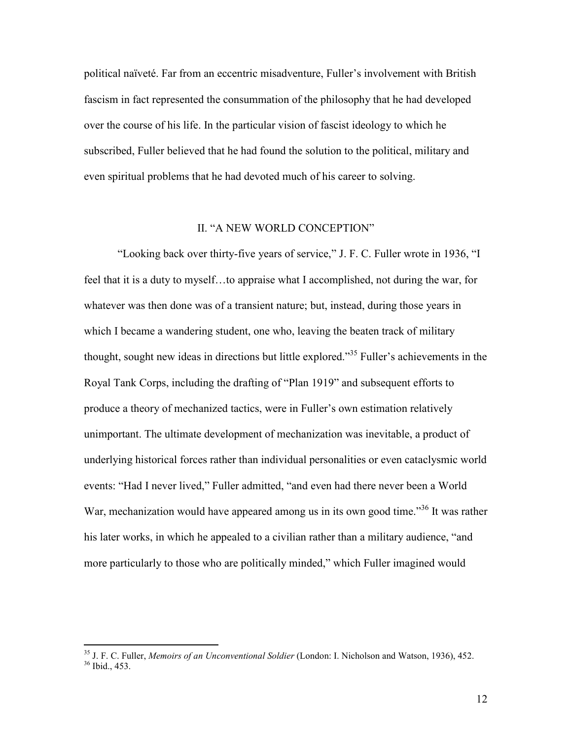political naïveté. Far from an eccentric misadventure, Fuller's involvement with British fascism in fact represented the consummation of the philosophy that he had developed over the course of his life. In the particular vision of fascist ideology to which he subscribed, Fuller believed that he had found the solution to the political, military and even spiritual problems that he had devoted much of his career to solving.

## II. "A NEW WORLD CONCEPTION"

"Looking back over thirty-five years of service," J. F. C. Fuller wrote in 1936, "I feel that it is a duty to myself…to appraise what I accomplished, not during the war, for whatever was then done was of a transient nature; but, instead, during those years in which I became a wandering student, one who, leaving the beaten track of military thought, sought new ideas in directions but little explored."[35] Fuller's achievements in the Royal Tank Corps, including the drafting of "Plan 1919" and subsequent efforts to produce a theory of mechanized tactics, were in Fuller's own estimation relatively unimportant. The ultimate development of mechanization was inevitable, a product of underlying historical forces rather than individual personalities or even cataclysmic world events: "Had I never lived," Fuller admitted, "and even had there never been a World War, mechanization would have appeared among us in its own good time."[36] It was rather his later works, in which he appealed to a civilian rather than a military audience, "and more particularly to those who are politically minded," which Fuller imagined would

---

[35] J. F. C. Fuller, *Memoirs of an Unconventional Soldier* (London: I. Nicholson and Watson, 1936), 452.
[36] Ibid., 453.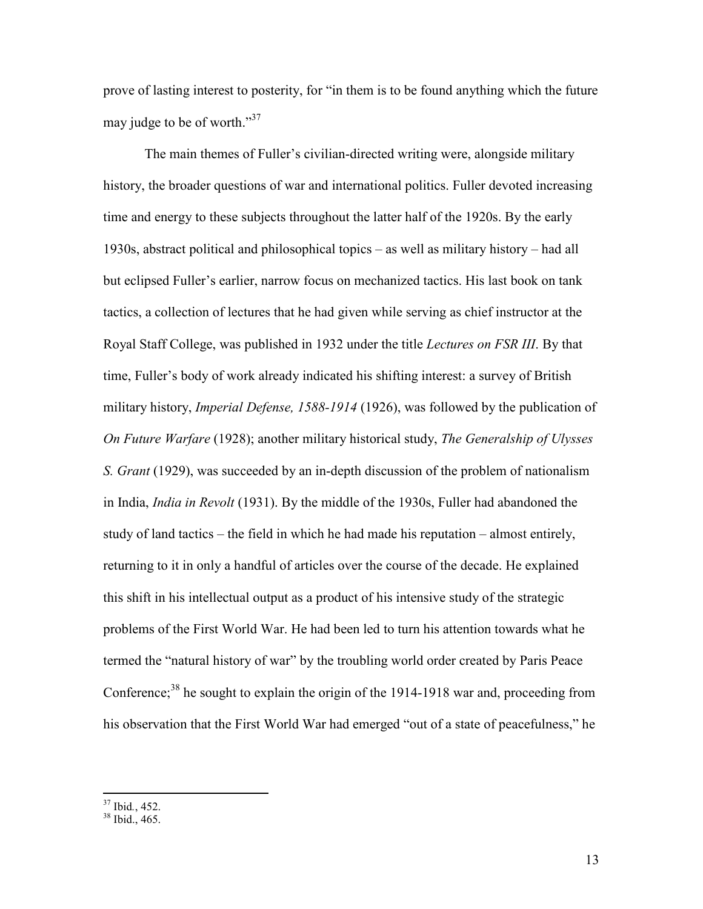prove of lasting interest to posterity, for "in them is to be found anything which the future may judge to be of worth."[37]

The main themes of Fuller's civilian-directed writing were, alongside military history, the broader questions of war and international politics. Fuller devoted increasing time and energy to these subjects throughout the latter half of the 1920s. By the early 1930s, abstract political and philosophical topics – as well as military history – had all but eclipsed Fuller's earlier, narrow focus on mechanized tactics. His last book on tank tactics, a collection of lectures that he had given while serving as chief instructor at the Royal Staff College, was published in 1932 under the title *Lectures on FSR III*. By that time, Fuller's body of work already indicated his shifting interest: a survey of British military history, *Imperial Defense, 1588-1914* (1926), was followed by the publication of *On Future Warfare* (1928); another military historical study, *The Generalship of Ulysses S. Grant* (1929), was succeeded by an in-depth discussion of the problem of nationalism in India, *India in Revolt* (1931). By the middle of the 1930s, Fuller had abandoned the study of land tactics – the field in which he had made his reputation – almost entirely, returning to it in only a handful of articles over the course of the decade. He explained this shift in his intellectual output as a product of his intensive study of the strategic problems of the First World War. He had been led to turn his attention towards what he termed the "natural history of war" by the troubling world order created by Paris Peace Conference;[38] he sought to explain the origin of the 1914-1918 war and, proceeding from his observation that the First World War had emerged "out of a state of peacefulness," he

---

[37] Ibid., 452.

[38] Ibid., 465.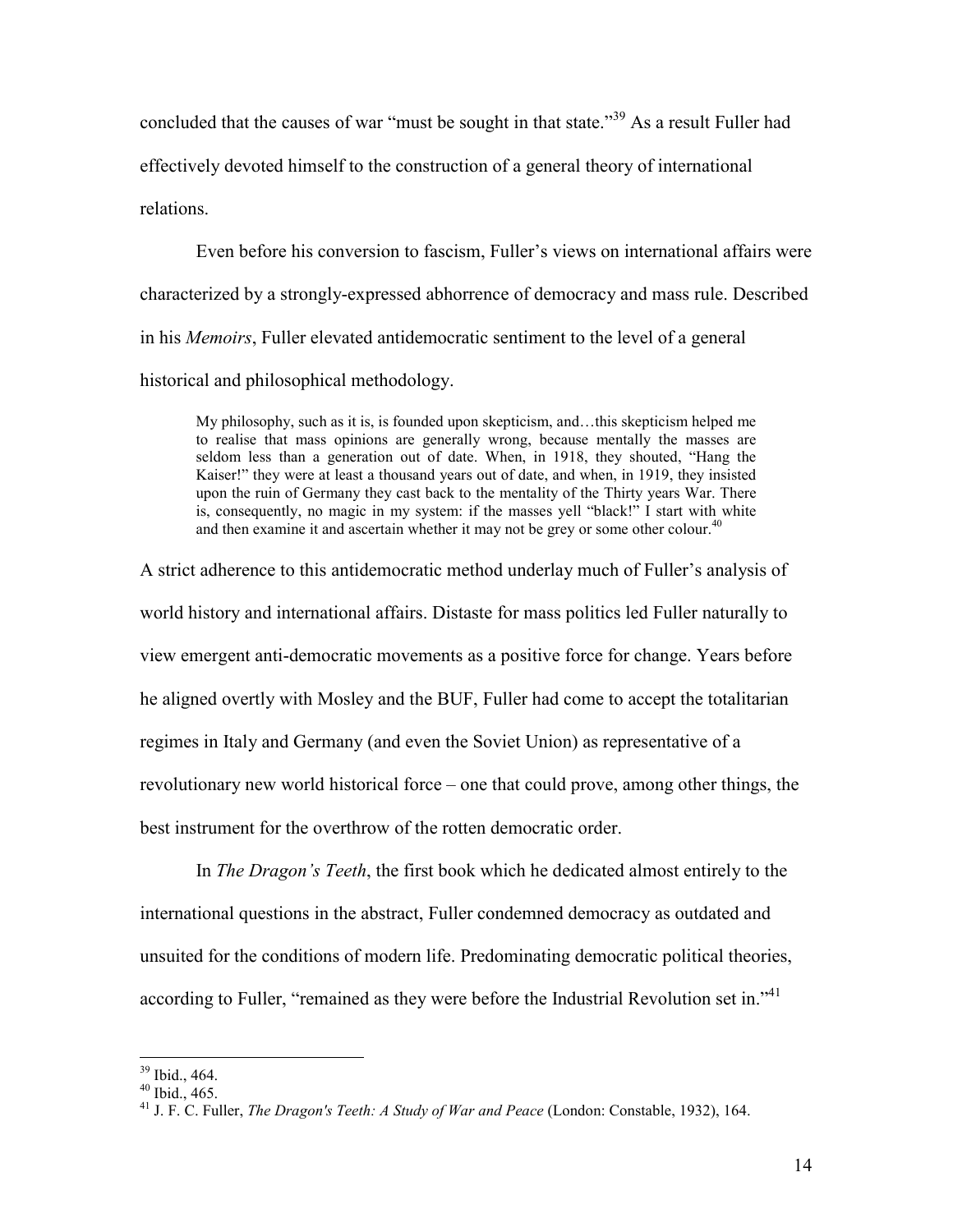concluded that the causes of war "must be sought in that state."[39] As a result Fuller had effectively devoted himself to the construction of a general theory of international relations.

Even before his conversion to fascism, Fuller's views on international affairs were characterized by a strongly-expressed abhorrence of democracy and mass rule. Described in his *Memoirs*, Fuller elevated antidemocratic sentiment to the level of a general historical and philosophical methodology.

> My philosophy, such as it is, is founded upon skepticism, and…this skepticism helped me to realise that mass opinions are generally wrong, because mentally the masses are seldom less than a generation out of date. When, in 1918, they shouted, "Hang the Kaiser!" they were at least a thousand years out of date, and when, in 1919, they insisted upon the ruin of Germany they cast back to the mentality of the Thirty years War. There is, consequently, no magic in my system: if the masses yell "black!" I start with white and then examine it and ascertain whether it may not be grey or some other colour.[40]

A strict adherence to this antidemocratic method underlay much of Fuller's analysis of world history and international affairs. Distaste for mass politics led Fuller naturally to view emergent anti-democratic movements as a positive force for change. Years before he aligned overtly with Mosley and the BUF, Fuller had come to accept the totalitarian regimes in Italy and Germany (and even the Soviet Union) as representative of a revolutionary new world historical force – one that could prove, among other things, the best instrument for the overthrow of the rotten democratic order.

In *The Dragon's Teeth*, the first book which he dedicated almost entirely to the international questions in the abstract, Fuller condemned democracy as outdated and unsuited for the conditions of modern life. Predominating democratic political theories, according to Fuller, "remained as they were before the Industrial Revolution set in."[41]

---

[39] Ibid., 464.

[40] Ibid., 465.

[41] J. F. C. Fuller, *The Dragon's Teeth: A Study of War and Peace* (London: Constable, 1932), 164.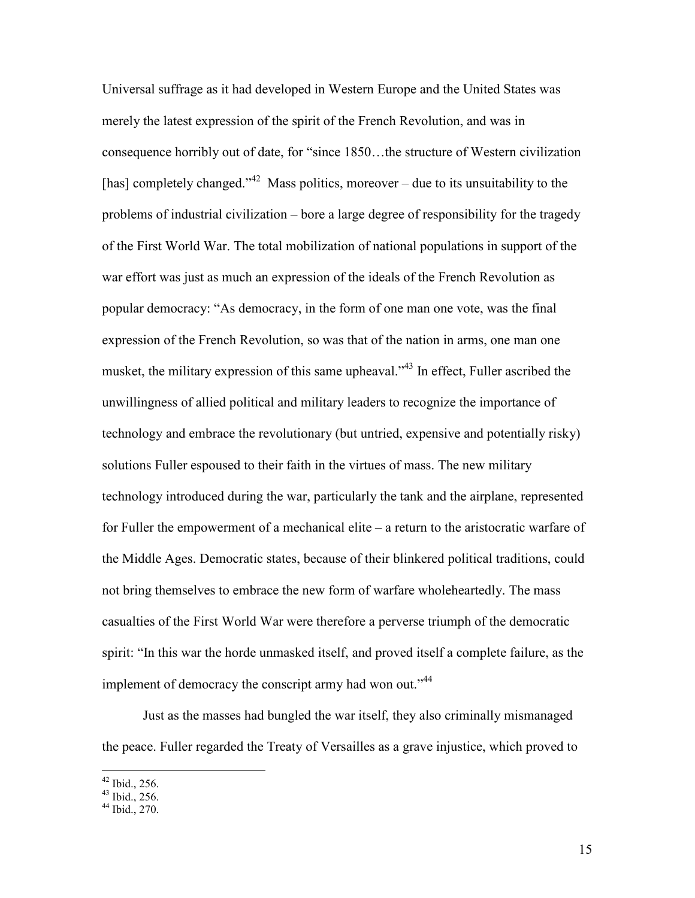Universal suffrage as it had developed in Western Europe and the United States was merely the latest expression of the spirit of the French Revolution, and was in consequence horribly out of date, for "since 1850…the structure of Western civilization [has] completely changed."[42] Mass politics, moreover – due to its unsuitability to the problems of industrial civilization – bore a large degree of responsibility for the tragedy of the First World War. The total mobilization of national populations in support of the war effort was just as much an expression of the ideals of the French Revolution as popular democracy: "As democracy, in the form of one man one vote, was the final expression of the French Revolution, so was that of the nation in arms, one man one musket, the military expression of this same upheaval."[43] In effect, Fuller ascribed the unwillingness of allied political and military leaders to recognize the importance of technology and embrace the revolutionary (but untried, expensive and potentially risky) solutions Fuller espoused to their faith in the virtues of mass. The new military technology introduced during the war, particularly the tank and the airplane, represented for Fuller the empowerment of a mechanical elite – a return to the aristocratic warfare of the Middle Ages. Democratic states, because of their blinkered political traditions, could not bring themselves to embrace the new form of warfare wholeheartedly. The mass casualties of the First World War were therefore a perverse triumph of the democratic spirit: "In this war the horde unmasked itself, and proved itself a complete failure, as the implement of democracy the conscript army had won out."[44]

Just as the masses had bungled the war itself, they also criminally mismanaged the peace. Fuller regarded the Treaty of Versailles as a grave injustice, which proved to

---

[42] Ibid., 256.
[43] Ibid., 256.
[44] Ibid., 270.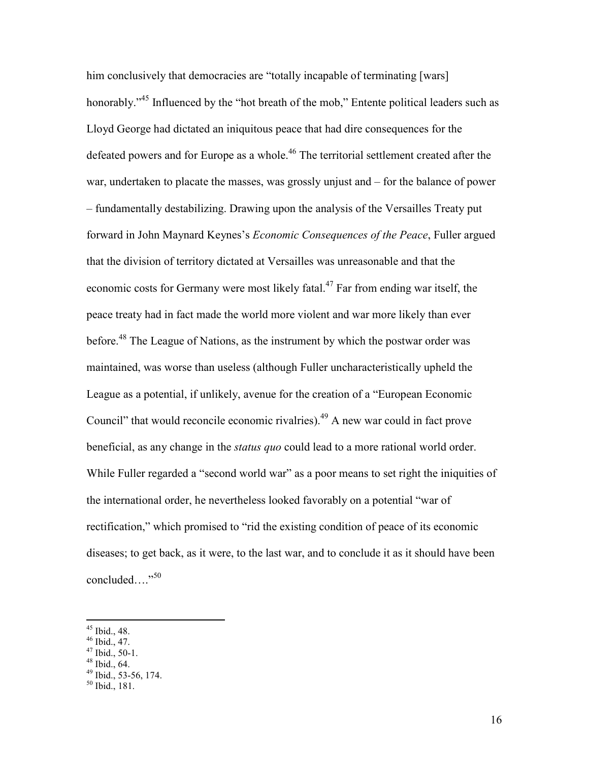him conclusively that democracies are "totally incapable of terminating [wars] honorably."[45] Influenced by the "hot breath of the mob," Entente political leaders such as Lloyd George had dictated an iniquitous peace that had dire consequences for the defeated powers and for Europe as a whole.[46] The territorial settlement created after the war, undertaken to placate the masses, was grossly unjust and – for the balance of power – fundamentally destabilizing. Drawing upon the analysis of the Versailles Treaty put forward in John Maynard Keynes's *Economic Consequences of the Peace*, Fuller argued that the division of territory dictated at Versailles was unreasonable and that the economic costs for Germany were most likely fatal.[47] Far from ending war itself, the peace treaty had in fact made the world more violent and war more likely than ever before.[48] The League of Nations, as the instrument by which the postwar order was maintained, was worse than useless (although Fuller uncharacteristically upheld the League as a potential, if unlikely, avenue for the creation of a "European Economic Council" that would reconcile economic rivalries).[49] A new war could in fact prove beneficial, as any change in the *status quo* could lead to a more rational world order. While Fuller regarded a "second world war" as a poor means to set right the iniquities of the international order, he nevertheless looked favorably on a potential "war of rectification," which promised to "rid the existing condition of peace of its economic diseases; to get back, as it were, to the last war, and to conclude it as it should have been concluded…."[50]

---

[45] Ibid., 48.
[46] Ibid., 47.
[47] Ibid., 50-1.
[48] Ibid., 64.
[49] Ibid., 53-56, 174.
[50] Ibid., 181.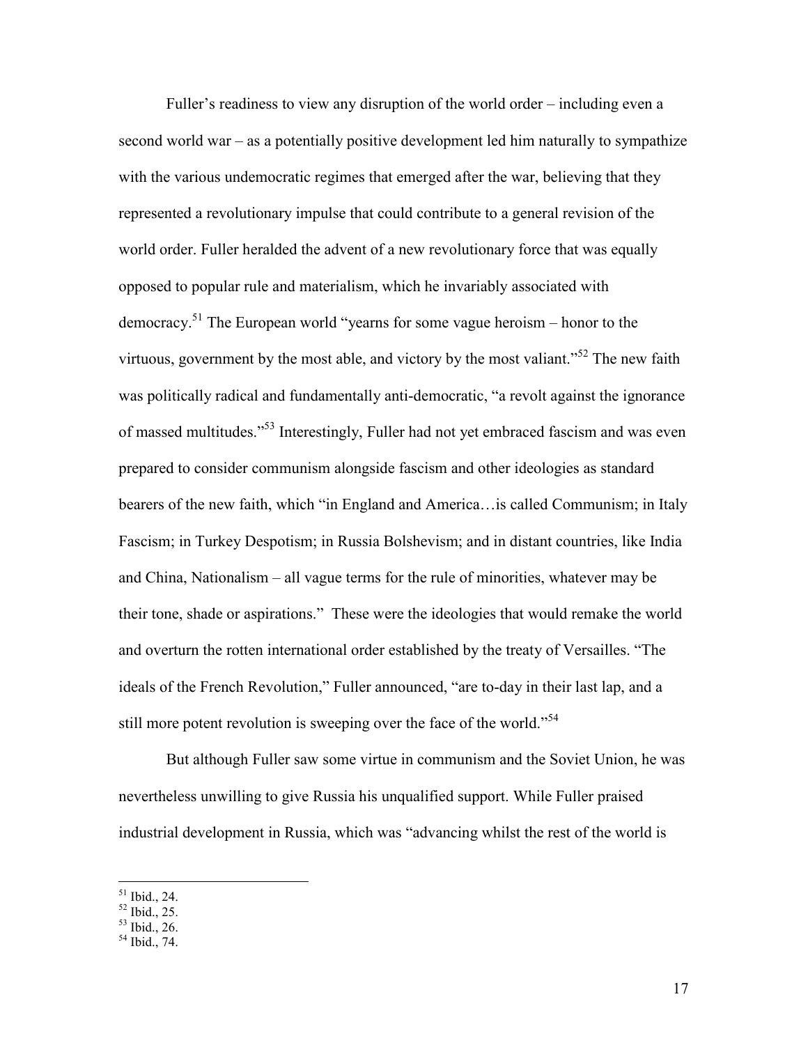Fuller's readiness to view any disruption of the world order – including even a second world war – as a potentially positive development led him naturally to sympathize with the various undemocratic regimes that emerged after the war, believing that they represented a revolutionary impulse that could contribute to a general revision of the world order. Fuller heralded the advent of a new revolutionary force that was equally opposed to popular rule and materialism, which he invariably associated with democracy.[51] The European world "yearns for some vague heroism – honor to the virtuous, government by the most able, and victory by the most valiant."[52] The new faith was politically radical and fundamentally anti-democratic, "a revolt against the ignorance of massed multitudes."[53] Interestingly, Fuller had not yet embraced fascism and was even prepared to consider communism alongside fascism and other ideologies as standard bearers of the new faith, which "in England and America…is called Communism; in Italy Fascism; in Turkey Despotism; in Russia Bolshevism; and in distant countries, like India and China, Nationalism – all vague terms for the rule of minorities, whatever may be their tone, shade or aspirations." These were the ideologies that would remake the world and overturn the rotten international order established by the treaty of Versailles. "The ideals of the French Revolution," Fuller announced, "are to-day in their last lap, and a still more potent revolution is sweeping over the face of the world."[54]

But although Fuller saw some virtue in communism and the Soviet Union, he was nevertheless unwilling to give Russia his unqualified support. While Fuller praised industrial development in Russia, which was "advancing whilst the rest of the world is

---

[51] Ibid., 24.
[52] Ibid., 25.
[53] Ibid., 26.
[54] Ibid., 74.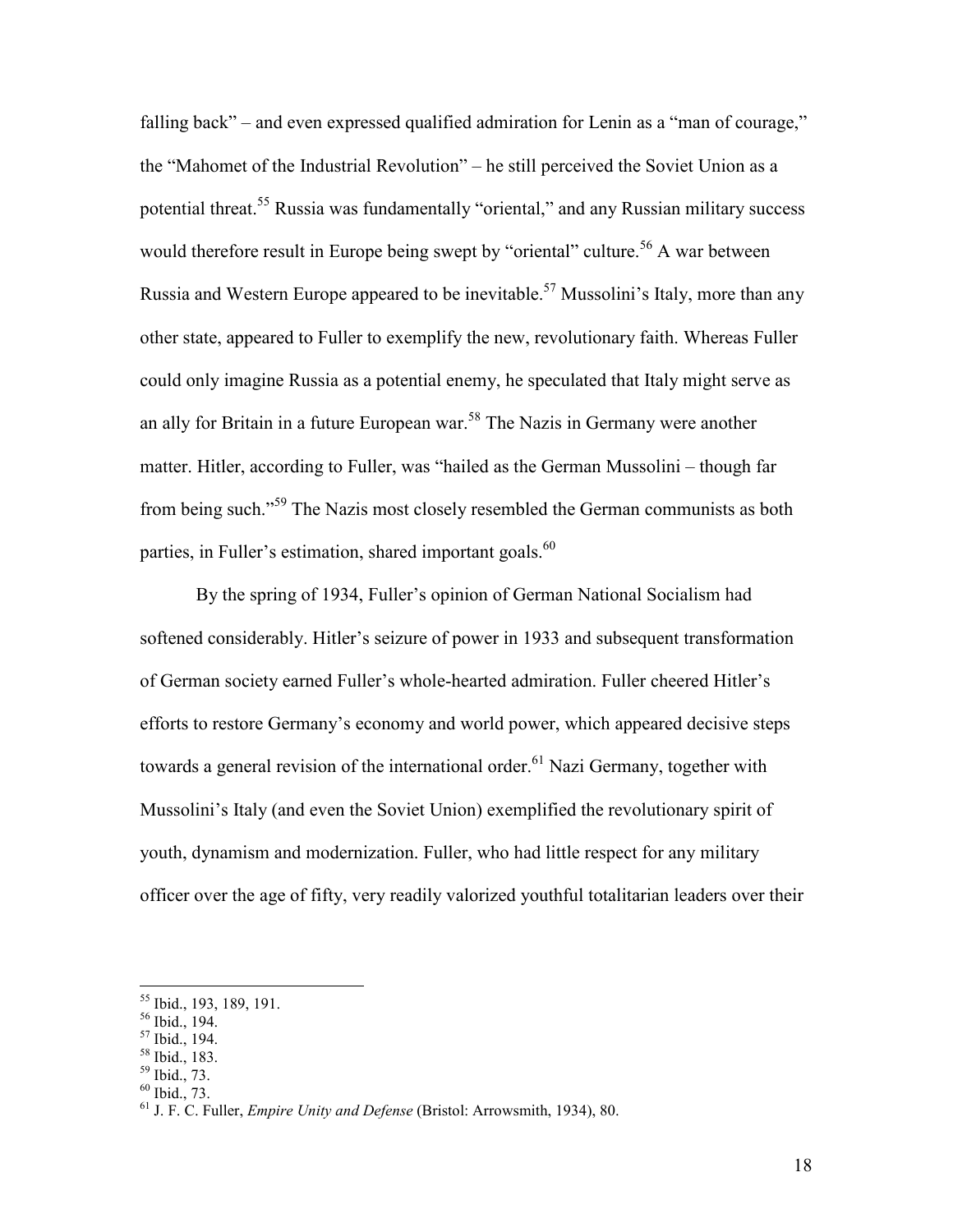falling back" – and even expressed qualified admiration for Lenin as a "man of courage," the "Mahomet of the Industrial Revolution" – he still perceived the Soviet Union as a potential threat.[55] Russia was fundamentally "oriental," and any Russian military success would therefore result in Europe being swept by "oriental" culture.[56] A war between Russia and Western Europe appeared to be inevitable.[57] Mussolini's Italy, more than any other state, appeared to Fuller to exemplify the new, revolutionary faith. Whereas Fuller could only imagine Russia as a potential enemy, he speculated that Italy might serve as an ally for Britain in a future European war.[58] The Nazis in Germany were another matter. Hitler, according to Fuller, was "hailed as the German Mussolini – though far from being such."[59] The Nazis most closely resembled the German communists as both parties, in Fuller's estimation, shared important goals.[60]

By the spring of 1934, Fuller's opinion of German National Socialism had softened considerably. Hitler's seizure of power in 1933 and subsequent transformation of German society earned Fuller's whole-hearted admiration. Fuller cheered Hitler's efforts to restore Germany's economy and world power, which appeared decisive steps towards a general revision of the international order.[61] Nazi Germany, together with Mussolini's Italy (and even the Soviet Union) exemplified the revolutionary spirit of youth, dynamism and modernization. Fuller, who had little respect for any military officer over the age of fifty, very readily valorized youthful totalitarian leaders over their

---

[55] Ibid., 193, 189, 191.
[56] Ibid., 194.
[57] Ibid., 194.
[58] Ibid., 183.
[59] Ibid., 73.
[60] Ibid., 73.
[61] J. F. C. Fuller, *Empire Unity and Defense* (Bristol: Arrowsmith, 1934), 80.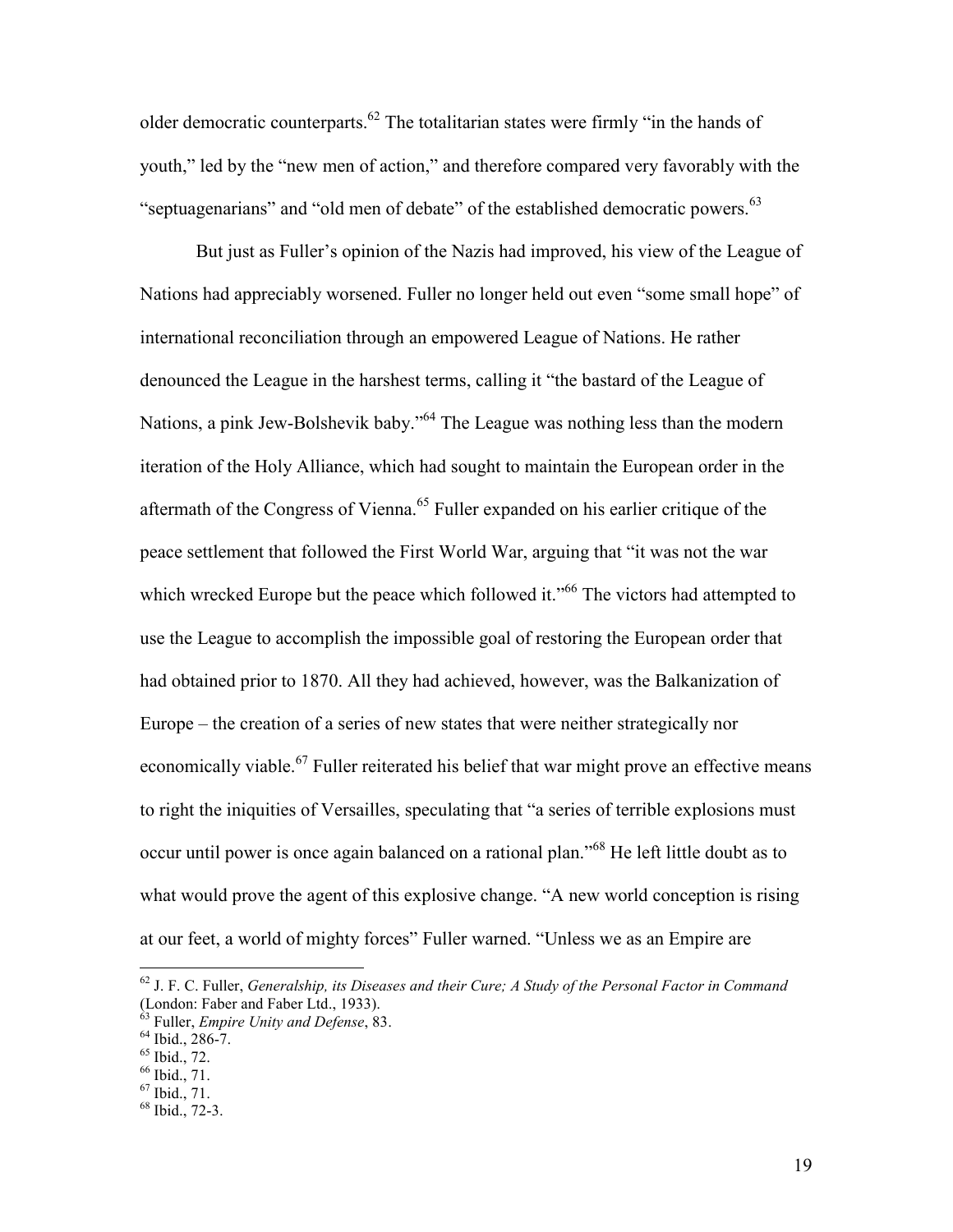older democratic counterparts.[62] The totalitarian states were firmly "in the hands of youth," led by the "new men of action," and therefore compared very favorably with the "septuagenarians" and "old men of debate" of the established democratic powers.[63]

But just as Fuller's opinion of the Nazis had improved, his view of the League of Nations had appreciably worsened. Fuller no longer held out even "some small hope" of international reconciliation through an empowered League of Nations. He rather denounced the League in the harshest terms, calling it "the bastard of the League of Nations, a pink Jew-Bolshevik baby."[64] The League was nothing less than the modern iteration of the Holy Alliance, which had sought to maintain the European order in the aftermath of the Congress of Vienna.[65] Fuller expanded on his earlier critique of the peace settlement that followed the First World War, arguing that "it was not the war which wrecked Europe but the peace which followed it."[66] The victors had attempted to use the League to accomplish the impossible goal of restoring the European order that had obtained prior to 1870. All they had achieved, however, was the Balkanization of Europe – the creation of a series of new states that were neither strategically nor economically viable.[67] Fuller reiterated his belief that war might prove an effective means to right the iniquities of Versailles, speculating that "a series of terrible explosions must occur until power is once again balanced on a rational plan."[68] He left little doubt as to what would prove the agent of this explosive change. "A new world conception is rising at our feet, a world of mighty forces" Fuller warned. "Unless we as an Empire are

---

[62] J. F. C. Fuller, *Generalship, its Diseases and their Cure; A Study of the Personal Factor in Command* (London: Faber and Faber Ltd., 1933).

[63] Fuller, *Empire Unity and Defense*, 83.

[64] Ibid., 286-7.

[65] Ibid., 72.

[66] Ibid., 71.

[67] Ibid., 71.

[68] Ibid., 72-3.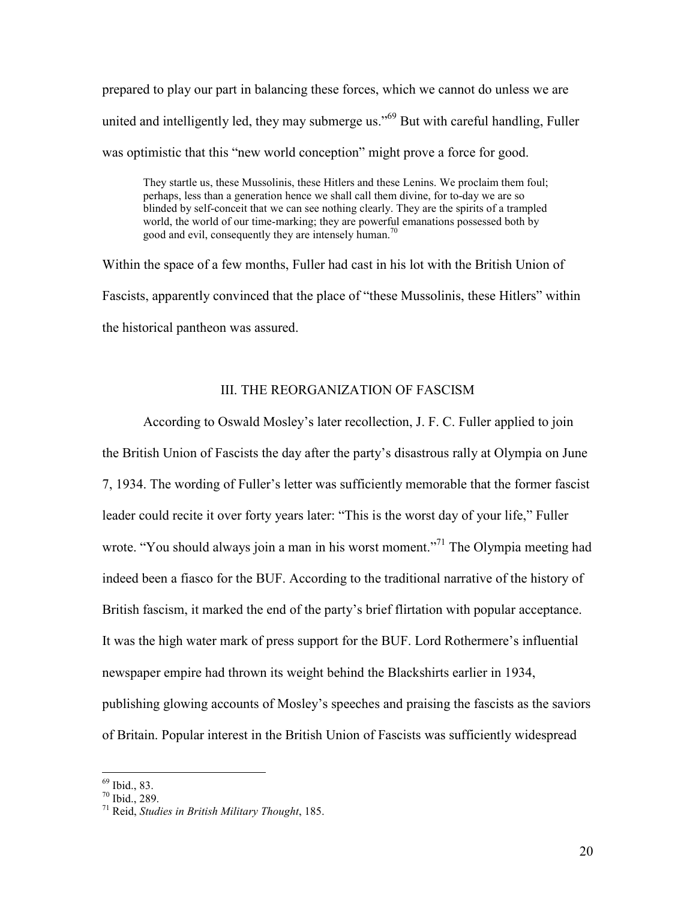prepared to play our part in balancing these forces, which we cannot do unless we are united and intelligently led, they may submerge us."[69] But with careful handling, Fuller was optimistic that this "new world conception" might prove a force for good.

> They startle us, these Mussolinis, these Hitlers and these Lenins. We proclaim them foul; perhaps, less than a generation hence we shall call them divine, for to-day we are so blinded by self-conceit that we can see nothing clearly. They are the spirits of a trampled world, the world of our time-marking; they are powerful emanations possessed both by good and evil, consequently they are intensely human.[70]

Within the space of a few months, Fuller had cast in his lot with the British Union of Fascists, apparently convinced that the place of "these Mussolinis, these Hitlers" within the historical pantheon was assured.

## III. THE REORGANIZATION OF FASCISM

According to Oswald Mosley's later recollection, J. F. C. Fuller applied to join the British Union of Fascists the day after the party's disastrous rally at Olympia on June 7, 1934. The wording of Fuller's letter was sufficiently memorable that the former fascist leader could recite it over forty years later: "This is the worst day of your life," Fuller wrote. "You should always join a man in his worst moment."[71] The Olympia meeting had indeed been a fiasco for the BUF. According to the traditional narrative of the history of British fascism, it marked the end of the party's brief flirtation with popular acceptance. It was the high water mark of press support for the BUF. Lord Rothermere's influential newspaper empire had thrown its weight behind the Blackshirts earlier in 1934, publishing glowing accounts of Mosley's speeches and praising the fascists as the saviors of Britain. Popular interest in the British Union of Fascists was sufficiently widespread

---

[69] Ibid., 83.

[70] Ibid., 289.

[71] Reid, *Studies in British Military Thought*, 185.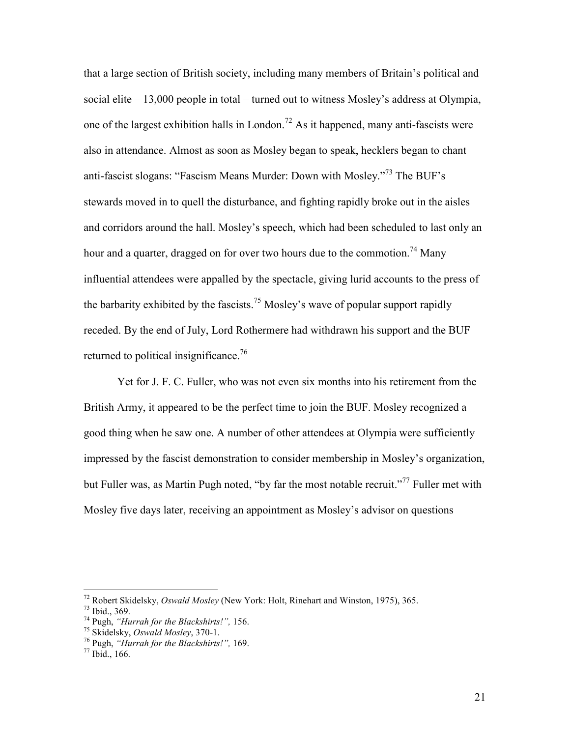that a large section of British society, including many members of Britain's political and social elite – 13,000 people in total – turned out to witness Mosley's address at Olympia, one of the largest exhibition halls in London.[72] As it happened, many anti-fascists were also in attendance. Almost as soon as Mosley began to speak, hecklers began to chant anti-fascist slogans: "Fascism Means Murder: Down with Mosley."[73] The BUF's stewards moved in to quell the disturbance, and fighting rapidly broke out in the aisles and corridors around the hall. Mosley's speech, which had been scheduled to last only an hour and a quarter, dragged on for over two hours due to the commotion.[74] Many influential attendees were appalled by the spectacle, giving lurid accounts to the press of the barbarity exhibited by the fascists.[75] Mosley's wave of popular support rapidly receded. By the end of July, Lord Rothermere had withdrawn his support and the BUF returned to political insignificance.[76]

Yet for J. F. C. Fuller, who was not even six months into his retirement from the British Army, it appeared to be the perfect time to join the BUF. Mosley recognized a good thing when he saw one. A number of other attendees at Olympia were sufficiently impressed by the fascist demonstration to consider membership in Mosley's organization, but Fuller was, as Martin Pugh noted, "by far the most notable recruit."[77] Fuller met with Mosley five days later, receiving an appointment as Mosley's advisor on questions

---

[72] Robert Skidelsky, *Oswald Mosley* (New York: Holt, Rinehart and Winston, 1975), 365.

[73] Ibid., 369.

[74] Pugh, *"Hurrah for the Blackshirts!",* 156.

[75] Skidelsky, *Oswald Mosley*, 370-1.

[76] Pugh, *"Hurrah for the Blackshirts!",* 169.

[77] Ibid., 166.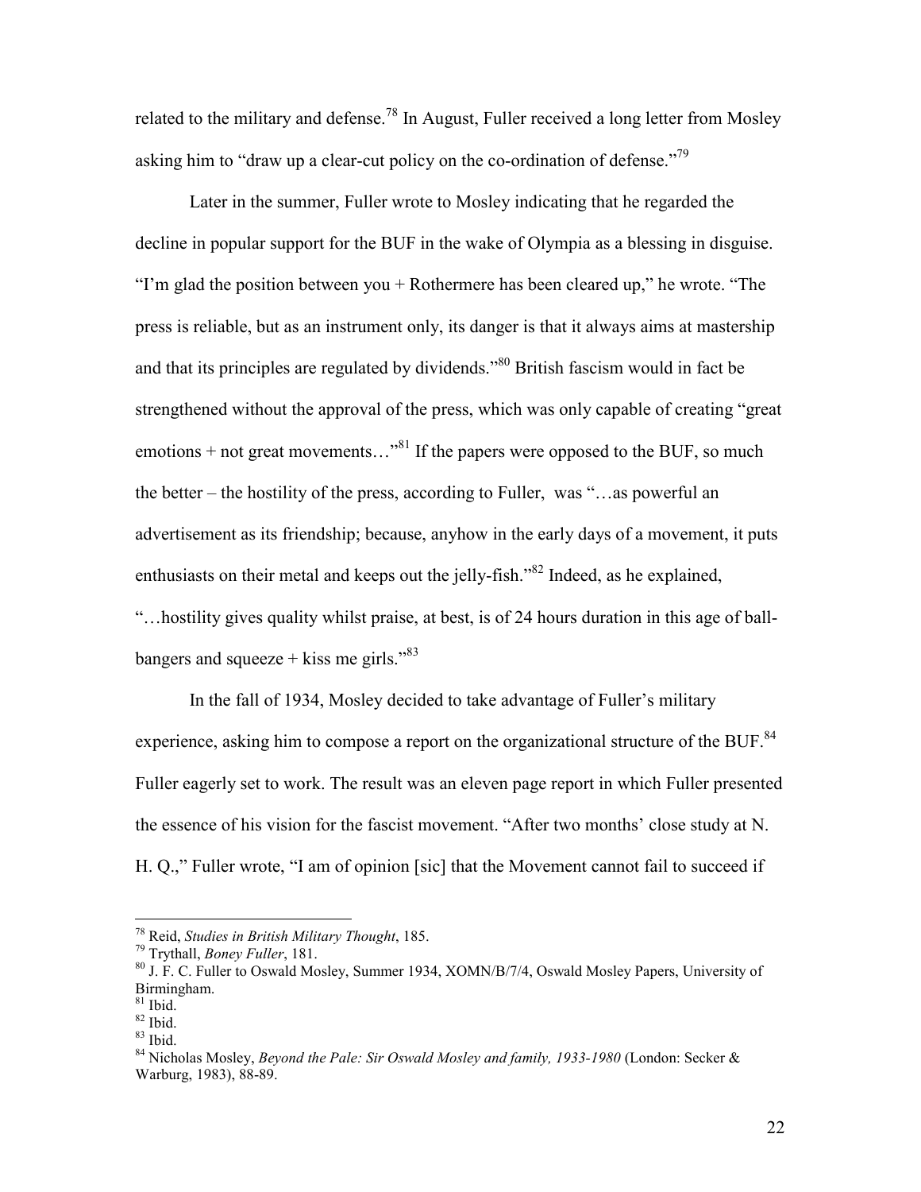related to the military and defense.[78] In August, Fuller received a long letter from Mosley asking him to "draw up a clear-cut policy on the co-ordination of defense."[79]

Later in the summer, Fuller wrote to Mosley indicating that he regarded the decline in popular support for the BUF in the wake of Olympia as a blessing in disguise. "I'm glad the position between you + Rothermere has been cleared up," he wrote. "The press is reliable, but as an instrument only, its danger is that it always aims at mastership and that its principles are regulated by dividends."[80] British fascism would in fact be strengthened without the approval of the press, which was only capable of creating "great emotions + not great movements…"[81] If the papers were opposed to the BUF, so much the better – the hostility of the press, according to Fuller, was "…as powerful an advertisement as its friendship; because, anyhow in the early days of a movement, it puts enthusiasts on their metal and keeps out the jelly-fish."[82] Indeed, as he explained, "…hostility gives quality whilst praise, at best, is of 24 hours duration in this age of ball-bangers and squeeze + kiss me girls."[83]

In the fall of 1934, Mosley decided to take advantage of Fuller's military experience, asking him to compose a report on the organizational structure of the BUF.[84] Fuller eagerly set to work. The result was an eleven page report in which Fuller presented the essence of his vision for the fascist movement. "After two months' close study at N. H. Q.," Fuller wrote, "I am of opinion [sic] that the Movement cannot fail to succeed if

---

[78] Reid, *Studies in British Military Thought*, 185.

[79] Trythall, *Boney Fuller*, 181.

[80] J. F. C. Fuller to Oswald Mosley, Summer 1934, XOMN/B/7/4, Oswald Mosley Papers, University of Birmingham.

[81] Ibid.

[82] Ibid.

[83] Ibid.

[84] Nicholas Mosley, *Beyond the Pale: Sir Oswald Mosley and family, 1933-1980* (London: Secker & Warburg, 1983), 88-89.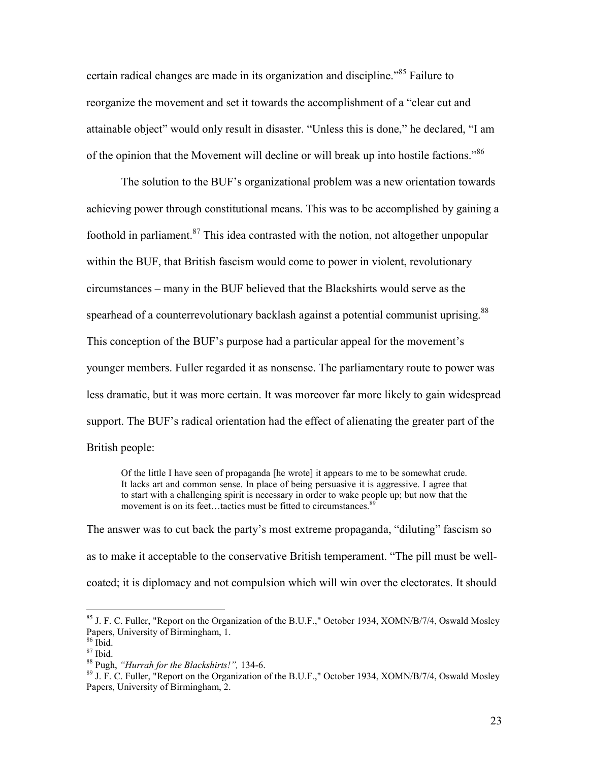certain radical changes are made in its organization and discipline."[85] Failure to reorganize the movement and set it towards the accomplishment of a "clear cut and attainable object" would only result in disaster. "Unless this is done," he declared, "I am of the opinion that the Movement will decline or will break up into hostile factions."[86]

The solution to the BUF's organizational problem was a new orientation towards achieving power through constitutional means. This was to be accomplished by gaining a foothold in parliament.[87] This idea contrasted with the notion, not altogether unpopular within the BUF, that British fascism would come to power in violent, revolutionary circumstances – many in the BUF believed that the Blackshirts would serve as the spearhead of a counterrevolutionary backlash against a potential communist uprising.[88] This conception of the BUF's purpose had a particular appeal for the movement's younger members. Fuller regarded it as nonsense. The parliamentary route to power was less dramatic, but it was more certain. It was moreover far more likely to gain widespread support. The BUF's radical orientation had the effect of alienating the greater part of the British people:

> Of the little I have seen of propaganda [he wrote] it appears to me to be somewhat crude. It lacks art and common sense. In place of being persuasive it is aggressive. I agree that to start with a challenging spirit is necessary in order to wake people up; but now that the movement is on its feet…tactics must be fitted to circumstances.[89]

The answer was to cut back the party's most extreme propaganda, "diluting" fascism so as to make it acceptable to the conservative British temperament. "The pill must be well-coated; it is diplomacy and not compulsion which will win over the electorates. It should

---

[85] J. F. C. Fuller, "Report on the Organization of the B.U.F.," October 1934, XOMN/B/7/4, Oswald Mosley Papers, University of Birmingham, 1.

[86] Ibid.

[87] Ibid.

[88] Pugh, *"Hurrah for the Blackshirts!",* 134-6.

[89] J. F. C. Fuller, "Report on the Organization of the B.U.F.," October 1934, XOMN/B/7/4, Oswald Mosley Papers, University of Birmingham, 2.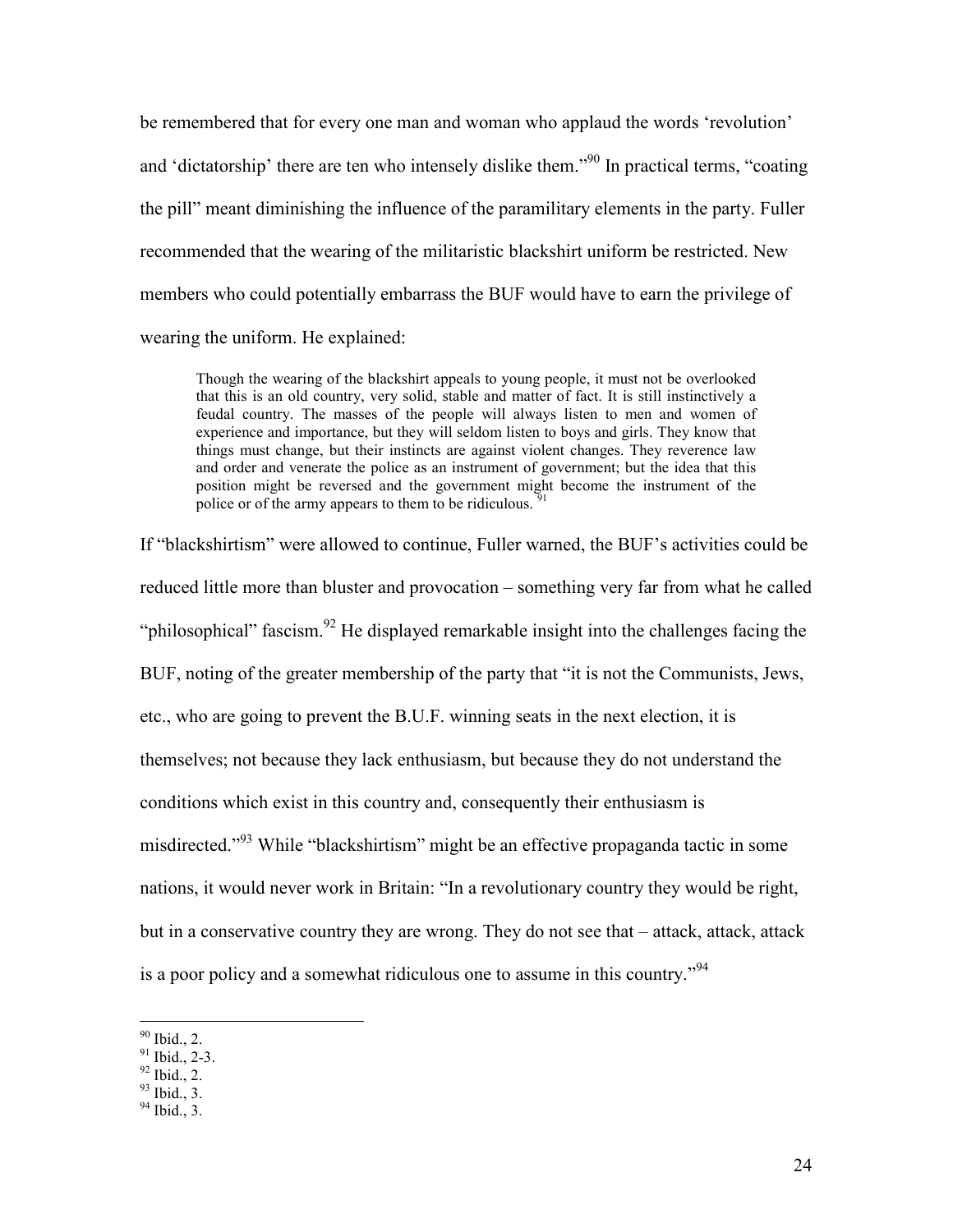be remembered that for every one man and woman who applaud the words 'revolution' and 'dictatorship' there are ten who intensely dislike them."[90] In practical terms, "coating the pill" meant diminishing the influence of the paramilitary elements in the party. Fuller recommended that the wearing of the militaristic blackshirt uniform be restricted. New members who could potentially embarrass the BUF would have to earn the privilege of wearing the uniform. He explained:

> Though the wearing of the blackshirt appeals to young people, it must not be overlooked that this is an old country, very solid, stable and matter of fact. It is still instinctively a feudal country. The masses of the people will always listen to men and women of experience and importance, but they will seldom listen to boys and girls. They know that things must change, but their instincts are against violent changes. They reverence law and order and venerate the police as an instrument of government; but the idea that this position might be reversed and the government might become the instrument of the police or of the army appears to them to be ridiculous. [91]

If "blackshirtism" were allowed to continue, Fuller warned, the BUF's activities could be reduced little more than bluster and provocation – something very far from what he called "philosophical" fascism.[92] He displayed remarkable insight into the challenges facing the BUF, noting of the greater membership of the party that "it is not the Communists, Jews, etc., who are going to prevent the B.U.F. winning seats in the next election, it is themselves; not because they lack enthusiasm, but because they do not understand the conditions which exist in this country and, consequently their enthusiasm is misdirected."[93] While "blackshirtism" might be an effective propaganda tactic in some nations, it would never work in Britain: "In a revolutionary country they would be right, but in a conservative country they are wrong. They do not see that – attack, attack, attack is a poor policy and a somewhat ridiculous one to assume in this country."[94]

---

[90] Ibid., 2.
[91] Ibid., 2-3.
[92] Ibid., 2.
[93] Ibid., 3.
[94] Ibid., 3.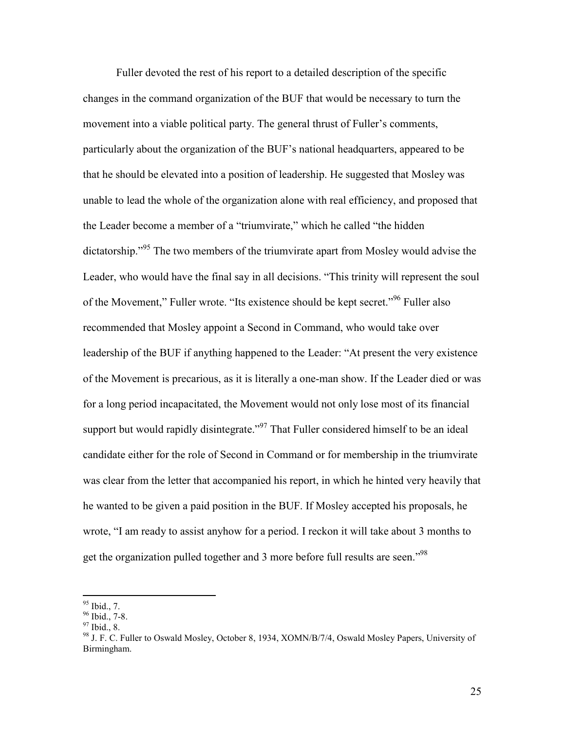Fuller devoted the rest of his report to a detailed description of the specific changes in the command organization of the BUF that would be necessary to turn the movement into a viable political party. The general thrust of Fuller's comments, particularly about the organization of the BUF's national headquarters, appeared to be that he should be elevated into a position of leadership. He suggested that Mosley was unable to lead the whole of the organization alone with real efficiency, and proposed that the Leader become a member of a "triumvirate," which he called "the hidden dictatorship."[95] The two members of the triumvirate apart from Mosley would advise the Leader, who would have the final say in all decisions. "This trinity will represent the soul of the Movement," Fuller wrote. "Its existence should be kept secret."[96] Fuller also recommended that Mosley appoint a Second in Command, who would take over leadership of the BUF if anything happened to the Leader: "At present the very existence of the Movement is precarious, as it is literally a one-man show. If the Leader died or was for a long period incapacitated, the Movement would not only lose most of its financial support but would rapidly disintegrate."[97] That Fuller considered himself to be an ideal candidate either for the role of Second in Command or for membership in the triumvirate was clear from the letter that accompanied his report, in which he hinted very heavily that he wanted to be given a paid position in the BUF. If Mosley accepted his proposals, he wrote, "I am ready to assist anyhow for a period. I reckon it will take about 3 months to get the organization pulled together and 3 more before full results are seen."[98]

---

[95] Ibid., 7.

[96] Ibid., 7-8.

[97] Ibid., 8.

[98] J. F. C. Fuller to Oswald Mosley, October 8, 1934, XOMN/B/7/4, Oswald Mosley Papers, University of Birmingham.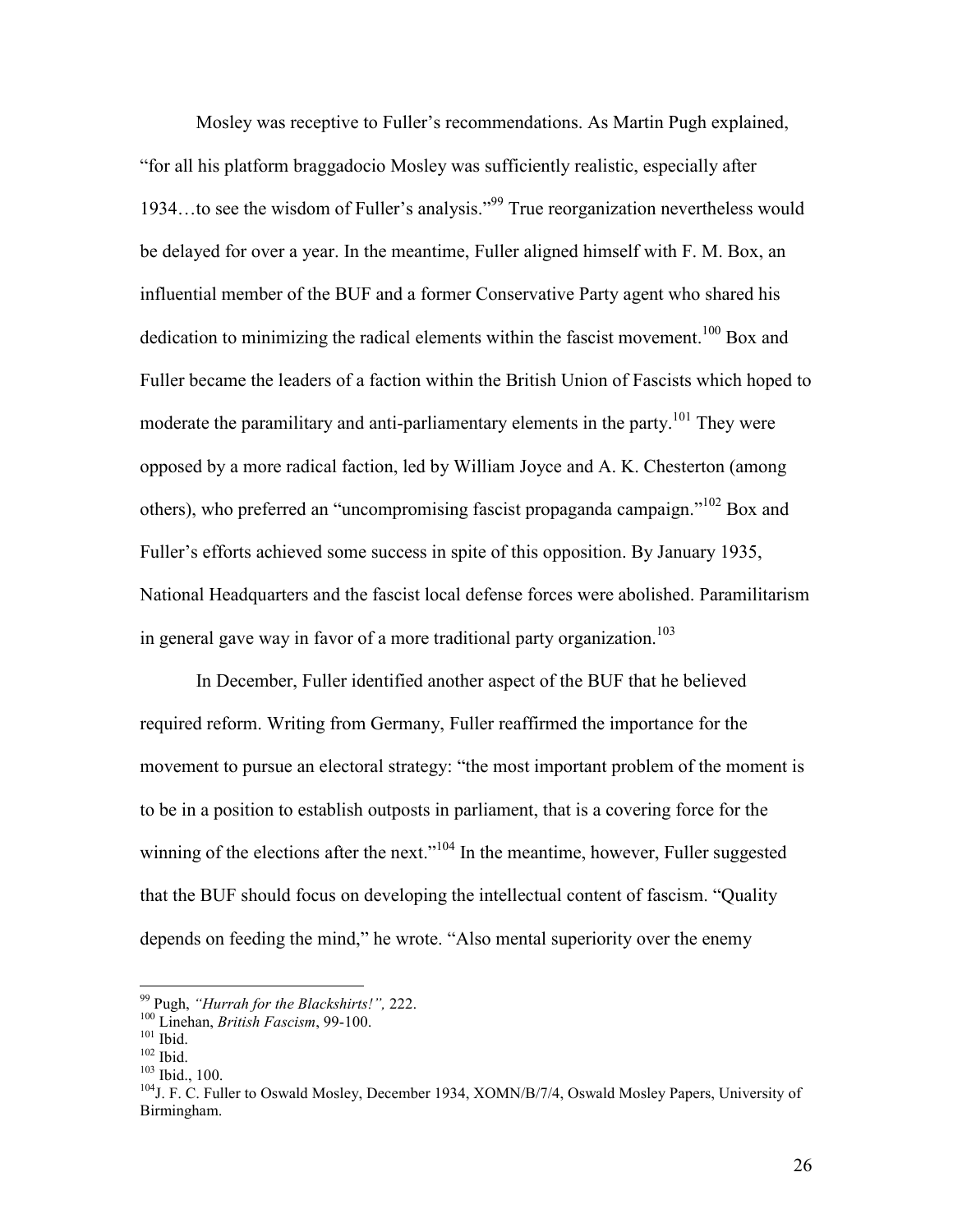Mosley was receptive to Fuller's recommendations. As Martin Pugh explained, "for all his platform braggadocio Mosley was sufficiently realistic, especially after 1934…to see the wisdom of Fuller's analysis."[99] True reorganization nevertheless would be delayed for over a year. In the meantime, Fuller aligned himself with F. M. Box, an influential member of the BUF and a former Conservative Party agent who shared his dedication to minimizing the radical elements within the fascist movement.[100] Box and Fuller became the leaders of a faction within the British Union of Fascists which hoped to moderate the paramilitary and anti-parliamentary elements in the party.[101] They were opposed by a more radical faction, led by William Joyce and A. K. Chesterton (among others), who preferred an "uncompromising fascist propaganda campaign."[102] Box and Fuller's efforts achieved some success in spite of this opposition. By January 1935, National Headquarters and the fascist local defense forces were abolished. Paramilitarism in general gave way in favor of a more traditional party organization.[103]

In December, Fuller identified another aspect of the BUF that he believed required reform. Writing from Germany, Fuller reaffirmed the importance for the movement to pursue an electoral strategy: "the most important problem of the moment is to be in a position to establish outposts in parliament, that is a covering force for the winning of the elections after the next."[104] In the meantime, however, Fuller suggested that the BUF should focus on developing the intellectual content of fascism. "Quality depends on feeding the mind," he wrote. "Also mental superiority over the enemy

---

[99] Pugh, *"Hurrah for the Blackshirts!",* 222.
[100] Linehan, *British Fascism*, 99-100.
[101] Ibid.
[102] Ibid.
[103] Ibid., 100.
[104] J. F. C. Fuller to Oswald Mosley, December 1934, XOMN/B/7/4, Oswald Mosley Papers, University of Birmingham.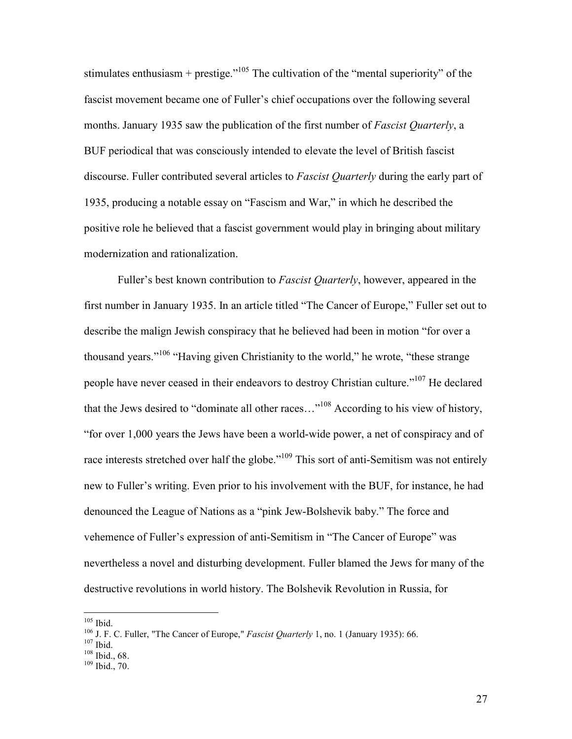stimulates enthusiasm + prestige."[105] The cultivation of the "mental superiority" of the fascist movement became one of Fuller's chief occupations over the following several months. January 1935 saw the publication of the first number of *Fascist Quarterly*, a BUF periodical that was consciously intended to elevate the level of British fascist discourse. Fuller contributed several articles to *Fascist Quarterly* during the early part of 1935, producing a notable essay on "Fascism and War," in which he described the positive role he believed that a fascist government would play in bringing about military modernization and rationalization.

Fuller's best known contribution to *Fascist Quarterly*, however, appeared in the first number in January 1935. In an article titled "The Cancer of Europe," Fuller set out to describe the malign Jewish conspiracy that he believed had been in motion "for over a thousand years."[106] "Having given Christianity to the world," he wrote, "these strange people have never ceased in their endeavors to destroy Christian culture."[107] He declared that the Jews desired to "dominate all other races…"[108] According to his view of history, "for over 1,000 years the Jews have been a world-wide power, a net of conspiracy and of race interests stretched over half the globe."[109] This sort of anti-Semitism was not entirely new to Fuller's writing. Even prior to his involvement with the BUF, for instance, he had denounced the League of Nations as a "pink Jew-Bolshevik baby." The force and vehemence of Fuller's expression of anti-Semitism in "The Cancer of Europe" was nevertheless a novel and disturbing development. Fuller blamed the Jews for many of the destructive revolutions in world history. The Bolshevik Revolution in Russia, for

---

[105] Ibid.
[106] J. F. C. Fuller, "The Cancer of Europe," *Fascist Quarterly* 1, no. 1 (January 1935): 66.
[107] Ibid.
[108] Ibid., 68.
[109] Ibid., 70.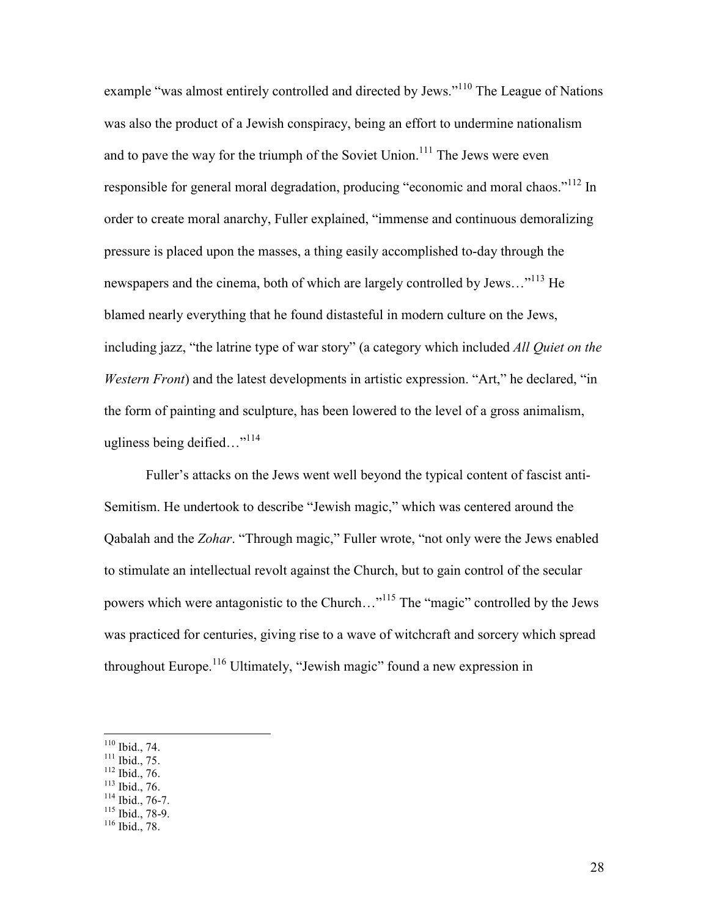example "was almost entirely controlled and directed by Jews."[110] The League of Nations was also the product of a Jewish conspiracy, being an effort to undermine nationalism and to pave the way for the triumph of the Soviet Union.[111] The Jews were even responsible for general moral degradation, producing "economic and moral chaos."[112] In order to create moral anarchy, Fuller explained, "immense and continuous demoralizing pressure is placed upon the masses, a thing easily accomplished to-day through the newspapers and the cinema, both of which are largely controlled by Jews…"[113] He blamed nearly everything that he found distasteful in modern culture on the Jews, including jazz, "the latrine type of war story" (a category which included *All Quiet on the Western Front*) and the latest developments in artistic expression. "Art," he declared, "in the form of painting and sculpture, has been lowered to the level of a gross animalism, ugliness being deified…"[114]

Fuller's attacks on the Jews went well beyond the typical content of fascist anti-Semitism. He undertook to describe "Jewish magic," which was centered around the Qabalah and the *Zohar*. "Through magic," Fuller wrote, "not only were the Jews enabled to stimulate an intellectual revolt against the Church, but to gain control of the secular powers which were antagonistic to the Church…"[115] The "magic" controlled by the Jews was practiced for centuries, giving rise to a wave of witchcraft and sorcery which spread throughout Europe.[116] Ultimately, "Jewish magic" found a new expression in

---

[110] Ibid., 74.
[111] Ibid., 75.
[112] Ibid., 76.
[113] Ibid., 76.
[114] Ibid., 76-7.
[115] Ibid., 78-9.
[116] Ibid., 78.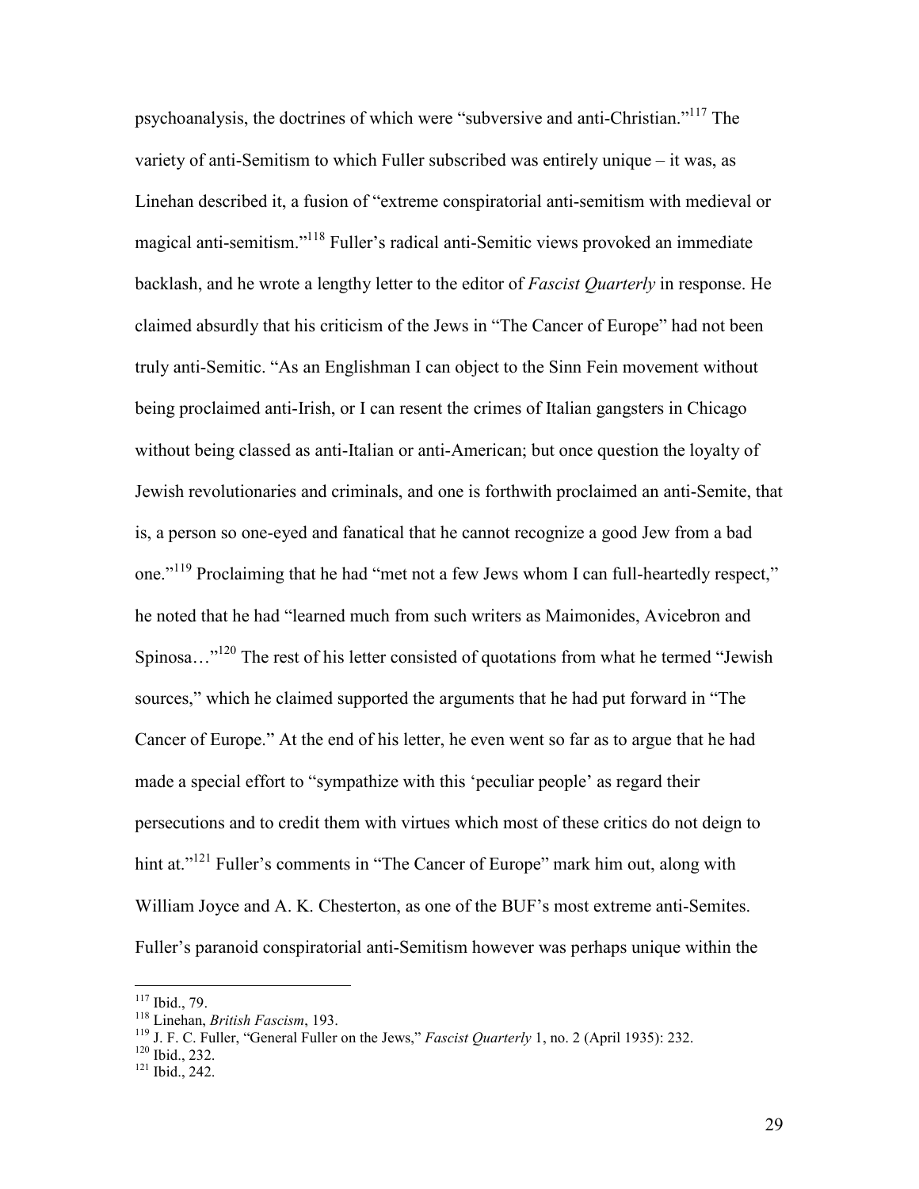psychoanalysis, the doctrines of which were "subversive and anti-Christian."[117] The variety of anti-Semitism to which Fuller subscribed was entirely unique – it was, as Linehan described it, a fusion of "extreme conspiratorial anti-semitism with medieval or magical anti-semitism."[118] Fuller's radical anti-Semitic views provoked an immediate backlash, and he wrote a lengthy letter to the editor of *Fascist Quarterly* in response. He claimed absurdly that his criticism of the Jews in "The Cancer of Europe" had not been truly anti-Semitic. "As an Englishman I can object to the Sinn Fein movement without being proclaimed anti-Irish, or I can resent the crimes of Italian gangsters in Chicago without being classed as anti-Italian or anti-American; but once question the loyalty of Jewish revolutionaries and criminals, and one is forthwith proclaimed an anti-Semite, that is, a person so one-eyed and fanatical that he cannot recognize a good Jew from a bad one."[119] Proclaiming that he had "met not a few Jews whom I can full-heartedly respect," he noted that he had "learned much from such writers as Maimonides, Avicebron and Spinosa…"[120] The rest of his letter consisted of quotations from what he termed "Jewish sources," which he claimed supported the arguments that he had put forward in "The Cancer of Europe." At the end of his letter, he even went so far as to argue that he had made a special effort to "sympathize with this 'peculiar people' as regard their persecutions and to credit them with virtues which most of these critics do not deign to hint at."[121] Fuller's comments in "The Cancer of Europe" mark him out, along with William Joyce and A. K. Chesterton, as one of the BUF's most extreme anti-Semites. Fuller's paranoid conspiratorial anti-Semitism however was perhaps unique within the

---

[117] Ibid., 79.

[118] Linehan, *British Fascism*, 193.

[119] J. F. C. Fuller, "General Fuller on the Jews," *Fascist Quarterly* 1, no. 2 (April 1935): 232.

[120] Ibid., 232.

[121] Ibid., 242.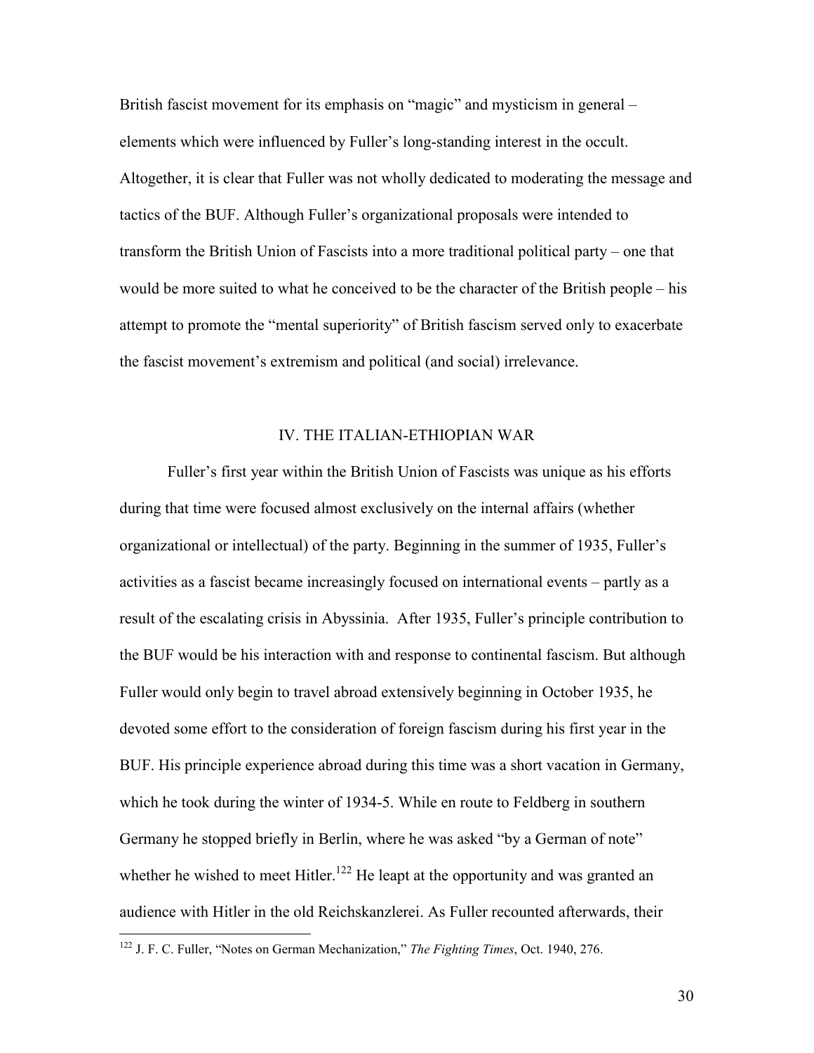British fascist movement for its emphasis on "magic" and mysticism in general – elements which were influenced by Fuller's long-standing interest in the occult. Altogether, it is clear that Fuller was not wholly dedicated to moderating the message and tactics of the BUF. Although Fuller's organizational proposals were intended to transform the British Union of Fascists into a more traditional political party – one that would be more suited to what he conceived to be the character of the British people – his attempt to promote the "mental superiority" of British fascism served only to exacerbate the fascist movement's extremism and political (and social) irrelevance.

## IV. THE ITALIAN-ETHIOPIAN WAR

Fuller's first year within the British Union of Fascists was unique as his efforts during that time were focused almost exclusively on the internal affairs (whether organizational or intellectual) of the party. Beginning in the summer of 1935, Fuller's activities as a fascist became increasingly focused on international events – partly as a result of the escalating crisis in Abyssinia. After 1935, Fuller's principle contribution to the BUF would be his interaction with and response to continental fascism. But although Fuller would only begin to travel abroad extensively beginning in October 1935, he devoted some effort to the consideration of foreign fascism during his first year in the BUF. His principle experience abroad during this time was a short vacation in Germany, which he took during the winter of 1934-5. While en route to Feldberg in southern Germany he stopped briefly in Berlin, where he was asked "by a German of note" whether he wished to meet Hitler.[122] He leapt at the opportunity and was granted an audience with Hitler in the old Reichskanzlerei. As Fuller recounted afterwards, their

[122] J. F. C. Fuller, "Notes on German Mechanization," *The Fighting Times*, Oct. 1940, 276.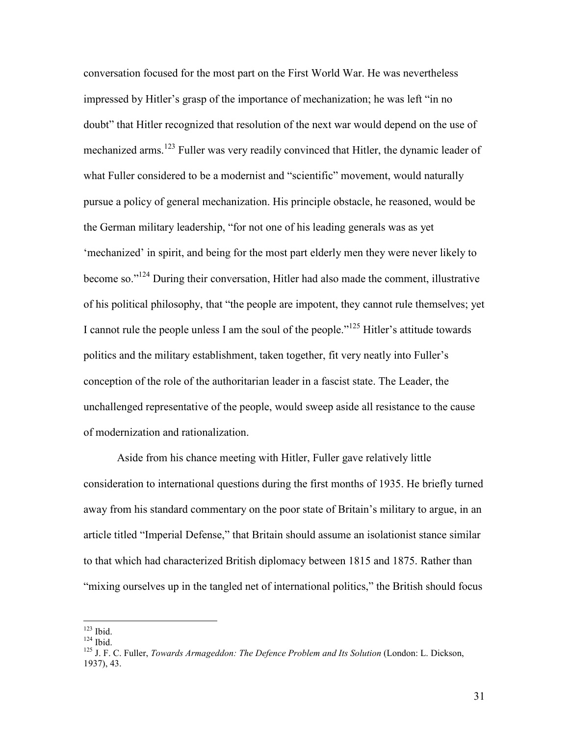conversation focused for the most part on the First World War. He was nevertheless impressed by Hitler's grasp of the importance of mechanization; he was left "in no doubt" that Hitler recognized that resolution of the next war would depend on the use of mechanized arms.[123] Fuller was very readily convinced that Hitler, the dynamic leader of what Fuller considered to be a modernist and "scientific" movement, would naturally pursue a policy of general mechanization. His principle obstacle, he reasoned, would be the German military leadership, "for not one of his leading generals was as yet 'mechanized' in spirit, and being for the most part elderly men they were never likely to become so."[124] During their conversation, Hitler had also made the comment, illustrative of his political philosophy, that "the people are impotent, they cannot rule themselves; yet I cannot rule the people unless I am the soul of the people."[125] Hitler's attitude towards politics and the military establishment, taken together, fit very neatly into Fuller's conception of the role of the authoritarian leader in a fascist state. The Leader, the unchallenged representative of the people, would sweep aside all resistance to the cause of modernization and rationalization.

Aside from his chance meeting with Hitler, Fuller gave relatively little consideration to international questions during the first months of 1935. He briefly turned away from his standard commentary on the poor state of Britain's military to argue, in an article titled "Imperial Defense," that Britain should assume an isolationist stance similar to that which had characterized British diplomacy between 1815 and 1875. Rather than "mixing ourselves up in the tangled net of international politics," the British should focus

---

[123] Ibid.

[124] Ibid.

[125] J. F. C. Fuller, *Towards Armageddon: The Defence Problem and Its Solution* (London: L. Dickson, 1937), 43.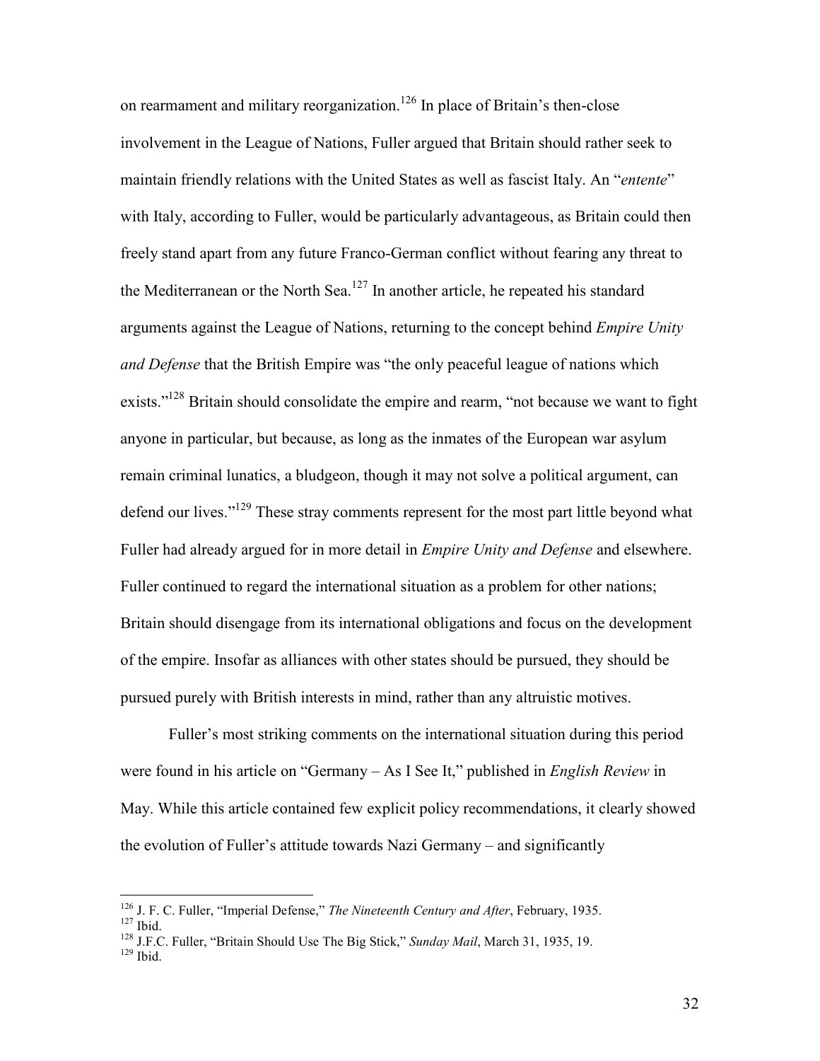on rearmament and military reorganization.[126] In place of Britain's then-close involvement in the League of Nations, Fuller argued that Britain should rather seek to maintain friendly relations with the United States as well as fascist Italy. An "*entente*" with Italy, according to Fuller, would be particularly advantageous, as Britain could then freely stand apart from any future Franco-German conflict without fearing any threat to the Mediterranean or the North Sea.[127] In another article, he repeated his standard arguments against the League of Nations, returning to the concept behind *Empire Unity and Defense* that the British Empire was "the only peaceful league of nations which exists."[128] Britain should consolidate the empire and rearm, "not because we want to fight anyone in particular, but because, as long as the inmates of the European war asylum remain criminal lunatics, a bludgeon, though it may not solve a political argument, can defend our lives."[129] These stray comments represent for the most part little beyond what Fuller had already argued for in more detail in *Empire Unity and Defense* and elsewhere. Fuller continued to regard the international situation as a problem for other nations; Britain should disengage from its international obligations and focus on the development of the empire. Insofar as alliances with other states should be pursued, they should be pursued purely with British interests in mind, rather than any altruistic motives.

Fuller's most striking comments on the international situation during this period were found in his article on "Germany – As I See It," published in *English Review* in May. While this article contained few explicit policy recommendations, it clearly showed the evolution of Fuller's attitude towards Nazi Germany – and significantly

---

[126] J. F. C. Fuller, "Imperial Defense," *The Nineteenth Century and After*, February, 1935.
[127] Ibid.
[128] J.F.C. Fuller, "Britain Should Use The Big Stick," *Sunday Mail*, March 31, 1935, 19.
[129] Ibid.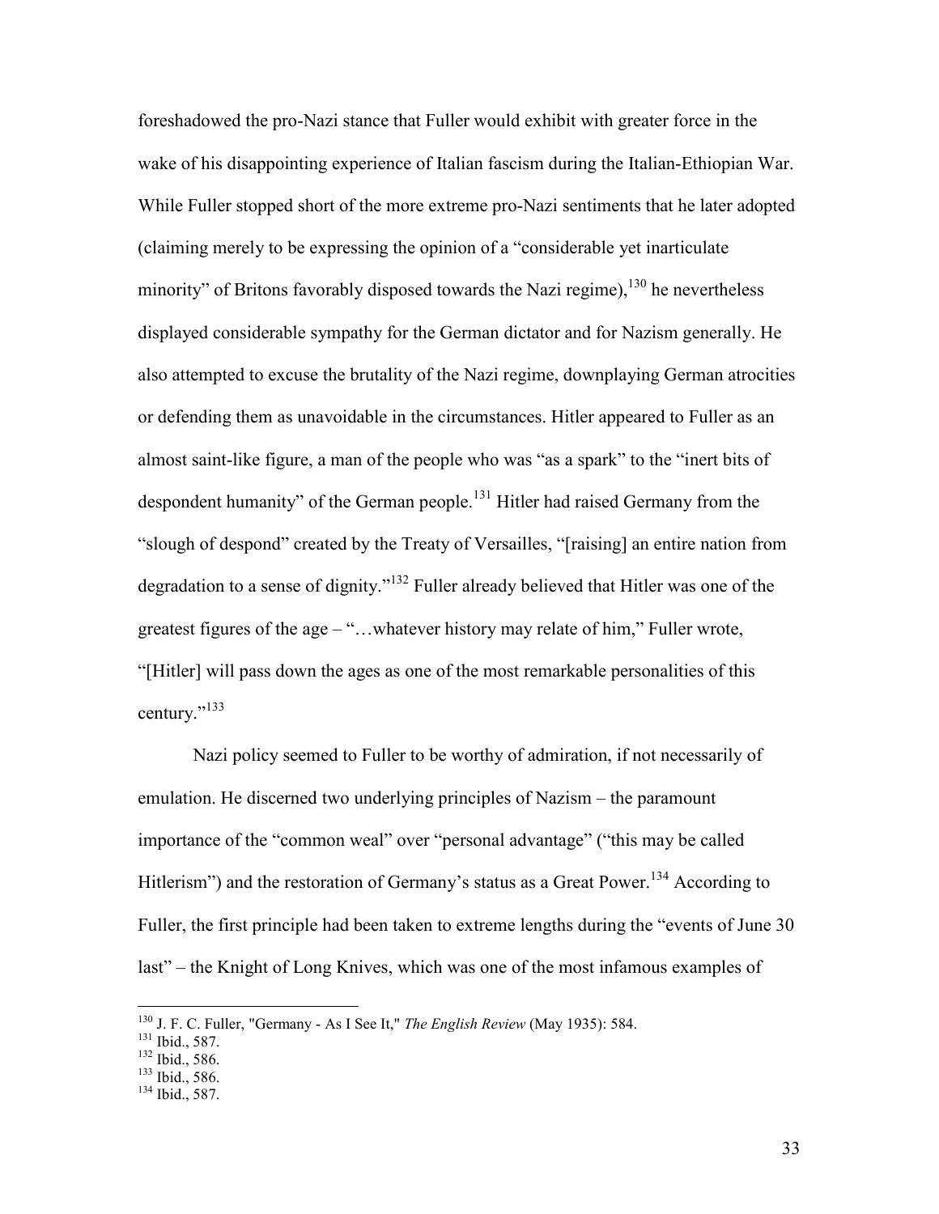foreshadowed the pro-Nazi stance that Fuller would exhibit with greater force in the wake of his disappointing experience of Italian fascism during the Italian-Ethiopian War. While Fuller stopped short of the more extreme pro-Nazi sentiments that he later adopted (claiming merely to be expressing the opinion of a "considerable yet inarticulate minority" of Britons favorably disposed towards the Nazi regime),[130] he nevertheless displayed considerable sympathy for the German dictator and for Nazism generally. He also attempted to excuse the brutality of the Nazi regime, downplaying German atrocities or defending them as unavoidable in the circumstances. Hitler appeared to Fuller as an almost saint-like figure, a man of the people who was "as a spark" to the "inert bits of despondent humanity" of the German people.[131] Hitler had raised Germany from the "slough of despond" created by the Treaty of Versailles, "[raising] an entire nation from degradation to a sense of dignity."[132] Fuller already believed that Hitler was one of the greatest figures of the age – "…whatever history may relate of him," Fuller wrote, "[Hitler] will pass down the ages as one of the most remarkable personalities of this century."[133]

Nazi policy seemed to Fuller to be worthy of admiration, if not necessarily of emulation. He discerned two underlying principles of Nazism – the paramount importance of the "common weal" over "personal advantage" ("this may be called Hitlerism") and the restoration of Germany's status as a Great Power.[134] According to Fuller, the first principle had been taken to extreme lengths during the "events of June 30 last" – the Knight of Long Knives, which was one of the most infamous examples of

---

[130] J. F. C. Fuller, "Germany - As I See It," *The English Review* (May 1935): 584.
[131] Ibid., 587.
[132] Ibid., 586.
[133] Ibid., 586.
[134] Ibid., 587.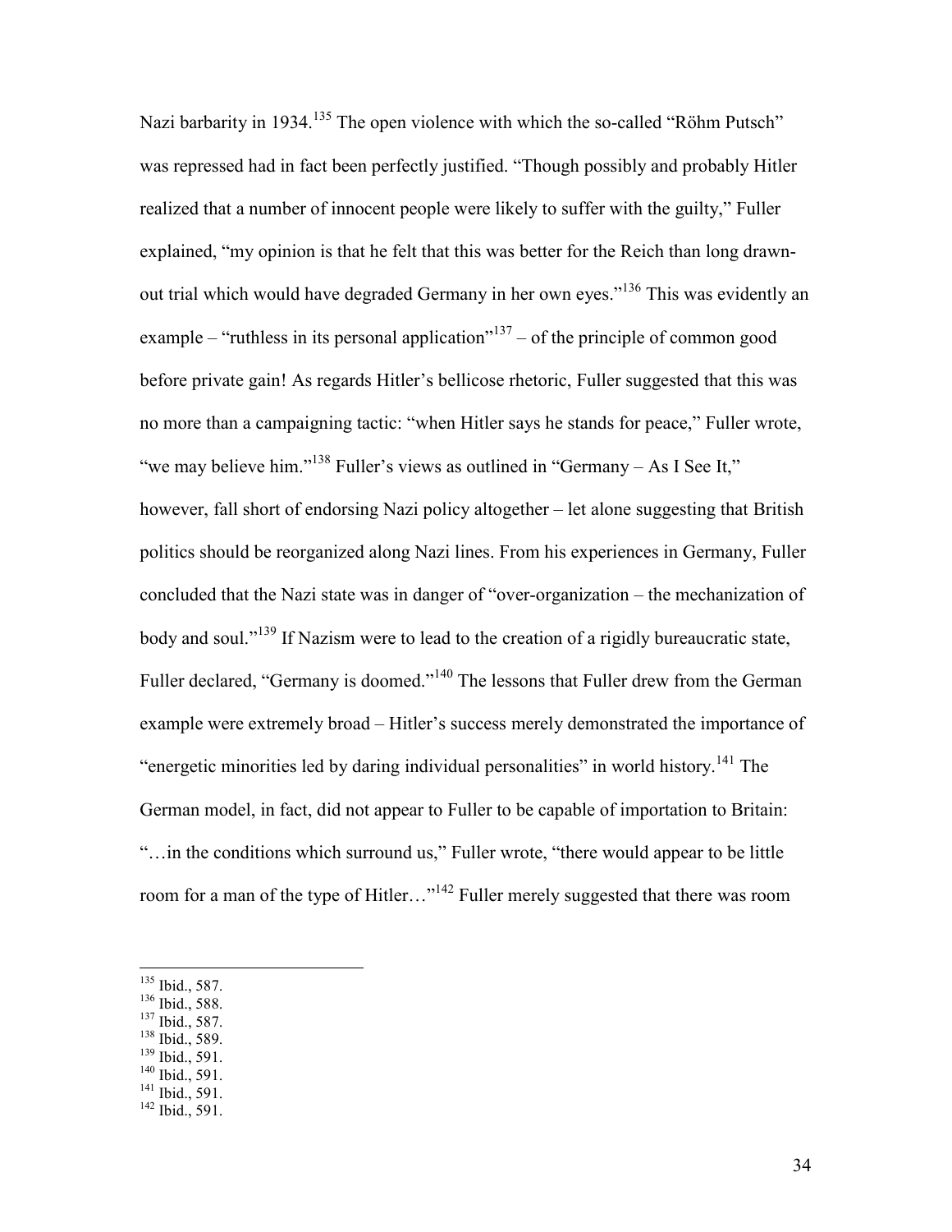Nazi barbarity in 1934.[135] The open violence with which the so-called "Röhm Putsch" was repressed had in fact been perfectly justified. "Though possibly and probably Hitler realized that a number of innocent people were likely to suffer with the guilty," Fuller explained, "my opinion is that he felt that this was better for the Reich than long drawn-out trial which would have degraded Germany in her own eyes."[136] This was evidently an example – "ruthless in its personal application"[137] – of the principle of common good before private gain! As regards Hitler's bellicose rhetoric, Fuller suggested that this was no more than a campaigning tactic: "when Hitler says he stands for peace," Fuller wrote, "we may believe him."[138] Fuller's views as outlined in "Germany – As I See It," however, fall short of endorsing Nazi policy altogether – let alone suggesting that British politics should be reorganized along Nazi lines. From his experiences in Germany, Fuller concluded that the Nazi state was in danger of "over-organization – the mechanization of body and soul."[139] If Nazism were to lead to the creation of a rigidly bureaucratic state, Fuller declared, "Germany is doomed."[140] The lessons that Fuller drew from the German example were extremely broad – Hitler's success merely demonstrated the importance of "energetic minorities led by daring individual personalities" in world history.[141] The German model, in fact, did not appear to Fuller to be capable of importation to Britain: "…in the conditions which surround us," Fuller wrote, "there would appear to be little room for a man of the type of Hitler…"[142] Fuller merely suggested that there was room

[135] Ibid., 587.
[136] Ibid., 588.
[137] Ibid., 587.
[138] Ibid., 589.
[139] Ibid., 591.
[140] Ibid., 591.
[141] Ibid., 591.
[142] Ibid., 591.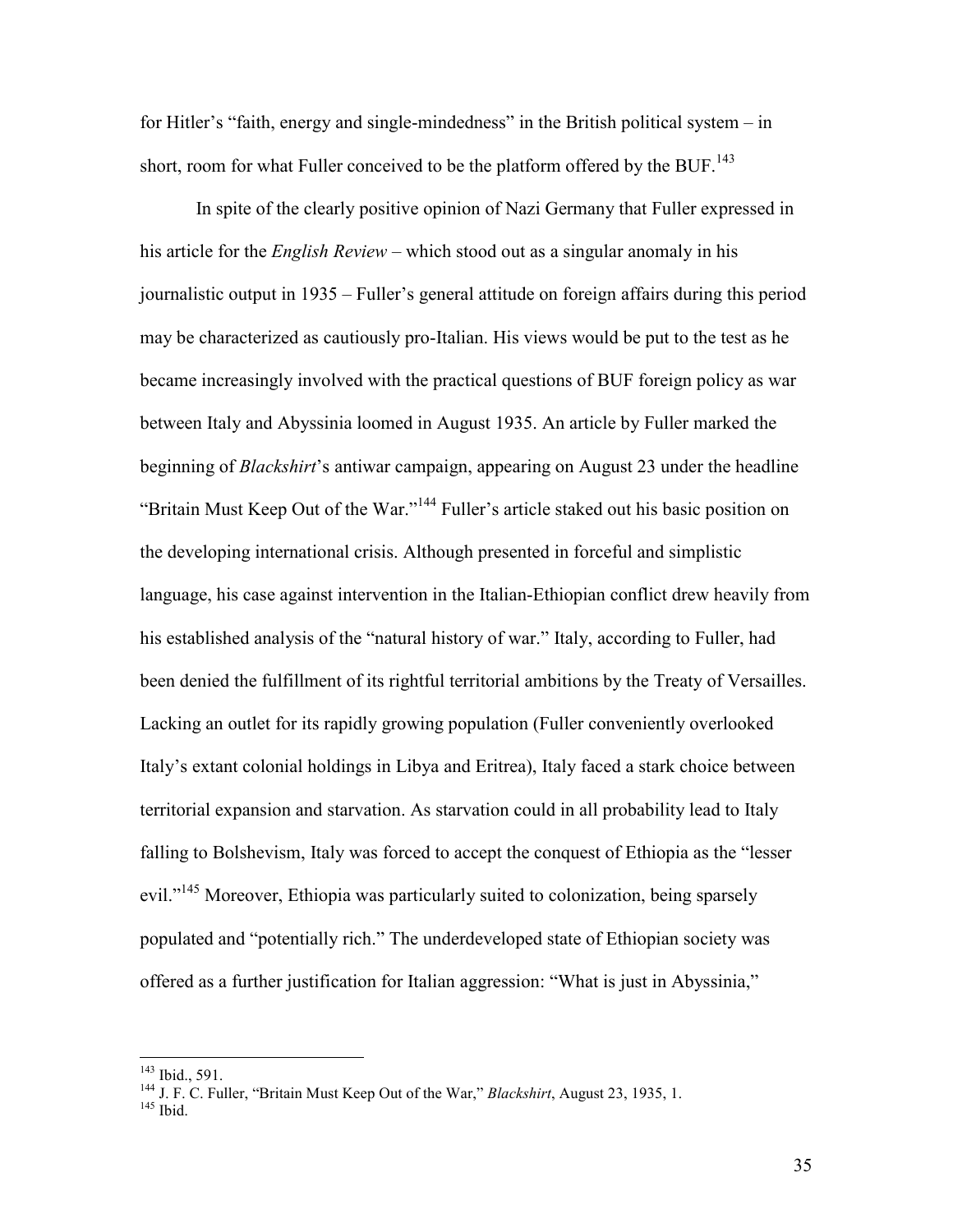for Hitler's "faith, energy and single-mindedness" in the British political system – in short, room for what Fuller conceived to be the platform offered by the BUF.[143]

In spite of the clearly positive opinion of Nazi Germany that Fuller expressed in his article for the *English Review* – which stood out as a singular anomaly in his journalistic output in 1935 – Fuller's general attitude on foreign affairs during this period may be characterized as cautiously pro-Italian. His views would be put to the test as he became increasingly involved with the practical questions of BUF foreign policy as war between Italy and Abyssinia loomed in August 1935. An article by Fuller marked the beginning of *Blackshirt*'s antiwar campaign, appearing on August 23 under the headline "Britain Must Keep Out of the War."[144] Fuller's article staked out his basic position on the developing international crisis. Although presented in forceful and simplistic language, his case against intervention in the Italian-Ethiopian conflict drew heavily from his established analysis of the "natural history of war." Italy, according to Fuller, had been denied the fulfillment of its rightful territorial ambitions by the Treaty of Versailles. Lacking an outlet for its rapidly growing population (Fuller conveniently overlooked Italy's extant colonial holdings in Libya and Eritrea), Italy faced a stark choice between territorial expansion and starvation. As starvation could in all probability lead to Italy falling to Bolshevism, Italy was forced to accept the conquest of Ethiopia as the "lesser evil."[145] Moreover, Ethiopia was particularly suited to colonization, being sparsely populated and "potentially rich." The underdeveloped state of Ethiopian society was offered as a further justification for Italian aggression: "What is just in Abyssinia,"

---

[143] Ibid., 591.

[144] J. F. C. Fuller, "Britain Must Keep Out of the War," *Blackshirt*, August 23, 1935, 1.

[145] Ibid.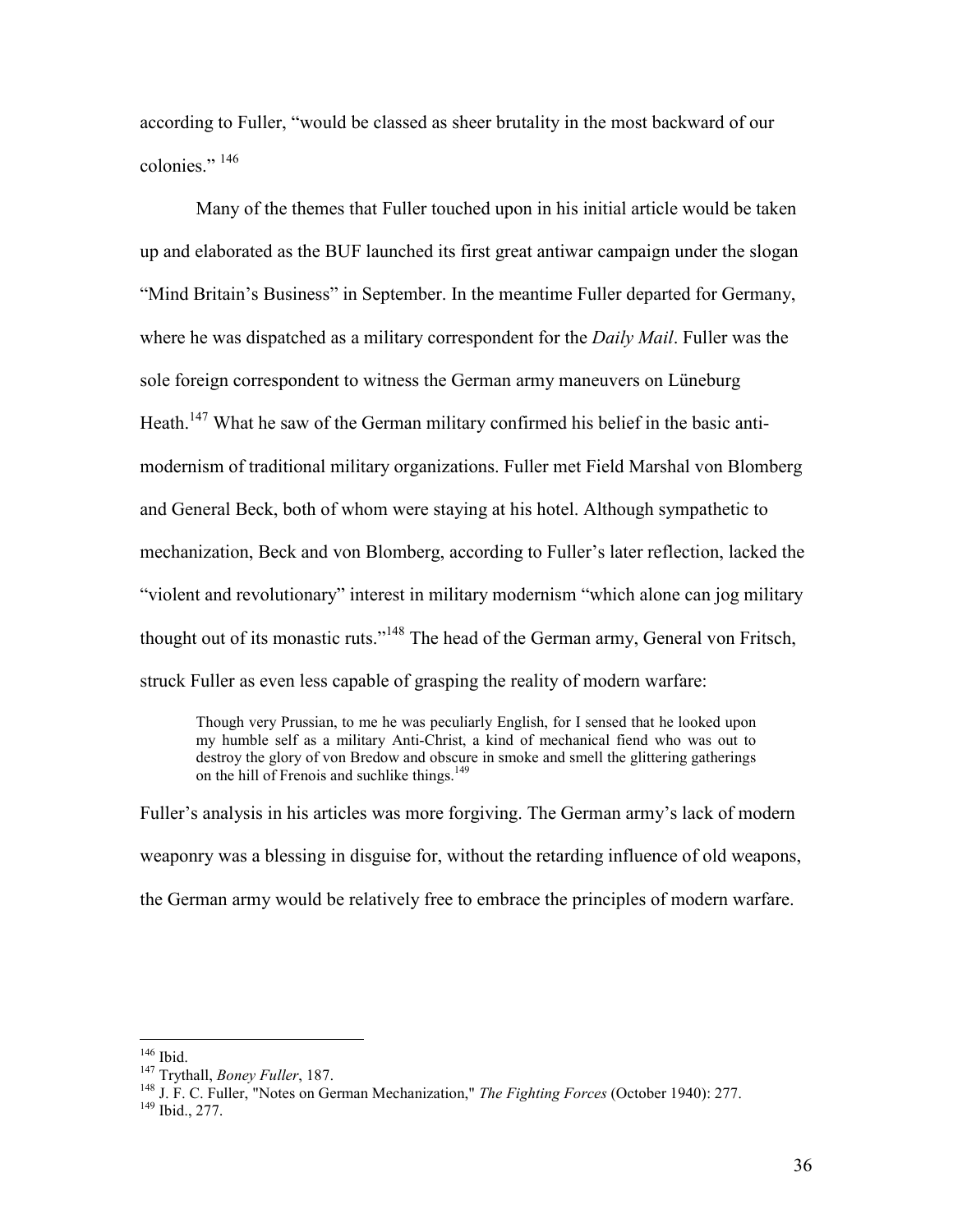according to Fuller, "would be classed as sheer brutality in the most backward of our colonies." [146]

Many of the themes that Fuller touched upon in his initial article would be taken up and elaborated as the BUF launched its first great antiwar campaign under the slogan "Mind Britain's Business" in September. In the meantime Fuller departed for Germany, where he was dispatched as a military correspondent for the *Daily Mail*. Fuller was the sole foreign correspondent to witness the German army maneuvers on Lüneburg Heath.[147] What he saw of the German military confirmed his belief in the basic anti-modernism of traditional military organizations. Fuller met Field Marshal von Blomberg and General Beck, both of whom were staying at his hotel. Although sympathetic to mechanization, Beck and von Blomberg, according to Fuller's later reflection, lacked the "violent and revolutionary" interest in military modernism "which alone can jog military thought out of its monastic ruts."[148] The head of the German army, General von Fritsch, struck Fuller as even less capable of grasping the reality of modern warfare:

> Though very Prussian, to me he was peculiarly English, for I sensed that he looked upon my humble self as a military Anti-Christ, a kind of mechanical fiend who was out to destroy the glory of von Bredow and obscure in smoke and smell the glittering gatherings on the hill of Frenois and suchlike things.[149]

Fuller's analysis in his articles was more forgiving. The German army's lack of modern weaponry was a blessing in disguise for, without the retarding influence of old weapons, the German army would be relatively free to embrace the principles of modern warfare.

---

[146] Ibid.

[147] Trythall, *Boney Fuller*, 187.

[148] J. F. C. Fuller, "Notes on German Mechanization," *The Fighting Forces* (October 1940): 277.

[149] Ibid., 277.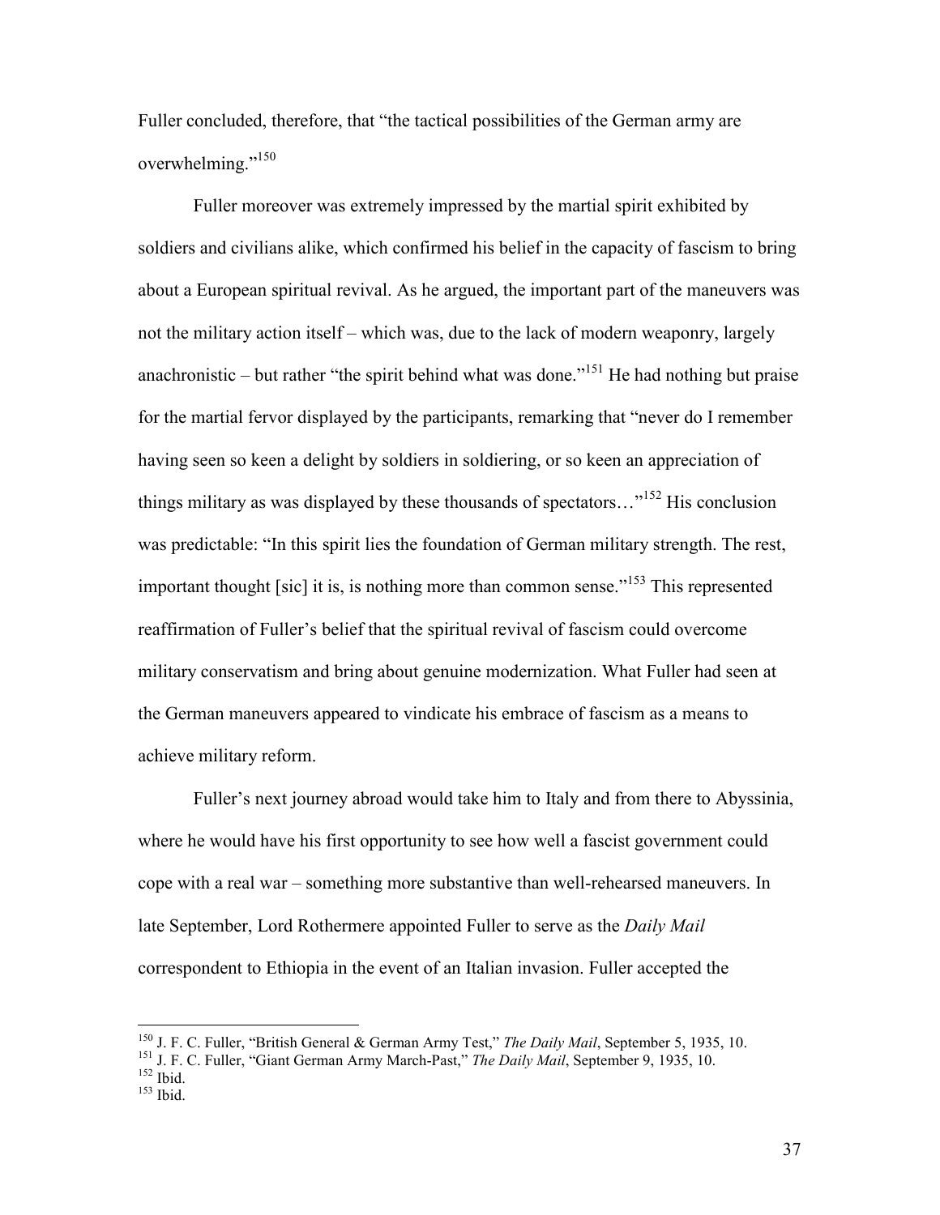Fuller concluded, therefore, that "the tactical possibilities of the German army are overwhelming."[150]

Fuller moreover was extremely impressed by the martial spirit exhibited by soldiers and civilians alike, which confirmed his belief in the capacity of fascism to bring about a European spiritual revival. As he argued, the important part of the maneuvers was not the military action itself – which was, due to the lack of modern weaponry, largely anachronistic – but rather "the spirit behind what was done."[151] He had nothing but praise for the martial fervor displayed by the participants, remarking that "never do I remember having seen so keen a delight by soldiers in soldiering, or so keen an appreciation of things military as was displayed by these thousands of spectators…"[152] His conclusion was predictable: "In this spirit lies the foundation of German military strength. The rest, important thought [sic] it is, is nothing more than common sense."[153] This represented reaffirmation of Fuller's belief that the spiritual revival of fascism could overcome military conservatism and bring about genuine modernization. What Fuller had seen at the German maneuvers appeared to vindicate his embrace of fascism as a means to achieve military reform.

Fuller's next journey abroad would take him to Italy and from there to Abyssinia, where he would have his first opportunity to see how well a fascist government could cope with a real war – something more substantive than well-rehearsed maneuvers. In late September, Lord Rothermere appointed Fuller to serve as the *Daily Mail* correspondent to Ethiopia in the event of an Italian invasion. Fuller accepted the

---

[150] J. F. C. Fuller, "British General & German Army Test," *The Daily Mail*, September 5, 1935, 10.
[151] J. F. C. Fuller, "Giant German Army March-Past," *The Daily Mail*, September 9, 1935, 10.
[152] Ibid.
[153] Ibid.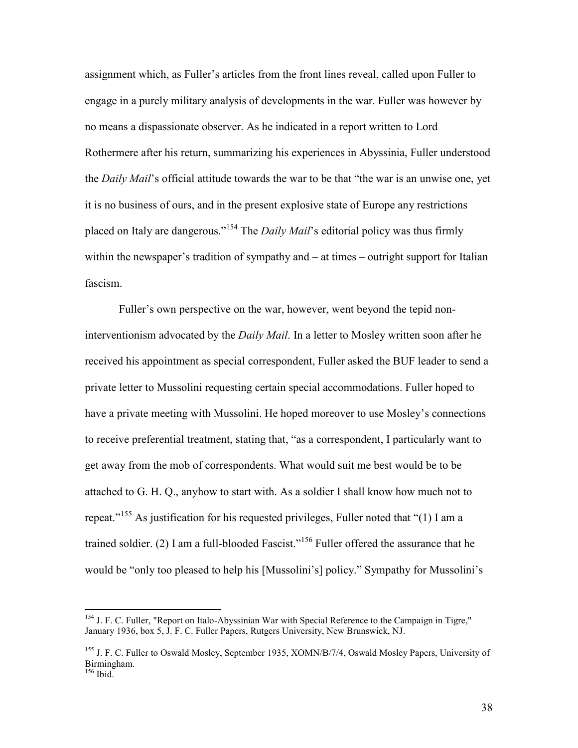assignment which, as Fuller's articles from the front lines reveal, called upon Fuller to engage in a purely military analysis of developments in the war. Fuller was however by no means a dispassionate observer. As he indicated in a report written to Lord Rothermere after his return, summarizing his experiences in Abyssinia, Fuller understood the *Daily Mail*'s official attitude towards the war to be that "the war is an unwise one, yet it is no business of ours, and in the present explosive state of Europe any restrictions placed on Italy are dangerous."[154] The *Daily Mail*'s editorial policy was thus firmly within the newspaper's tradition of sympathy and – at times – outright support for Italian fascism.

Fuller's own perspective on the war, however, went beyond the tepid non-interventionism advocated by the *Daily Mail*. In a letter to Mosley written soon after he received his appointment as special correspondent, Fuller asked the BUF leader to send a private letter to Mussolini requesting certain special accommodations. Fuller hoped to have a private meeting with Mussolini. He hoped moreover to use Mosley's connections to receive preferential treatment, stating that, "as a correspondent, I particularly want to get away from the mob of correspondents. What would suit me best would be to be attached to G. H. Q., anyhow to start with. As a soldier I shall know how much not to repeat."[155] As justification for his requested privileges, Fuller noted that "(1) I am a trained soldier. (2) I am a full-blooded Fascist."[156] Fuller offered the assurance that he would be "only too pleased to help his [Mussolini's] policy." Sympathy for Mussolini's

---

[154] J. F. C. Fuller, "Report on Italo-Abyssinian War with Special Reference to the Campaign in Tigre," January 1936, box 5, J. F. C. Fuller Papers, Rutgers University, New Brunswick, NJ.

[155] J. F. C. Fuller to Oswald Mosley, September 1935, XOMN/B/7/4, Oswald Mosley Papers, University of Birmingham.

[156] Ibid.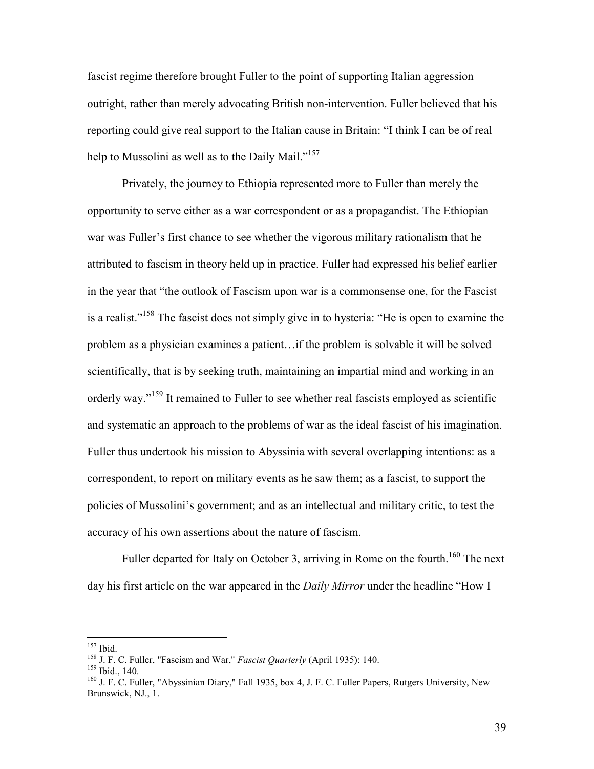fascist regime therefore brought Fuller to the point of supporting Italian aggression outright, rather than merely advocating British non-intervention. Fuller believed that his reporting could give real support to the Italian cause in Britain: "I think I can be of real help to Mussolini as well as to the Daily Mail."[157]

Privately, the journey to Ethiopia represented more to Fuller than merely the opportunity to serve either as a war correspondent or as a propagandist. The Ethiopian war was Fuller's first chance to see whether the vigorous military rationalism that he attributed to fascism in theory held up in practice. Fuller had expressed his belief earlier in the year that "the outlook of Fascism upon war is a commonsense one, for the Fascist is a realist."[158] The fascist does not simply give in to hysteria: "He is open to examine the problem as a physician examines a patient…if the problem is solvable it will be solved scientifically, that is by seeking truth, maintaining an impartial mind and working in an orderly way."[159] It remained to Fuller to see whether real fascists employed as scientific and systematic an approach to the problems of war as the ideal fascist of his imagination. Fuller thus undertook his mission to Abyssinia with several overlapping intentions: as a correspondent, to report on military events as he saw them; as a fascist, to support the policies of Mussolini's government; and as an intellectual and military critic, to test the accuracy of his own assertions about the nature of fascism.

Fuller departed for Italy on October 3, arriving in Rome on the fourth.[160] The next day his first article on the war appeared in the *Daily Mirror* under the headline "How I

---

[157] Ibid.

[158] J. F. C. Fuller, "Fascism and War," *Fascist Quarterly* (April 1935): 140.

[159] Ibid., 140.

[160] J. F. C. Fuller, "Abyssinian Diary," Fall 1935, box 4, J. F. C. Fuller Papers, Rutgers University, New Brunswick, NJ., 1.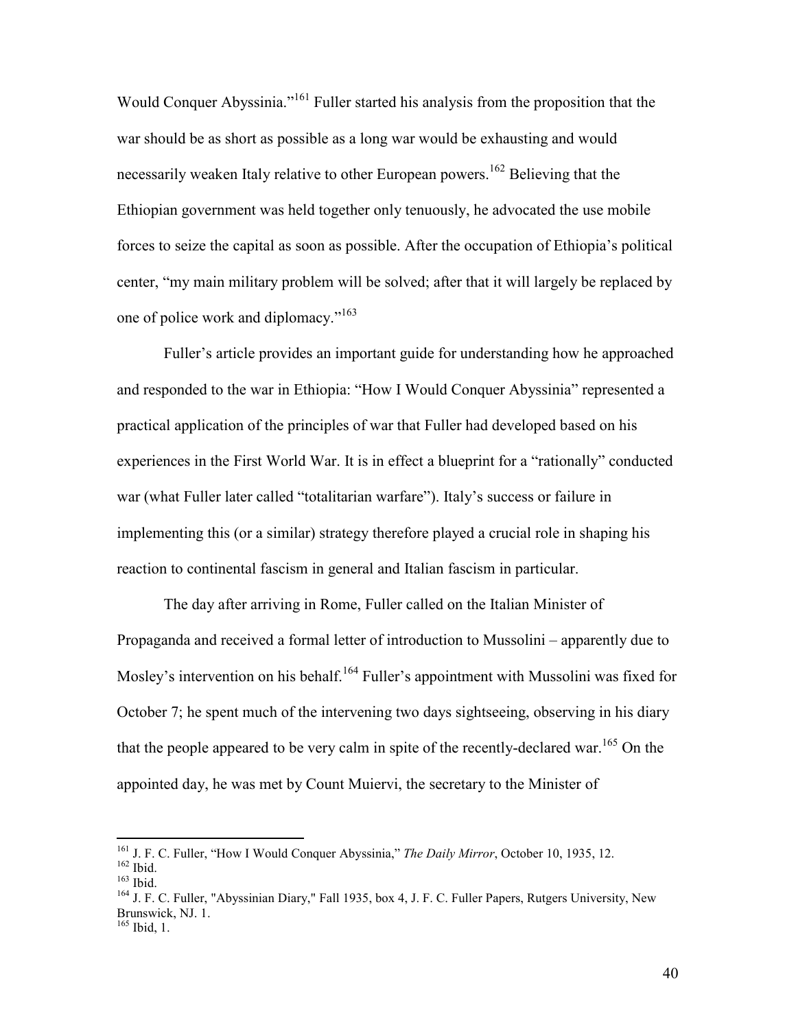Would Conquer Abyssinia."[161] Fuller started his analysis from the proposition that the war should be as short as possible as a long war would be exhausting and would necessarily weaken Italy relative to other European powers.[162] Believing that the Ethiopian government was held together only tenuously, he advocated the use mobile forces to seize the capital as soon as possible. After the occupation of Ethiopia's political center, "my main military problem will be solved; after that it will largely be replaced by one of police work and diplomacy."[163]

Fuller's article provides an important guide for understanding how he approached and responded to the war in Ethiopia: "How I Would Conquer Abyssinia" represented a practical application of the principles of war that Fuller had developed based on his experiences in the First World War. It is in effect a blueprint for a "rationally" conducted war (what Fuller later called "totalitarian warfare"). Italy's success or failure in implementing this (or a similar) strategy therefore played a crucial role in shaping his reaction to continental fascism in general and Italian fascism in particular.

The day after arriving in Rome, Fuller called on the Italian Minister of Propaganda and received a formal letter of introduction to Mussolini – apparently due to Mosley's intervention on his behalf.[164] Fuller's appointment with Mussolini was fixed for October 7; he spent much of the intervening two days sightseeing, observing in his diary that the people appeared to be very calm in spite of the recently-declared war.[165] On the appointed day, he was met by Count Muiervi, the secretary to the Minister of

---

[161] J. F. C. Fuller, "How I Would Conquer Abyssinia," *The Daily Mirror*, October 10, 1935, 12.
[162] Ibid.
[163] Ibid.
[164] J. F. C. Fuller, "Abyssinian Diary," Fall 1935, box 4, J. F. C. Fuller Papers, Rutgers University, New Brunswick, NJ. 1.
[165] Ibid, 1.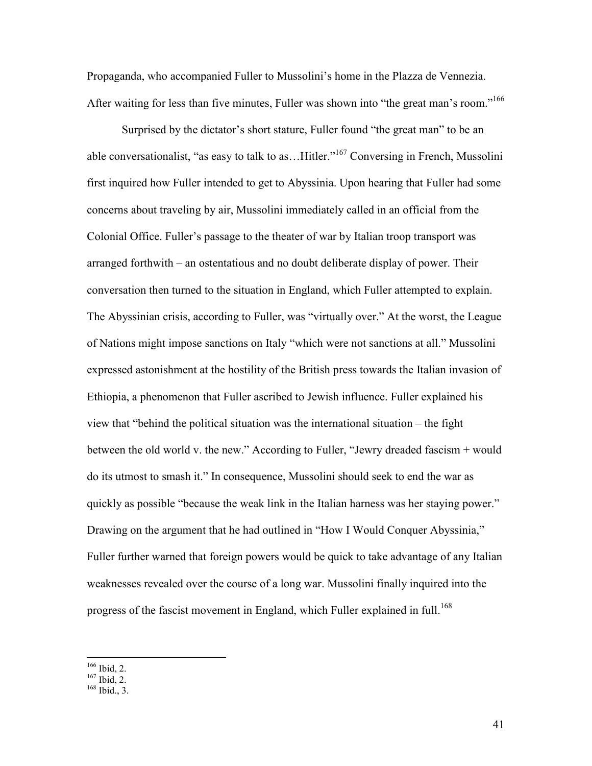Propaganda, who accompanied Fuller to Mussolini's home in the Plazza de Vennezia. After waiting for less than five minutes, Fuller was shown into "the great man's room."[166]

Surprised by the dictator's short stature, Fuller found "the great man" to be an able conversationalist, "as easy to talk to as…Hitler."[167] Conversing in French, Mussolini first inquired how Fuller intended to get to Abyssinia. Upon hearing that Fuller had some concerns about traveling by air, Mussolini immediately called in an official from the Colonial Office. Fuller's passage to the theater of war by Italian troop transport was arranged forthwith – an ostentatious and no doubt deliberate display of power. Their conversation then turned to the situation in England, which Fuller attempted to explain. The Abyssinian crisis, according to Fuller, was "virtually over." At the worst, the League of Nations might impose sanctions on Italy "which were not sanctions at all." Mussolini expressed astonishment at the hostility of the British press towards the Italian invasion of Ethiopia, a phenomenon that Fuller ascribed to Jewish influence. Fuller explained his view that "behind the political situation was the international situation – the fight between the old world v. the new." According to Fuller, "Jewry dreaded fascism + would do its utmost to smash it." In consequence, Mussolini should seek to end the war as quickly as possible "because the weak link in the Italian harness was her staying power." Drawing on the argument that he had outlined in "How I Would Conquer Abyssinia," Fuller further warned that foreign powers would be quick to take advantage of any Italian weaknesses revealed over the course of a long war. Mussolini finally inquired into the progress of the fascist movement in England, which Fuller explained in full.[168]

---

[166] Ibid, 2.

[167] Ibid, 2.

[168] Ibid., 3.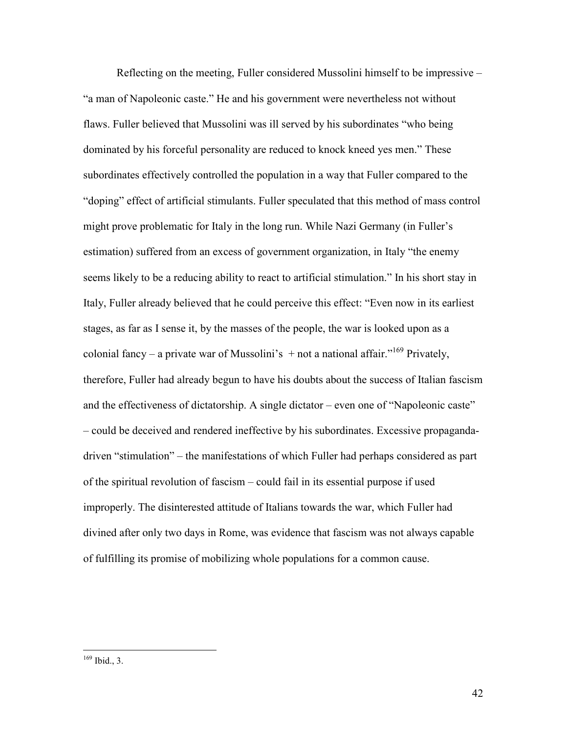Reflecting on the meeting, Fuller considered Mussolini himself to be impressive – "a man of Napoleonic caste." He and his government were nevertheless not without flaws. Fuller believed that Mussolini was ill served by his subordinates "who being dominated by his forceful personality are reduced to knock kneed yes men." These subordinates effectively controlled the population in a way that Fuller compared to the "doping" effect of artificial stimulants. Fuller speculated that this method of mass control might prove problematic for Italy in the long run. While Nazi Germany (in Fuller's estimation) suffered from an excess of government organization, in Italy "the enemy seems likely to be a reducing ability to react to artificial stimulation." In his short stay in Italy, Fuller already believed that he could perceive this effect: "Even now in its earliest stages, as far as I sense it, by the masses of the people, the war is looked upon as a colonial fancy – a private war of Mussolini's + not a national affair."[169] Privately, therefore, Fuller had already begun to have his doubts about the success of Italian fascism and the effectiveness of dictatorship. A single dictator – even one of "Napoleonic caste" – could be deceived and rendered ineffective by his subordinates. Excessive propaganda-driven "stimulation" – the manifestations of which Fuller had perhaps considered as part of the spiritual revolution of fascism – could fail in its essential purpose if used improperly. The disinterested attitude of Italians towards the war, which Fuller had divined after only two days in Rome, was evidence that fascism was not always capable of fulfilling its promise of mobilizing whole populations for a common cause.

---

[169] Ibid., 3.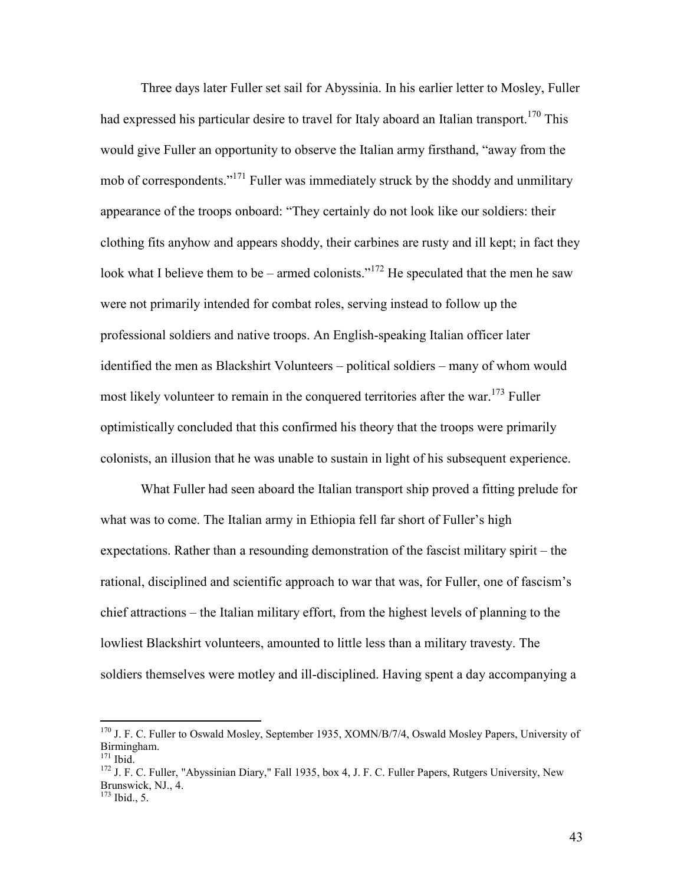Three days later Fuller set sail for Abyssinia. In his earlier letter to Mosley, Fuller had expressed his particular desire to travel for Italy aboard an Italian transport.[170] This would give Fuller an opportunity to observe the Italian army firsthand, "away from the mob of correspondents."[171] Fuller was immediately struck by the shoddy and unmilitary appearance of the troops onboard: "They certainly do not look like our soldiers: their clothing fits anyhow and appears shoddy, their carbines are rusty and ill kept; in fact they look what I believe them to be – armed colonists."[172] He speculated that the men he saw were not primarily intended for combat roles, serving instead to follow up the professional soldiers and native troops. An English-speaking Italian officer later identified the men as Blackshirt Volunteers – political soldiers – many of whom would most likely volunteer to remain in the conquered territories after the war.[173] Fuller optimistically concluded that this confirmed his theory that the troops were primarily colonists, an illusion that he was unable to sustain in light of his subsequent experience.

What Fuller had seen aboard the Italian transport ship proved a fitting prelude for what was to come. The Italian army in Ethiopia fell far short of Fuller's high expectations. Rather than a resounding demonstration of the fascist military spirit – the rational, disciplined and scientific approach to war that was, for Fuller, one of fascism's chief attractions – the Italian military effort, from the highest levels of planning to the lowliest Blackshirt volunteers, amounted to little less than a military travesty. The soldiers themselves were motley and ill-disciplined. Having spent a day accompanying a

---

[170] J. F. C. Fuller to Oswald Mosley, September 1935, XOMN/B/7/4, Oswald Mosley Papers, University of Birmingham.

[171] Ibid.

[172] J. F. C. Fuller, "Abyssinian Diary," Fall 1935, box 4, J. F. C. Fuller Papers, Rutgers University, New Brunswick, NJ., 4.

[173] Ibid., 5.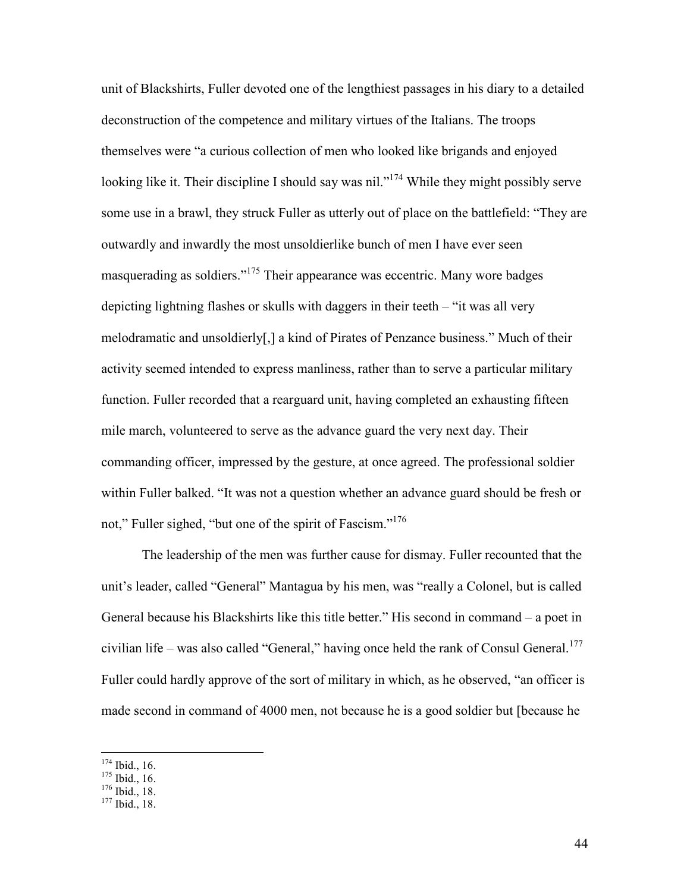unit of Blackshirts, Fuller devoted one of the lengthiest passages in his diary to a detailed deconstruction of the competence and military virtues of the Italians. The troops themselves were "a curious collection of men who looked like brigands and enjoyed looking like it. Their discipline I should say was nil."[174] While they might possibly serve some use in a brawl, they struck Fuller as utterly out of place on the battlefield: "They are outwardly and inwardly the most unsoldierlike bunch of men I have ever seen masquerading as soldiers."[175] Their appearance was eccentric. Many wore badges depicting lightning flashes or skulls with daggers in their teeth – "it was all very melodramatic and unsoldierly[,] a kind of Pirates of Penzance business." Much of their activity seemed intended to express manliness, rather than to serve a particular military function. Fuller recorded that a rearguard unit, having completed an exhausting fifteen mile march, volunteered to serve as the advance guard the very next day. Their commanding officer, impressed by the gesture, at once agreed. The professional soldier within Fuller balked. "It was not a question whether an advance guard should be fresh or not," Fuller sighed, "but one of the spirit of Fascism."[176]

The leadership of the men was further cause for dismay. Fuller recounted that the unit's leader, called "General" Mantagua by his men, was "really a Colonel, but is called General because his Blackshirts like this title better." His second in command – a poet in civilian life – was also called "General," having once held the rank of Consul General.[177] Fuller could hardly approve of the sort of military in which, as he observed, "an officer is made second in command of 4000 men, not because he is a good soldier but [because he

---

[174] Ibid., 16.
[175] Ibid., 16.
[176] Ibid., 18.
[177] Ibid., 18.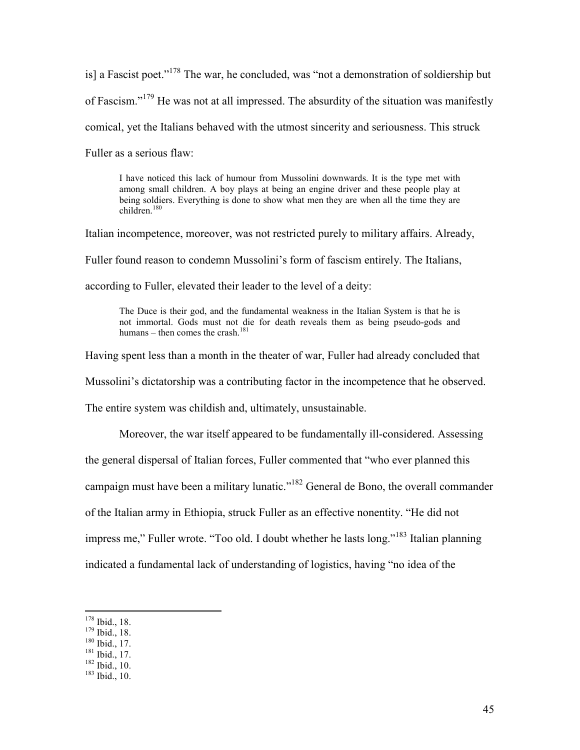is] a Fascist poet."[178] The war, he concluded, was "not a demonstration of soldiership but of Fascism."[179] He was not at all impressed. The absurdity of the situation was manifestly comical, yet the Italians behaved with the utmost sincerity and seriousness. This struck Fuller as a serious flaw:

> I have noticed this lack of humour from Mussolini downwards. It is the type met with among small children. A boy plays at being an engine driver and these people play at being soldiers. Everything is done to show what men they are when all the time they are children.[180]

Italian incompetence, moreover, was not restricted purely to military affairs. Already, Fuller found reason to condemn Mussolini's form of fascism entirely. The Italians, according to Fuller, elevated their leader to the level of a deity:

> The Duce is their god, and the fundamental weakness in the Italian System is that he is not immortal. Gods must not die for death reveals them as being pseudo-gods and humans – then comes the crash.[181]

Having spent less than a month in the theater of war, Fuller had already concluded that Mussolini's dictatorship was a contributing factor in the incompetence that he observed. The entire system was childish and, ultimately, unsustainable.

Moreover, the war itself appeared to be fundamentally ill-considered. Assessing the general dispersal of Italian forces, Fuller commented that "who ever planned this campaign must have been a military lunatic."[182] General de Bono, the overall commander of the Italian army in Ethiopia, struck Fuller as an effective nonentity. "He did not impress me," Fuller wrote. "Too old. I doubt whether he lasts long."[183] Italian planning indicated a fundamental lack of understanding of logistics, having "no idea of the

---

[178] Ibid., 18.
[179] Ibid., 18.
[180] Ibid., 17.
[181] Ibid., 17.
[182] Ibid., 10.
[183] Ibid., 10.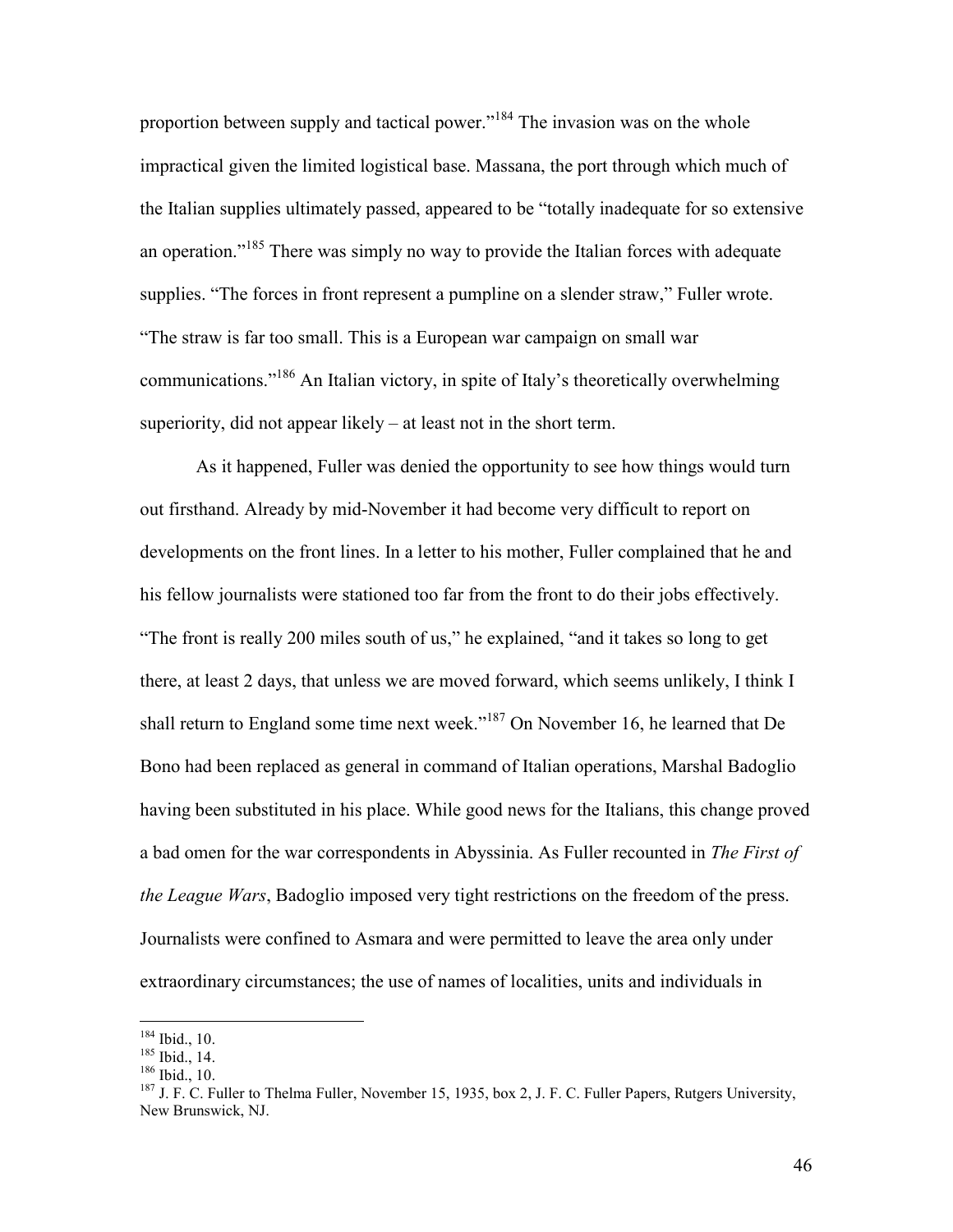proportion between supply and tactical power."[184] The invasion was on the whole impractical given the limited logistical base. Massana, the port through which much of the Italian supplies ultimately passed, appeared to be "totally inadequate for so extensive an operation."[185] There was simply no way to provide the Italian forces with adequate supplies. "The forces in front represent a pumpline on a slender straw," Fuller wrote. "The straw is far too small. This is a European war campaign on small war communications."[186] An Italian victory, in spite of Italy's theoretically overwhelming superiority, did not appear likely – at least not in the short term.

As it happened, Fuller was denied the opportunity to see how things would turn out firsthand. Already by mid-November it had become very difficult to report on developments on the front lines. In a letter to his mother, Fuller complained that he and his fellow journalists were stationed too far from the front to do their jobs effectively. "The front is really 200 miles south of us," he explained, "and it takes so long to get there, at least 2 days, that unless we are moved forward, which seems unlikely, I think I shall return to England some time next week."[187] On November 16, he learned that De Bono had been replaced as general in command of Italian operations, Marshal Badoglio having been substituted in his place. While good news for the Italians, this change proved a bad omen for the war correspondents in Abyssinia. As Fuller recounted in *The First of the League Wars*, Badoglio imposed very tight restrictions on the freedom of the press. Journalists were confined to Asmara and were permitted to leave the area only under extraordinary circumstances; the use of names of localities, units and individuals in

[184] Ibid., 10.
[185] Ibid., 14.
[186] Ibid., 10.
[187] J. F. C. Fuller to Thelma Fuller, November 15, 1935, box 2, J. F. C. Fuller Papers, Rutgers University, New Brunswick, NJ.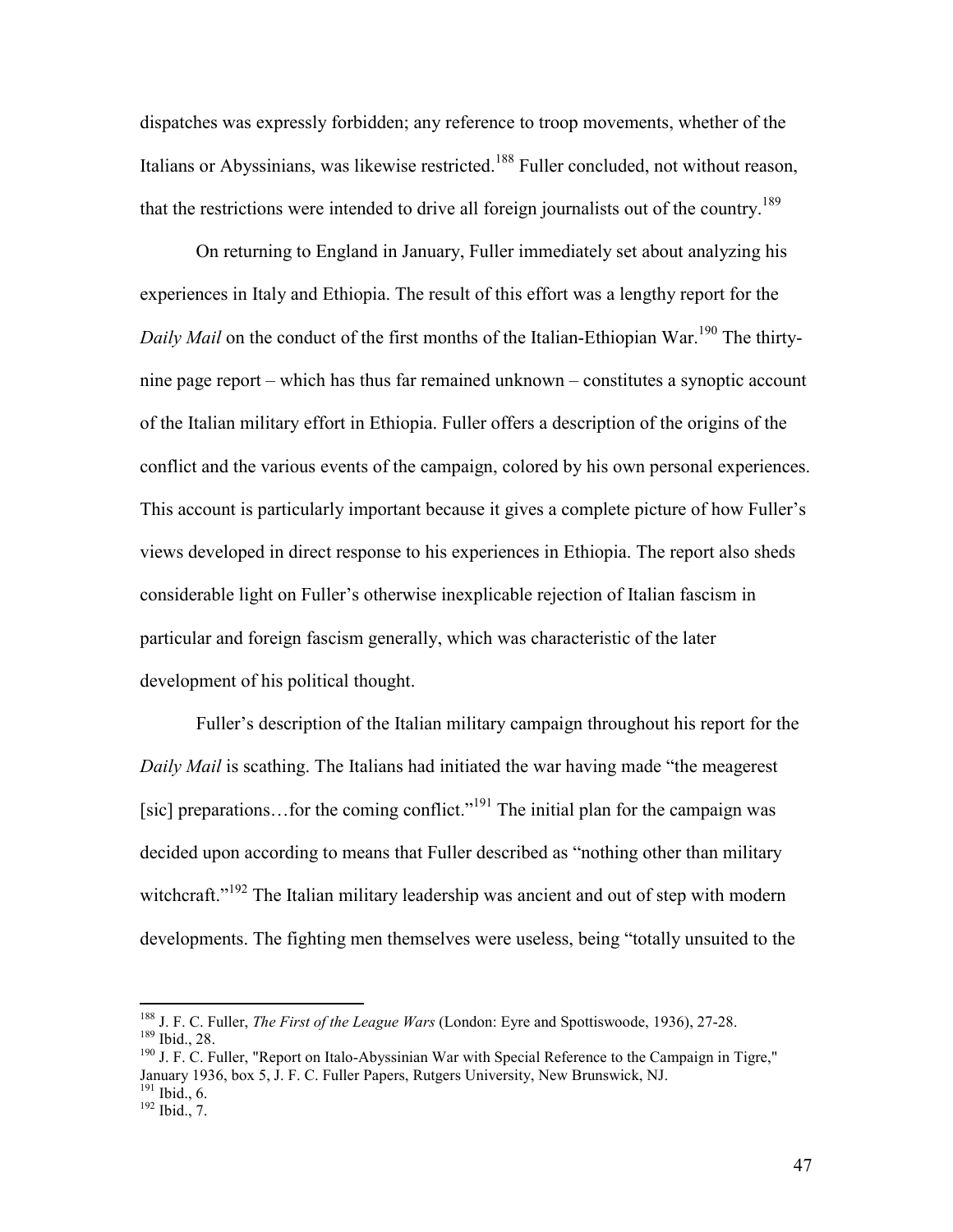dispatches was expressly forbidden; any reference to troop movements, whether of the Italians or Abyssinians, was likewise restricted.[188] Fuller concluded, not without reason, that the restrictions were intended to drive all foreign journalists out of the country.[189]

On returning to England in January, Fuller immediately set about analyzing his experiences in Italy and Ethiopia. The result of this effort was a lengthy report for the *Daily Mail* on the conduct of the first months of the Italian-Ethiopian War.[190] The thirty-nine page report – which has thus far remained unknown – constitutes a synoptic account of the Italian military effort in Ethiopia. Fuller offers a description of the origins of the conflict and the various events of the campaign, colored by his own personal experiences. This account is particularly important because it gives a complete picture of how Fuller's views developed in direct response to his experiences in Ethiopia. The report also sheds considerable light on Fuller's otherwise inexplicable rejection of Italian fascism in particular and foreign fascism generally, which was characteristic of the later development of his political thought.

Fuller's description of the Italian military campaign throughout his report for the *Daily Mail* is scathing. The Italians had initiated the war having made "the meagerest [sic] preparations…for the coming conflict."[191] The initial plan for the campaign was decided upon according to means that Fuller described as "nothing other than military witchcraft."[192] The Italian military leadership was ancient and out of step with modern developments. The fighting men themselves were useless, being "totally unsuited to the

---

[188] J. F. C. Fuller, *The First of the League Wars* (London: Eyre and Spottiswoode, 1936), 27-28.
[189] Ibid., 28.
[190] J. F. C. Fuller, "Report on Italo-Abyssinian War with Special Reference to the Campaign in Tigre," January 1936, box 5, J. F. C. Fuller Papers, Rutgers University, New Brunswick, NJ.
[191] Ibid., 6.
[192] Ibid., 7.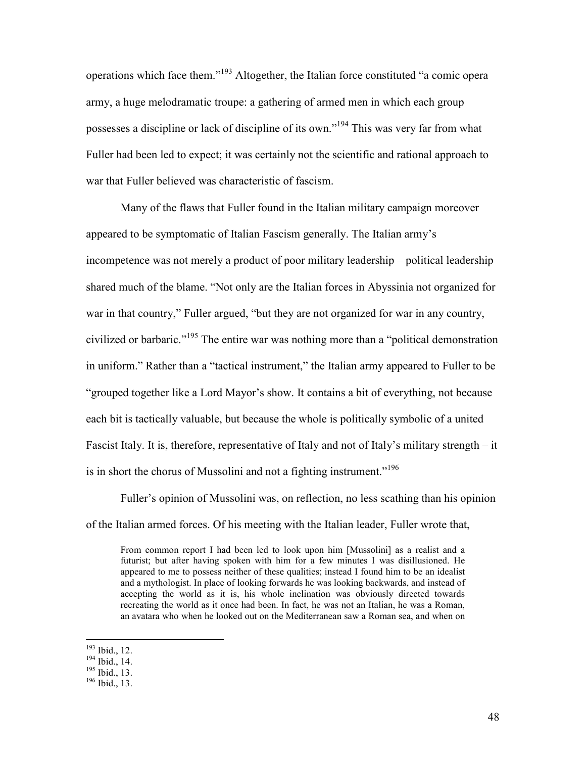operations which face them."[193] Altogether, the Italian force constituted "a comic opera army, a huge melodramatic troupe: a gathering of armed men in which each group possesses a discipline or lack of discipline of its own."[194] This was very far from what Fuller had been led to expect; it was certainly not the scientific and rational approach to war that Fuller believed was characteristic of fascism.

Many of the flaws that Fuller found in the Italian military campaign moreover appeared to be symptomatic of Italian Fascism generally. The Italian army's incompetence was not merely a product of poor military leadership – political leadership shared much of the blame. "Not only are the Italian forces in Abyssinia not organized for war in that country," Fuller argued, "but they are not organized for war in any country, civilized or barbaric."[195] The entire war was nothing more than a "political demonstration in uniform." Rather than a "tactical instrument," the Italian army appeared to Fuller to be "grouped together like a Lord Mayor's show. It contains a bit of everything, not because each bit is tactically valuable, but because the whole is politically symbolic of a united Fascist Italy. It is, therefore, representative of Italy and not of Italy's military strength – it is in short the chorus of Mussolini and not a fighting instrument."[196]

Fuller's opinion of Mussolini was, on reflection, no less scathing than his opinion of the Italian armed forces. Of his meeting with the Italian leader, Fuller wrote that,

> From common report I had been led to look upon him [Mussolini] as a realist and a futurist; but after having spoken with him for a few minutes I was disillusioned. He appeared to me to possess neither of these qualities; instead I found him to be an idealist and a mythologist. In place of looking forwards he was looking backwards, and instead of accepting the world as it is, his whole inclination was obviously directed towards recreating the world as it once had been. In fact, he was not an Italian, he was a Roman, an avatara who when he looked out on the Mediterranean saw a Roman sea, and when on

---

[193] Ibid., 12.
[194] Ibid., 14.
[195] Ibid., 13.
[196] Ibid., 13.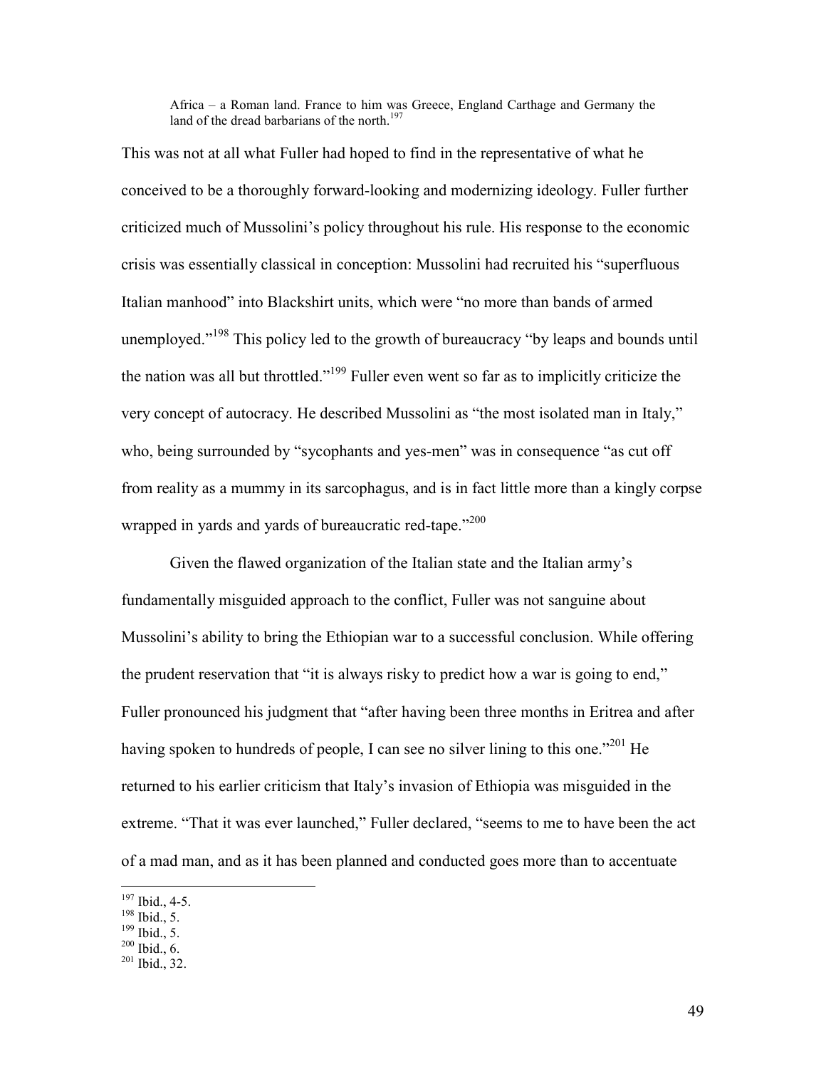> Africa – a Roman land. France to him was Greece, England Carthage and Germany the land of the dread barbarians of the north.[197]

This was not at all what Fuller had hoped to find in the representative of what he conceived to be a thoroughly forward-looking and modernizing ideology. Fuller further criticized much of Mussolini's policy throughout his rule. His response to the economic crisis was essentially classical in conception: Mussolini had recruited his "superfluous Italian manhood" into Blackshirt units, which were "no more than bands of armed unemployed."[198] This policy led to the growth of bureaucracy "by leaps and bounds until the nation was all but throttled."[199] Fuller even went so far as to implicitly criticize the very concept of autocracy. He described Mussolini as "the most isolated man in Italy," who, being surrounded by "sycophants and yes-men" was in consequence "as cut off from reality as a mummy in its sarcophagus, and is in fact little more than a kingly corpse wrapped in yards and yards of bureaucratic red-tape."[200]

Given the flawed organization of the Italian state and the Italian army's fundamentally misguided approach to the conflict, Fuller was not sanguine about Mussolini's ability to bring the Ethiopian war to a successful conclusion. While offering the prudent reservation that "it is always risky to predict how a war is going to end," Fuller pronounced his judgment that "after having been three months in Eritrea and after having spoken to hundreds of people, I can see no silver lining to this one."[201] He returned to his earlier criticism that Italy's invasion of Ethiopia was misguided in the extreme. "That it was ever launched," Fuller declared, "seems to me to have been the act of a mad man, and as it has been planned and conducted goes more than to accentuate

---

[197] Ibid., 4-5.
[198] Ibid., 5.
[199] Ibid., 5.
[200] Ibid., 6.
[201] Ibid., 32.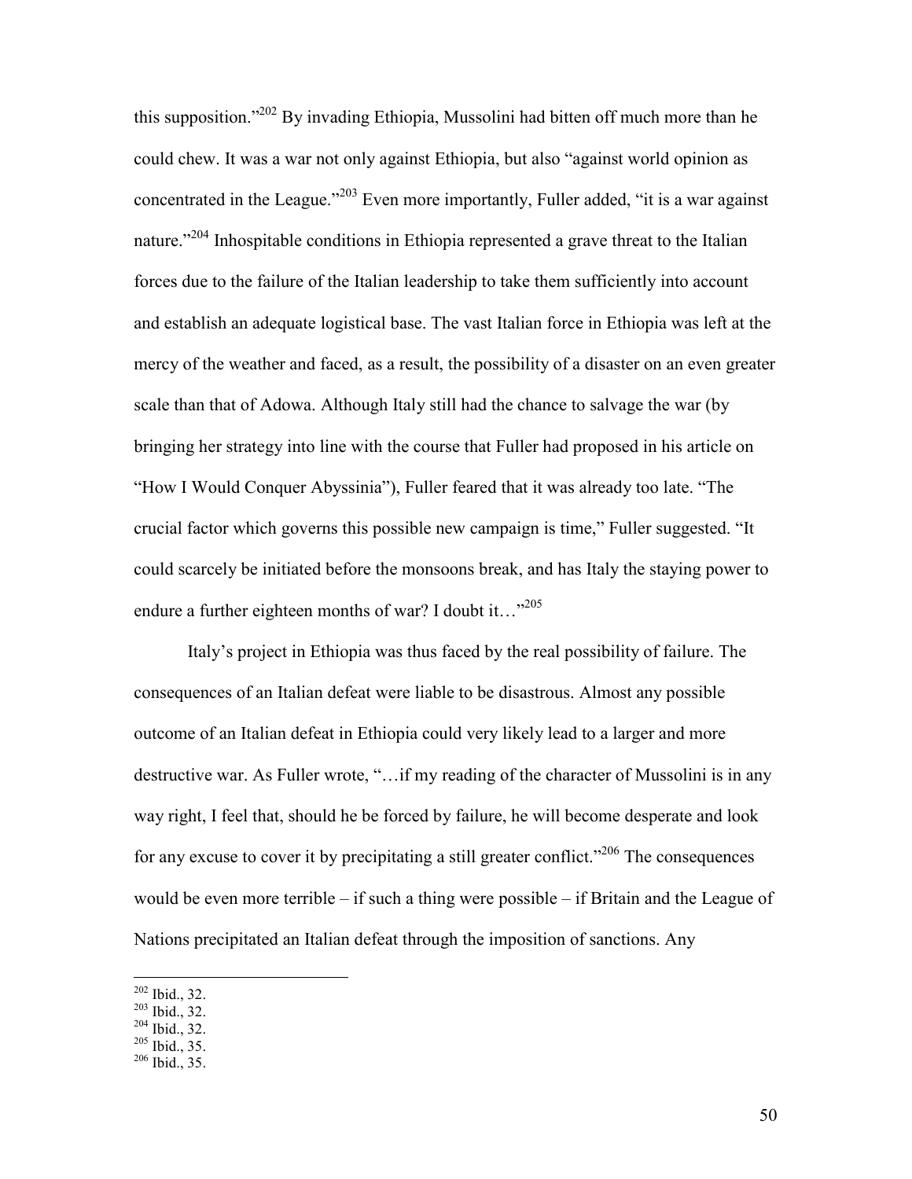this supposition."[202] By invading Ethiopia, Mussolini had bitten off much more than he could chew. It was a war not only against Ethiopia, but also "against world opinion as concentrated in the League."[203] Even more importantly, Fuller added, "it is a war against nature."[204] Inhospitable conditions in Ethiopia represented a grave threat to the Italian forces due to the failure of the Italian leadership to take them sufficiently into account and establish an adequate logistical base. The vast Italian force in Ethiopia was left at the mercy of the weather and faced, as a result, the possibility of a disaster on an even greater scale than that of Adowa. Although Italy still had the chance to salvage the war (by bringing her strategy into line with the course that Fuller had proposed in his article on "How I Would Conquer Abyssinia"), Fuller feared that it was already too late. "The crucial factor which governs this possible new campaign is time," Fuller suggested. "It could scarcely be initiated before the monsoons break, and has Italy the staying power to endure a further eighteen months of war? I doubt it…"[205]

Italy's project in Ethiopia was thus faced by the real possibility of failure. The consequences of an Italian defeat were liable to be disastrous. Almost any possible outcome of an Italian defeat in Ethiopia could very likely lead to a larger and more destructive war. As Fuller wrote, "…if my reading of the character of Mussolini is in any way right, I feel that, should he be forced by failure, he will become desperate and look for any excuse to cover it by precipitating a still greater conflict."[206] The consequences would be even more terrible – if such a thing were possible – if Britain and the League of Nations precipitated an Italian defeat through the imposition of sanctions. Any

[202] Ibid., 32.
[203] Ibid., 32.
[204] Ibid., 32.
[205] Ibid., 35.
[206] Ibid., 35.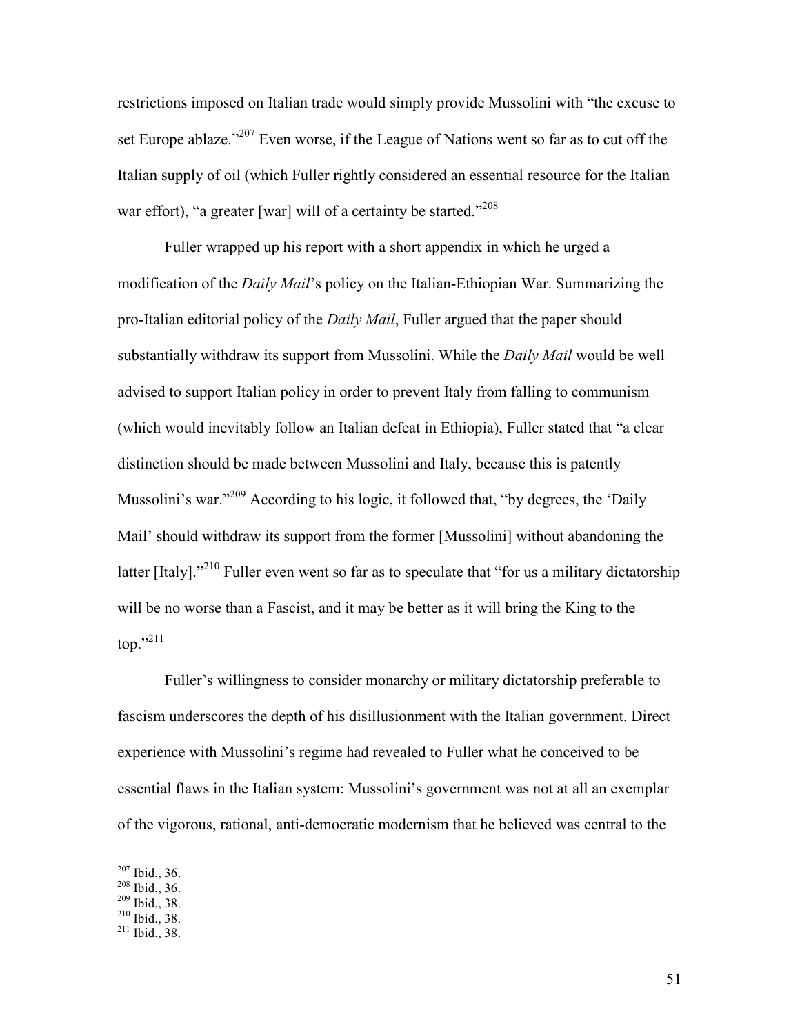restrictions imposed on Italian trade would simply provide Mussolini with "the excuse to set Europe ablaze."[207] Even worse, if the League of Nations went so far as to cut off the Italian supply of oil (which Fuller rightly considered an essential resource for the Italian war effort), "a greater [war] will of a certainty be started."[208]

Fuller wrapped up his report with a short appendix in which he urged a modification of the *Daily Mail*'s policy on the Italian-Ethiopian War. Summarizing the pro-Italian editorial policy of the *Daily Mail*, Fuller argued that the paper should substantially withdraw its support from Mussolini. While the *Daily Mail* would be well advised to support Italian policy in order to prevent Italy from falling to communism (which would inevitably follow an Italian defeat in Ethiopia), Fuller stated that "a clear distinction should be made between Mussolini and Italy, because this is patently Mussolini's war."[209] According to his logic, it followed that, "by degrees, the 'Daily Mail' should withdraw its support from the former [Mussolini] without abandoning the latter [Italy]."[210] Fuller even went so far as to speculate that "for us a military dictatorship will be no worse than a Fascist, and it may be better as it will bring the King to the top."[211]

Fuller's willingness to consider monarchy or military dictatorship preferable to fascism underscores the depth of his disillusionment with the Italian government. Direct experience with Mussolini's regime had revealed to Fuller what he conceived to be essential flaws in the Italian system: Mussolini's government was not at all an exemplar of the vigorous, rational, anti-democratic modernism that he believed was central to the

[207] Ibid., 36.
[208] Ibid., 36.
[209] Ibid., 38.
[210] Ibid., 38.
[211] Ibid., 38.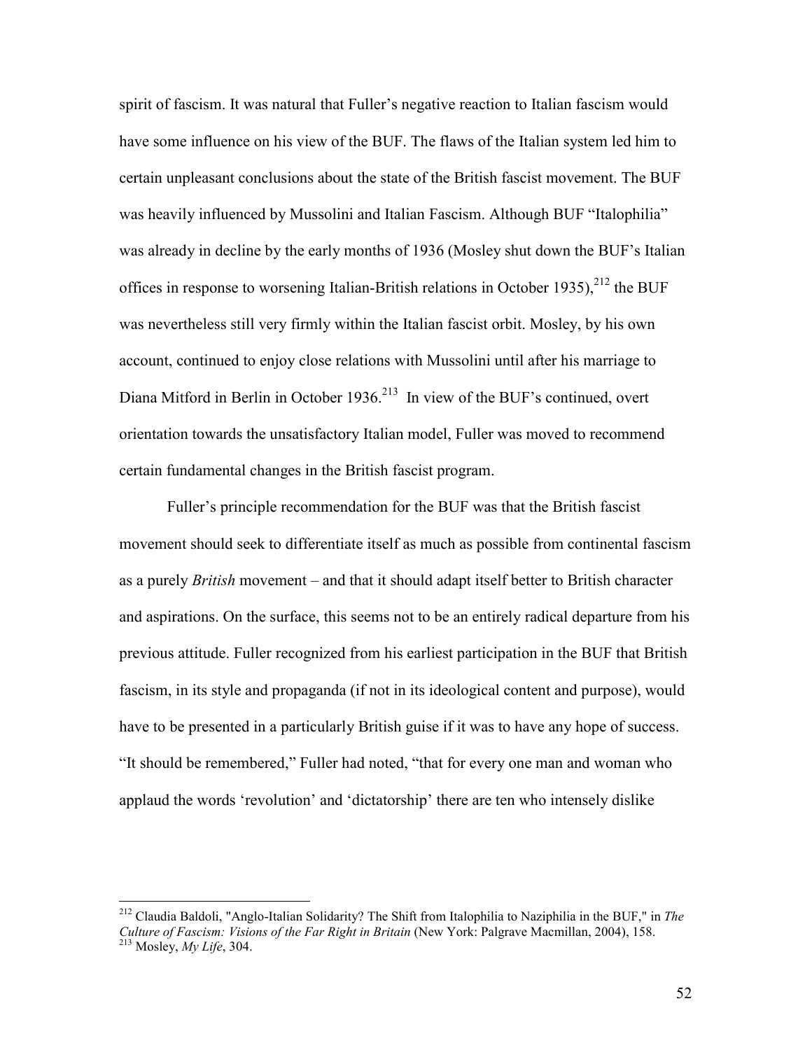spirit of fascism. It was natural that Fuller's negative reaction to Italian fascism would have some influence on his view of the BUF. The flaws of the Italian system led him to certain unpleasant conclusions about the state of the British fascist movement. The BUF was heavily influenced by Mussolini and Italian Fascism. Although BUF "Italophilia" was already in decline by the early months of 1936 (Mosley shut down the BUF's Italian offices in response to worsening Italian-British relations in October 1935),[212] the BUF was nevertheless still very firmly within the Italian fascist orbit. Mosley, by his own account, continued to enjoy close relations with Mussolini until after his marriage to Diana Mitford in Berlin in October 1936.[213] In view of the BUF's continued, overt orientation towards the unsatisfactory Italian model, Fuller was moved to recommend certain fundamental changes in the British fascist program.

Fuller's principle recommendation for the BUF was that the British fascist movement should seek to differentiate itself as much as possible from continental fascism as a purely *British* movement – and that it should adapt itself better to British character and aspirations. On the surface, this seems not to be an entirely radical departure from his previous attitude. Fuller recognized from his earliest participation in the BUF that British fascism, in its style and propaganda (if not in its ideological content and purpose), would have to be presented in a particularly British guise if it was to have any hope of success. "It should be remembered," Fuller had noted, "that for every one man and woman who applaud the words 'revolution' and 'dictatorship' there are ten who intensely dislike

---

[212] Claudia Baldoli, "Anglo-Italian Solidarity? The Shift from Italophilia to Naziphilia in the BUF," in *The Culture of Fascism: Visions of the Far Right in Britain* (New York: Palgrave Macmillan, 2004), 158.

[213] Mosley, *My Life*, 304.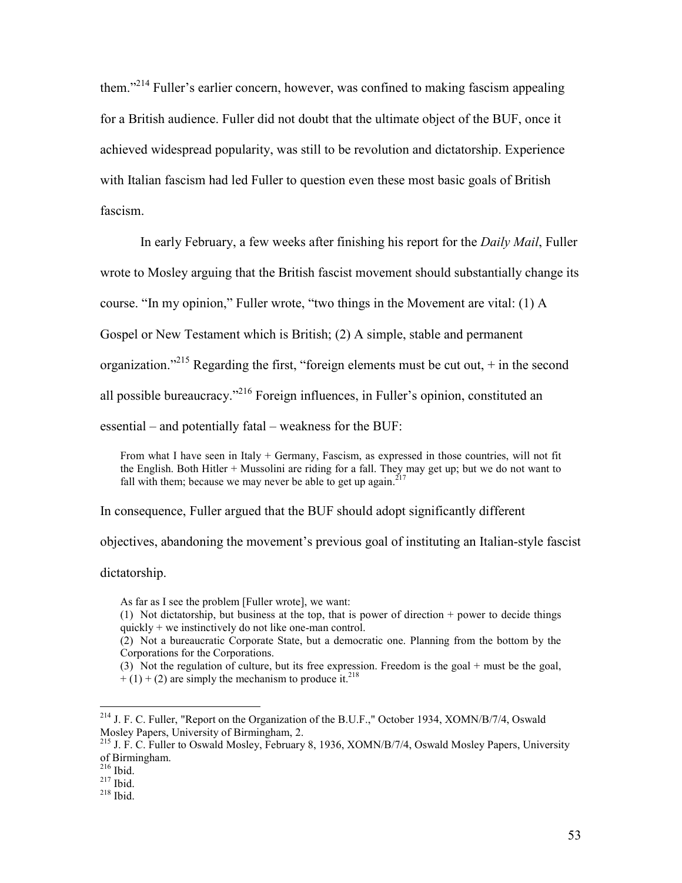them."[214] Fuller's earlier concern, however, was confined to making fascism appealing for a British audience. Fuller did not doubt that the ultimate object of the BUF, once it achieved widespread popularity, was still to be revolution and dictatorship. Experience with Italian fascism had led Fuller to question even these most basic goals of British fascism.

In early February, a few weeks after finishing his report for the *Daily Mail*, Fuller wrote to Mosley arguing that the British fascist movement should substantially change its course. "In my opinion," Fuller wrote, "two things in the Movement are vital: (1) A Gospel or New Testament which is British; (2) A simple, stable and permanent organization."[215] Regarding the first, "foreign elements must be cut out, + in the second all possible bureaucracy."[216] Foreign influences, in Fuller's opinion, constituted an essential – and potentially fatal – weakness for the BUF:

> From what I have seen in Italy + Germany, Fascism, as expressed in those countries, will not fit the English. Both Hitler + Mussolini are riding for a fall. They may get up; but we do not want to fall with them; because we may never be able to get up again.[217]

In consequence, Fuller argued that the BUF should adopt significantly different objectives, abandoning the movement's previous goal of instituting an Italian-style fascist dictatorship.

> As far as I see the problem [Fuller wrote], we want:
> (1) Not dictatorship, but business at the top, that is power of direction + power to decide things quickly + we instinctively do not like one-man control.
> (2) Not a bureaucratic Corporate State, but a democratic one. Planning from the bottom by the Corporations for the Corporations.
> (3) Not the regulation of culture, but its free expression. Freedom is the goal + must be the goal, + (1) + (2) are simply the mechanism to produce it.[218]

---

[214] J. F. C. Fuller, "Report on the Organization of the B.U.F.," October 1934, XOMN/B/7/4, Oswald Mosley Papers, University of Birmingham, 2.
[215] J. F. C. Fuller to Oswald Mosley, February 8, 1936, XOMN/B/7/4, Oswald Mosley Papers, University of Birmingham.
[216] Ibid.
[217] Ibid.
[218] Ibid.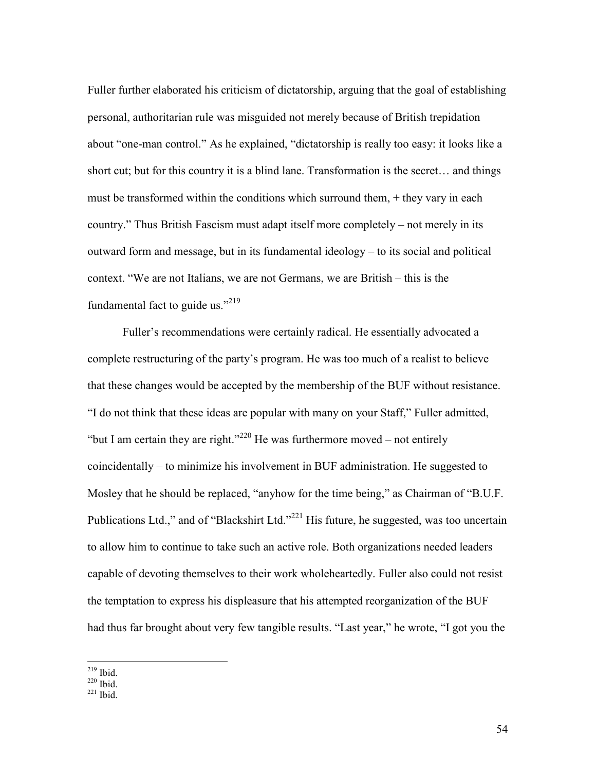Fuller further elaborated his criticism of dictatorship, arguing that the goal of establishing personal, authoritarian rule was misguided not merely because of British trepidation about "one-man control." As he explained, "dictatorship is really too easy: it looks like a short cut; but for this country it is a blind lane. Transformation is the secret… and things must be transformed within the conditions which surround them, + they vary in each country." Thus British Fascism must adapt itself more completely – not merely in its outward form and message, but in its fundamental ideology – to its social and political context. "We are not Italians, we are not Germans, we are British – this is the fundamental fact to guide us."[219]

Fuller's recommendations were certainly radical. He essentially advocated a complete restructuring of the party's program. He was too much of a realist to believe that these changes would be accepted by the membership of the BUF without resistance. "I do not think that these ideas are popular with many on your Staff," Fuller admitted, "but I am certain they are right."[220] He was furthermore moved – not entirely coincidentally – to minimize his involvement in BUF administration. He suggested to Mosley that he should be replaced, "anyhow for the time being," as Chairman of "B.U.F. Publications Ltd.," and of "Blackshirt Ltd."[221] His future, he suggested, was too uncertain to allow him to continue to take such an active role. Both organizations needed leaders capable of devoting themselves to their work wholeheartedly. Fuller also could not resist the temptation to express his displeasure that his attempted reorganization of the BUF had thus far brought about very few tangible results. "Last year," he wrote, "I got you the

---

[219] Ibid.

[220] Ibid.

[221] Ibid.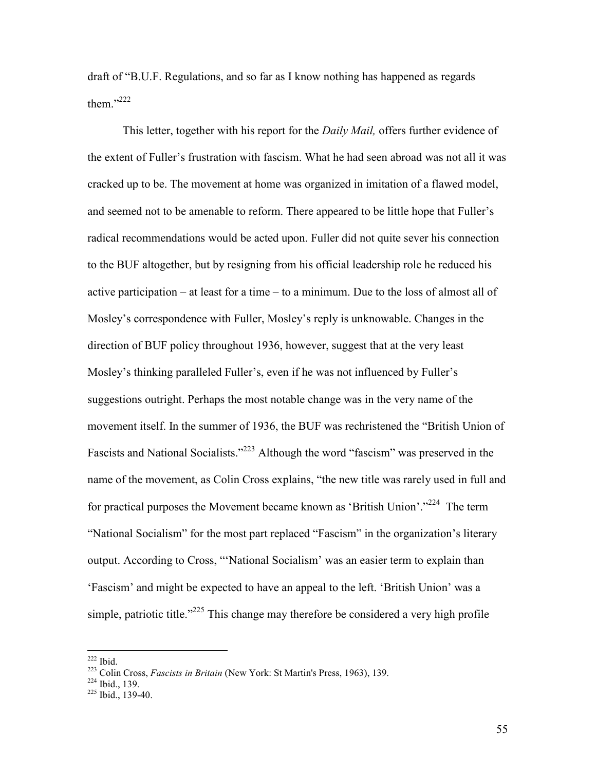draft of "B.U.F. Regulations, and so far as I know nothing has happened as regards them."[222]

This letter, together with his report for the *Daily Mail,* offers further evidence of the extent of Fuller's frustration with fascism. What he had seen abroad was not all it was cracked up to be. The movement at home was organized in imitation of a flawed model, and seemed not to be amenable to reform. There appeared to be little hope that Fuller's radical recommendations would be acted upon. Fuller did not quite sever his connection to the BUF altogether, but by resigning from his official leadership role he reduced his active participation – at least for a time – to a minimum. Due to the loss of almost all of Mosley's correspondence with Fuller, Mosley's reply is unknowable. Changes in the direction of BUF policy throughout 1936, however, suggest that at the very least Mosley's thinking paralleled Fuller's, even if he was not influenced by Fuller's suggestions outright. Perhaps the most notable change was in the very name of the movement itself. In the summer of 1936, the BUF was rechristened the "British Union of Fascists and National Socialists."[223] Although the word "fascism" was preserved in the name of the movement, as Colin Cross explains, "the new title was rarely used in full and for practical purposes the Movement became known as 'British Union'."[224] The term "National Socialism" for the most part replaced "Fascism" in the organization's literary output. According to Cross, "'National Socialism' was an easier term to explain than 'Fascism' and might be expected to have an appeal to the left. 'British Union' was a simple, patriotic title."[225] This change may therefore be considered a very high profile

---

[222] Ibid.

[223] Colin Cross, *Fascists in Britain* (New York: St Martin's Press, 1963), 139.

[224] Ibid., 139.

[225] Ibid., 139-40.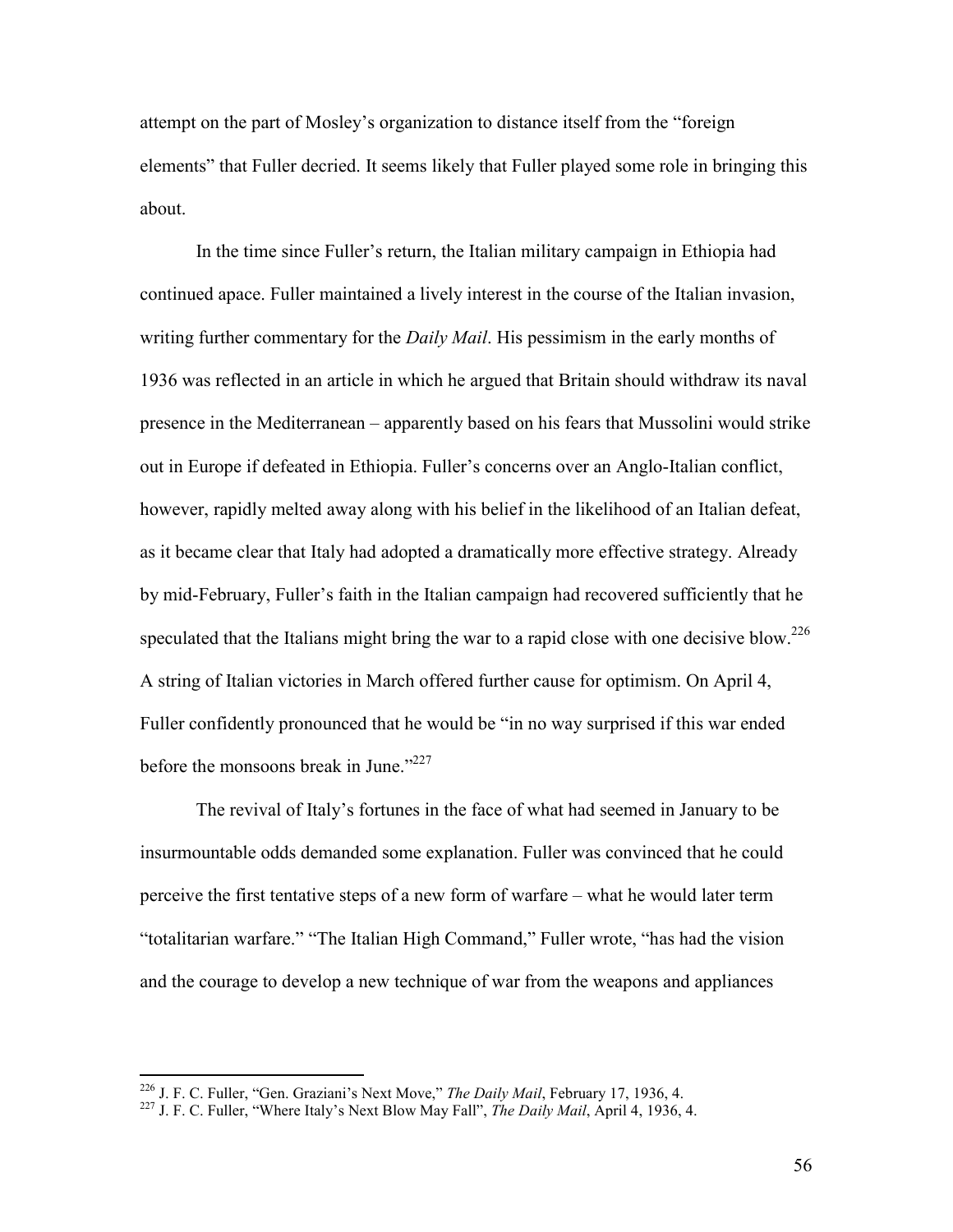attempt on the part of Mosley's organization to distance itself from the "foreign elements" that Fuller decried. It seems likely that Fuller played some role in bringing this about.

In the time since Fuller's return, the Italian military campaign in Ethiopia had continued apace. Fuller maintained a lively interest in the course of the Italian invasion, writing further commentary for the *Daily Mail*. His pessimism in the early months of 1936 was reflected in an article in which he argued that Britain should withdraw its naval presence in the Mediterranean – apparently based on his fears that Mussolini would strike out in Europe if defeated in Ethiopia. Fuller's concerns over an Anglo-Italian conflict, however, rapidly melted away along with his belief in the likelihood of an Italian defeat, as it became clear that Italy had adopted a dramatically more effective strategy. Already by mid-February, Fuller's faith in the Italian campaign had recovered sufficiently that he speculated that the Italians might bring the war to a rapid close with one decisive blow.[226] A string of Italian victories in March offered further cause for optimism. On April 4, Fuller confidently pronounced that he would be "in no way surprised if this war ended before the monsoons break in June."[227]

The revival of Italy's fortunes in the face of what had seemed in January to be insurmountable odds demanded some explanation. Fuller was convinced that he could perceive the first tentative steps of a new form of warfare – what he would later term "totalitarian warfare." "The Italian High Command," Fuller wrote, "has had the vision and the courage to develop a new technique of war from the weapons and appliances

---

[226] J. F. C. Fuller, "Gen. Graziani's Next Move," *The Daily Mail*, February 17, 1936, 4.

[227] J. F. C. Fuller, "Where Italy's Next Blow May Fall", *The Daily Mail*, April 4, 1936, 4.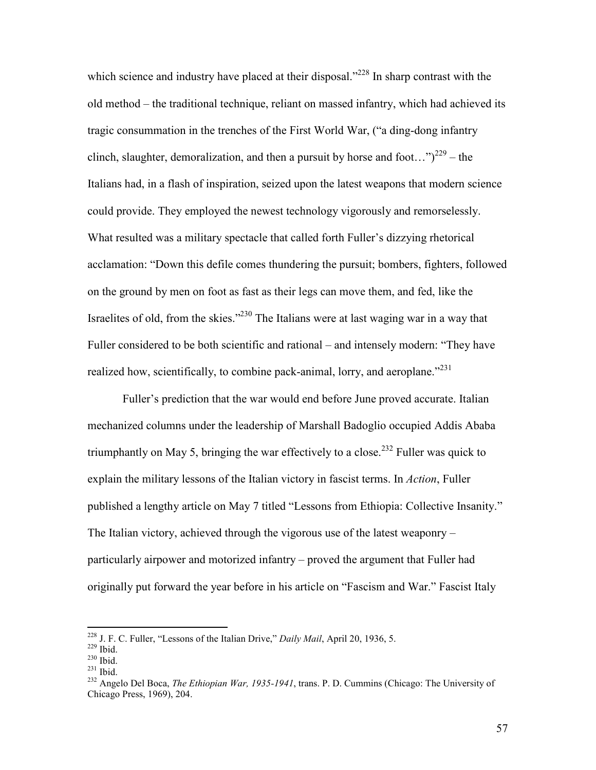which science and industry have placed at their disposal."[228] In sharp contrast with the old method – the traditional technique, reliant on massed infantry, which had achieved its tragic consummation in the trenches of the First World War, ("a ding-dong infantry clinch, slaughter, demoralization, and then a pursuit by horse and foot…")[229] – the Italians had, in a flash of inspiration, seized upon the latest weapons that modern science could provide. They employed the newest technology vigorously and remorselessly. What resulted was a military spectacle that called forth Fuller's dizzying rhetorical acclamation: "Down this defile comes thundering the pursuit; bombers, fighters, followed on the ground by men on foot as fast as their legs can move them, and fed, like the Israelites of old, from the skies."[230] The Italians were at last waging war in a way that Fuller considered to be both scientific and rational – and intensely modern: "They have realized how, scientifically, to combine pack-animal, lorry, and aeroplane."[231]

Fuller's prediction that the war would end before June proved accurate. Italian mechanized columns under the leadership of Marshall Badoglio occupied Addis Ababa triumphantly on May 5, bringing the war effectively to a close.[232] Fuller was quick to explain the military lessons of the Italian victory in fascist terms. In *Action*, Fuller published a lengthy article on May 7 titled "Lessons from Ethiopia: Collective Insanity." The Italian victory, achieved through the vigorous use of the latest weaponry – particularly airpower and motorized infantry – proved the argument that Fuller had originally put forward the year before in his article on "Fascism and War." Fascist Italy

---

[228] J. F. C. Fuller, "Lessons of the Italian Drive," *Daily Mail*, April 20, 1936, 5.
[229] Ibid.
[230] Ibid.
[231] Ibid.
[232] Angelo Del Boca, *The Ethiopian War, 1935-1941*, trans. P. D. Cummins (Chicago: The University of Chicago Press, 1969), 204.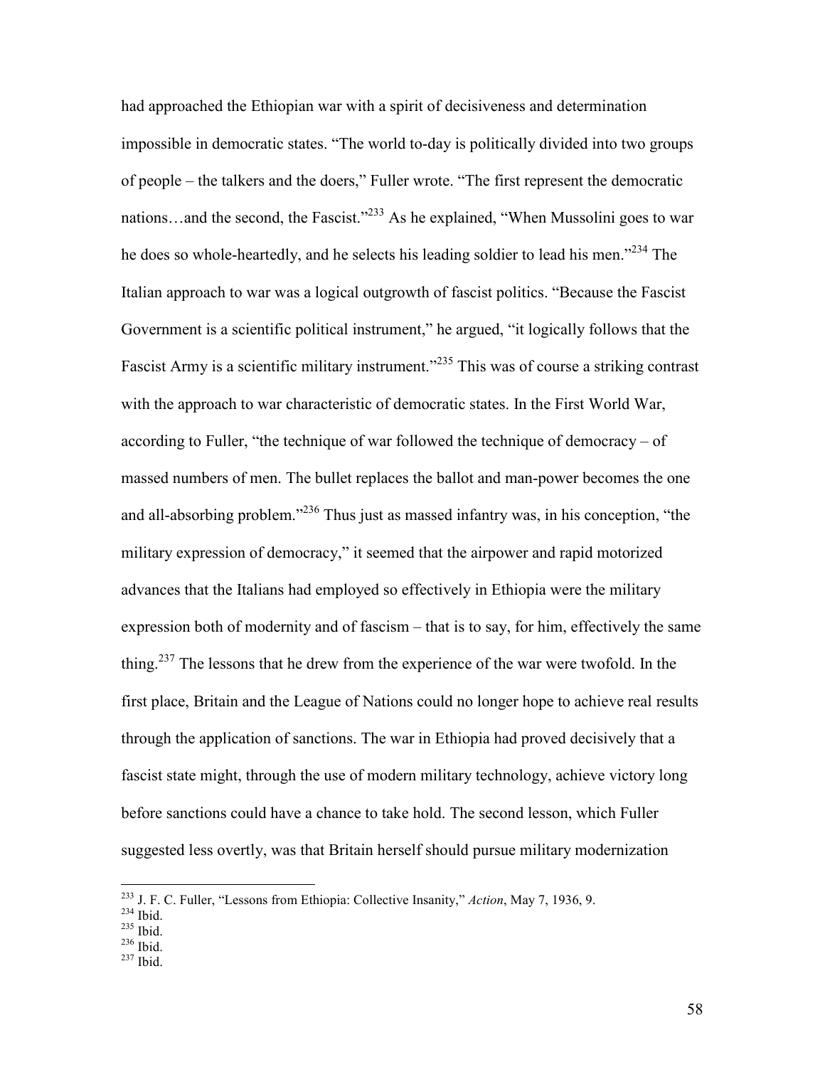had approached the Ethiopian war with a spirit of decisiveness and determination impossible in democratic states. "The world to-day is politically divided into two groups of people – the talkers and the doers," Fuller wrote. "The first represent the democratic nations…and the second, the Fascist."[233] As he explained, "When Mussolini goes to war he does so whole-heartedly, and he selects his leading soldier to lead his men."[234] The Italian approach to war was a logical outgrowth of fascist politics. "Because the Fascist Government is a scientific political instrument," he argued, "it logically follows that the Fascist Army is a scientific military instrument."[235] This was of course a striking contrast with the approach to war characteristic of democratic states. In the First World War, according to Fuller, "the technique of war followed the technique of democracy – of massed numbers of men. The bullet replaces the ballot and man-power becomes the one and all-absorbing problem."[236] Thus just as massed infantry was, in his conception, "the military expression of democracy," it seemed that the airpower and rapid motorized advances that the Italians had employed so effectively in Ethiopia were the military expression both of modernity and of fascism – that is to say, for him, effectively the same thing.[237] The lessons that he drew from the experience of the war were twofold. In the first place, Britain and the League of Nations could no longer hope to achieve real results through the application of sanctions. The war in Ethiopia had proved decisively that a fascist state might, through the use of modern military technology, achieve victory long before sanctions could have a chance to take hold. The second lesson, which Fuller suggested less overtly, was that Britain herself should pursue military modernization

---

[233] J. F. C. Fuller, "Lessons from Ethiopia: Collective Insanity," *Action*, May 7, 1936, 9.
[234] Ibid.
[235] Ibid.
[236] Ibid.
[237] Ibid.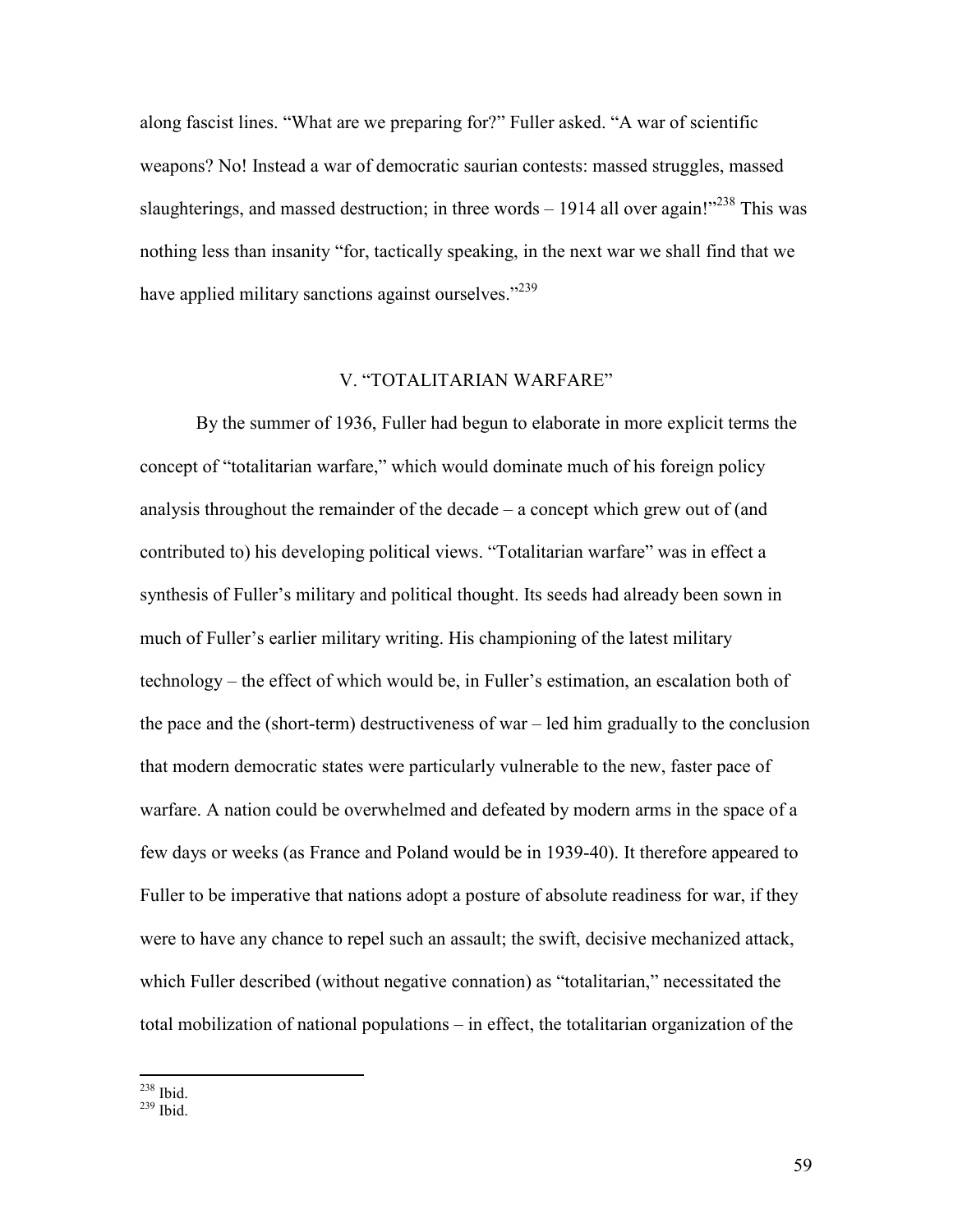along fascist lines. "What are we preparing for?" Fuller asked. "A war of scientific weapons? No! Instead a war of democratic saurian contests: massed struggles, massed slaughterings, and massed destruction; in three words – 1914 all over again!"[238] This was nothing less than insanity "for, tactically speaking, in the next war we shall find that we have applied military sanctions against ourselves."[239]

## V. "TOTALITARIAN WARFARE"

By the summer of 1936, Fuller had begun to elaborate in more explicit terms the concept of "totalitarian warfare," which would dominate much of his foreign policy analysis throughout the remainder of the decade – a concept which grew out of (and contributed to) his developing political views. "Totalitarian warfare" was in effect a synthesis of Fuller's military and political thought. Its seeds had already been sown in much of Fuller's earlier military writing. His championing of the latest military technology – the effect of which would be, in Fuller's estimation, an escalation both of the pace and the (short-term) destructiveness of war – led him gradually to the conclusion that modern democratic states were particularly vulnerable to the new, faster pace of warfare. A nation could be overwhelmed and defeated by modern arms in the space of a few days or weeks (as France and Poland would be in 1939-40). It therefore appeared to Fuller to be imperative that nations adopt a posture of absolute readiness for war, if they were to have any chance to repel such an assault; the swift, decisive mechanized attack, which Fuller described (without negative connation) as "totalitarian," necessitated the total mobilization of national populations – in effect, the totalitarian organization of the

---

[238] Ibid.

[239] Ibid.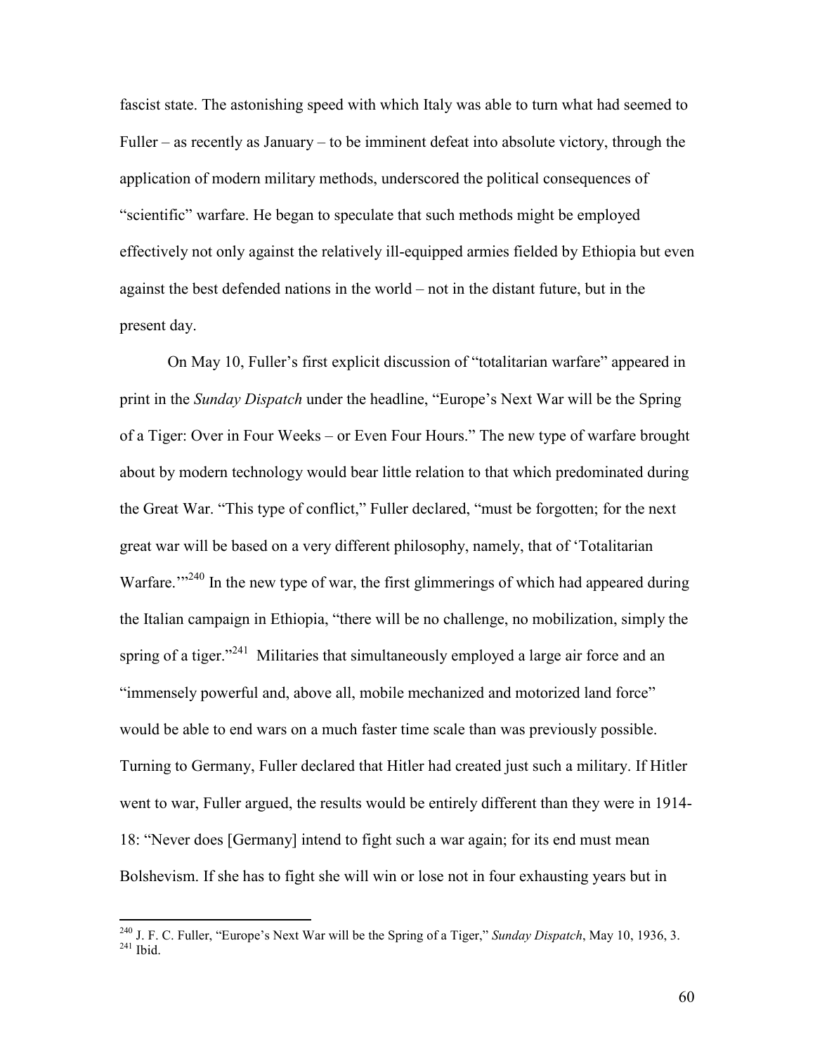fascist state. The astonishing speed with which Italy was able to turn what had seemed to Fuller – as recently as January – to be imminent defeat into absolute victory, through the application of modern military methods, underscored the political consequences of "scientific" warfare. He began to speculate that such methods might be employed effectively not only against the relatively ill-equipped armies fielded by Ethiopia but even against the best defended nations in the world – not in the distant future, but in the present day.

On May 10, Fuller's first explicit discussion of "totalitarian warfare" appeared in print in the *Sunday Dispatch* under the headline, "Europe's Next War will be the Spring of a Tiger: Over in Four Weeks – or Even Four Hours." The new type of warfare brought about by modern technology would bear little relation to that which predominated during the Great War. "This type of conflict," Fuller declared, "must be forgotten; for the next great war will be based on a very different philosophy, namely, that of 'Totalitarian Warfare.'"[240] In the new type of war, the first glimmerings of which had appeared during the Italian campaign in Ethiopia, "there will be no challenge, no mobilization, simply the spring of a tiger."[241] Militaries that simultaneously employed a large air force and an "immensely powerful and, above all, mobile mechanized and motorized land force" would be able to end wars on a much faster time scale than was previously possible. Turning to Germany, Fuller declared that Hitler had created just such a military. If Hitler went to war, Fuller argued, the results would be entirely different than they were in 1914-18: "Never does [Germany] intend to fight such a war again; for its end must mean Bolshevism. If she has to fight she will win or lose not in four exhausting years but in

---

[240] J. F. C. Fuller, "Europe's Next War will be the Spring of a Tiger," *Sunday Dispatch*, May 10, 1936, 3.
[241] Ibid.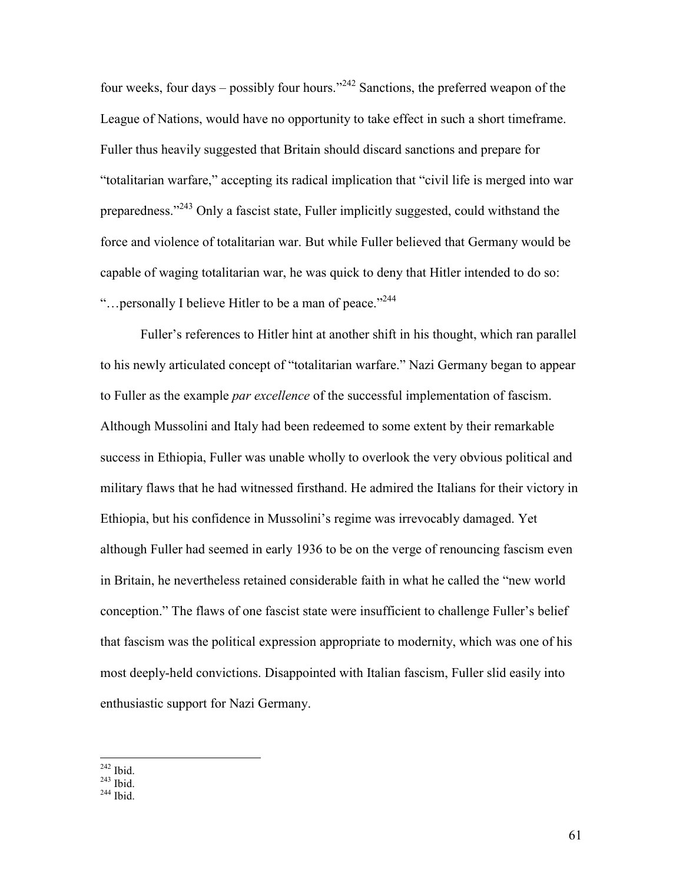four weeks, four days – possibly four hours."[242] Sanctions, the preferred weapon of the League of Nations, would have no opportunity to take effect in such a short timeframe. Fuller thus heavily suggested that Britain should discard sanctions and prepare for "totalitarian warfare," accepting its radical implication that "civil life is merged into war preparedness."[243] Only a fascist state, Fuller implicitly suggested, could withstand the force and violence of totalitarian war. But while Fuller believed that Germany would be capable of waging totalitarian war, he was quick to deny that Hitler intended to do so: "…personally I believe Hitler to be a man of peace."[244]

Fuller's references to Hitler hint at another shift in his thought, which ran parallel to his newly articulated concept of "totalitarian warfare." Nazi Germany began to appear to Fuller as the example *par excellence* of the successful implementation of fascism. Although Mussolini and Italy had been redeemed to some extent by their remarkable success in Ethiopia, Fuller was unable wholly to overlook the very obvious political and military flaws that he had witnessed firsthand. He admired the Italians for their victory in Ethiopia, but his confidence in Mussolini's regime was irrevocably damaged. Yet although Fuller had seemed in early 1936 to be on the verge of renouncing fascism even in Britain, he nevertheless retained considerable faith in what he called the "new world conception." The flaws of one fascist state were insufficient to challenge Fuller's belief that fascism was the political expression appropriate to modernity, which was one of his most deeply-held convictions. Disappointed with Italian fascism, Fuller slid easily into enthusiastic support for Nazi Germany.

---

[242] Ibid.
[243] Ibid.
[244] Ibid.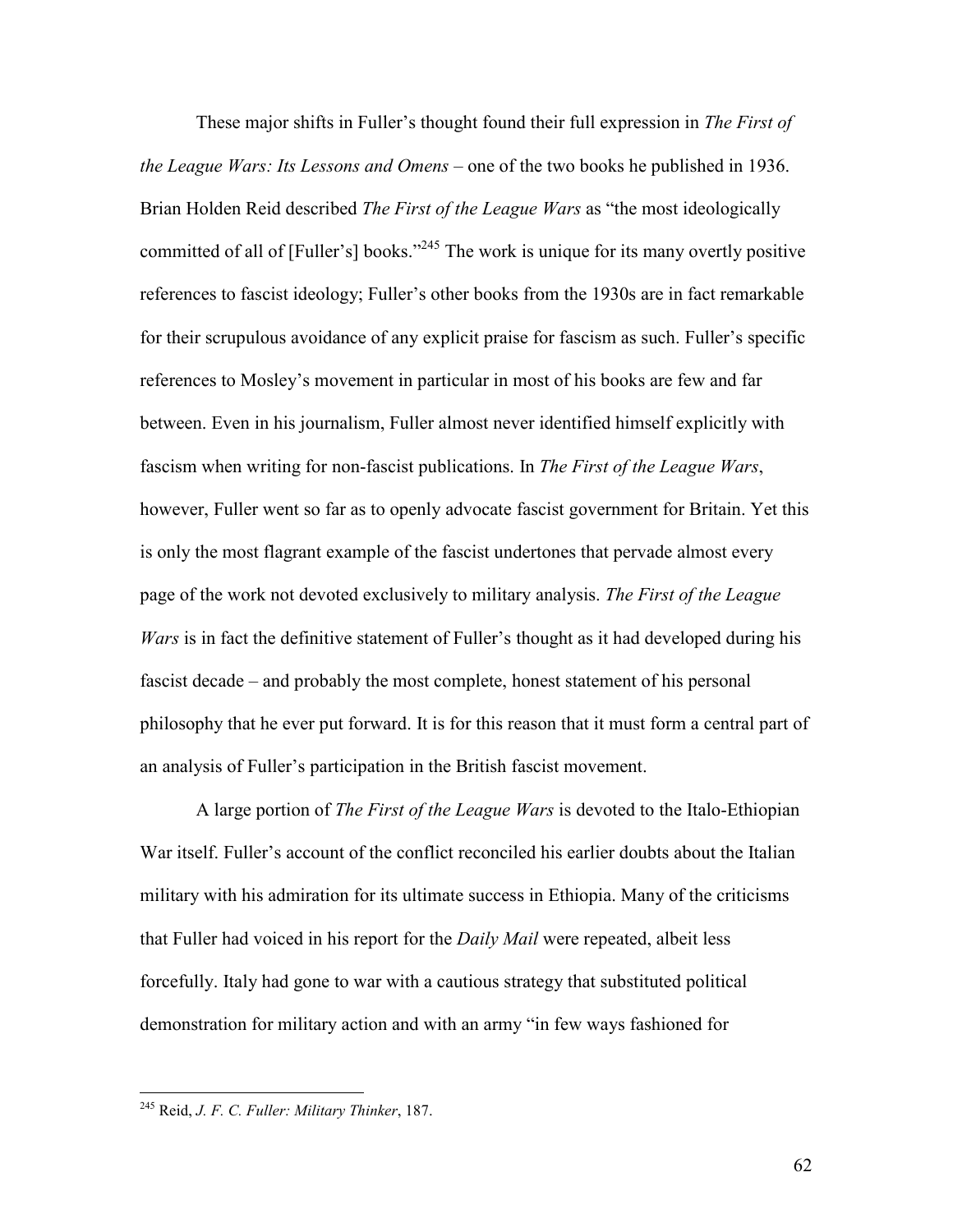These major shifts in Fuller's thought found their full expression in *The First of the League Wars: Its Lessons and Omens* – one of the two books he published in 1936. Brian Holden Reid described *The First of the League Wars* as "the most ideologically committed of all of [Fuller's] books."[245] The work is unique for its many overtly positive references to fascist ideology; Fuller's other books from the 1930s are in fact remarkable for their scrupulous avoidance of any explicit praise for fascism as such. Fuller's specific references to Mosley's movement in particular in most of his books are few and far between. Even in his journalism, Fuller almost never identified himself explicitly with fascism when writing for non-fascist publications. In *The First of the League Wars*, however, Fuller went so far as to openly advocate fascist government for Britain. Yet this is only the most flagrant example of the fascist undertones that pervade almost every page of the work not devoted exclusively to military analysis. *The First of the League Wars* is in fact the definitive statement of Fuller's thought as it had developed during his fascist decade – and probably the most complete, honest statement of his personal philosophy that he ever put forward. It is for this reason that it must form a central part of an analysis of Fuller's participation in the British fascist movement.

A large portion of *The First of the League Wars* is devoted to the Italo-Ethiopian War itself. Fuller's account of the conflict reconciled his earlier doubts about the Italian military with his admiration for its ultimate success in Ethiopia. Many of the criticisms that Fuller had voiced in his report for the *Daily Mail* were repeated, albeit less forcefully. Italy had gone to war with a cautious strategy that substituted political demonstration for military action and with an army "in few ways fashioned for

[245] Reid, *J. F. C. Fuller: Military Thinker*, 187.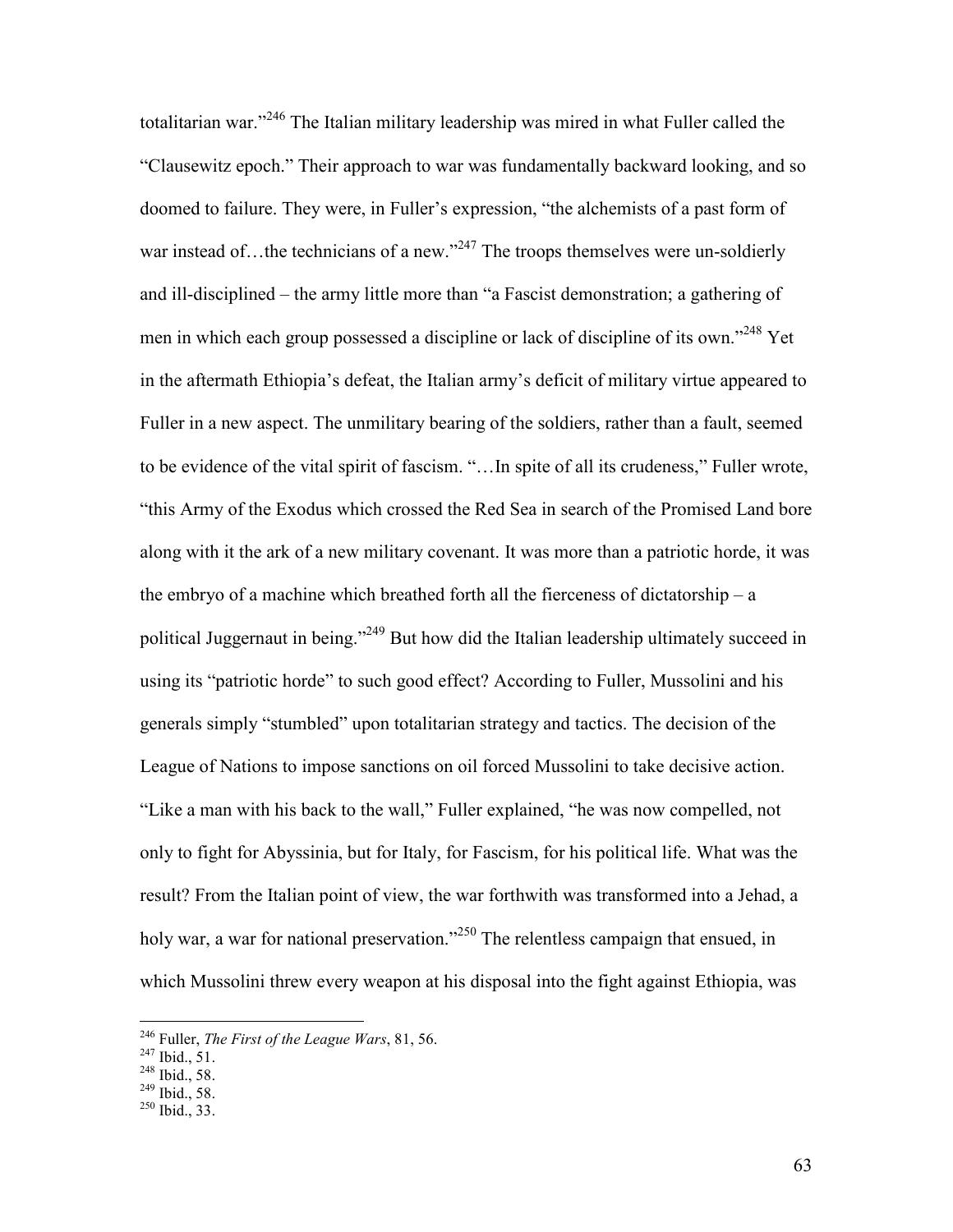totalitarian war."[246] The Italian military leadership was mired in what Fuller called the "Clausewitz epoch." Their approach to war was fundamentally backward looking, and so doomed to failure. They were, in Fuller's expression, "the alchemists of a past form of war instead of…the technicians of a new."[247] The troops themselves were un-soldierly and ill-disciplined – the army little more than "a Fascist demonstration; a gathering of men in which each group possessed a discipline or lack of discipline of its own."[248] Yet in the aftermath Ethiopia's defeat, the Italian army's deficit of military virtue appeared to Fuller in a new aspect. The unmilitary bearing of the soldiers, rather than a fault, seemed to be evidence of the vital spirit of fascism. "…In spite of all its crudeness," Fuller wrote, "this Army of the Exodus which crossed the Red Sea in search of the Promised Land bore along with it the ark of a new military covenant. It was more than a patriotic horde, it was the embryo of a machine which breathed forth all the fierceness of dictatorship – a political Juggernaut in being."[249] But how did the Italian leadership ultimately succeed in using its "patriotic horde" to such good effect? According to Fuller, Mussolini and his generals simply "stumbled" upon totalitarian strategy and tactics. The decision of the League of Nations to impose sanctions on oil forced Mussolini to take decisive action. "Like a man with his back to the wall," Fuller explained, "he was now compelled, not only to fight for Abyssinia, but for Italy, for Fascism, for his political life. What was the result? From the Italian point of view, the war forthwith was transformed into a Jehad, a holy war, a war for national preservation."[250] The relentless campaign that ensued, in which Mussolini threw every weapon at his disposal into the fight against Ethiopia, was

---

[246] Fuller, *The First of the League Wars*, 81, 56.
[247] Ibid., 51.
[248] Ibid., 58.
[249] Ibid., 58.
[250] Ibid., 33.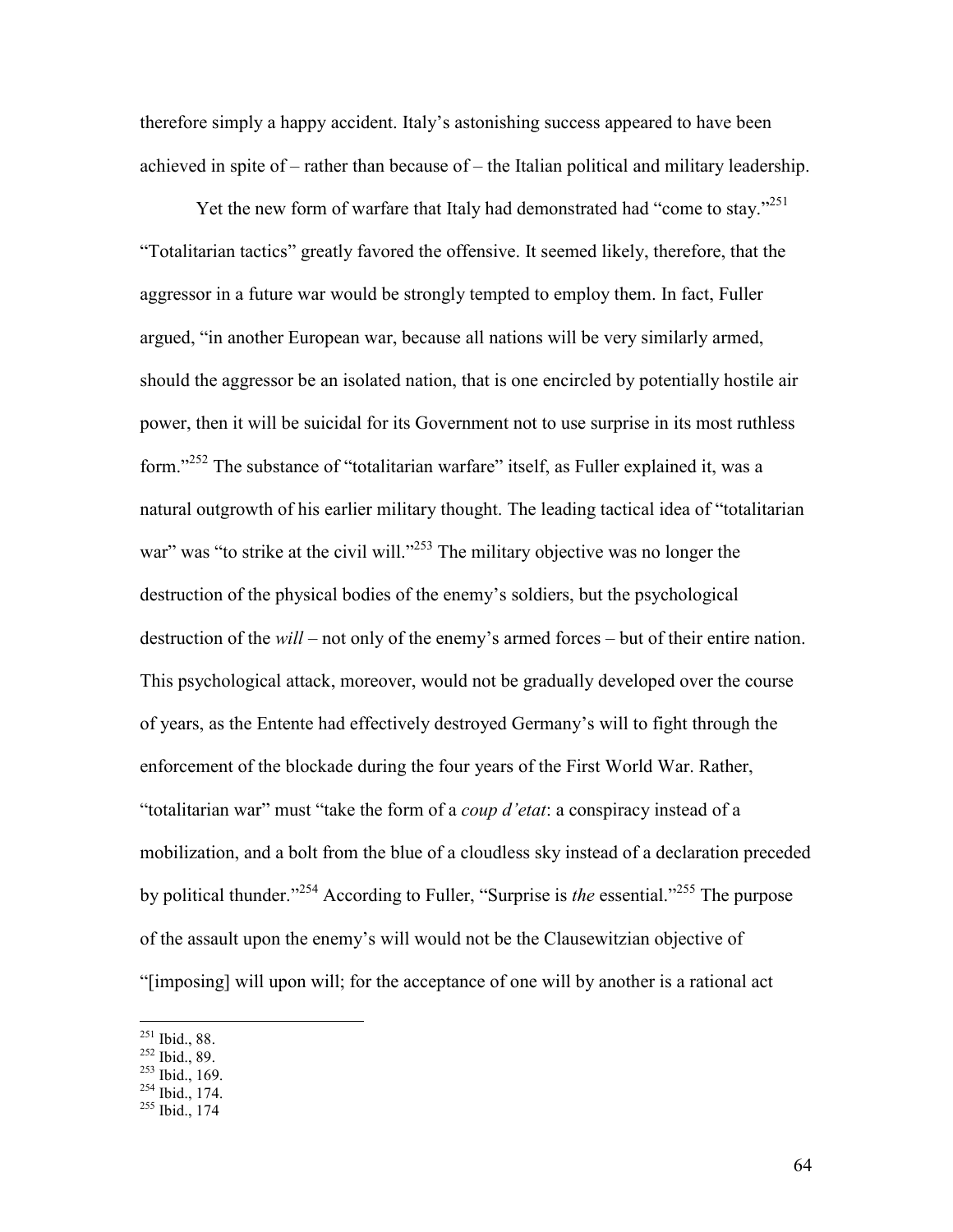therefore simply a happy accident. Italy's astonishing success appeared to have been achieved in spite of – rather than because of – the Italian political and military leadership.

Yet the new form of warfare that Italy had demonstrated had "come to stay."[251] "Totalitarian tactics" greatly favored the offensive. It seemed likely, therefore, that the aggressor in a future war would be strongly tempted to employ them. In fact, Fuller argued, "in another European war, because all nations will be very similarly armed, should the aggressor be an isolated nation, that is one encircled by potentially hostile air power, then it will be suicidal for its Government not to use surprise in its most ruthless form."[252] The substance of "totalitarian warfare" itself, as Fuller explained it, was a natural outgrowth of his earlier military thought. The leading tactical idea of "totalitarian war" was "to strike at the civil will."[253] The military objective was no longer the destruction of the physical bodies of the enemy's soldiers, but the psychological destruction of the *will* – not only of the enemy's armed forces – but of their entire nation. This psychological attack, moreover, would not be gradually developed over the course of years, as the Entente had effectively destroyed Germany's will to fight through the enforcement of the blockade during the four years of the First World War. Rather, "totalitarian war" must "take the form of a *coup d'etat*: a conspiracy instead of a mobilization, and a bolt from the blue of a cloudless sky instead of a declaration preceded by political thunder."[254] According to Fuller, "Surprise is *the* essential."[255] The purpose of the assault upon the enemy's will would not be the Clausewitzian objective of "[imposing] will upon will; for the acceptance of one will by another is a rational act

---

[251] Ibid., 88.
[252] Ibid., 89.
[253] Ibid., 169.
[254] Ibid., 174.
[255] Ibid., 174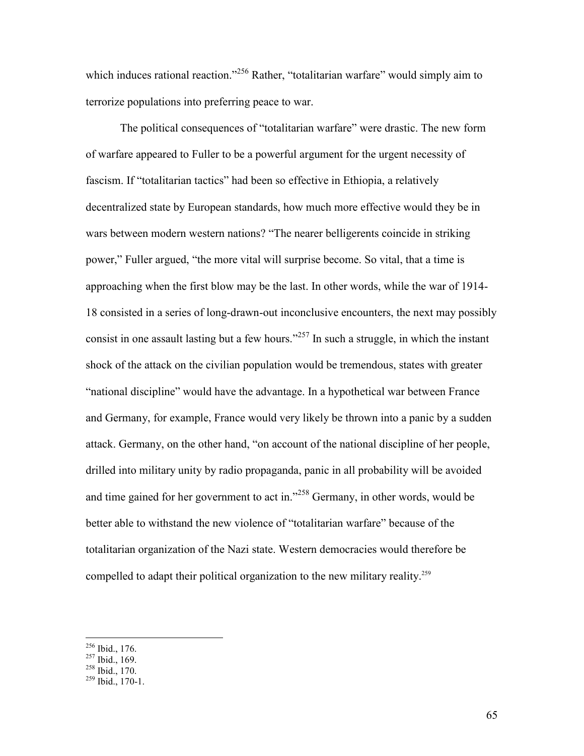which induces rational reaction."[256] Rather, "totalitarian warfare" would simply aim to terrorize populations into preferring peace to war.

The political consequences of "totalitarian warfare" were drastic. The new form of warfare appeared to Fuller to be a powerful argument for the urgent necessity of fascism. If "totalitarian tactics" had been so effective in Ethiopia, a relatively decentralized state by European standards, how much more effective would they be in wars between modern western nations? "The nearer belligerents coincide in striking power," Fuller argued, "the more vital will surprise become. So vital, that a time is approaching when the first blow may be the last. In other words, while the war of 1914-18 consisted in a series of long-drawn-out inconclusive encounters, the next may possibly consist in one assault lasting but a few hours."[257] In such a struggle, in which the instant shock of the attack on the civilian population would be tremendous, states with greater "national discipline" would have the advantage. In a hypothetical war between France and Germany, for example, France would very likely be thrown into a panic by a sudden attack. Germany, on the other hand, "on account of the national discipline of her people, drilled into military unity by radio propaganda, panic in all probability will be avoided and time gained for her government to act in."[258] Germany, in other words, would be better able to withstand the new violence of "totalitarian warfare" because of the totalitarian organization of the Nazi state. Western democracies would therefore be compelled to adapt their political organization to the new military reality.[259]

---

[256] Ibid., 176.
[257] Ibid., 169.
[258] Ibid., 170.
[259] Ibid., 170-1.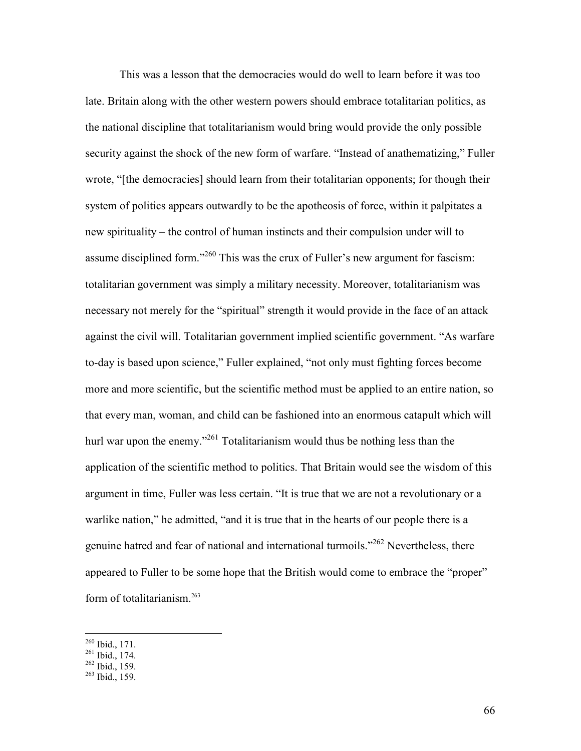This was a lesson that the democracies would do well to learn before it was too late. Britain along with the other western powers should embrace totalitarian politics, as the national discipline that totalitarianism would bring would provide the only possible security against the shock of the new form of warfare. "Instead of anathematizing," Fuller wrote, "[the democracies] should learn from their totalitarian opponents; for though their system of politics appears outwardly to be the apotheosis of force, within it palpitates a new spirituality – the control of human instincts and their compulsion under will to assume disciplined form."[260] This was the crux of Fuller's new argument for fascism: totalitarian government was simply a military necessity. Moreover, totalitarianism was necessary not merely for the "spiritual" strength it would provide in the face of an attack against the civil will. Totalitarian government implied scientific government. "As warfare to-day is based upon science," Fuller explained, "not only must fighting forces become more and more scientific, but the scientific method must be applied to an entire nation, so that every man, woman, and child can be fashioned into an enormous catapult which will hurl war upon the enemy."[261] Totalitarianism would thus be nothing less than the application of the scientific method to politics. That Britain would see the wisdom of this argument in time, Fuller was less certain. "It is true that we are not a revolutionary or a warlike nation," he admitted, "and it is true that in the hearts of our people there is a genuine hatred and fear of national and international turmoils."[262] Nevertheless, there appeared to Fuller to be some hope that the British would come to embrace the "proper" form of totalitarianism.[263]

---

[260] Ibid., 171.
[261] Ibid., 174.
[262] Ibid., 159.
[263] Ibid., 159.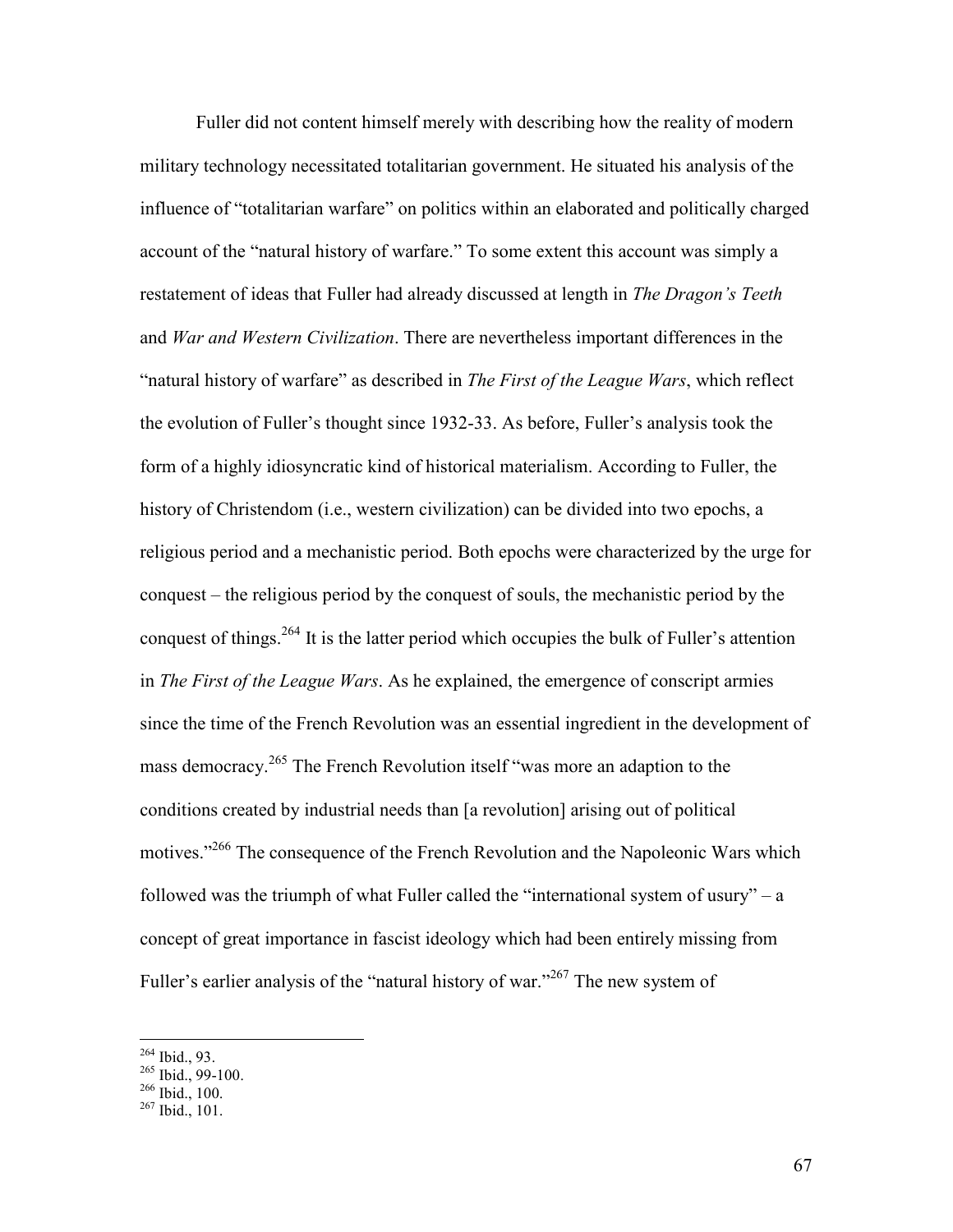Fuller did not content himself merely with describing how the reality of modern military technology necessitated totalitarian government. He situated his analysis of the influence of "totalitarian warfare" on politics within an elaborated and politically charged account of the "natural history of warfare." To some extent this account was simply a restatement of ideas that Fuller had already discussed at length in *The Dragon's Teeth* and *War and Western Civilization*. There are nevertheless important differences in the "natural history of warfare" as described in *The First of the League Wars*, which reflect the evolution of Fuller's thought since 1932-33. As before, Fuller's analysis took the form of a highly idiosyncratic kind of historical materialism. According to Fuller, the history of Christendom (i.e., western civilization) can be divided into two epochs, a religious period and a mechanistic period. Both epochs were characterized by the urge for conquest – the religious period by the conquest of souls, the mechanistic period by the conquest of things.[264] It is the latter period which occupies the bulk of Fuller's attention in *The First of the League Wars*. As he explained, the emergence of conscript armies since the time of the French Revolution was an essential ingredient in the development of mass democracy.[265] The French Revolution itself "was more an adaption to the conditions created by industrial needs than [a revolution] arising out of political motives."[266] The consequence of the French Revolution and the Napoleonic Wars which followed was the triumph of what Fuller called the "international system of usury" – a concept of great importance in fascist ideology which had been entirely missing from Fuller's earlier analysis of the "natural history of war."[267] The new system of

---

[264] Ibid., 93.
[265] Ibid., 99-100.
[266] Ibid., 100.
[267] Ibid., 101.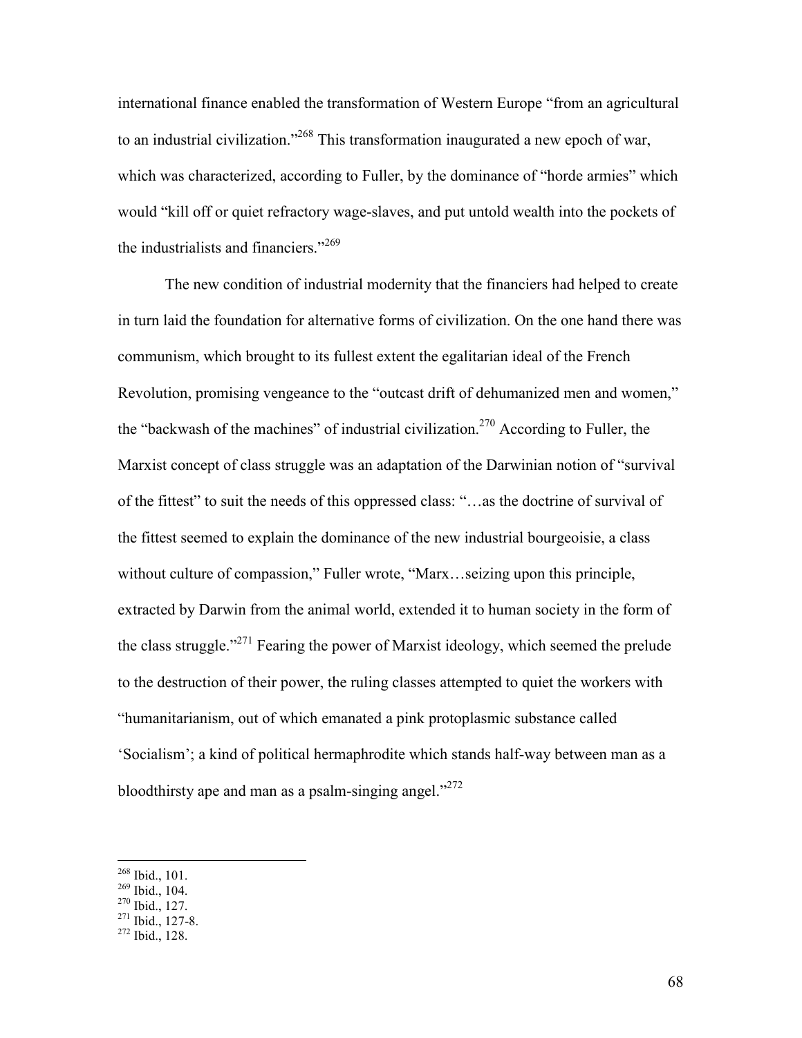international finance enabled the transformation of Western Europe "from an agricultural to an industrial civilization."[268] This transformation inaugurated a new epoch of war, which was characterized, according to Fuller, by the dominance of "horde armies" which would "kill off or quiet refractory wage-slaves, and put untold wealth into the pockets of the industrialists and financiers."[269]

The new condition of industrial modernity that the financiers had helped to create in turn laid the foundation for alternative forms of civilization. On the one hand there was communism, which brought to its fullest extent the egalitarian ideal of the French Revolution, promising vengeance to the "outcast drift of dehumanized men and women," the "backwash of the machines" of industrial civilization.[270] According to Fuller, the Marxist concept of class struggle was an adaptation of the Darwinian notion of "survival of the fittest" to suit the needs of this oppressed class: "…as the doctrine of survival of the fittest seemed to explain the dominance of the new industrial bourgeoisie, a class without culture of compassion," Fuller wrote, "Marx…seizing upon this principle, extracted by Darwin from the animal world, extended it to human society in the form of the class struggle."[271] Fearing the power of Marxist ideology, which seemed the prelude to the destruction of their power, the ruling classes attempted to quiet the workers with "humanitarianism, out of which emanated a pink protoplasmic substance called 'Socialism'; a kind of political hermaphrodite which stands half-way between man as a bloodthirsty ape and man as a psalm-singing angel."[272]

---

[268] Ibid., 101.
[269] Ibid., 104.
[270] Ibid., 127.
[271] Ibid., 127-8.
[272] Ibid., 128.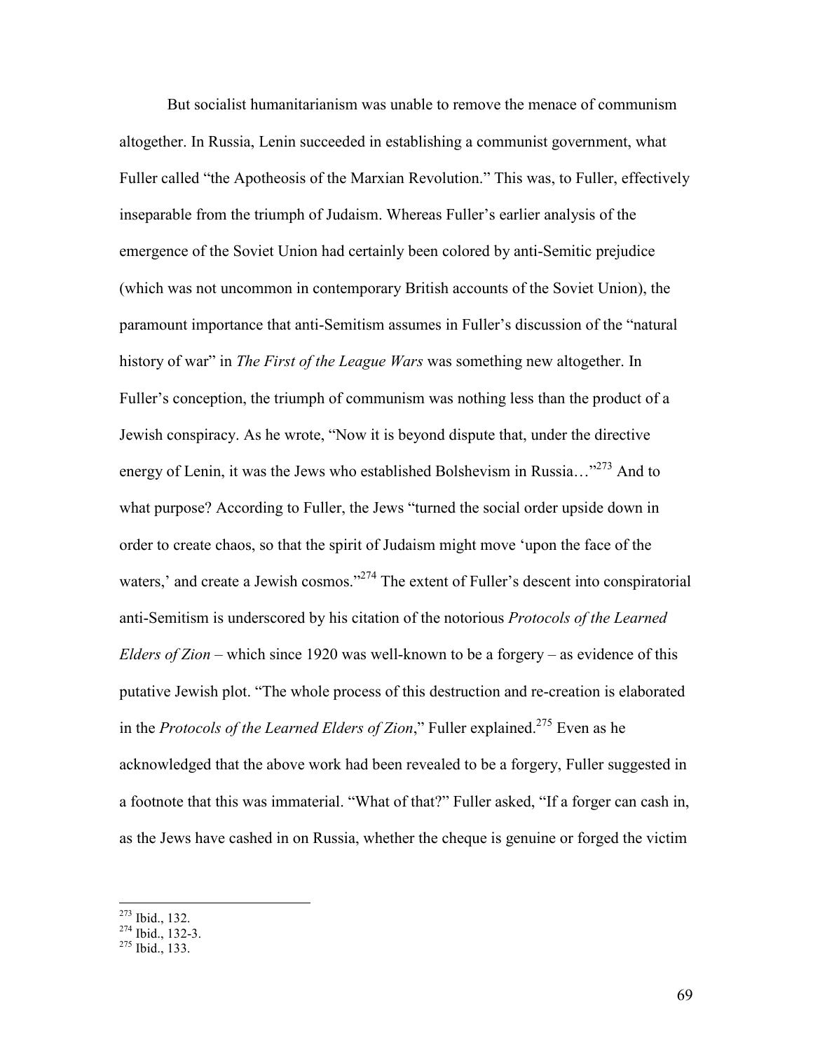But socialist humanitarianism was unable to remove the menace of communism altogether. In Russia, Lenin succeeded in establishing a communist government, what Fuller called "the Apotheosis of the Marxian Revolution." This was, to Fuller, effectively inseparable from the triumph of Judaism. Whereas Fuller's earlier analysis of the emergence of the Soviet Union had certainly been colored by anti-Semitic prejudice (which was not uncommon in contemporary British accounts of the Soviet Union), the paramount importance that anti-Semitism assumes in Fuller's discussion of the "natural history of war" in *The First of the League Wars* was something new altogether. In Fuller's conception, the triumph of communism was nothing less than the product of a Jewish conspiracy. As he wrote, "Now it is beyond dispute that, under the directive energy of Lenin, it was the Jews who established Bolshevism in Russia…"[273] And to what purpose? According to Fuller, the Jews "turned the social order upside down in order to create chaos, so that the spirit of Judaism might move 'upon the face of the waters,' and create a Jewish cosmos."[274] The extent of Fuller's descent into conspiratorial anti-Semitism is underscored by his citation of the notorious *Protocols of the Learned Elders of Zion* – which since 1920 was well-known to be a forgery – as evidence of this putative Jewish plot. "The whole process of this destruction and re-creation is elaborated in the *Protocols of the Learned Elders of Zion*," Fuller explained.[275] Even as he acknowledged that the above work had been revealed to be a forgery, Fuller suggested in a footnote that this was immaterial. "What of that?" Fuller asked, "If a forger can cash in, as the Jews have cashed in on Russia, whether the cheque is genuine or forged the victim

[273] Ibid., 132.
[274] Ibid., 132-3.
[275] Ibid., 133.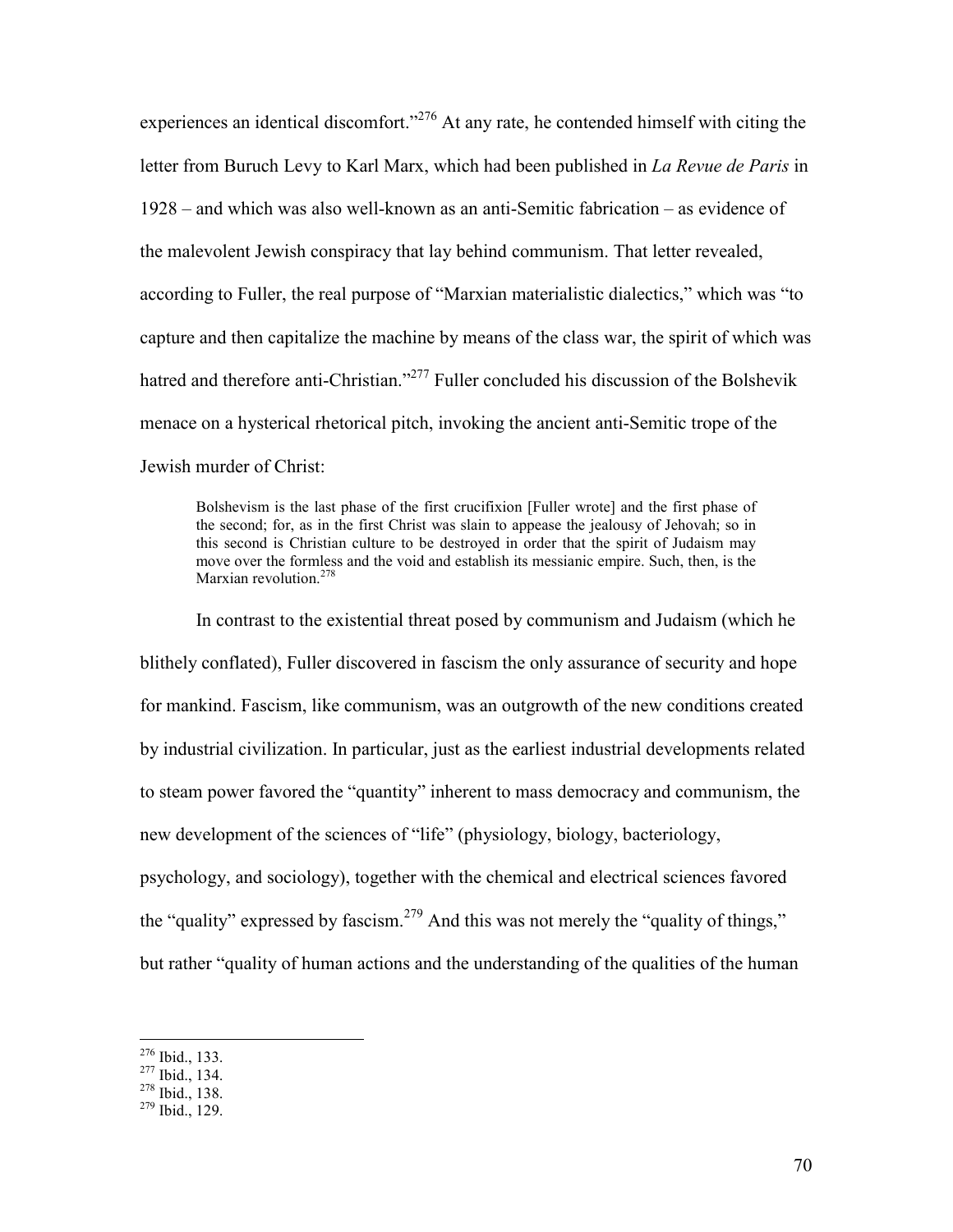experiences an identical discomfort."[276] At any rate, he contended himself with citing the letter from Buruch Levy to Karl Marx, which had been published in *La Revue de Paris* in 1928 – and which was also well-known as an anti-Semitic fabrication – as evidence of the malevolent Jewish conspiracy that lay behind communism. That letter revealed, according to Fuller, the real purpose of "Marxian materialistic dialectics," which was "to capture and then capitalize the machine by means of the class war, the spirit of which was hatred and therefore anti-Christian."[277] Fuller concluded his discussion of the Bolshevik menace on a hysterical rhetorical pitch, invoking the ancient anti-Semitic trope of the Jewish murder of Christ:

> Bolshevism is the last phase of the first crucifixion [Fuller wrote] and the first phase of the second; for, as in the first Christ was slain to appease the jealousy of Jehovah; so in this second is Christian culture to be destroyed in order that the spirit of Judaism may move over the formless and the void and establish its messianic empire. Such, then, is the Marxian revolution.[278]

In contrast to the existential threat posed by communism and Judaism (which he blithely conflated), Fuller discovered in fascism the only assurance of security and hope for mankind. Fascism, like communism, was an outgrowth of the new conditions created by industrial civilization. In particular, just as the earliest industrial developments related to steam power favored the "quantity" inherent to mass democracy and communism, the new development of the sciences of "life" (physiology, biology, bacteriology, psychology, and sociology), together with the chemical and electrical sciences favored the "quality" expressed by fascism.[279] And this was not merely the "quality of things," but rather "quality of human actions and the understanding of the qualities of the human

---

[276] Ibid., 133.
[277] Ibid., 134.
[278] Ibid., 138.
[279] Ibid., 129.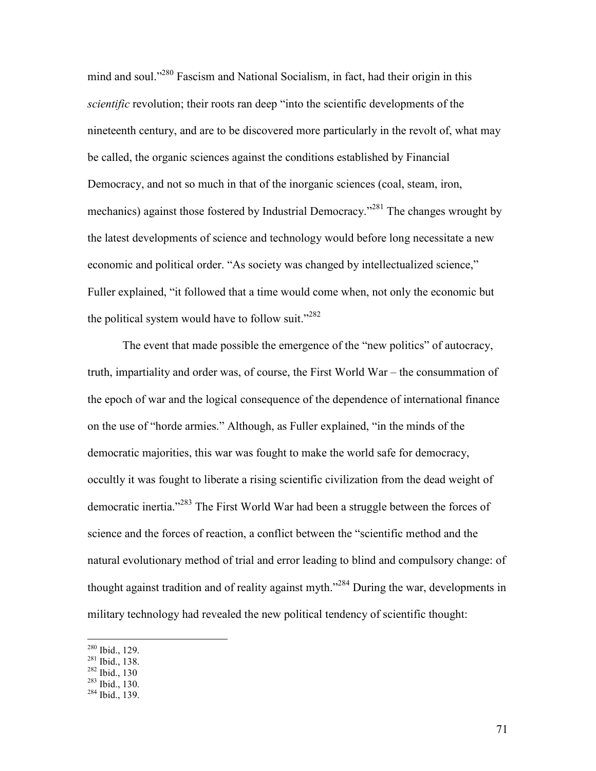mind and soul."[280] Fascism and National Socialism, in fact, had their origin in this *scientific* revolution; their roots ran deep "into the scientific developments of the nineteenth century, and are to be discovered more particularly in the revolt of, what may be called, the organic sciences against the conditions established by Financial Democracy, and not so much in that of the inorganic sciences (coal, steam, iron, mechanics) against those fostered by Industrial Democracy."[281] The changes wrought by the latest developments of science and technology would before long necessitate a new economic and political order. "As society was changed by intellectualized science," Fuller explained, "it followed that a time would come when, not only the economic but the political system would have to follow suit."[282]

The event that made possible the emergence of the "new politics" of autocracy, truth, impartiality and order was, of course, the First World War – the consummation of the epoch of war and the logical consequence of the dependence of international finance on the use of "horde armies." Although, as Fuller explained, "in the minds of the democratic majorities, this war was fought to make the world safe for democracy, occultly it was fought to liberate a rising scientific civilization from the dead weight of democratic inertia."[283] The First World War had been a struggle between the forces of science and the forces of reaction, a conflict between the "scientific method and the natural evolutionary method of trial and error leading to blind and compulsory change: of thought against tradition and of reality against myth."[284] During the war, developments in military technology had revealed the new political tendency of scientific thought:

---

[280] Ibid., 129.
[281] Ibid., 138.
[282] Ibid., 130
[283] Ibid., 130.
[284] Ibid., 139.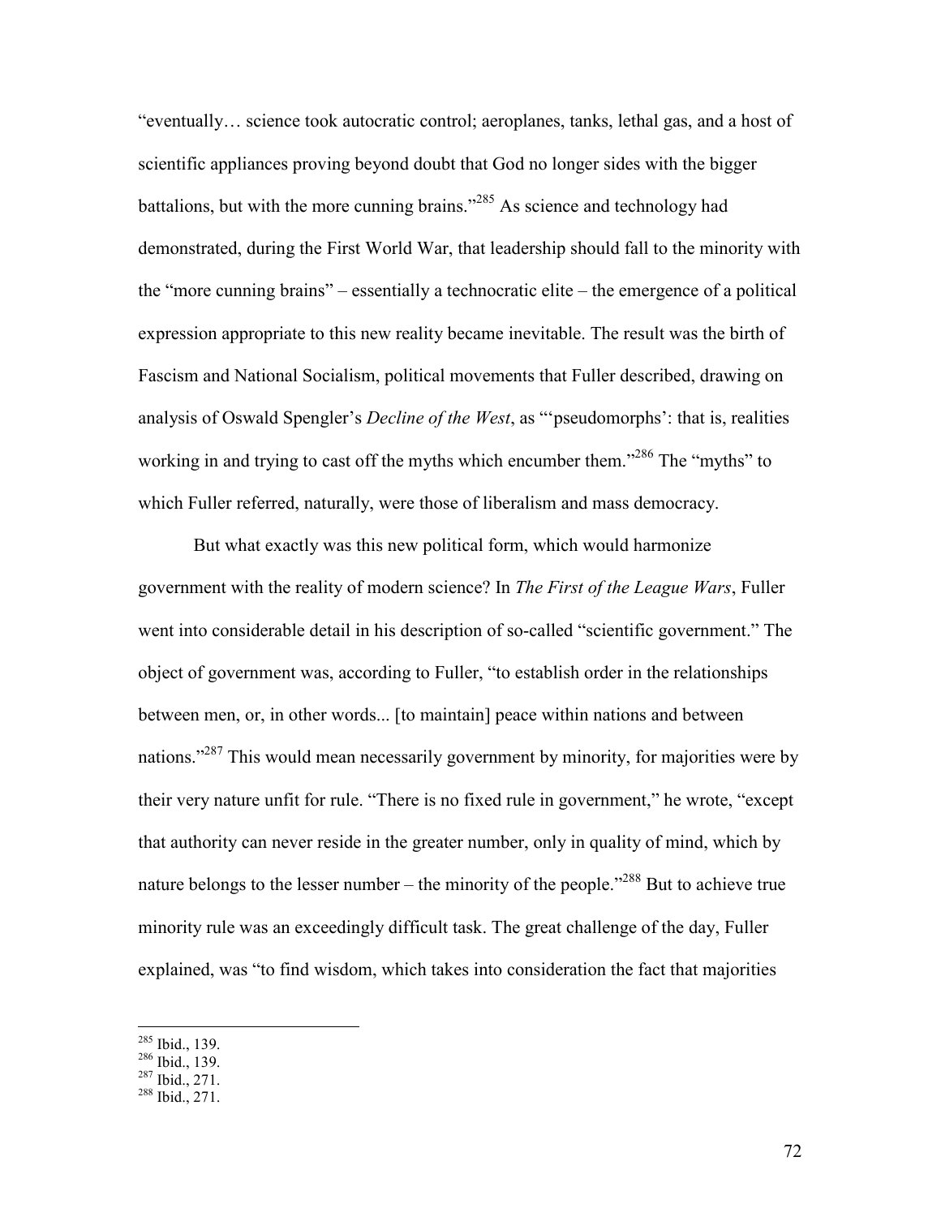"eventually… science took autocratic control; aeroplanes, tanks, lethal gas, and a host of scientific appliances proving beyond doubt that God no longer sides with the bigger battalions, but with the more cunning brains."[285] As science and technology had demonstrated, during the First World War, that leadership should fall to the minority with the "more cunning brains" – essentially a technocratic elite – the emergence of a political expression appropriate to this new reality became inevitable. The result was the birth of Fascism and National Socialism, political movements that Fuller described, drawing on analysis of Oswald Spengler's *Decline of the West*, as "'pseudomorphs': that is, realities working in and trying to cast off the myths which encumber them."[286] The "myths" to which Fuller referred, naturally, were those of liberalism and mass democracy.

But what exactly was this new political form, which would harmonize government with the reality of modern science? In *The First of the League Wars*, Fuller went into considerable detail in his description of so-called "scientific government." The object of government was, according to Fuller, "to establish order in the relationships between men, or, in other words... [to maintain] peace within nations and between nations."[287] This would mean necessarily government by minority, for majorities were by their very nature unfit for rule. "There is no fixed rule in government," he wrote, "except that authority can never reside in the greater number, only in quality of mind, which by nature belongs to the lesser number – the minority of the people."[288] But to achieve true minority rule was an exceedingly difficult task. The great challenge of the day, Fuller explained, was "to find wisdom, which takes into consideration the fact that majorities

---

[285] Ibid., 139.
[286] Ibid., 139.
[287] Ibid., 271.
[288] Ibid., 271.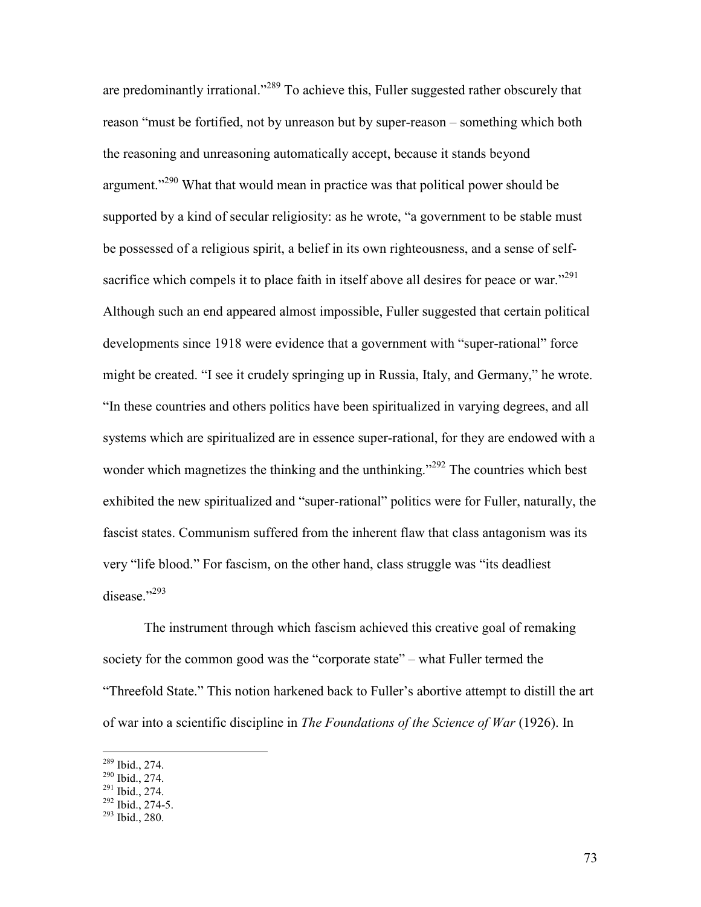are predominantly irrational."[289] To achieve this, Fuller suggested rather obscurely that reason "must be fortified, not by unreason but by super-reason – something which both the reasoning and unreasoning automatically accept, because it stands beyond argument."[290] What that would mean in practice was that political power should be supported by a kind of secular religiosity: as he wrote, "a government to be stable must be possessed of a religious spirit, a belief in its own righteousness, and a sense of self-sacrifice which compels it to place faith in itself above all desires for peace or war."[291] Although such an end appeared almost impossible, Fuller suggested that certain political developments since 1918 were evidence that a government with "super-rational" force might be created. "I see it crudely springing up in Russia, Italy, and Germany," he wrote. "In these countries and others politics have been spiritualized in varying degrees, and all systems which are spiritualized are in essence super-rational, for they are endowed with a wonder which magnetizes the thinking and the unthinking."[292] The countries which best exhibited the new spiritualized and "super-rational" politics were for Fuller, naturally, the fascist states. Communism suffered from the inherent flaw that class antagonism was its very "life blood." For fascism, on the other hand, class struggle was "its deadliest disease."[293]

The instrument through which fascism achieved this creative goal of remaking society for the common good was the "corporate state" – what Fuller termed the "Threefold State." This notion harkened back to Fuller's abortive attempt to distill the art of war into a scientific discipline in *The Foundations of the Science of War* (1926). In

---

[289] Ibid., 274.
[290] Ibid., 274.
[291] Ibid., 274.
[292] Ibid., 274-5.
[293] Ibid., 280.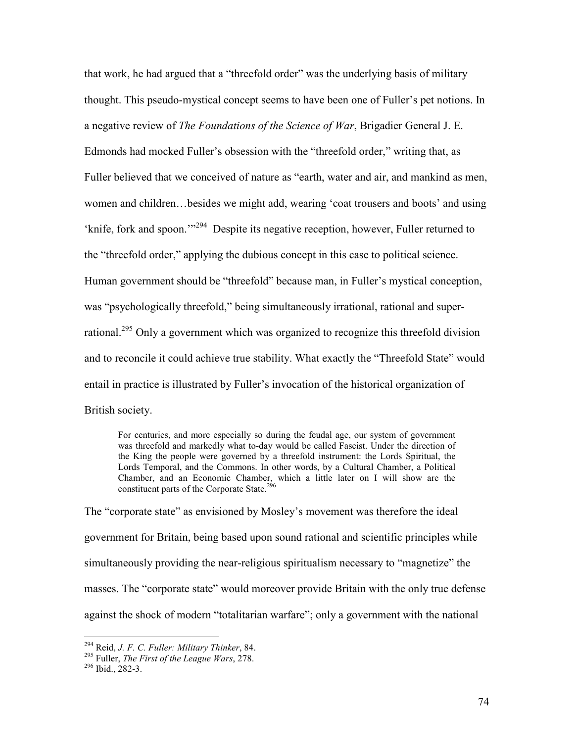that work, he had argued that a "threefold order" was the underlying basis of military thought. This pseudo-mystical concept seems to have been one of Fuller's pet notions. In a negative review of *The Foundations of the Science of War*, Brigadier General J. E. Edmonds had mocked Fuller's obsession with the "threefold order," writing that, as Fuller believed that we conceived of nature as "earth, water and air, and mankind as men, women and children…besides we might add, wearing 'coat trousers and boots' and using 'knife, fork and spoon.'"[294] Despite its negative reception, however, Fuller returned to the "threefold order," applying the dubious concept in this case to political science. Human government should be "threefold" because man, in Fuller's mystical conception, was "psychologically threefold," being simultaneously irrational, rational and super-rational.[295] Only a government which was organized to recognize this threefold division and to reconcile it could achieve true stability. What exactly the "Threefold State" would entail in practice is illustrated by Fuller's invocation of the historical organization of British society.

> For centuries, and more especially so during the feudal age, our system of government was threefold and markedly what to-day would be called Fascist. Under the direction of the King the people were governed by a threefold instrument: the Lords Spiritual, the Lords Temporal, and the Commons. In other words, by a Cultural Chamber, a Political Chamber, and an Economic Chamber, which a little later on I will show are the constituent parts of the Corporate State.[296]

The "corporate state" as envisioned by Mosley's movement was therefore the ideal government for Britain, being based upon sound rational and scientific principles while simultaneously providing the near-religious spiritualism necessary to "magnetize" the masses. The "corporate state" would moreover provide Britain with the only true defense against the shock of modern "totalitarian warfare"; only a government with the national

---

[294] Reid, *J. F. C. Fuller: Military Thinker*, 84.

[295] Fuller, *The First of the League Wars*, 278.

[296] Ibid., 282-3.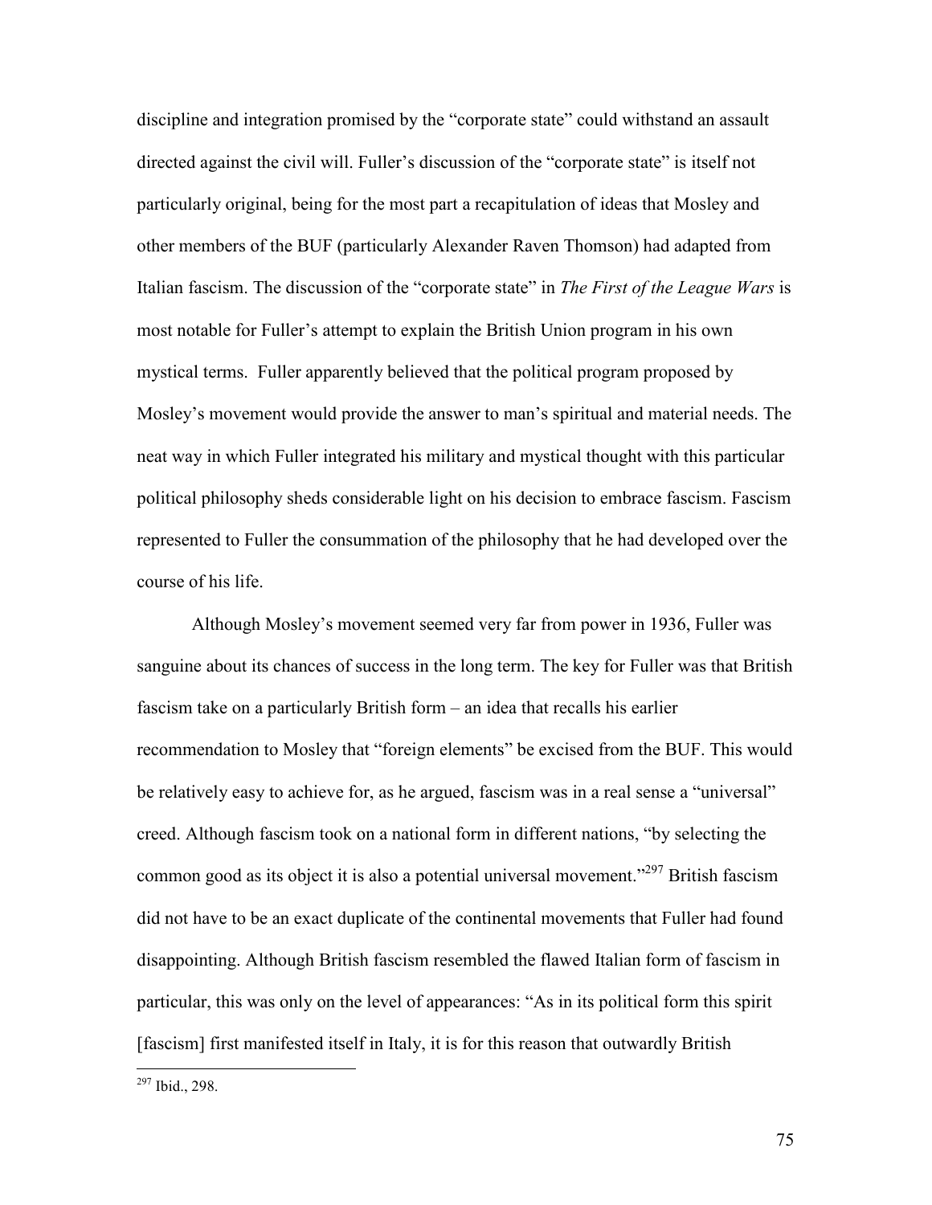discipline and integration promised by the "corporate state" could withstand an assault directed against the civil will. Fuller's discussion of the "corporate state" is itself not particularly original, being for the most part a recapitulation of ideas that Mosley and other members of the BUF (particularly Alexander Raven Thomson) had adapted from Italian fascism. The discussion of the "corporate state" in *The First of the League Wars* is most notable for Fuller's attempt to explain the British Union program in his own mystical terms. Fuller apparently believed that the political program proposed by Mosley's movement would provide the answer to man's spiritual and material needs. The neat way in which Fuller integrated his military and mystical thought with this particular political philosophy sheds considerable light on his decision to embrace fascism. Fascism represented to Fuller the consummation of the philosophy that he had developed over the course of his life.

Although Mosley's movement seemed very far from power in 1936, Fuller was sanguine about its chances of success in the long term. The key for Fuller was that British fascism take on a particularly British form – an idea that recalls his earlier recommendation to Mosley that "foreign elements" be excised from the BUF. This would be relatively easy to achieve for, as he argued, fascism was in a real sense a "universal" creed. Although fascism took on a national form in different nations, "by selecting the common good as its object it is also a potential universal movement."[297] British fascism did not have to be an exact duplicate of the continental movements that Fuller had found disappointing. Although British fascism resembled the flawed Italian form of fascism in particular, this was only on the level of appearances: "As in its political form this spirit [fascism] first manifested itself in Italy, it is for this reason that outwardly British

[297] Ibid., 298.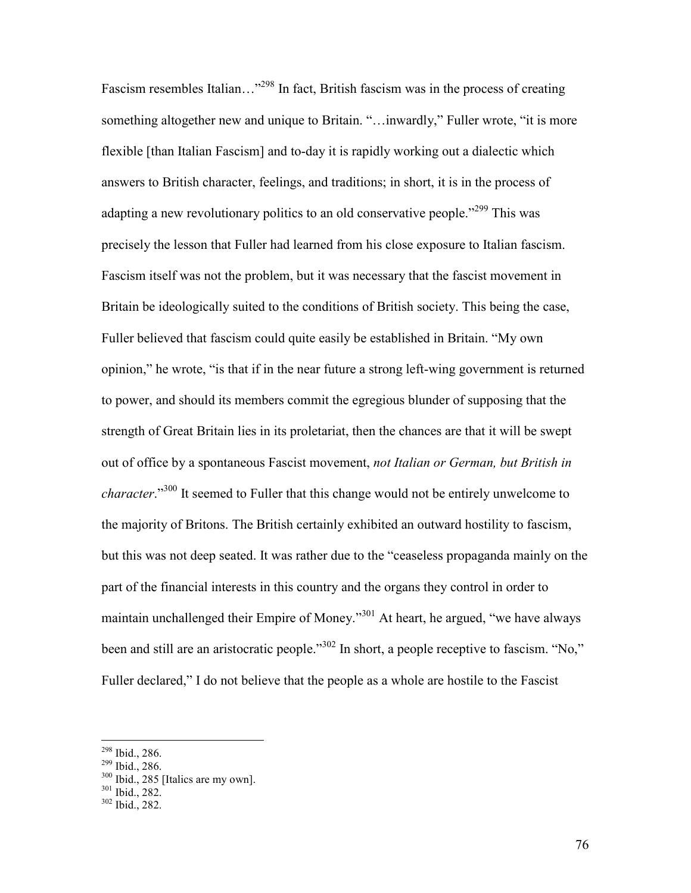Fascism resembles Italian…"[298] In fact, British fascism was in the process of creating something altogether new and unique to Britain. "…inwardly," Fuller wrote, "it is more flexible [than Italian Fascism] and to-day it is rapidly working out a dialectic which answers to British character, feelings, and traditions; in short, it is in the process of adapting a new revolutionary politics to an old conservative people."[299] This was precisely the lesson that Fuller had learned from his close exposure to Italian fascism. Fascism itself was not the problem, but it was necessary that the fascist movement in Britain be ideologically suited to the conditions of British society. This being the case, Fuller believed that fascism could quite easily be established in Britain. "My own opinion," he wrote, "is that if in the near future a strong left-wing government is returned to power, and should its members commit the egregious blunder of supposing that the strength of Great Britain lies in its proletariat, then the chances are that it will be swept out of office by a spontaneous Fascist movement, *not Italian or German, but British in character*."[300] It seemed to Fuller that this change would not be entirely unwelcome to the majority of Britons. The British certainly exhibited an outward hostility to fascism, but this was not deep seated. It was rather due to the "ceaseless propaganda mainly on the part of the financial interests in this country and the organs they control in order to maintain unchallenged their Empire of Money."[301] At heart, he argued, "we have always been and still are an aristocratic people."[302] In short, a people receptive to fascism. "No," Fuller declared," I do not believe that the people as a whole are hostile to the Fascist

---

[298] Ibid., 286.
[299] Ibid., 286.
[300] Ibid., 285 [Italics are my own].
[301] Ibid., 282.
[302] Ibid., 282.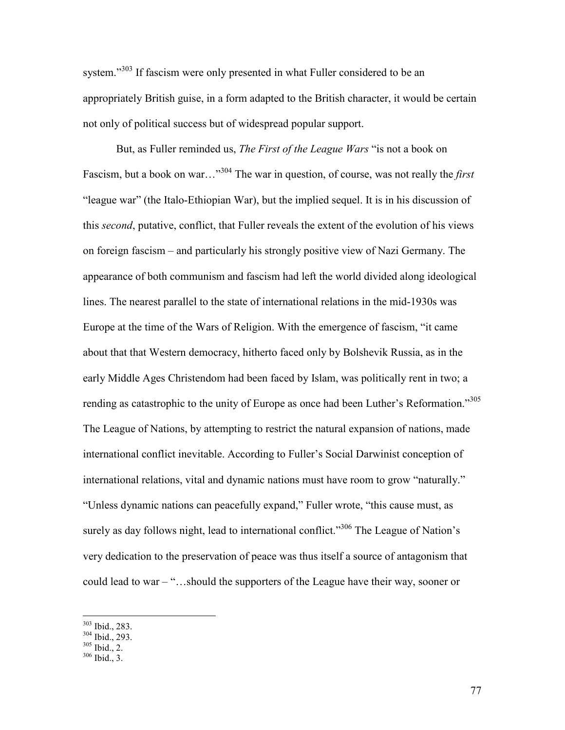system."[303] If fascism were only presented in what Fuller considered to be an appropriately British guise, in a form adapted to the British character, it would be certain not only of political success but of widespread popular support.

But, as Fuller reminded us, *The First of the League Wars* "is not a book on Fascism, but a book on war…"[304] The war in question, of course, was not really the *first* "league war" (the Italo-Ethiopian War), but the implied sequel. It is in his discussion of this *second*, putative, conflict, that Fuller reveals the extent of the evolution of his views on foreign fascism – and particularly his strongly positive view of Nazi Germany. The appearance of both communism and fascism had left the world divided along ideological lines. The nearest parallel to the state of international relations in the mid-1930s was Europe at the time of the Wars of Religion. With the emergence of fascism, "it came about that that Western democracy, hitherto faced only by Bolshevik Russia, as in the early Middle Ages Christendom had been faced by Islam, was politically rent in two; a rending as catastrophic to the unity of Europe as once had been Luther's Reformation."[305] The League of Nations, by attempting to restrict the natural expansion of nations, made international conflict inevitable. According to Fuller's Social Darwinist conception of international relations, vital and dynamic nations must have room to grow "naturally." "Unless dynamic nations can peacefully expand," Fuller wrote, "this cause must, as surely as day follows night, lead to international conflict."[306] The League of Nation's very dedication to the preservation of peace was thus itself a source of antagonism that could lead to war – "…should the supporters of the League have their way, sooner or

---

[303] Ibid., 283.
[304] Ibid., 293.
[305] Ibid., 2.
[306] Ibid., 3.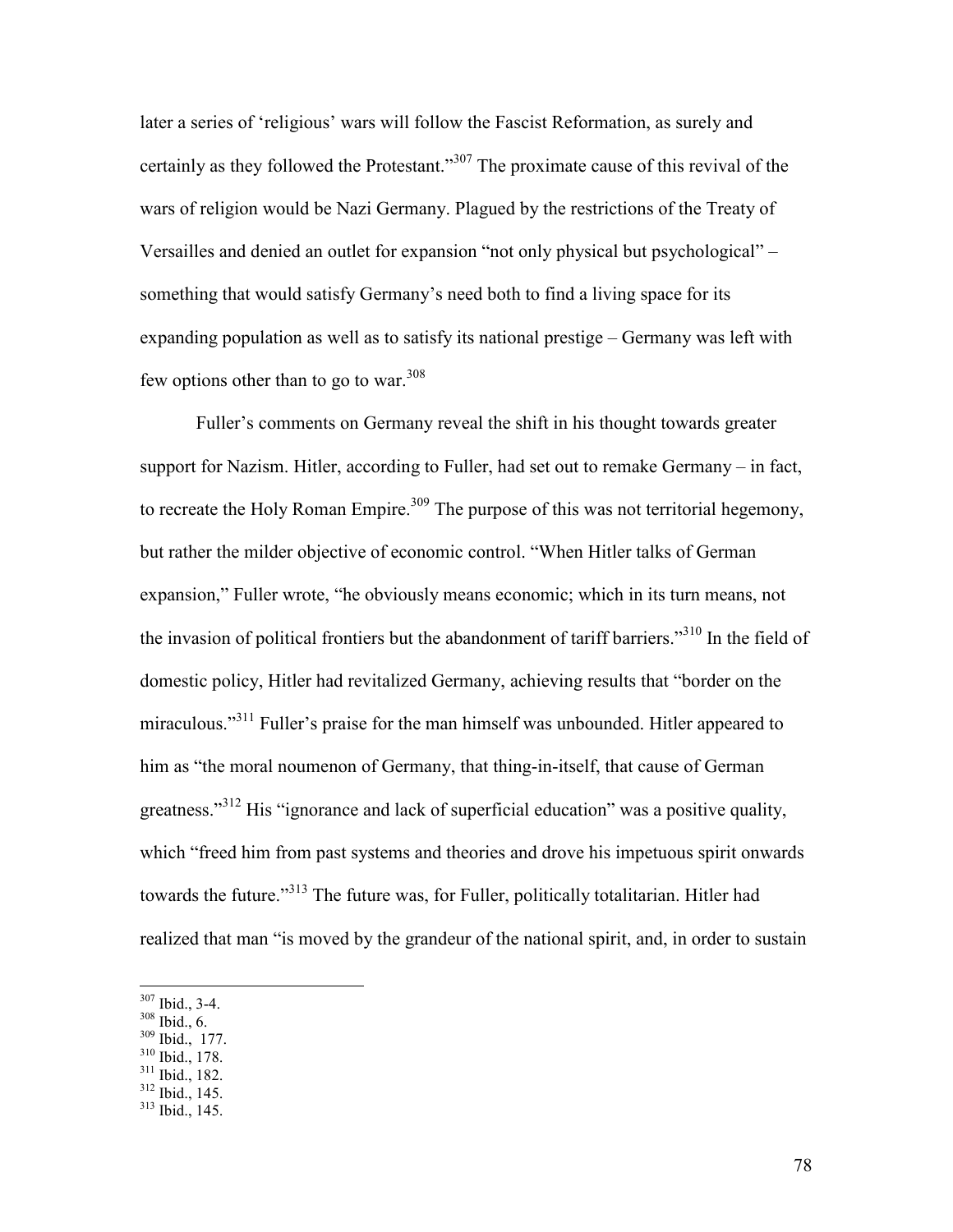later a series of 'religious' wars will follow the Fascist Reformation, as surely and certainly as they followed the Protestant."[307] The proximate cause of this revival of the wars of religion would be Nazi Germany. Plagued by the restrictions of the Treaty of Versailles and denied an outlet for expansion "not only physical but psychological" – something that would satisfy Germany's need both to find a living space for its expanding population as well as to satisfy its national prestige – Germany was left with few options other than to go to war.[308]

Fuller's comments on Germany reveal the shift in his thought towards greater support for Nazism. Hitler, according to Fuller, had set out to remake Germany – in fact, to recreate the Holy Roman Empire.[309] The purpose of this was not territorial hegemony, but rather the milder objective of economic control. "When Hitler talks of German expansion," Fuller wrote, "he obviously means economic; which in its turn means, not the invasion of political frontiers but the abandonment of tariff barriers."[310] In the field of domestic policy, Hitler had revitalized Germany, achieving results that "border on the miraculous."[311] Fuller's praise for the man himself was unbounded. Hitler appeared to him as "the moral noumenon of Germany, that thing-in-itself, that cause of German greatness."[312] His "ignorance and lack of superficial education" was a positive quality, which "freed him from past systems and theories and drove his impetuous spirit onwards towards the future."[313] The future was, for Fuller, politically totalitarian. Hitler had realized that man "is moved by the grandeur of the national spirit, and, in order to sustain

---

[307] Ibid., 3-4.
[308] Ibid., 6.
[309] Ibid., 177.
[310] Ibid., 178.
[311] Ibid., 182.
[312] Ibid., 145.
[313] Ibid., 145.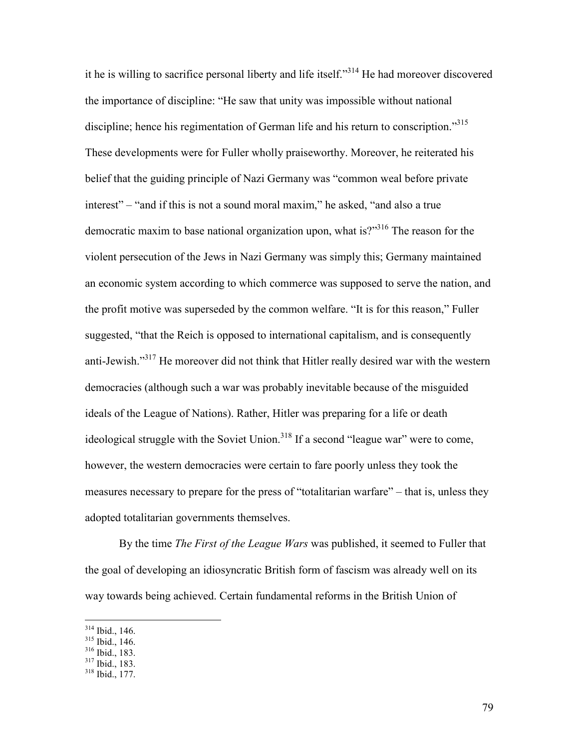it he is willing to sacrifice personal liberty and life itself."[314] He had moreover discovered the importance of discipline: "He saw that unity was impossible without national discipline; hence his regimentation of German life and his return to conscription."[315] These developments were for Fuller wholly praiseworthy. Moreover, he reiterated his belief that the guiding principle of Nazi Germany was "common weal before private interest" – "and if this is not a sound moral maxim," he asked, "and also a true democratic maxim to base national organization upon, what is?"[316] The reason for the violent persecution of the Jews in Nazi Germany was simply this; Germany maintained an economic system according to which commerce was supposed to serve the nation, and the profit motive was superseded by the common welfare. "It is for this reason," Fuller suggested, "that the Reich is opposed to international capitalism, and is consequently anti-Jewish."[317] He moreover did not think that Hitler really desired war with the western democracies (although such a war was probably inevitable because of the misguided ideals of the League of Nations). Rather, Hitler was preparing for a life or death ideological struggle with the Soviet Union.[318] If a second "league war" were to come, however, the western democracies were certain to fare poorly unless they took the measures necessary to prepare for the press of "totalitarian warfare" – that is, unless they adopted totalitarian governments themselves.

By the time *The First of the League Wars* was published, it seemed to Fuller that the goal of developing an idiosyncratic British form of fascism was already well on its way towards being achieved. Certain fundamental reforms in the British Union of

---

[314] Ibid., 146.
[315] Ibid., 146.
[316] Ibid., 183.
[317] Ibid., 183.
[318] Ibid., 177.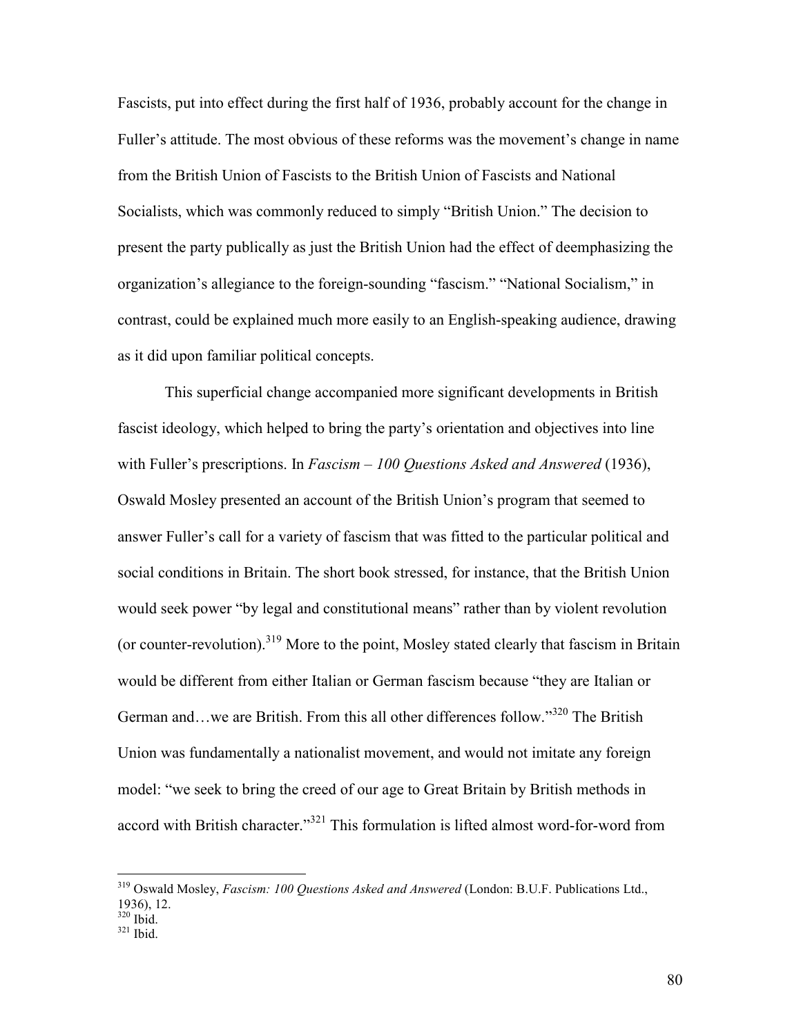Fascists, put into effect during the first half of 1936, probably account for the change in Fuller's attitude. The most obvious of these reforms was the movement's change in name from the British Union of Fascists to the British Union of Fascists and National Socialists, which was commonly reduced to simply "British Union." The decision to present the party publically as just the British Union had the effect of deemphasizing the organization's allegiance to the foreign-sounding "fascism." "National Socialism," in contrast, could be explained much more easily to an English-speaking audience, drawing as it did upon familiar political concepts.

This superficial change accompanied more significant developments in British fascist ideology, which helped to bring the party's orientation and objectives into line with Fuller's prescriptions. In *Fascism – 100 Questions Asked and Answered* (1936), Oswald Mosley presented an account of the British Union's program that seemed to answer Fuller's call for a variety of fascism that was fitted to the particular political and social conditions in Britain. The short book stressed, for instance, that the British Union would seek power "by legal and constitutional means" rather than by violent revolution (or counter-revolution).[319] More to the point, Mosley stated clearly that fascism in Britain would be different from either Italian or German fascism because "they are Italian or German and…we are British. From this all other differences follow."[320] The British Union was fundamentally a nationalist movement, and would not imitate any foreign model: "we seek to bring the creed of our age to Great Britain by British methods in accord with British character."[321] This formulation is lifted almost word-for-word from

---

[319] Oswald Mosley, *Fascism: 100 Questions Asked and Answered* (London: B.U.F. Publications Ltd., 1936), 12.

[320] Ibid.

[321] Ibid.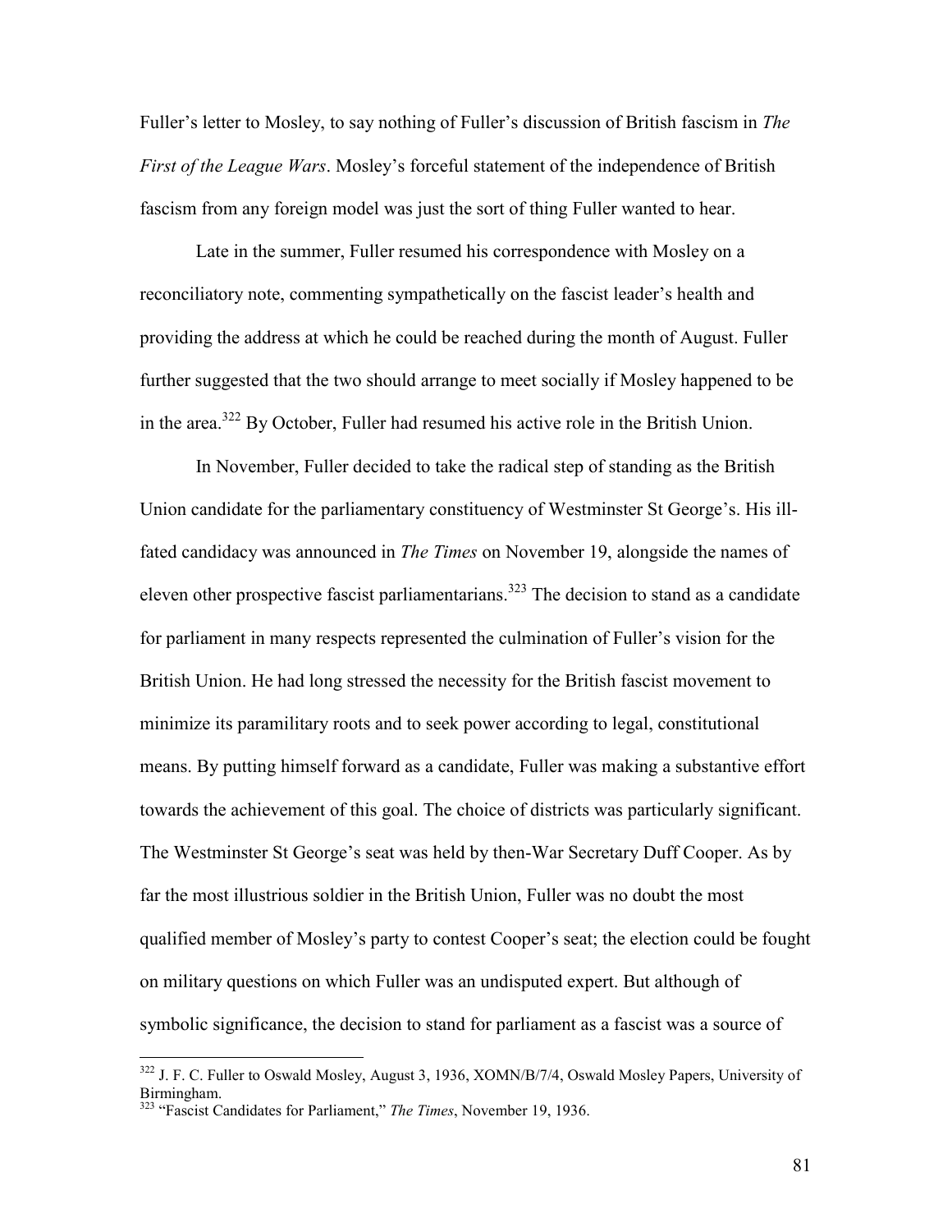Fuller's letter to Mosley, to say nothing of Fuller's discussion of British fascism in *The First of the League Wars*. Mosley's forceful statement of the independence of British fascism from any foreign model was just the sort of thing Fuller wanted to hear.

Late in the summer, Fuller resumed his correspondence with Mosley on a reconciliatory note, commenting sympathetically on the fascist leader's health and providing the address at which he could be reached during the month of August. Fuller further suggested that the two should arrange to meet socially if Mosley happened to be in the area.[322] By October, Fuller had resumed his active role in the British Union.

In November, Fuller decided to take the radical step of standing as the British Union candidate for the parliamentary constituency of Westminster St George's. His ill-fated candidacy was announced in *The Times* on November 19, alongside the names of eleven other prospective fascist parliamentarians.[323] The decision to stand as a candidate for parliament in many respects represented the culmination of Fuller's vision for the British Union. He had long stressed the necessity for the British fascist movement to minimize its paramilitary roots and to seek power according to legal, constitutional means. By putting himself forward as a candidate, Fuller was making a substantive effort towards the achievement of this goal. The choice of districts was particularly significant. The Westminster St George's seat was held by then-War Secretary Duff Cooper. As by far the most illustrious soldier in the British Union, Fuller was no doubt the most qualified member of Mosley's party to contest Cooper's seat; the election could be fought on military questions on which Fuller was an undisputed expert. But although of symbolic significance, the decision to stand for parliament as a fascist was a source of

---

[322] J. F. C. Fuller to Oswald Mosley, August 3, 1936, XOMN/B/7/4, Oswald Mosley Papers, University of Birmingham.

[323] "Fascist Candidates for Parliament," *The Times*, November 19, 1936.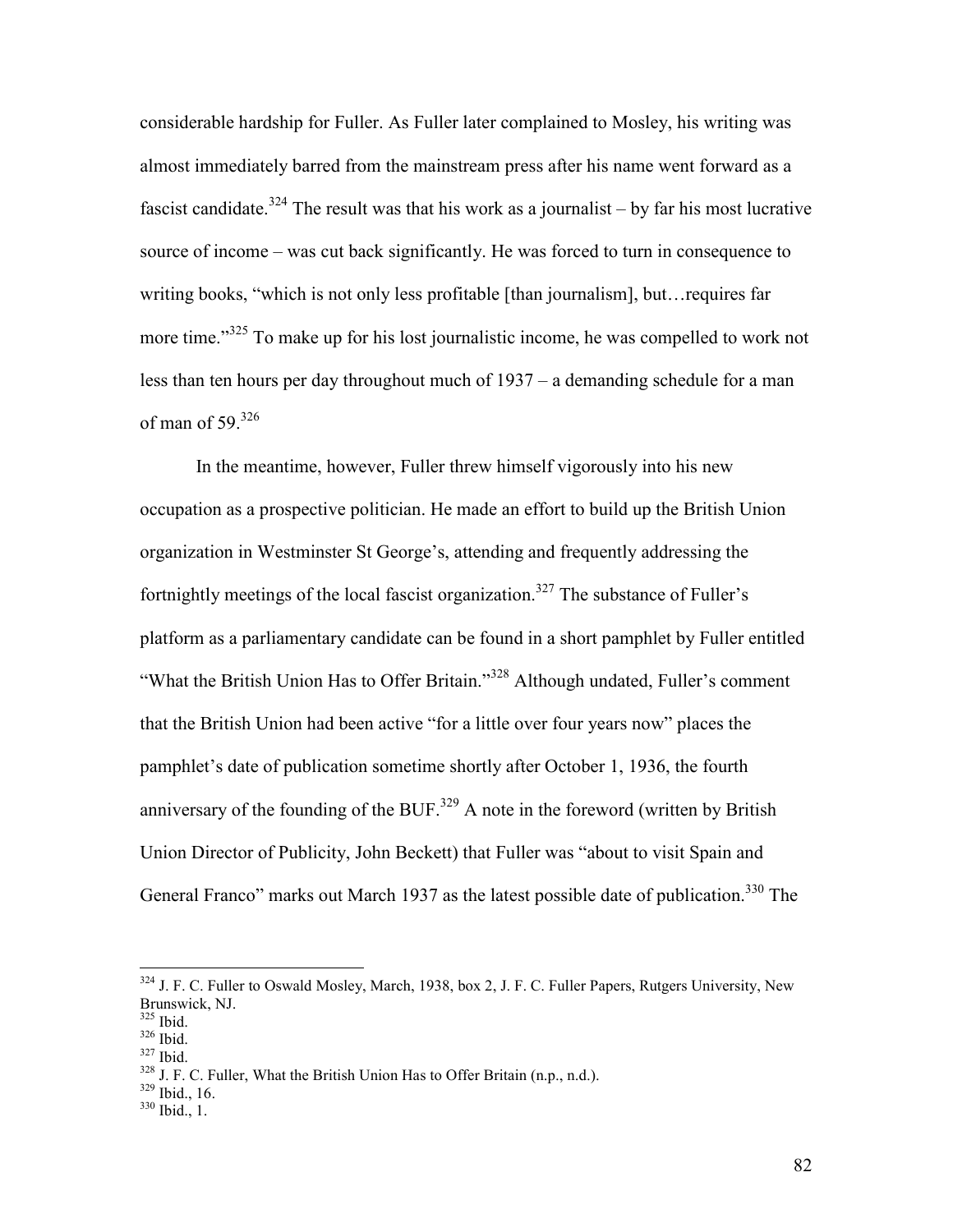considerable hardship for Fuller. As Fuller later complained to Mosley, his writing was almost immediately barred from the mainstream press after his name went forward as a fascist candidate.[324] The result was that his work as a journalist – by far his most lucrative source of income – was cut back significantly. He was forced to turn in consequence to writing books, "which is not only less profitable [than journalism], but…requires far more time."[325] To make up for his lost journalistic income, he was compelled to work not less than ten hours per day throughout much of 1937 – a demanding schedule for a man of man of 59.[326]

In the meantime, however, Fuller threw himself vigorously into his new occupation as a prospective politician. He made an effort to build up the British Union organization in Westminster St George's, attending and frequently addressing the fortnightly meetings of the local fascist organization.[327] The substance of Fuller's platform as a parliamentary candidate can be found in a short pamphlet by Fuller entitled "What the British Union Has to Offer Britain."[328] Although undated, Fuller's comment that the British Union had been active "for a little over four years now" places the pamphlet's date of publication sometime shortly after October 1, 1936, the fourth anniversary of the founding of the BUF.[329] A note in the foreword (written by British Union Director of Publicity, John Beckett) that Fuller was "about to visit Spain and General Franco" marks out March 1937 as the latest possible date of publication.[330] The

---

[324] J. F. C. Fuller to Oswald Mosley, March, 1938, box 2, J. F. C. Fuller Papers, Rutgers University, New Brunswick, NJ.
[325] Ibid.
[326] Ibid.
[327] Ibid.
[328] J. F. C. Fuller, What the British Union Has to Offer Britain (n.p., n.d.).
[329] Ibid., 16.
[330] Ibid., 1.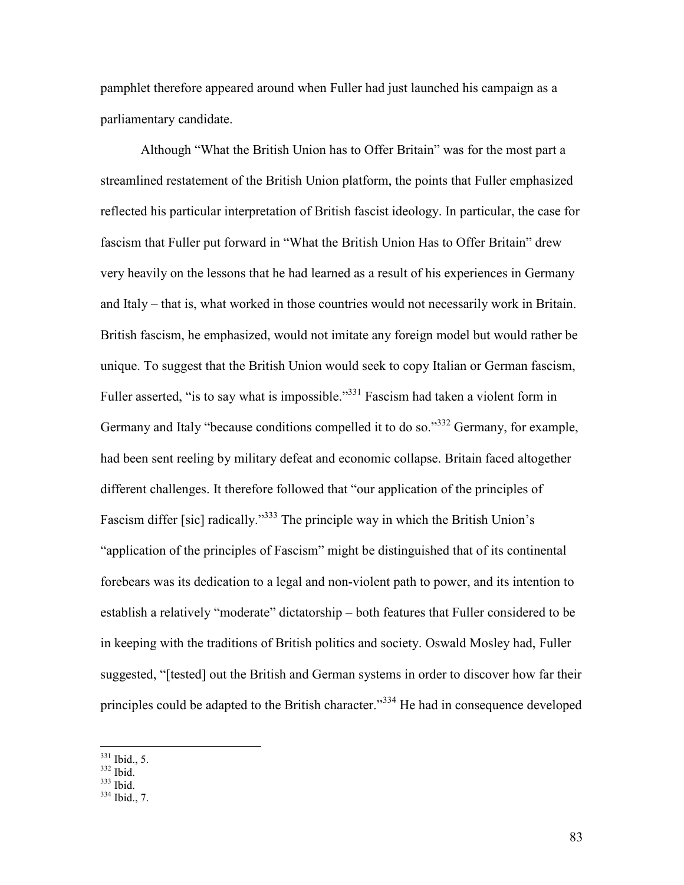pamphlet therefore appeared around when Fuller had just launched his campaign as a parliamentary candidate.

Although "What the British Union has to Offer Britain" was for the most part a streamlined restatement of the British Union platform, the points that Fuller emphasized reflected his particular interpretation of British fascist ideology. In particular, the case for fascism that Fuller put forward in "What the British Union Has to Offer Britain" drew very heavily on the lessons that he had learned as a result of his experiences in Germany and Italy – that is, what worked in those countries would not necessarily work in Britain. British fascism, he emphasized, would not imitate any foreign model but would rather be unique. To suggest that the British Union would seek to copy Italian or German fascism, Fuller asserted, "is to say what is impossible."[331] Fascism had taken a violent form in Germany and Italy "because conditions compelled it to do so."[332] Germany, for example, had been sent reeling by military defeat and economic collapse. Britain faced altogether different challenges. It therefore followed that "our application of the principles of Fascism differ [sic] radically."[333] The principle way in which the British Union's "application of the principles of Fascism" might be distinguished that of its continental forebears was its dedication to a legal and non-violent path to power, and its intention to establish a relatively "moderate" dictatorship – both features that Fuller considered to be in keeping with the traditions of British politics and society. Oswald Mosley had, Fuller suggested, "[tested] out the British and German systems in order to discover how far their principles could be adapted to the British character."[334] He had in consequence developed

[331] Ibid., 5.
[332] Ibid.
[333] Ibid.
[334] Ibid., 7.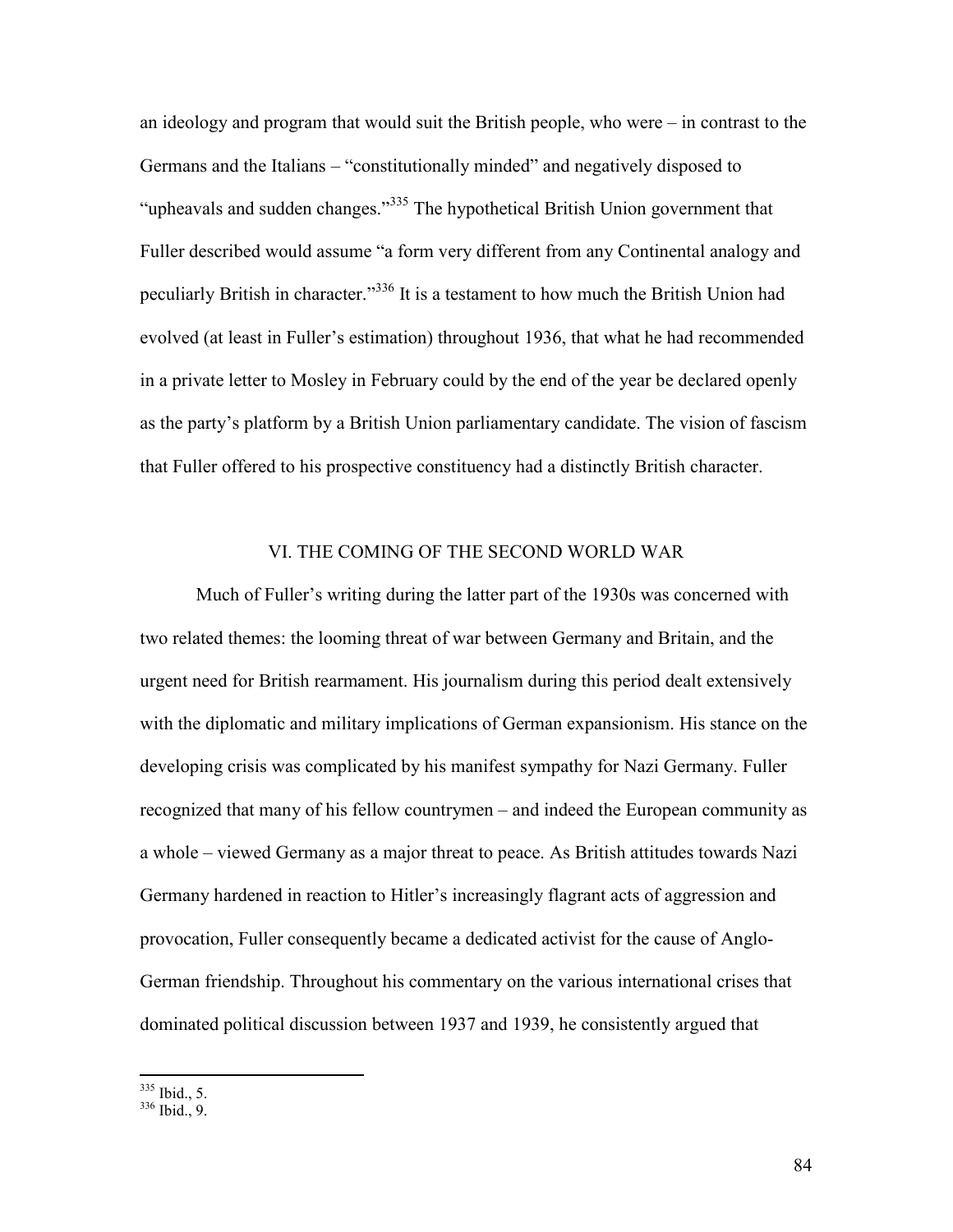an ideology and program that would suit the British people, who were – in contrast to the Germans and the Italians – "constitutionally minded" and negatively disposed to "upheavals and sudden changes."[335] The hypothetical British Union government that Fuller described would assume "a form very different from any Continental analogy and peculiarly British in character."[336] It is a testament to how much the British Union had evolved (at least in Fuller's estimation) throughout 1936, that what he had recommended in a private letter to Mosley in February could by the end of the year be declared openly as the party's platform by a British Union parliamentary candidate. The vision of fascism that Fuller offered to his prospective constituency had a distinctly British character.

## VI. THE COMING OF THE SECOND WORLD WAR

Much of Fuller's writing during the latter part of the 1930s was concerned with two related themes: the looming threat of war between Germany and Britain, and the urgent need for British rearmament. His journalism during this period dealt extensively with the diplomatic and military implications of German expansionism. His stance on the developing crisis was complicated by his manifest sympathy for Nazi Germany. Fuller recognized that many of his fellow countrymen – and indeed the European community as a whole – viewed Germany as a major threat to peace. As British attitudes towards Nazi Germany hardened in reaction to Hitler's increasingly flagrant acts of aggression and provocation, Fuller consequently became a dedicated activist for the cause of Anglo-German friendship. Throughout his commentary on the various international crises that dominated political discussion between 1937 and 1939, he consistently argued that

---

[335] Ibid., 5.

[336] Ibid., 9.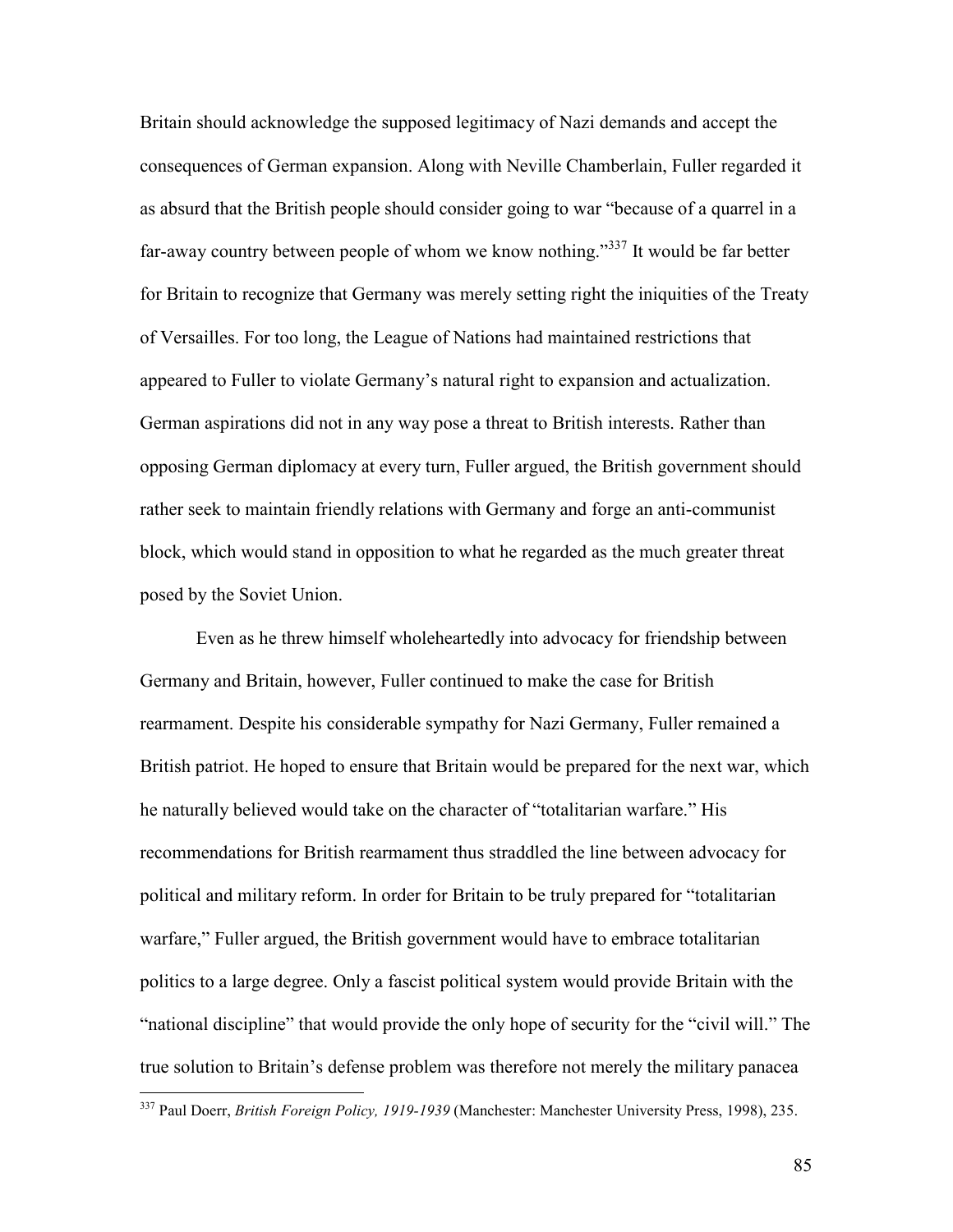Britain should acknowledge the supposed legitimacy of Nazi demands and accept the consequences of German expansion. Along with Neville Chamberlain, Fuller regarded it as absurd that the British people should consider going to war "because of a quarrel in a far-away country between people of whom we know nothing."[337] It would be far better for Britain to recognize that Germany was merely setting right the iniquities of the Treaty of Versailles. For too long, the League of Nations had maintained restrictions that appeared to Fuller to violate Germany's natural right to expansion and actualization. German aspirations did not in any way pose a threat to British interests. Rather than opposing German diplomacy at every turn, Fuller argued, the British government should rather seek to maintain friendly relations with Germany and forge an anti-communist block, which would stand in opposition to what he regarded as the much greater threat posed by the Soviet Union.

Even as he threw himself wholeheartedly into advocacy for friendship between Germany and Britain, however, Fuller continued to make the case for British rearmament. Despite his considerable sympathy for Nazi Germany, Fuller remained a British patriot. He hoped to ensure that Britain would be prepared for the next war, which he naturally believed would take on the character of "totalitarian warfare." His recommendations for British rearmament thus straddled the line between advocacy for political and military reform. In order for Britain to be truly prepared for "totalitarian warfare," Fuller argued, the British government would have to embrace totalitarian politics to a large degree. Only a fascist political system would provide Britain with the "national discipline" that would provide the only hope of security for the "civil will." The true solution to Britain's defense problem was therefore not merely the military panacea

[337] Paul Doerr, *British Foreign Policy, 1919-1939* (Manchester: Manchester University Press, 1998), 235.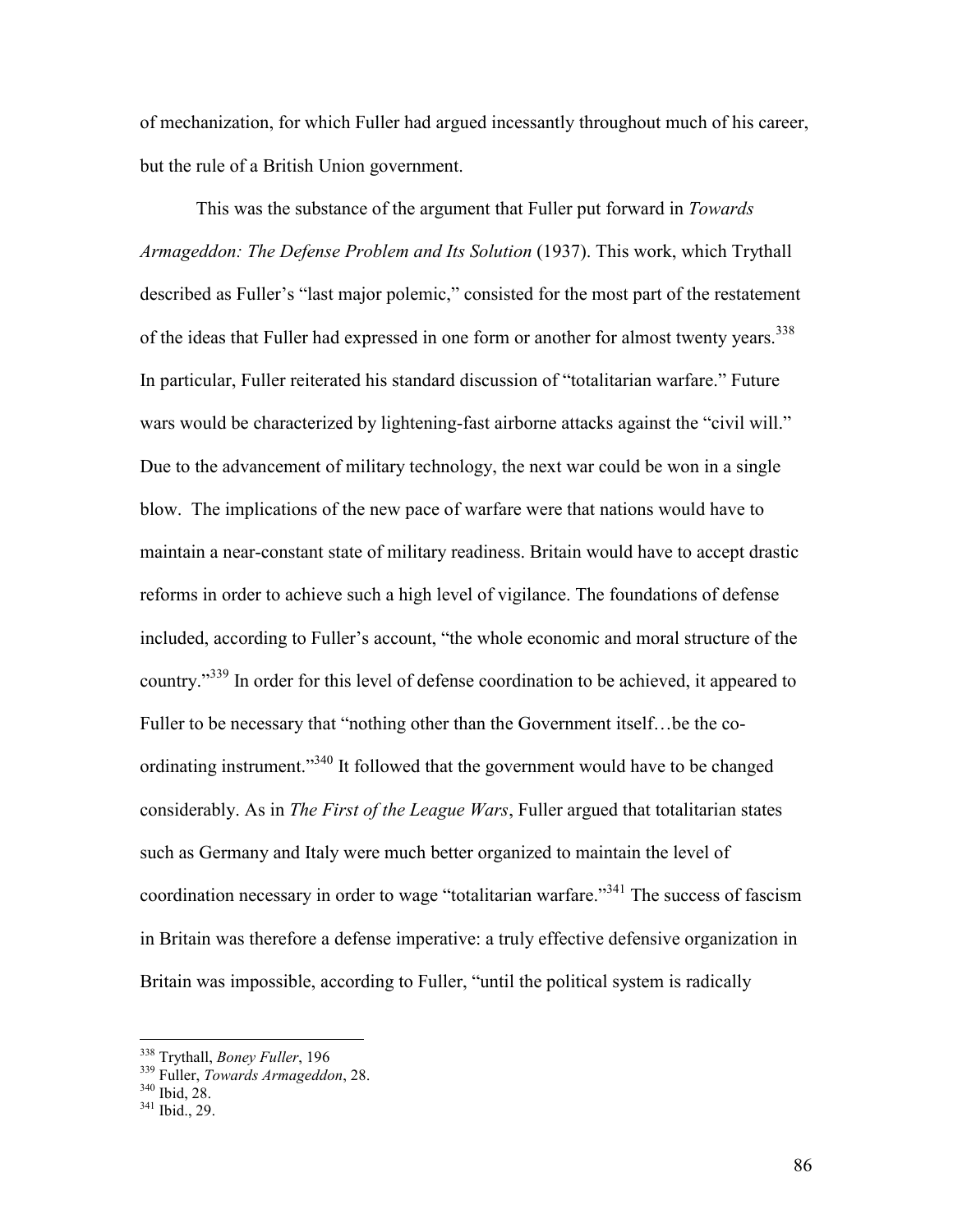of mechanization, for which Fuller had argued incessantly throughout much of his career, but the rule of a British Union government.

This was the substance of the argument that Fuller put forward in *Towards Armageddon: The Defense Problem and Its Solution* (1937). This work, which Trythall described as Fuller's "last major polemic," consisted for the most part of the restatement of the ideas that Fuller had expressed in one form or another for almost twenty years.[338] In particular, Fuller reiterated his standard discussion of "totalitarian warfare." Future wars would be characterized by lightening-fast airborne attacks against the "civil will." Due to the advancement of military technology, the next war could be won in a single blow. The implications of the new pace of warfare were that nations would have to maintain a near-constant state of military readiness. Britain would have to accept drastic reforms in order to achieve such a high level of vigilance. The foundations of defense included, according to Fuller's account, "the whole economic and moral structure of the country."[339] In order for this level of defense coordination to be achieved, it appeared to Fuller to be necessary that "nothing other than the Government itself…be the co-ordinating instrument."[340] It followed that the government would have to be changed considerably. As in *The First of the League Wars*, Fuller argued that totalitarian states such as Germany and Italy were much better organized to maintain the level of coordination necessary in order to wage "totalitarian warfare."[341] The success of fascism in Britain was therefore a defense imperative: a truly effective defensive organization in Britain was impossible, according to Fuller, "until the political system is radically

---

[338] Trythall, *Boney Fuller*, 196

[339] Fuller, *Towards Armageddon*, 28.

[340] Ibid, 28.

[341] Ibid., 29.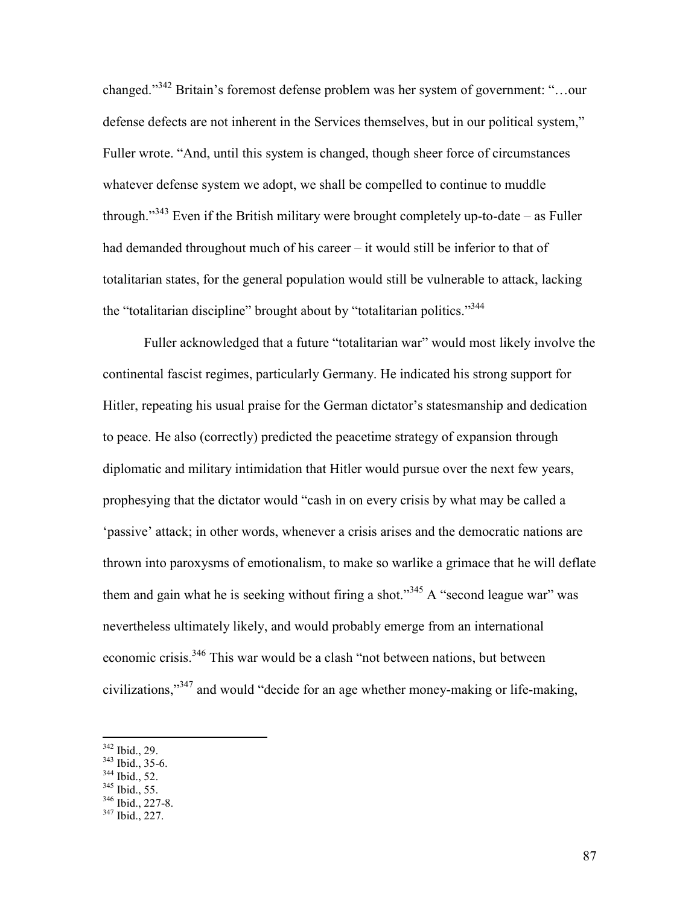changed."[342] Britain's foremost defense problem was her system of government: "…our defense defects are not inherent in the Services themselves, but in our political system," Fuller wrote. "And, until this system is changed, though sheer force of circumstances whatever defense system we adopt, we shall be compelled to continue to muddle through."[343] Even if the British military were brought completely up-to-date – as Fuller had demanded throughout much of his career – it would still be inferior to that of totalitarian states, for the general population would still be vulnerable to attack, lacking the "totalitarian discipline" brought about by "totalitarian politics."[344]

Fuller acknowledged that a future "totalitarian war" would most likely involve the continental fascist regimes, particularly Germany. He indicated his strong support for Hitler, repeating his usual praise for the German dictator's statesmanship and dedication to peace. He also (correctly) predicted the peacetime strategy of expansion through diplomatic and military intimidation that Hitler would pursue over the next few years, prophesying that the dictator would "cash in on every crisis by what may be called a 'passive' attack; in other words, whenever a crisis arises and the democratic nations are thrown into paroxysms of emotionalism, to make so warlike a grimace that he will deflate them and gain what he is seeking without firing a shot."[345] A "second league war" was nevertheless ultimately likely, and would probably emerge from an international economic crisis.[346] This war would be a clash "not between nations, but between civilizations,"[347] and would "decide for an age whether money-making or life-making,

---

[342] Ibid., 29.
[343] Ibid., 35-6.
[344] Ibid., 52.
[345] Ibid., 55.
[346] Ibid., 227-8.
[347] Ibid., 227.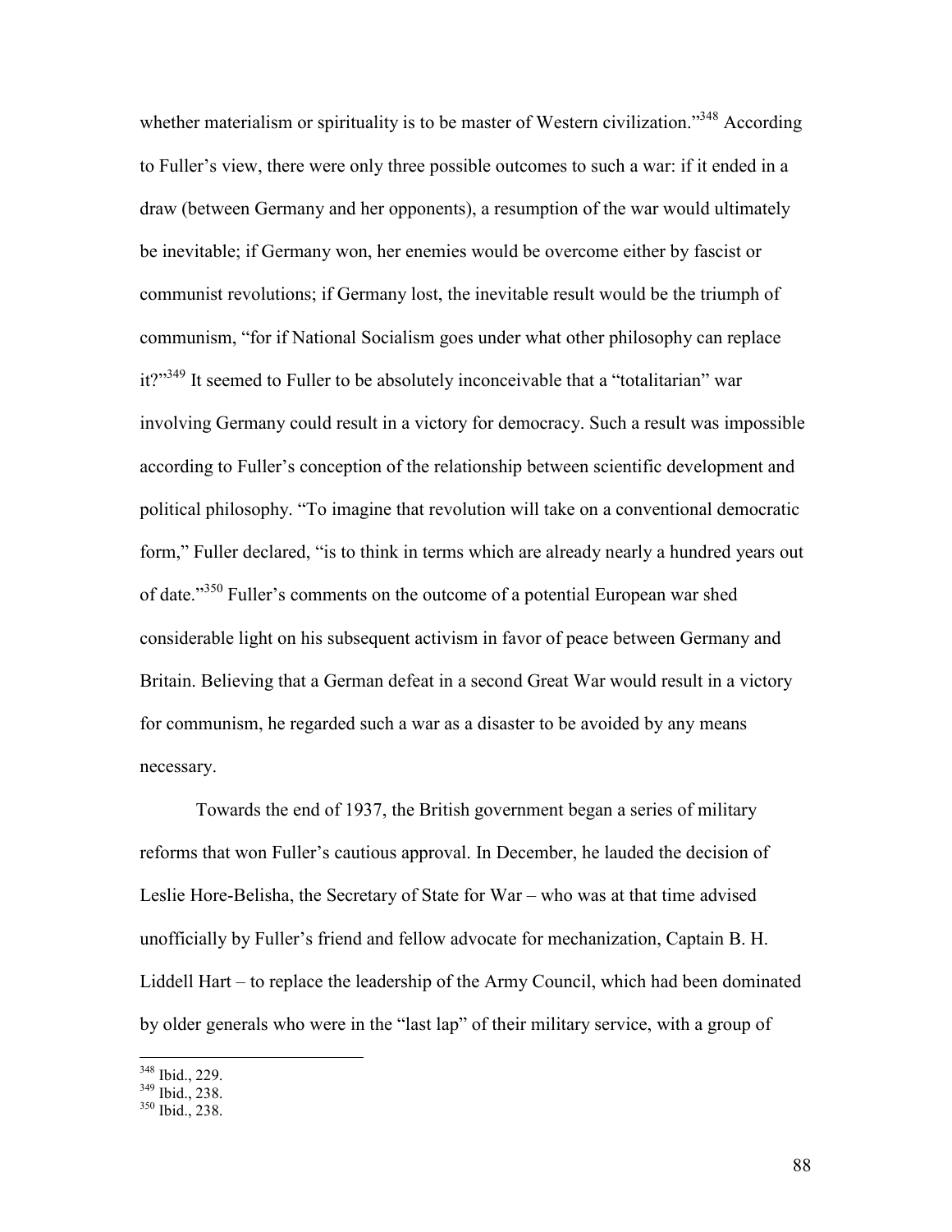whether materialism or spirituality is to be master of Western civilization."[348] According to Fuller's view, there were only three possible outcomes to such a war: if it ended in a draw (between Germany and her opponents), a resumption of the war would ultimately be inevitable; if Germany won, her enemies would be overcome either by fascist or communist revolutions; if Germany lost, the inevitable result would be the triumph of communism, "for if National Socialism goes under what other philosophy can replace it?"[349] It seemed to Fuller to be absolutely inconceivable that a "totalitarian" war involving Germany could result in a victory for democracy. Such a result was impossible according to Fuller's conception of the relationship between scientific development and political philosophy. "To imagine that revolution will take on a conventional democratic form," Fuller declared, "is to think in terms which are already nearly a hundred years out of date."[350] Fuller's comments on the outcome of a potential European war shed considerable light on his subsequent activism in favor of peace between Germany and Britain. Believing that a German defeat in a second Great War would result in a victory for communism, he regarded such a war as a disaster to be avoided by any means necessary.

Towards the end of 1937, the British government began a series of military reforms that won Fuller's cautious approval. In December, he lauded the decision of Leslie Hore-Belisha, the Secretary of State for War – who was at that time advised unofficially by Fuller's friend and fellow advocate for mechanization, Captain B. H. Liddell Hart – to replace the leadership of the Army Council, which had been dominated by older generals who were in the "last lap" of their military service, with a group of

[348] Ibid., 229.
[349] Ibid., 238.
[350] Ibid., 238.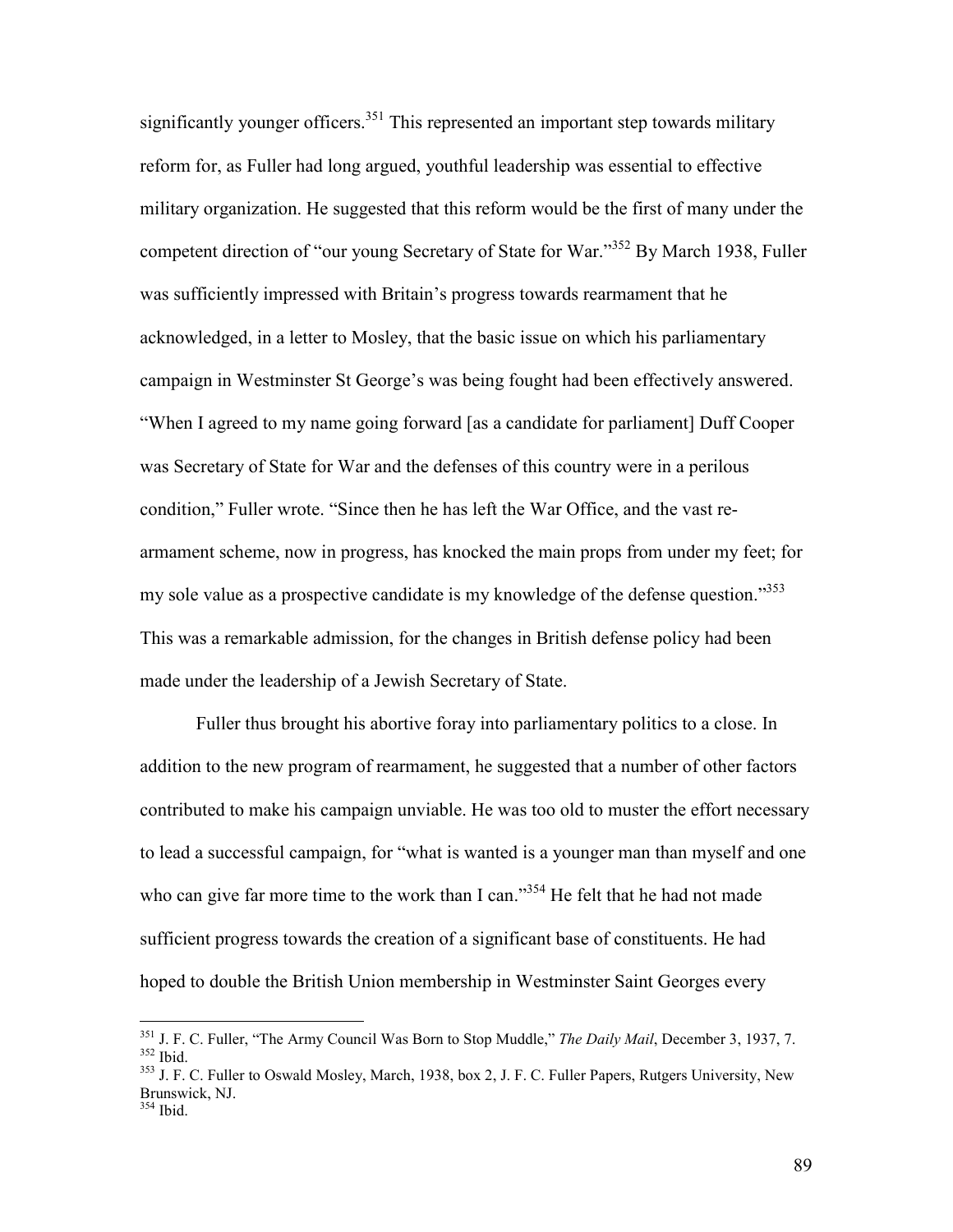significantly younger officers.[351] This represented an important step towards military reform for, as Fuller had long argued, youthful leadership was essential to effective military organization. He suggested that this reform would be the first of many under the competent direction of "our young Secretary of State for War."[352] By March 1938, Fuller was sufficiently impressed with Britain's progress towards rearmament that he acknowledged, in a letter to Mosley, that the basic issue on which his parliamentary campaign in Westminster St George's was being fought had been effectively answered. "When I agreed to my name going forward [as a candidate for parliament] Duff Cooper was Secretary of State for War and the defenses of this country were in a perilous condition," Fuller wrote. "Since then he has left the War Office, and the vast re-armament scheme, now in progress, has knocked the main props from under my feet; for my sole value as a prospective candidate is my knowledge of the defense question."[353] This was a remarkable admission, for the changes in British defense policy had been made under the leadership of a Jewish Secretary of State.

Fuller thus brought his abortive foray into parliamentary politics to a close. In addition to the new program of rearmament, he suggested that a number of other factors contributed to make his campaign unviable. He was too old to muster the effort necessary to lead a successful campaign, for "what is wanted is a younger man than myself and one who can give far more time to the work than I can."[354] He felt that he had not made sufficient progress towards the creation of a significant base of constituents. He had hoped to double the British Union membership in Westminster Saint Georges every

---

[351] J. F. C. Fuller, "The Army Council Was Born to Stop Muddle," *The Daily Mail*, December 3, 1937, 7.
[352] Ibid.
[353] J. F. C. Fuller to Oswald Mosley, March, 1938, box 2, J. F. C. Fuller Papers, Rutgers University, New Brunswick, NJ.
[354] Ibid.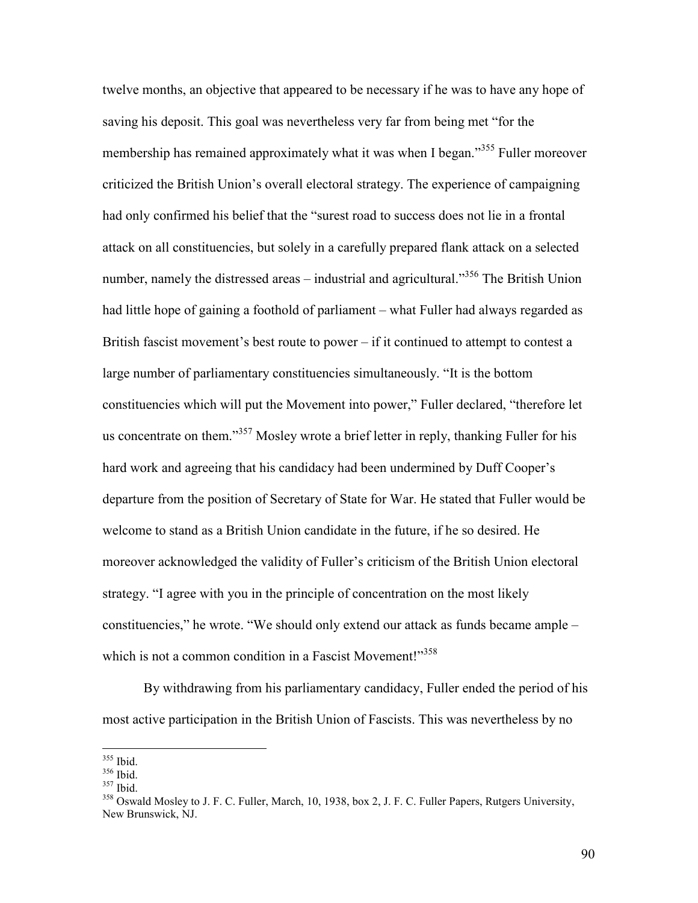twelve months, an objective that appeared to be necessary if he was to have any hope of saving his deposit. This goal was nevertheless very far from being met "for the membership has remained approximately what it was when I began."[355] Fuller moreover criticized the British Union's overall electoral strategy. The experience of campaigning had only confirmed his belief that the "surest road to success does not lie in a frontal attack on all constituencies, but solely in a carefully prepared flank attack on a selected number, namely the distressed areas – industrial and agricultural."[356] The British Union had little hope of gaining a foothold of parliament – what Fuller had always regarded as British fascist movement's best route to power – if it continued to attempt to contest a large number of parliamentary constituencies simultaneously. "It is the bottom constituencies which will put the Movement into power," Fuller declared, "therefore let us concentrate on them."[357] Mosley wrote a brief letter in reply, thanking Fuller for his hard work and agreeing that his candidacy had been undermined by Duff Cooper's departure from the position of Secretary of State for War. He stated that Fuller would be welcome to stand as a British Union candidate in the future, if he so desired. He moreover acknowledged the validity of Fuller's criticism of the British Union electoral strategy. "I agree with you in the principle of concentration on the most likely constituencies," he wrote. "We should only extend our attack as funds became ample – which is not a common condition in a Fascist Movement!"[358]

By withdrawing from his parliamentary candidacy, Fuller ended the period of his most active participation in the British Union of Fascists. This was nevertheless by no

---

[355] Ibid.
[356] Ibid.
[357] Ibid.
[358] Oswald Mosley to J. F. C. Fuller, March, 10, 1938, box 2, J. F. C. Fuller Papers, Rutgers University, New Brunswick, NJ.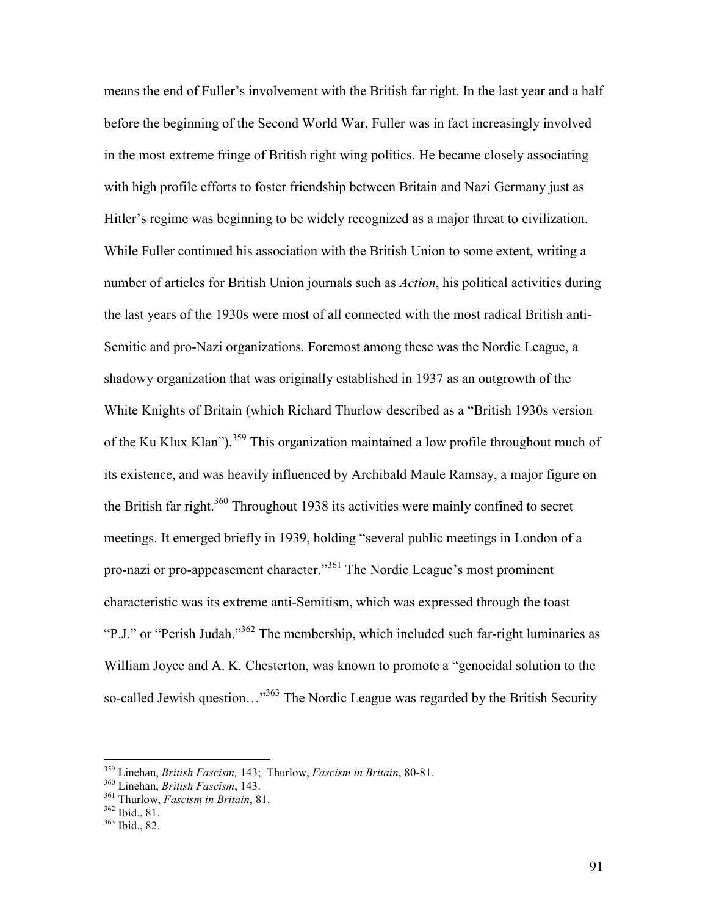means the end of Fuller's involvement with the British far right. In the last year and a half before the beginning of the Second World War, Fuller was in fact increasingly involved in the most extreme fringe of British right wing politics. He became closely associating with high profile efforts to foster friendship between Britain and Nazi Germany just as Hitler's regime was beginning to be widely recognized as a major threat to civilization. While Fuller continued his association with the British Union to some extent, writing a number of articles for British Union journals such as *Action*, his political activities during the last years of the 1930s were most of all connected with the most radical British anti-Semitic and pro-Nazi organizations. Foremost among these was the Nordic League, a shadowy organization that was originally established in 1937 as an outgrowth of the White Knights of Britain (which Richard Thurlow described as a "British 1930s version of the Ku Klux Klan").[359] This organization maintained a low profile throughout much of its existence, and was heavily influenced by Archibald Maule Ramsay, a major figure on the British far right.[360] Throughout 1938 its activities were mainly confined to secret meetings. It emerged briefly in 1939, holding "several public meetings in London of a pro-nazi or pro-appeasement character."[361] The Nordic League's most prominent characteristic was its extreme anti-Semitism, which was expressed through the toast "P.J." or "Perish Judah."[362] The membership, which included such far-right luminaries as William Joyce and A. K. Chesterton, was known to promote a "genocidal solution to the so-called Jewish question…"[363] The Nordic League was regarded by the British Security

---

[359] Linehan, *British Fascism,* 143; Thurlow, *Fascism in Britain*, 80-81.
[360] Linehan, *British Fascism*, 143.
[361] Thurlow, *Fascism in Britain*, 81.
[362] Ibid., 81.
[363] Ibid., 82.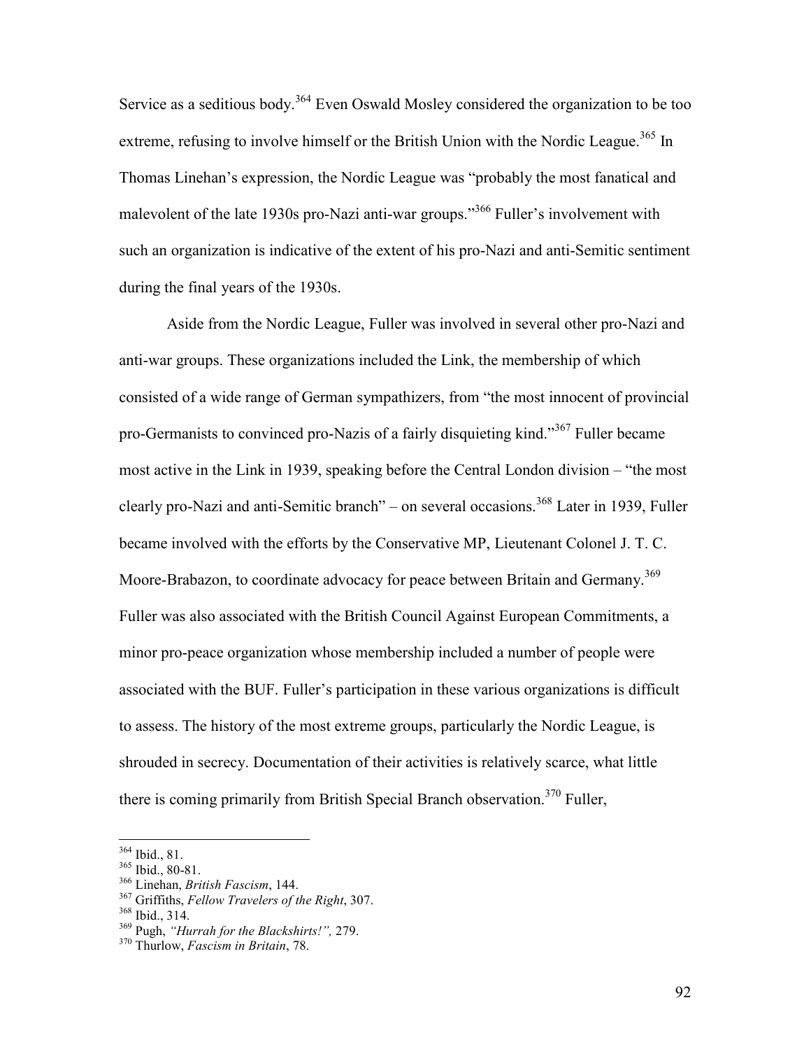Service as a seditious body.[364] Even Oswald Mosley considered the organization to be too extreme, refusing to involve himself or the British Union with the Nordic League.[365] In Thomas Linehan's expression, the Nordic League was "probably the most fanatical and malevolent of the late 1930s pro-Nazi anti-war groups."[366] Fuller's involvement with such an organization is indicative of the extent of his pro-Nazi and anti-Semitic sentiment during the final years of the 1930s.

Aside from the Nordic League, Fuller was involved in several other pro-Nazi and anti-war groups. These organizations included the Link, the membership of which consisted of a wide range of German sympathizers, from "the most innocent of provincial pro-Germanists to convinced pro-Nazis of a fairly disquieting kind."[367] Fuller became most active in the Link in 1939, speaking before the Central London division – "the most clearly pro-Nazi and anti-Semitic branch" – on several occasions.[368] Later in 1939, Fuller became involved with the efforts by the Conservative MP, Lieutenant Colonel J. T. C. Moore-Brabazon, to coordinate advocacy for peace between Britain and Germany.[369] Fuller was also associated with the British Council Against European Commitments, a minor pro-peace organization whose membership included a number of people were associated with the BUF. Fuller's participation in these various organizations is difficult to assess. The history of the most extreme groups, particularly the Nordic League, is shrouded in secrecy. Documentation of their activities is relatively scarce, what little there is coming primarily from British Special Branch observation.[370] Fuller,

---

[364] Ibid., 81.
[365] Ibid., 80-81.
[366] Linehan, *British Fascism*, 144.
[367] Griffiths, *Fellow Travelers of the Right*, 307.
[368] Ibid., 314.
[369] Pugh, *"Hurrah for the Blackshirts!",* 279.
[370] Thurlow, *Fascism in Britain*, 78.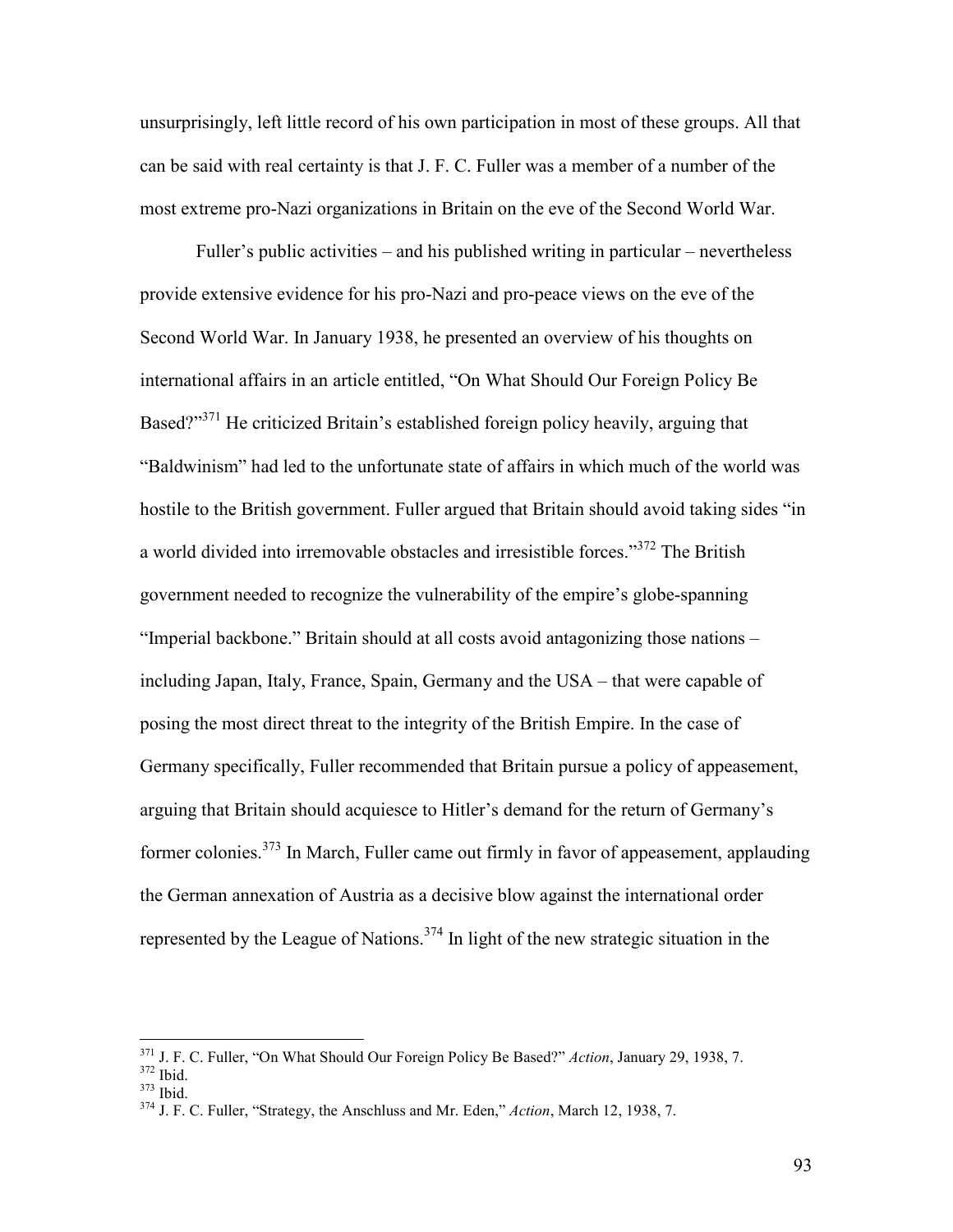unsurprisingly, left little record of his own participation in most of these groups. All that can be said with real certainty is that J. F. C. Fuller was a member of a number of the most extreme pro-Nazi organizations in Britain on the eve of the Second World War.

Fuller's public activities – and his published writing in particular – nevertheless provide extensive evidence for his pro-Nazi and pro-peace views on the eve of the Second World War. In January 1938, he presented an overview of his thoughts on international affairs in an article entitled, "On What Should Our Foreign Policy Be Based?"[371] He criticized Britain's established foreign policy heavily, arguing that "Baldwinism" had led to the unfortunate state of affairs in which much of the world was hostile to the British government. Fuller argued that Britain should avoid taking sides "in a world divided into irremovable obstacles and irresistible forces."[372] The British government needed to recognize the vulnerability of the empire's globe-spanning "Imperial backbone." Britain should at all costs avoid antagonizing those nations – including Japan, Italy, France, Spain, Germany and the USA – that were capable of posing the most direct threat to the integrity of the British Empire. In the case of Germany specifically, Fuller recommended that Britain pursue a policy of appeasement, arguing that Britain should acquiesce to Hitler's demand for the return of Germany's former colonies.[373] In March, Fuller came out firmly in favor of appeasement, applauding the German annexation of Austria as a decisive blow against the international order represented by the League of Nations.[374] In light of the new strategic situation in the

---

[371] J. F. C. Fuller, "On What Should Our Foreign Policy Be Based?" *Action*, January 29, 1938, 7.
[372] Ibid.
[373] Ibid.
[374] J. F. C. Fuller, "Strategy, the Anschluss and Mr. Eden," *Action*, March 12, 1938, 7.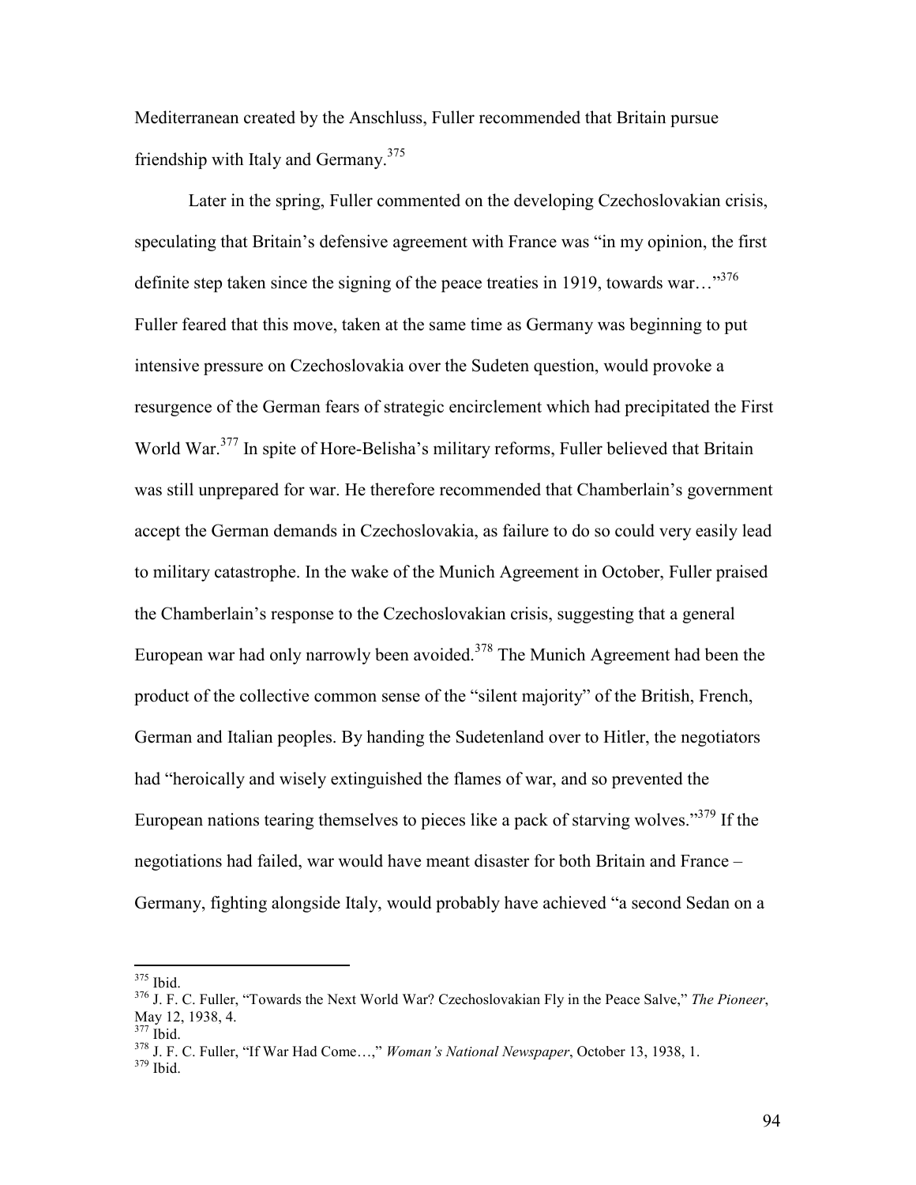Mediterranean created by the Anschluss, Fuller recommended that Britain pursue friendship with Italy and Germany.[375]

Later in the spring, Fuller commented on the developing Czechoslovakian crisis, speculating that Britain's defensive agreement with France was "in my opinion, the first definite step taken since the signing of the peace treaties in 1919, towards war…"[376] Fuller feared that this move, taken at the same time as Germany was beginning to put intensive pressure on Czechoslovakia over the Sudeten question, would provoke a resurgence of the German fears of strategic encirclement which had precipitated the First World War.[377] In spite of Hore-Belisha's military reforms, Fuller believed that Britain was still unprepared for war. He therefore recommended that Chamberlain's government accept the German demands in Czechoslovakia, as failure to do so could very easily lead to military catastrophe. In the wake of the Munich Agreement in October, Fuller praised the Chamberlain's response to the Czechoslovakian crisis, suggesting that a general European war had only narrowly been avoided.[378] The Munich Agreement had been the product of the collective common sense of the "silent majority" of the British, French, German and Italian peoples. By handing the Sudetenland over to Hitler, the negotiators had "heroically and wisely extinguished the flames of war, and so prevented the European nations tearing themselves to pieces like a pack of starving wolves."[379] If the negotiations had failed, war would have meant disaster for both Britain and France – Germany, fighting alongside Italy, would probably have achieved "a second Sedan on a

---

[375] Ibid.
[376] J. F. C. Fuller, "Towards the Next World War? Czechoslovakian Fly in the Peace Salve," *The Pioneer*, May 12, 1938, 4.
[377] Ibid.
[378] J. F. C. Fuller, "If War Had Come…," *Woman's National Newspaper*, October 13, 1938, 1.
[379] Ibid.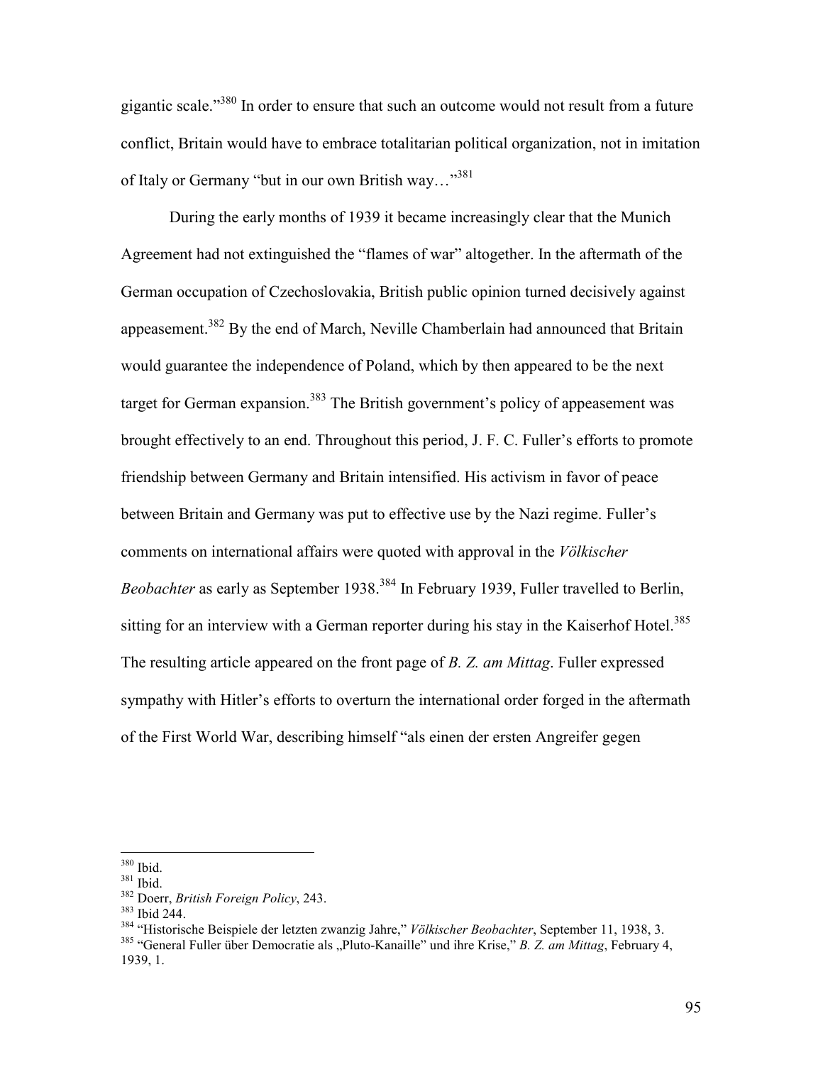gigantic scale."[380] In order to ensure that such an outcome would not result from a future conflict, Britain would have to embrace totalitarian political organization, not in imitation of Italy or Germany "but in our own British way…"[381]

During the early months of 1939 it became increasingly clear that the Munich Agreement had not extinguished the "flames of war" altogether. In the aftermath of the German occupation of Czechoslovakia, British public opinion turned decisively against appeasement.[382] By the end of March, Neville Chamberlain had announced that Britain would guarantee the independence of Poland, which by then appeared to be the next target for German expansion.[383] The British government's policy of appeasement was brought effectively to an end. Throughout this period, J. F. C. Fuller's efforts to promote friendship between Germany and Britain intensified. His activism in favor of peace between Britain and Germany was put to effective use by the Nazi regime. Fuller's comments on international affairs were quoted with approval in the *Völkischer Beobachter* as early as September 1938.[384] In February 1939, Fuller travelled to Berlin, sitting for an interview with a German reporter during his stay in the Kaiserhof Hotel.[385] The resulting article appeared on the front page of *B. Z. am Mittag*. Fuller expressed sympathy with Hitler's efforts to overturn the international order forged in the aftermath of the First World War, describing himself "als einen der ersten Angreifer gegen

---

[380] Ibid.

[381] Ibid.

[382] Doerr, *British Foreign Policy*, 243.

[383] Ibid 244.

[384] "Historische Beispiele der letzten zwanzig Jahre," *Völkischer Beobachter*, September 11, 1938, 3.

[385] "General Fuller über Democratie als „Pluto-Kanaille" und ihre Krise," *B. Z. am Mittag*, February 4, 1939, 1.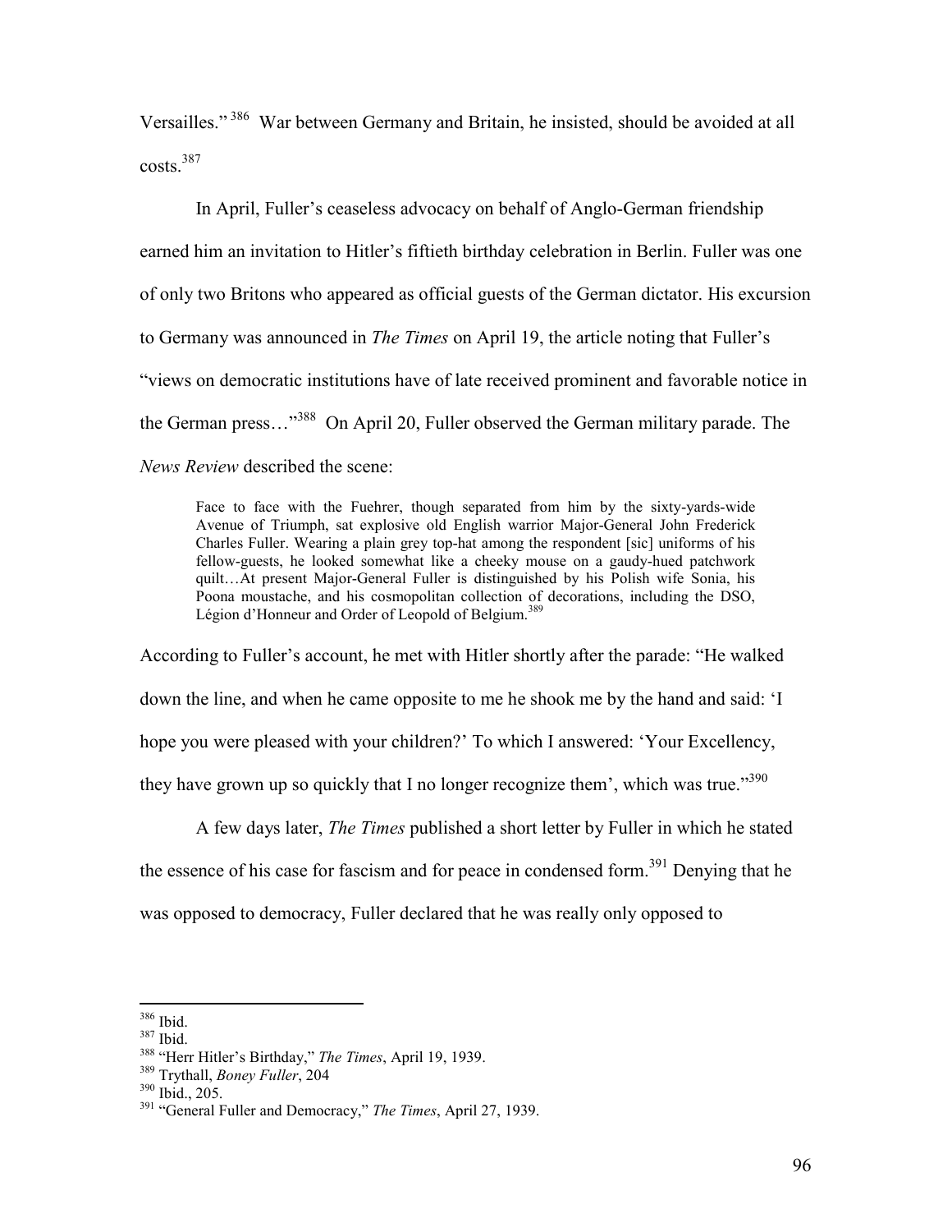Versailles."[386] War between Germany and Britain, he insisted, should be avoided at all costs.[387]

In April, Fuller's ceaseless advocacy on behalf of Anglo-German friendship earned him an invitation to Hitler's fiftieth birthday celebration in Berlin. Fuller was one of only two Britons who appeared as official guests of the German dictator. His excursion to Germany was announced in *The Times* on April 19, the article noting that Fuller's "views on democratic institutions have of late received prominent and favorable notice in the German press…"[388] On April 20, Fuller observed the German military parade. The *News Review* described the scene:

> Face to face with the Fuehrer, though separated from him by the sixty-yards-wide Avenue of Triumph, sat explosive old English warrior Major-General John Frederick Charles Fuller. Wearing a plain grey top-hat among the respondent [sic] uniforms of his fellow-guests, he looked somewhat like a cheeky mouse on a gaudy-hued patchwork quilt…At present Major-General Fuller is distinguished by his Polish wife Sonia, his Poona moustache, and his cosmopolitan collection of decorations, including the DSO, Légion d'Honneur and Order of Leopold of Belgium.[389]

According to Fuller's account, he met with Hitler shortly after the parade: "He walked down the line, and when he came opposite to me he shook me by the hand and said: 'I hope you were pleased with your children?' To which I answered: 'Your Excellency, they have grown up so quickly that I no longer recognize them', which was true."[390]

A few days later, *The Times* published a short letter by Fuller in which he stated the essence of his case for fascism and for peace in condensed form.[391] Denying that he was opposed to democracy, Fuller declared that he was really only opposed to

---

[386] Ibid.
[387] Ibid.
[388] "Herr Hitler's Birthday," *The Times*, April 19, 1939.
[389] Trythall, *Boney Fuller*, 204
[390] Ibid., 205.
[391] "General Fuller and Democracy," *The Times*, April 27, 1939.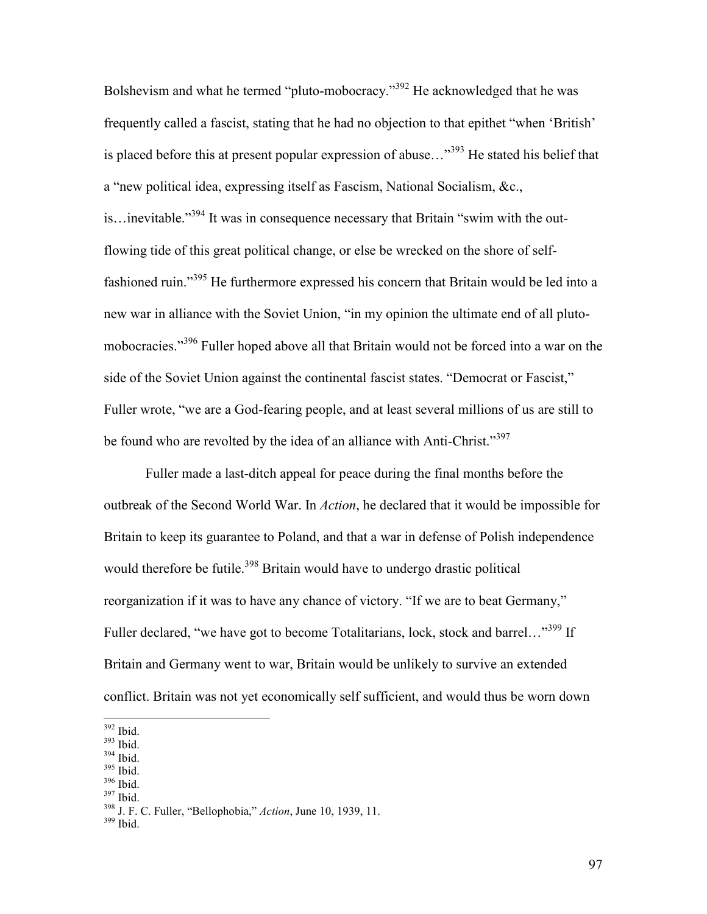Bolshevism and what he termed "pluto-mobocracy."[392] He acknowledged that he was frequently called a fascist, stating that he had no objection to that epithet "when 'British' is placed before this at present popular expression of abuse…"[393] He stated his belief that a "new political idea, expressing itself as Fascism, National Socialism, &c., is…inevitable."[394] It was in consequence necessary that Britain "swim with the out-flowing tide of this great political change, or else be wrecked on the shore of self-fashioned ruin."[395] He furthermore expressed his concern that Britain would be led into a new war in alliance with the Soviet Union, "in my opinion the ultimate end of all pluto-mobocracies."[396] Fuller hoped above all that Britain would not be forced into a war on the side of the Soviet Union against the continental fascist states. "Democrat or Fascist," Fuller wrote, "we are a God-fearing people, and at least several millions of us are still to be found who are revolted by the idea of an alliance with Anti-Christ."[397]

Fuller made a last-ditch appeal for peace during the final months before the outbreak of the Second World War. In *Action*, he declared that it would be impossible for Britain to keep its guarantee to Poland, and that a war in defense of Polish independence would therefore be futile.[398] Britain would have to undergo drastic political reorganization if it was to have any chance of victory. "If we are to beat Germany," Fuller declared, "we have got to become Totalitarians, lock, stock and barrel…"[399] If Britain and Germany went to war, Britain would be unlikely to survive an extended conflict. Britain was not yet economically self sufficient, and would thus be worn down

---

[392] Ibid.
[393] Ibid.
[394] Ibid.
[395] Ibid.
[396] Ibid.
[397] Ibid.
[398] J. F. C. Fuller, "Bellophobia," *Action*, June 10, 1939, 11.
[399] Ibid.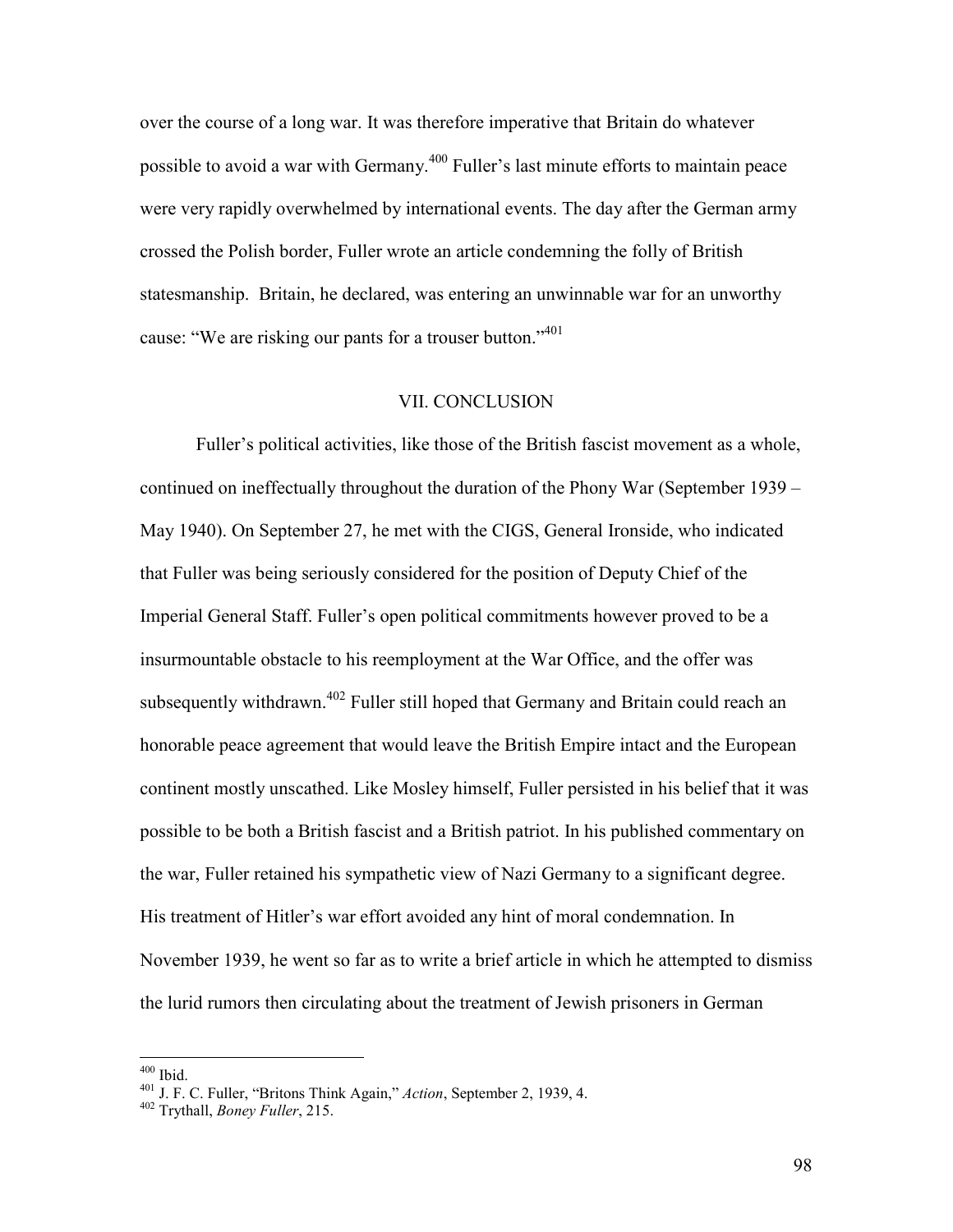over the course of a long war. It was therefore imperative that Britain do whatever possible to avoid a war with Germany.[400] Fuller's last minute efforts to maintain peace were very rapidly overwhelmed by international events. The day after the German army crossed the Polish border, Fuller wrote an article condemning the folly of British statesmanship. Britain, he declared, was entering an unwinnable war for an unworthy cause: "We are risking our pants for a trouser button."[401]

## VII. CONCLUSION

Fuller's political activities, like those of the British fascist movement as a whole, continued on ineffectually throughout the duration of the Phony War (September 1939 – May 1940). On September 27, he met with the CIGS, General Ironside, who indicated that Fuller was being seriously considered for the position of Deputy Chief of the Imperial General Staff. Fuller's open political commitments however proved to be a insurmountable obstacle to his reemployment at the War Office, and the offer was subsequently withdrawn.[402] Fuller still hoped that Germany and Britain could reach an honorable peace agreement that would leave the British Empire intact and the European continent mostly unscathed. Like Mosley himself, Fuller persisted in his belief that it was possible to be both a British fascist and a British patriot. In his published commentary on the war, Fuller retained his sympathetic view of Nazi Germany to a significant degree. His treatment of Hitler's war effort avoided any hint of moral condemnation. In November 1939, he went so far as to write a brief article in which he attempted to dismiss the lurid rumors then circulating about the treatment of Jewish prisoners in German

---

[400] Ibid.

[401] J. F. C. Fuller, "Britons Think Again," *Action*, September 2, 1939, 4.

[402] Trythall, *Boney Fuller*, 215.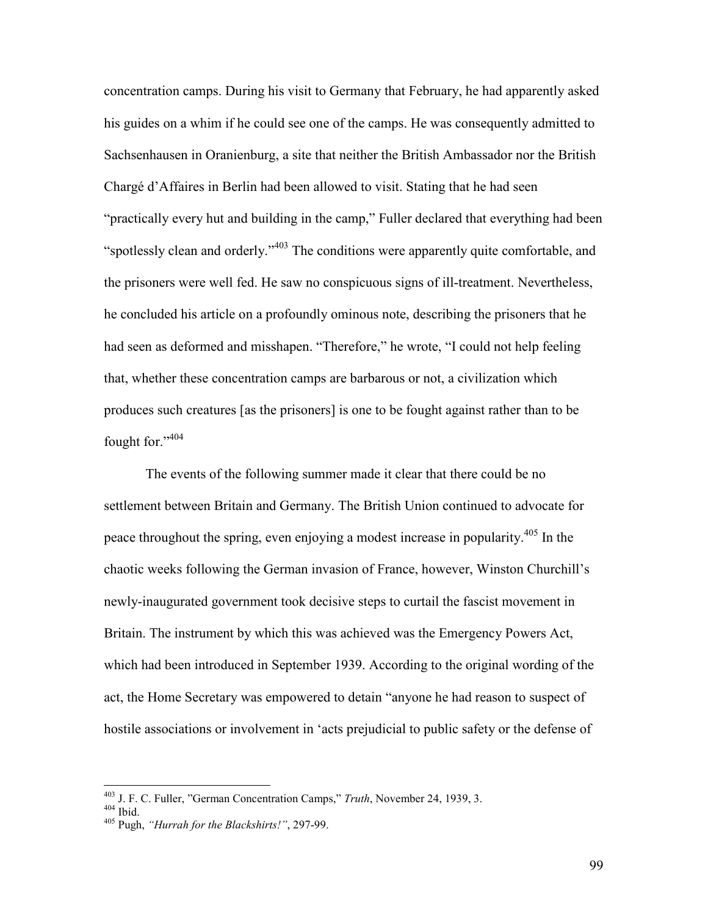concentration camps. During his visit to Germany that February, he had apparently asked his guides on a whim if he could see one of the camps. He was consequently admitted to Sachsenhausen in Oranienburg, a site that neither the British Ambassador nor the British Chargé d'Affaires in Berlin had been allowed to visit. Stating that he had seen "practically every hut and building in the camp," Fuller declared that everything had been "spotlessly clean and orderly."[403] The conditions were apparently quite comfortable, and the prisoners were well fed. He saw no conspicuous signs of ill-treatment. Nevertheless, he concluded his article on a profoundly ominous note, describing the prisoners that he had seen as deformed and misshapen. "Therefore," he wrote, "I could not help feeling that, whether these concentration camps are barbarous or not, a civilization which produces such creatures [as the prisoners] is one to be fought against rather than to be fought for."[404]

The events of the following summer made it clear that there could be no settlement between Britain and Germany. The British Union continued to advocate for peace throughout the spring, even enjoying a modest increase in popularity.[405] In the chaotic weeks following the German invasion of France, however, Winston Churchill's newly-inaugurated government took decisive steps to curtail the fascist movement in Britain. The instrument by which this was achieved was the Emergency Powers Act, which had been introduced in September 1939. According to the original wording of the act, the Home Secretary was empowered to detain "anyone he had reason to suspect of hostile associations or involvement in 'acts prejudicial to public safety or the defense of

---

[403] J. F. C. Fuller, "German Concentration Camps," *Truth*, November 24, 1939, 3.

[404] Ibid.

[405] Pugh, *"Hurrah for the Blackshirts!"*, 297-99.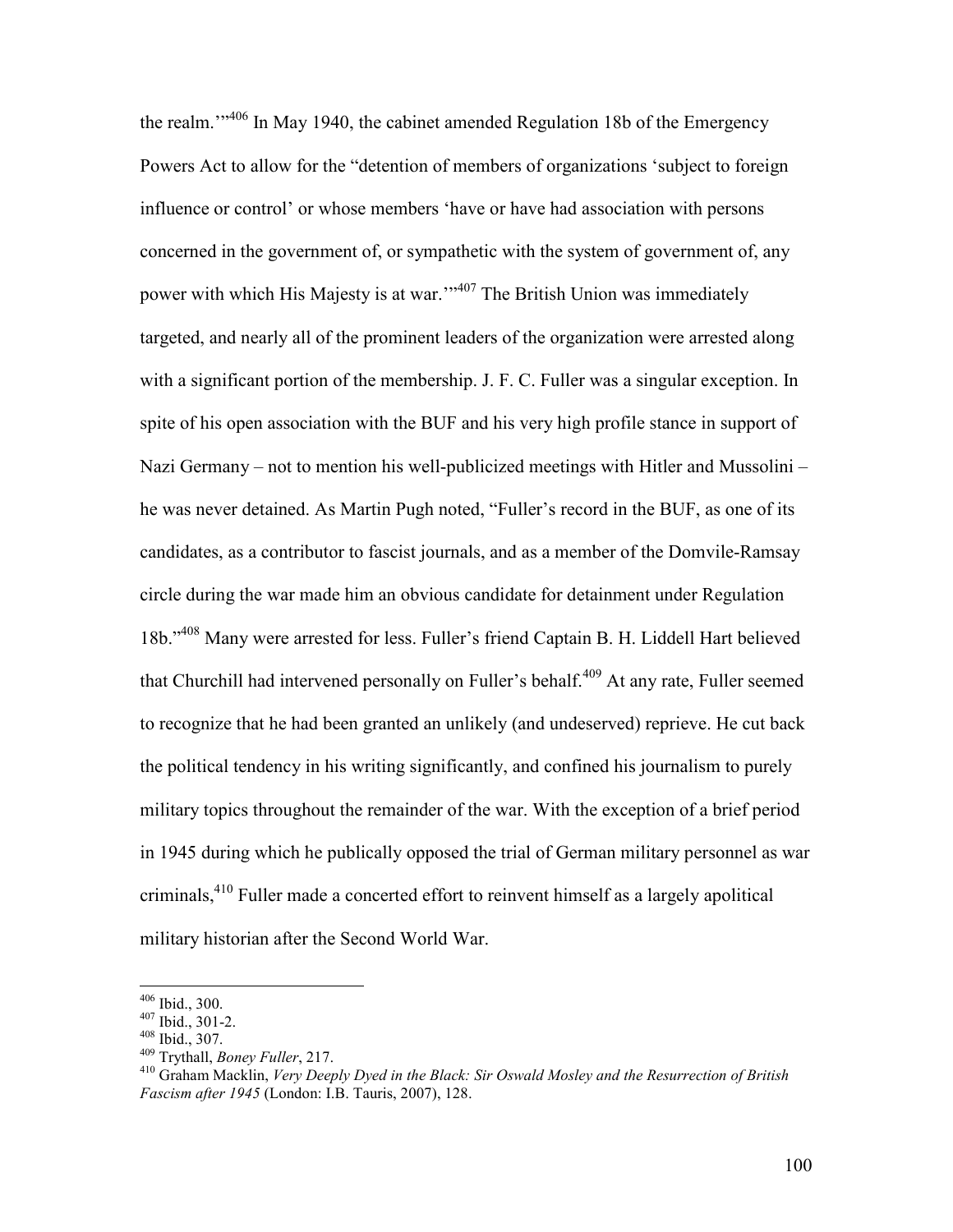the realm.'"[406] In May 1940, the cabinet amended Regulation 18b of the Emergency Powers Act to allow for the "detention of members of organizations 'subject to foreign influence or control' or whose members 'have or have had association with persons concerned in the government of, or sympathetic with the system of government of, any power with which His Majesty is at war.'"[407] The British Union was immediately targeted, and nearly all of the prominent leaders of the organization were arrested along with a significant portion of the membership. J. F. C. Fuller was a singular exception. In spite of his open association with the BUF and his very high profile stance in support of Nazi Germany – not to mention his well-publicized meetings with Hitler and Mussolini – he was never detained. As Martin Pugh noted, "Fuller's record in the BUF, as one of its candidates, as a contributor to fascist journals, and as a member of the Domvile-Ramsay circle during the war made him an obvious candidate for detainment under Regulation 18b."[408] Many were arrested for less. Fuller's friend Captain B. H. Liddell Hart believed that Churchill had intervened personally on Fuller's behalf.[409] At any rate, Fuller seemed to recognize that he had been granted an unlikely (and undeserved) reprieve. He cut back the political tendency in his writing significantly, and confined his journalism to purely military topics throughout the remainder of the war. With the exception of a brief period in 1945 during which he publically opposed the trial of German military personnel as war criminals,[410] Fuller made a concerted effort to reinvent himself as a largely apolitical military historian after the Second World War.

---

[406] Ibid., 300.

[407] Ibid., 301-2.

[408] Ibid., 307.

[409] Trythall, *Boney Fuller*, 217.

[410] Graham Macklin, *Very Deeply Dyed in the Black: Sir Oswald Mosley and the Resurrection of British Fascism after 1945* (London: I.B. Tauris, 2007), 128.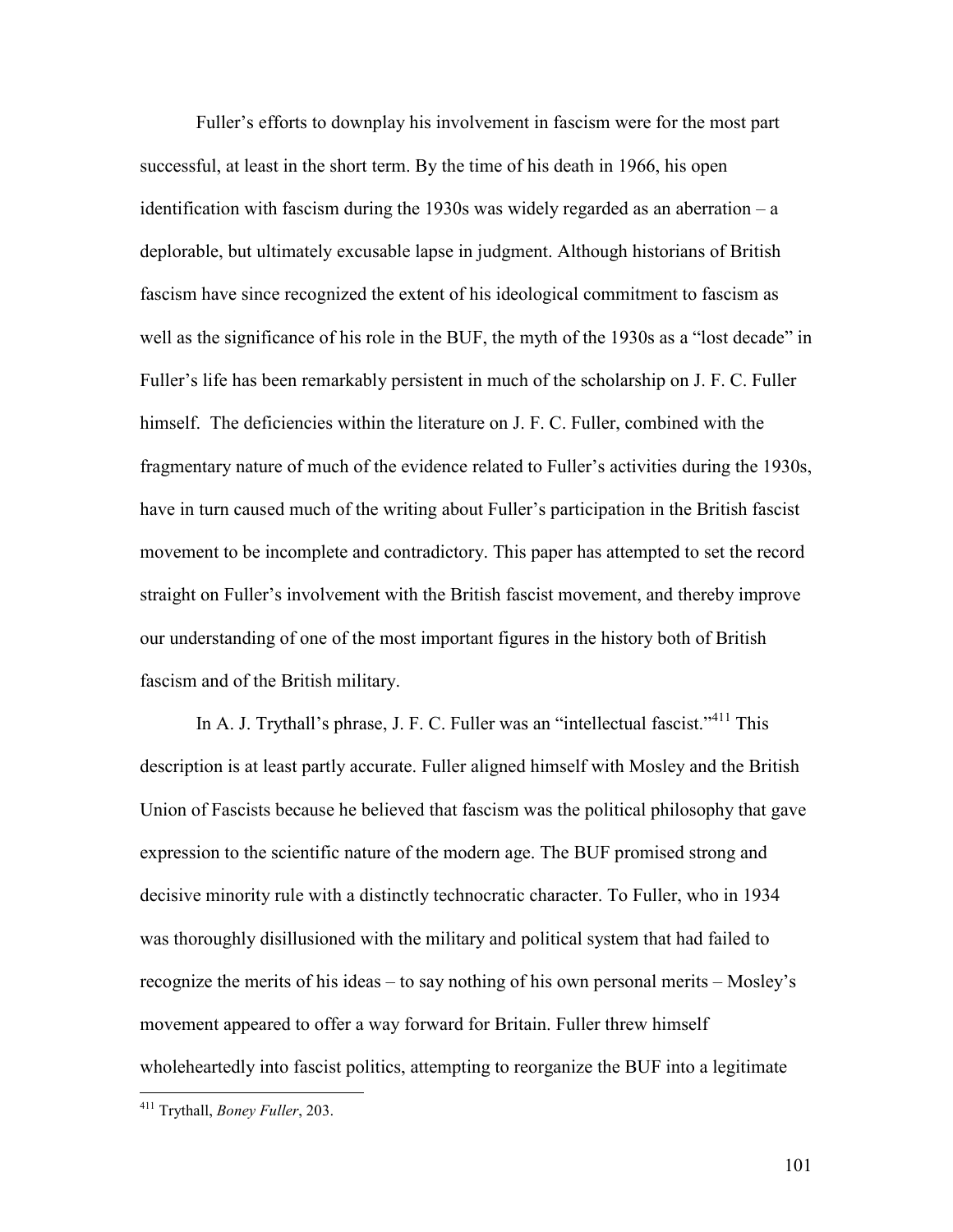Fuller's efforts to downplay his involvement in fascism were for the most part successful, at least in the short term. By the time of his death in 1966, his open identification with fascism during the 1930s was widely regarded as an aberration – a deplorable, but ultimately excusable lapse in judgment. Although historians of British fascism have since recognized the extent of his ideological commitment to fascism as well as the significance of his role in the BUF, the myth of the 1930s as a "lost decade" in Fuller's life has been remarkably persistent in much of the scholarship on J. F. C. Fuller himself. The deficiencies within the literature on J. F. C. Fuller, combined with the fragmentary nature of much of the evidence related to Fuller's activities during the 1930s, have in turn caused much of the writing about Fuller's participation in the British fascist movement to be incomplete and contradictory. This paper has attempted to set the record straight on Fuller's involvement with the British fascist movement, and thereby improve our understanding of one of the most important figures in the history both of British fascism and of the British military.

In A. J. Trythall's phrase, J. F. C. Fuller was an "intellectual fascist."[411] This description is at least partly accurate. Fuller aligned himself with Mosley and the British Union of Fascists because he believed that fascism was the political philosophy that gave expression to the scientific nature of the modern age. The BUF promised strong and decisive minority rule with a distinctly technocratic character. To Fuller, who in 1934 was thoroughly disillusioned with the military and political system that had failed to recognize the merits of his ideas – to say nothing of his own personal merits – Mosley's movement appeared to offer a way forward for Britain. Fuller threw himself wholeheartedly into fascist politics, attempting to reorganize the BUF into a legitimate

---

[411] Trythall, *Boney Fuller*, 203.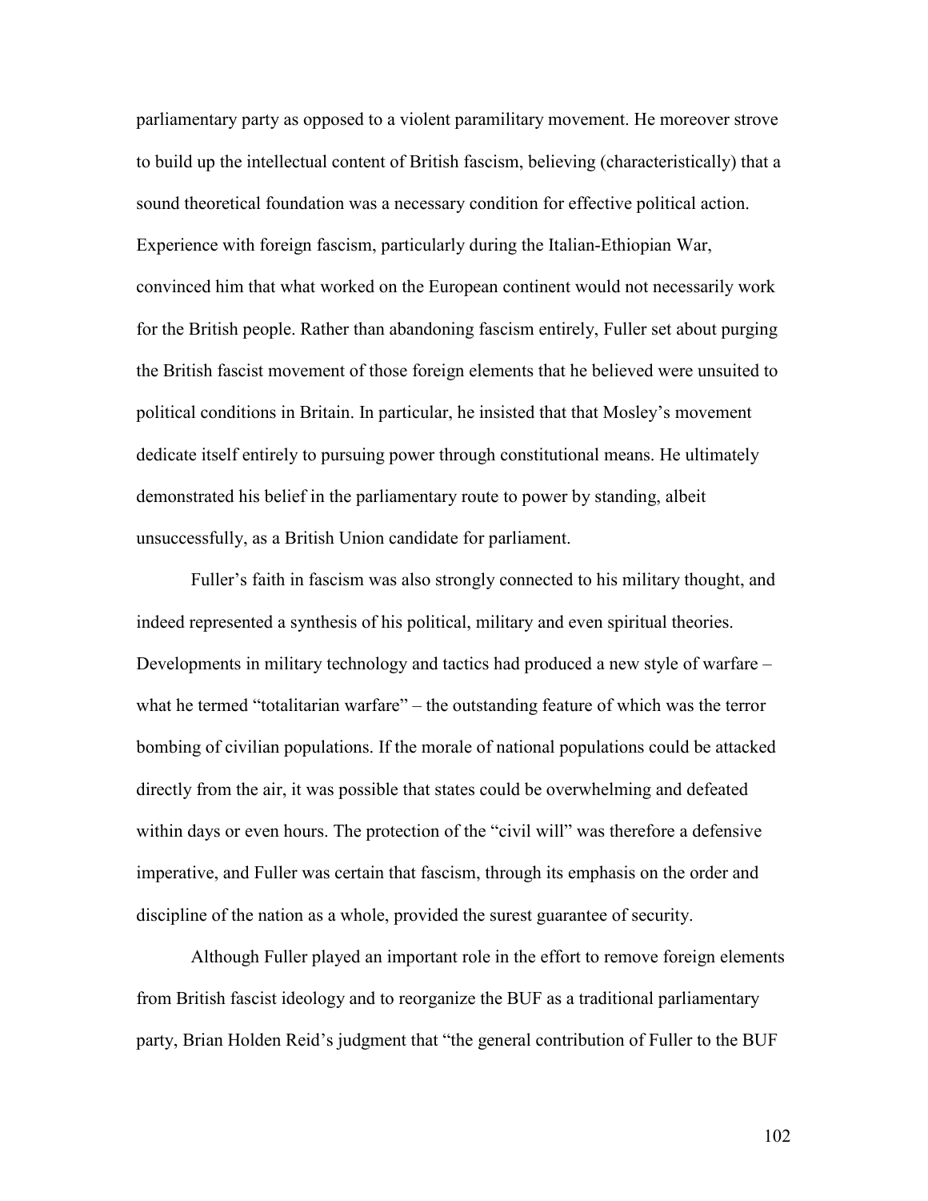parliamentary party as opposed to a violent paramilitary movement. He moreover strove to build up the intellectual content of British fascism, believing (characteristically) that a sound theoretical foundation was a necessary condition for effective political action. Experience with foreign fascism, particularly during the Italian-Ethiopian War, convinced him that what worked on the European continent would not necessarily work for the British people. Rather than abandoning fascism entirely, Fuller set about purging the British fascist movement of those foreign elements that he believed were unsuited to political conditions in Britain. In particular, he insisted that that Mosley's movement dedicate itself entirely to pursuing power through constitutional means. He ultimately demonstrated his belief in the parliamentary route to power by standing, albeit unsuccessfully, as a British Union candidate for parliament.

Fuller's faith in fascism was also strongly connected to his military thought, and indeed represented a synthesis of his political, military and even spiritual theories. Developments in military technology and tactics had produced a new style of warfare – what he termed "totalitarian warfare" – the outstanding feature of which was the terror bombing of civilian populations. If the morale of national populations could be attacked directly from the air, it was possible that states could be overwhelming and defeated within days or even hours. The protection of the "civil will" was therefore a defensive imperative, and Fuller was certain that fascism, through its emphasis on the order and discipline of the nation as a whole, provided the surest guarantee of security.

Although Fuller played an important role in the effort to remove foreign elements from British fascist ideology and to reorganize the BUF as a traditional parliamentary party, Brian Holden Reid's judgment that "the general contribution of Fuller to the BUF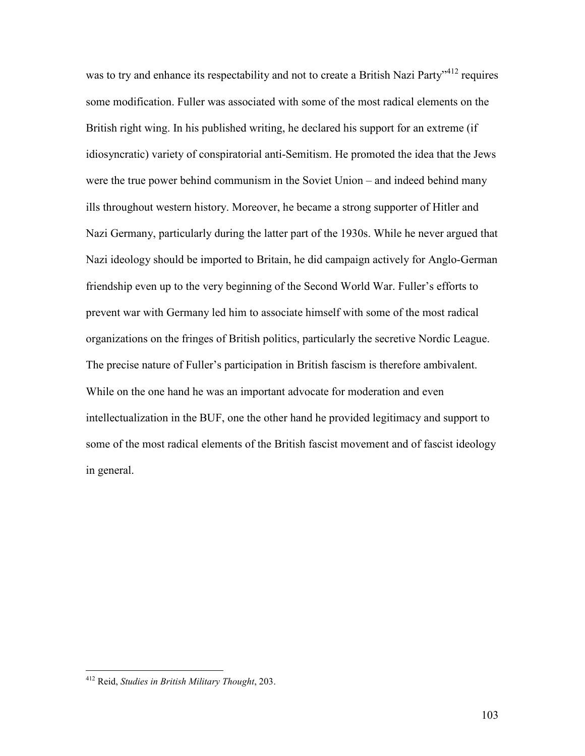was to try and enhance its respectability and not to create a British Nazi Party"[412] requires some modification. Fuller was associated with some of the most radical elements on the British right wing. In his published writing, he declared his support for an extreme (if idiosyncratic) variety of conspiratorial anti-Semitism. He promoted the idea that the Jews were the true power behind communism in the Soviet Union – and indeed behind many ills throughout western history. Moreover, he became a strong supporter of Hitler and Nazi Germany, particularly during the latter part of the 1930s. While he never argued that Nazi ideology should be imported to Britain, he did campaign actively for Anglo-German friendship even up to the very beginning of the Second World War. Fuller's efforts to prevent war with Germany led him to associate himself with some of the most radical organizations on the fringes of British politics, particularly the secretive Nordic League. The precise nature of Fuller's participation in British fascism is therefore ambivalent. While on the one hand he was an important advocate for moderation and even intellectualization in the BUF, one the other hand he provided legitimacy and support to some of the most radical elements of the British fascist movement and of fascist ideology in general.

[412] Reid, *Studies in British Military Thought*, 203.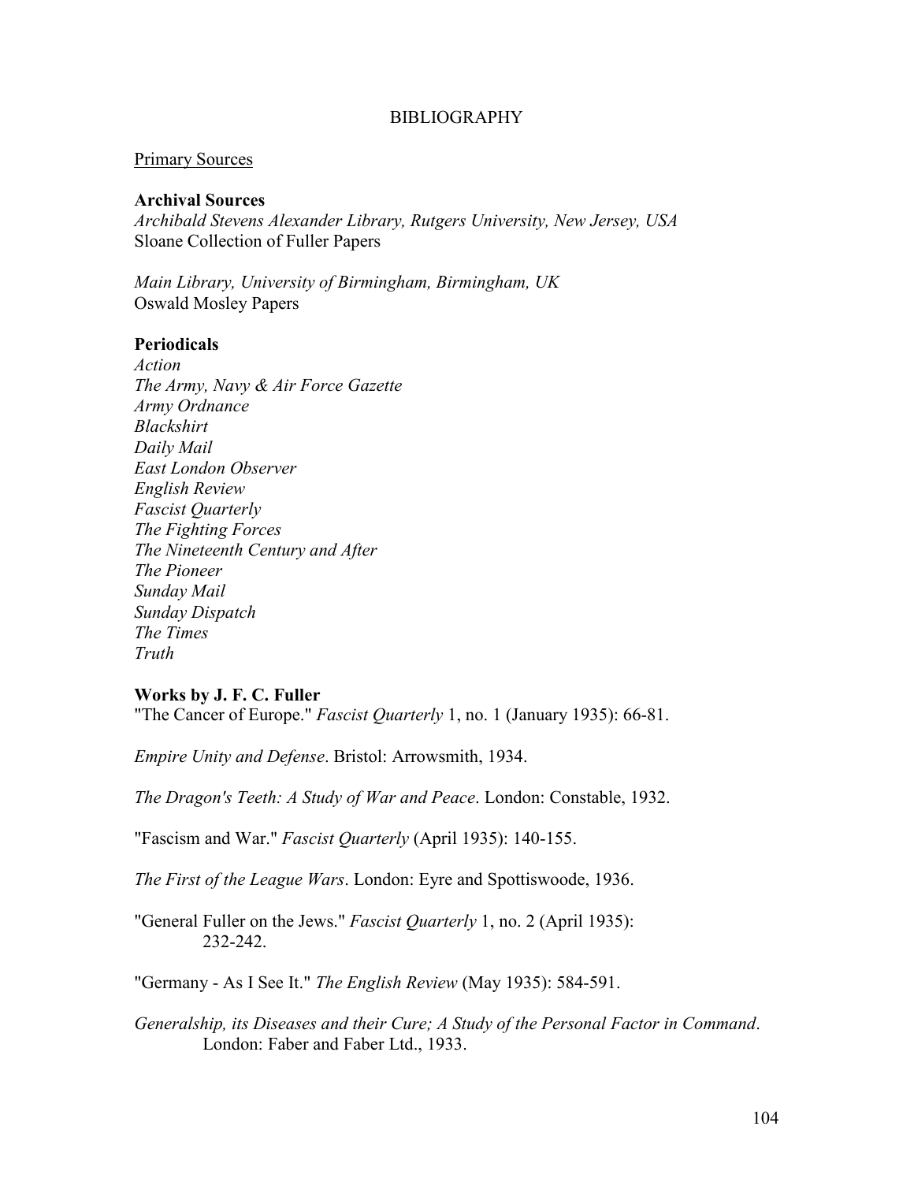# BIBLIOGRAPHY

## Primary Sources

### Archival Sources

*Archibald Stevens Alexander Library, Rutgers University, New Jersey, USA*
Sloane Collection of Fuller Papers

*Main Library, University of Birmingham, Birmingham, UK*
Oswald Mosley Papers

### Periodicals

*Action*
*The Army, Navy & Air Force Gazette*
*Army Ordnance*
*Blackshirt*
*Daily Mail*
*East London Observer*
*English Review*
*Fascist Quarterly*
*The Fighting Forces*
*The Nineteenth Century and After*
*The Pioneer*
*Sunday Mail*
*Sunday Dispatch*
*The Times*
*Truth*

### Works by J. F. C. Fuller

"The Cancer of Europe." *Fascist Quarterly* 1, no. 1 (January 1935): 66-81.

*Empire Unity and Defense*. Bristol: Arrowsmith, 1934.

*The Dragon's Teeth: A Study of War and Peace*. London: Constable, 1932.

"Fascism and War." *Fascist Quarterly* (April 1935): 140-155.

*The First of the League Wars*. London: Eyre and Spottiswoode, 1936.

"General Fuller on the Jews." *Fascist Quarterly* 1, no. 2 (April 1935): 232-242.

"Germany - As I See It." *The English Review* (May 1935): 584-591.

*Generalship, its Diseases and their Cure; A Study of the Personal Factor in Command*. London: Faber and Faber Ltd., 1933.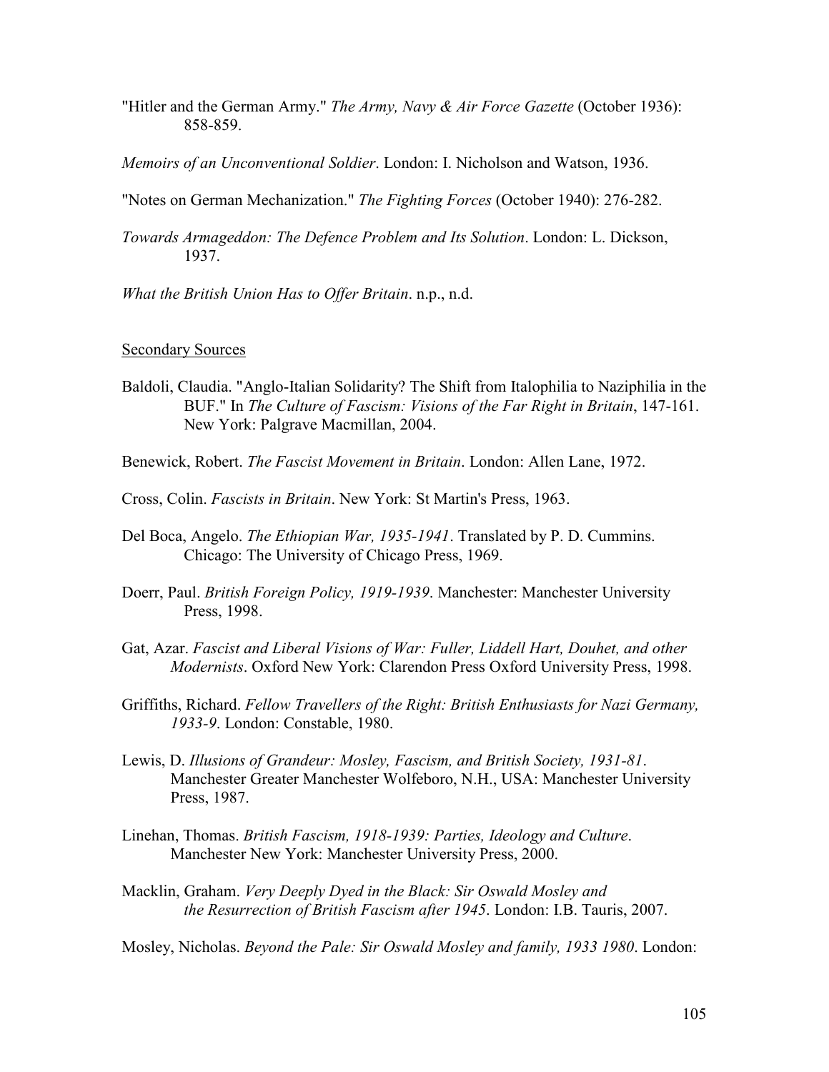"Hitler and the German Army." *The Army, Navy & Air Force Gazette* (October 1936): 858-859.

*Memoirs of an Unconventional Soldier*. London: I. Nicholson and Watson, 1936.

"Notes on German Mechanization." *The Fighting Forces* (October 1940): 276-282.

*Towards Armageddon: The Defence Problem and Its Solution*. London: L. Dickson, 1937.

*What the British Union Has to Offer Britain*. n.p., n.d.

<u>Secondary Sources</u>

Baldoli, Claudia. "Anglo-Italian Solidarity? The Shift from Italophilia to Naziphilia in the BUF." In *The Culture of Fascism: Visions of the Far Right in Britain*, 147-161. New York: Palgrave Macmillan, 2004.

Benewick, Robert. *The Fascist Movement in Britain*. London: Allen Lane, 1972.

Cross, Colin. *Fascists in Britain*. New York: St Martin's Press, 1963.

Del Boca, Angelo. *The Ethiopian War, 1935-1941*. Translated by P. D. Cummins. Chicago: The University of Chicago Press, 1969.

Doerr, Paul. *British Foreign Policy, 1919-1939*. Manchester: Manchester University Press, 1998.

Gat, Azar. *Fascist and Liberal Visions of War: Fuller, Liddell Hart, Douhet, and other Modernists*. Oxford New York: Clarendon Press Oxford University Press, 1998.

Griffiths, Richard. *Fellow Travellers of the Right: British Enthusiasts for Nazi Germany, 1933-9*. London: Constable, 1980.

Lewis, D. *Illusions of Grandeur: Mosley, Fascism, and British Society, 1931-81*. Manchester Greater Manchester Wolfeboro, N.H., USA: Manchester University Press, 1987.

Linehan, Thomas. *British Fascism, 1918-1939: Parties, Ideology and Culture*. Manchester New York: Manchester University Press, 2000.

Macklin, Graham. *Very Deeply Dyed in the Black: Sir Oswald Mosley and the Resurrection of British Fascism after 1945*. London: I.B. Tauris, 2007.

Mosley, Nicholas. *Beyond the Pale: Sir Oswald Mosley and family, 1933 1980*. London: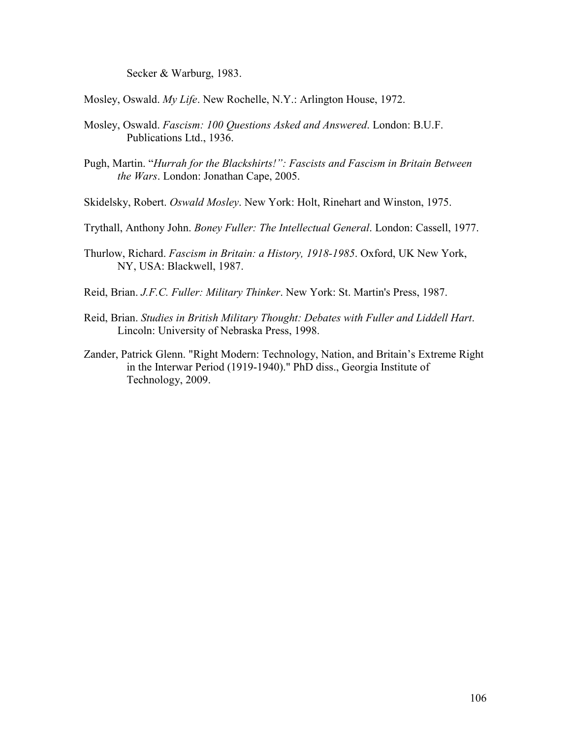Secker & Warburg, 1983.

Mosley, Oswald. *My Life*. New Rochelle, N.Y.: Arlington House, 1972.

Mosley, Oswald. *Fascism: 100 Questions Asked and Answered*. London: B.U.F. Publications Ltd., 1936.

Pugh, Martin. "*Hurrah for the Blackshirts!": Fascists and Fascism in Britain Between the Wars*. London: Jonathan Cape, 2005.

Skidelsky, Robert. *Oswald Mosley*. New York: Holt, Rinehart and Winston, 1975.

Trythall, Anthony John. *Boney Fuller: The Intellectual General*. London: Cassell, 1977.

Thurlow, Richard. *Fascism in Britain: a History, 1918-1985*. Oxford, UK New York, NY, USA: Blackwell, 1987.

Reid, Brian. *J.F.C. Fuller: Military Thinker*. New York: St. Martin's Press, 1987.

Reid, Brian. *Studies in British Military Thought: Debates with Fuller and Liddell Hart*. Lincoln: University of Nebraska Press, 1998.

Zander, Patrick Glenn. "Right Modern: Technology, Nation, and Britain's Extreme Right in the Interwar Period (1919-1940)." PhD diss., Georgia Institute of Technology, 2009.